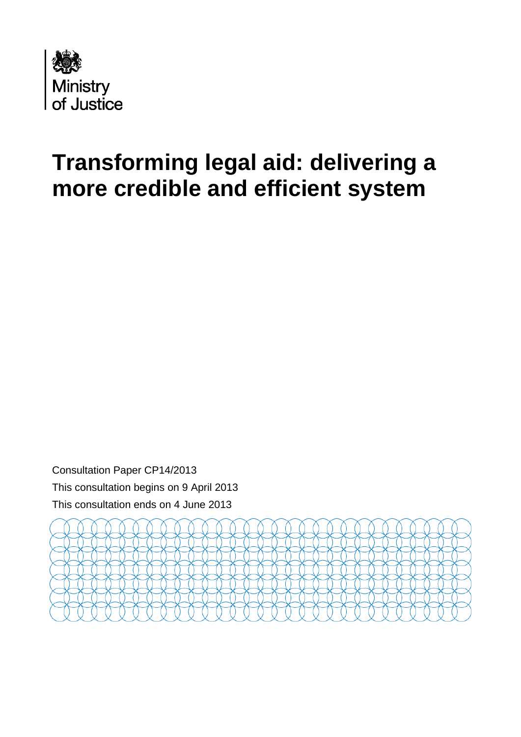Ministry of Justice

# Transforming legal aid: delivering a more credible and efficient system

Consultation Paper CP14/2013

This consultation begins on 9 April 2013

This consultation ends on 4 June 2013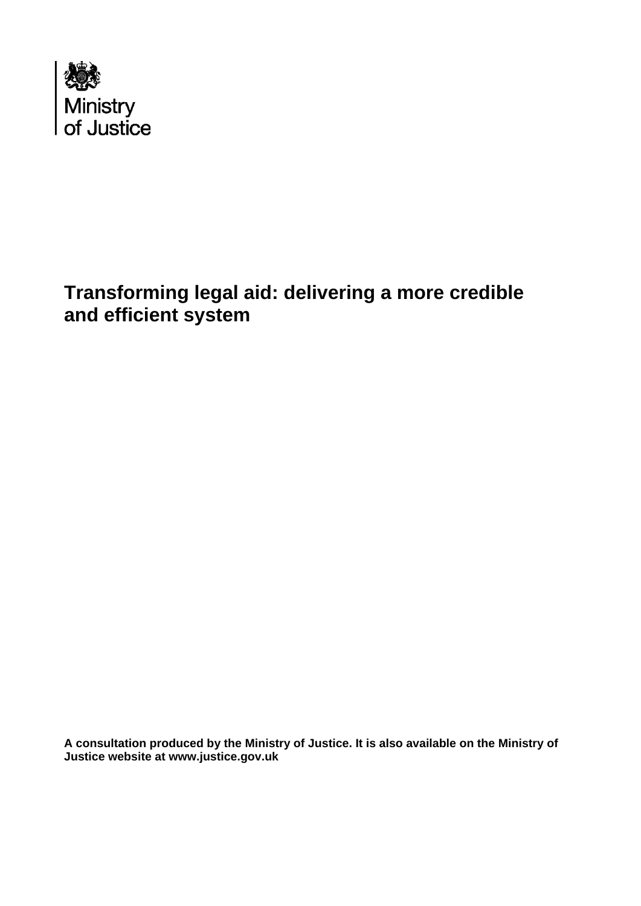Ministry of Justice

# Transforming legal aid: delivering a more credible and efficient system

**A consultation produced by the Ministry of Justice. It is also available on the Ministry of Justice website at www.justice.gov.uk**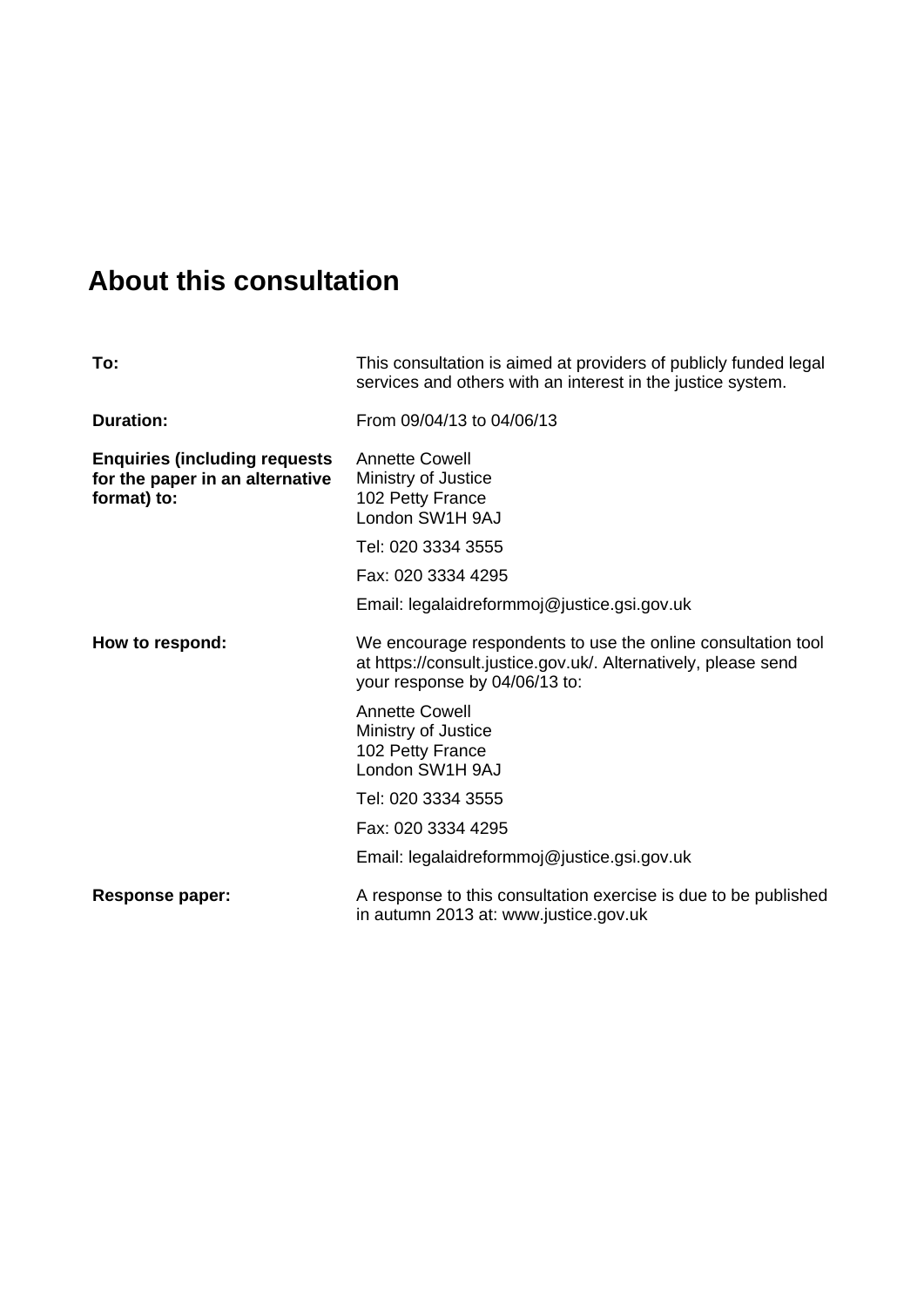# About this consultation

| | |
|---|---|
| **To:** | This consultation is aimed at providers of publicly funded legal services and others with an interest in the justice system. |
| **Duration:** | From 09/04/13 to 04/06/13 |
| **Enquiries (including requests for the paper in an alternative format) to:** | Annette Cowell<br>Ministry of Justice<br>102 Petty France<br>London SW1H 9AJ<br><br>Tel: 020 3334 3555<br><br>Fax: 020 3334 4295<br><br>Email: legalaidreformmoj@justice.gsi.gov.uk |
| **How to respond:** | We encourage respondents to use the online consultation tool at https://consult.justice.gov.uk/. Alternatively, please send your response by 04/06/13 to:<br><br>Annette Cowell<br>Ministry of Justice<br>102 Petty France<br>London SW1H 9AJ<br><br>Tel: 020 3334 3555<br><br>Fax: 020 3334 4295<br><br>Email: legalaidreformmoj@justice.gsi.gov.uk |
| **Response paper:** | A response to this consultation exercise is due to be published in autumn 2013 at: www.justice.gov.uk |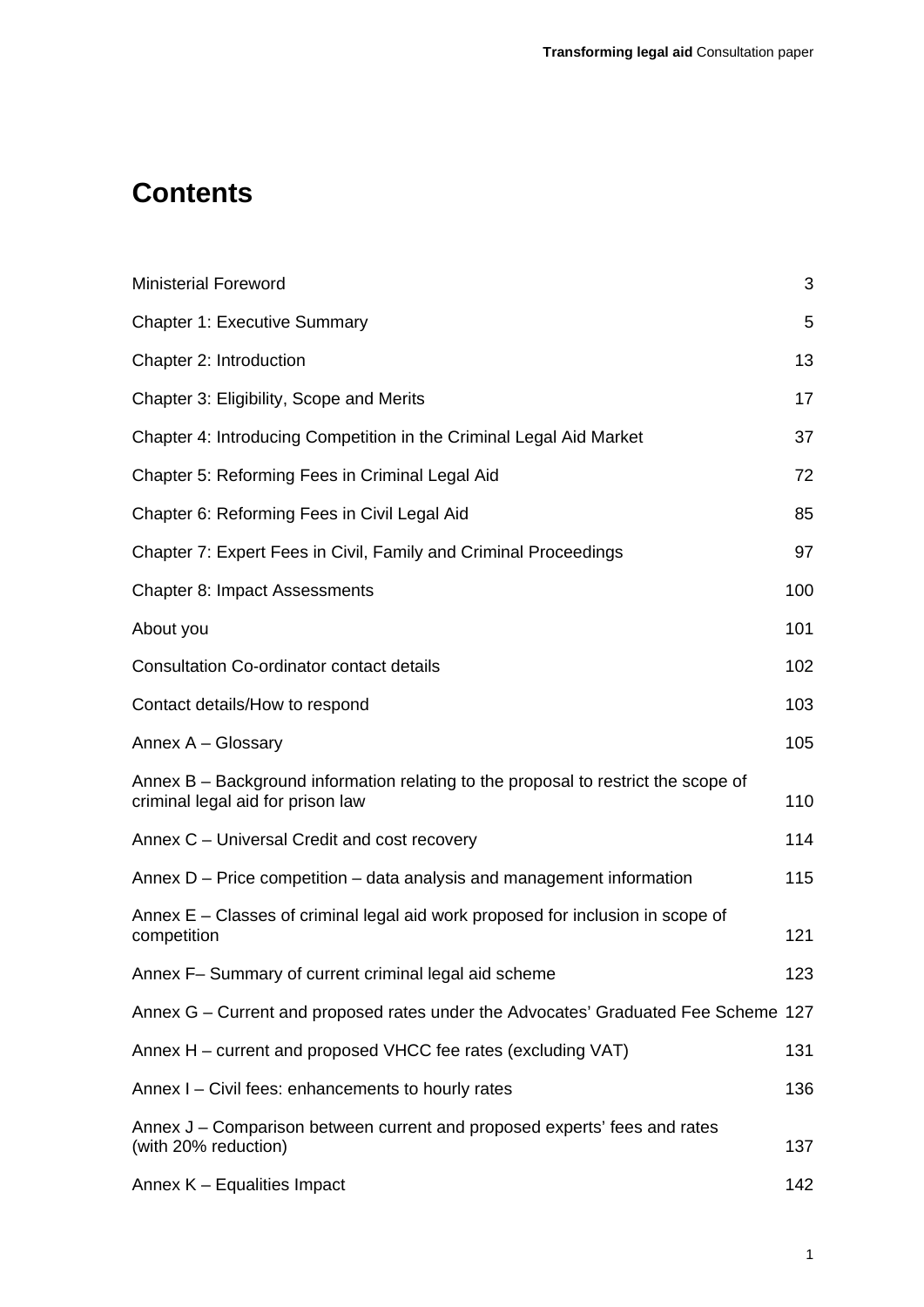# Contents

| | |
|---|---|
| Ministerial Foreword | 3 |
| Chapter 1: Executive Summary | 5 |
| Chapter 2: Introduction | 13 |
| Chapter 3: Eligibility, Scope and Merits | 17 |
| Chapter 4: Introducing Competition in the Criminal Legal Aid Market | 37 |
| Chapter 5: Reforming Fees in Criminal Legal Aid | 72 |
| Chapter 6: Reforming Fees in Civil Legal Aid | 85 |
| Chapter 7: Expert Fees in Civil, Family and Criminal Proceedings | 97 |
| Chapter 8: Impact Assessments | 100 |
| About you | 101 |
| Consultation Co-ordinator contact details | 102 |
| Contact details/How to respond | 103 |
| Annex A – Glossary | 105 |
| Annex B – Background information relating to the proposal to restrict the scope of criminal legal aid for prison law | 110 |
| Annex C – Universal Credit and cost recovery | 114 |
| Annex D – Price competition – data analysis and management information | 115 |
| Annex E – Classes of criminal legal aid work proposed for inclusion in scope of competition | 121 |
| Annex F– Summary of current criminal legal aid scheme | 123 |
| Annex G – Current and proposed rates under the Advocates' Graduated Fee Scheme | 127 |
| Annex H – current and proposed VHCC fee rates (excluding VAT) | 131 |
| Annex I – Civil fees: enhancements to hourly rates | 136 |
| Annex J – Comparison between current and proposed experts' fees and rates (with 20% reduction) | 137 |
| Annex K – Equalities Impact | 142 |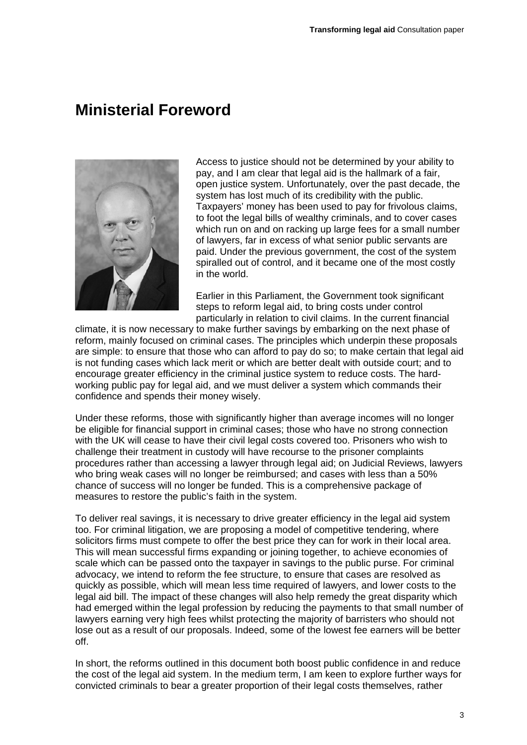# Ministerial Foreword

Access to justice should not be determined by your ability to pay, and I am clear that legal aid is the hallmark of a fair, open justice system. Unfortunately, over the past decade, the system has lost much of its credibility with the public. Taxpayers' money has been used to pay for frivolous claims, to foot the legal bills of wealthy criminals, and to cover cases which run on and on racking up large fees for a small number of lawyers, far in excess of what senior public servants are paid. Under the previous government, the cost of the system spiralled out of control, and it became one of the most costly in the world.

Earlier in this Parliament, the Government took significant steps to reform legal aid, to bring costs under control particularly in relation to civil claims. In the current financial climate, it is now necessary to make further savings by embarking on the next phase of reform, mainly focused on criminal cases. The principles which underpin these proposals are simple: to ensure that those who can afford to pay do so; to make certain that legal aid is not funding cases which lack merit or which are better dealt with outside court; and to encourage greater efficiency in the criminal justice system to reduce costs. The hard-working public pay for legal aid, and we must deliver a system which commands their confidence and spends their money wisely.

Under these reforms, those with significantly higher than average incomes will no longer be eligible for financial support in criminal cases; those who have no strong connection with the UK will cease to have their civil legal costs covered too. Prisoners who wish to challenge their treatment in custody will have recourse to the prisoner complaints procedures rather than accessing a lawyer through legal aid; on Judicial Reviews, lawyers who bring weak cases will no longer be reimbursed; and cases with less than a 50% chance of success will no longer be funded. This is a comprehensive package of measures to restore the public's faith in the system.

To deliver real savings, it is necessary to drive greater efficiency in the legal aid system too. For criminal litigation, we are proposing a model of competitive tendering, where solicitors firms must compete to offer the best price they can for work in their local area. This will mean successful firms expanding or joining together, to achieve economies of scale which can be passed onto the taxpayer in savings to the public purse. For criminal advocacy, we intend to reform the fee structure, to ensure that cases are resolved as quickly as possible, which will mean less time required of lawyers, and lower costs to the legal aid bill. The impact of these changes will also help remedy the great disparity which had emerged within the legal profession by reducing the payments to that small number of lawyers earning very high fees whilst protecting the majority of barristers who should not lose out as a result of our proposals. Indeed, some of the lowest fee earners will be better off.

In short, the reforms outlined in this document both boost public confidence in and reduce the cost of the legal aid system. In the medium term, I am keen to explore further ways for convicted criminals to bear a greater proportion of their legal costs themselves, rather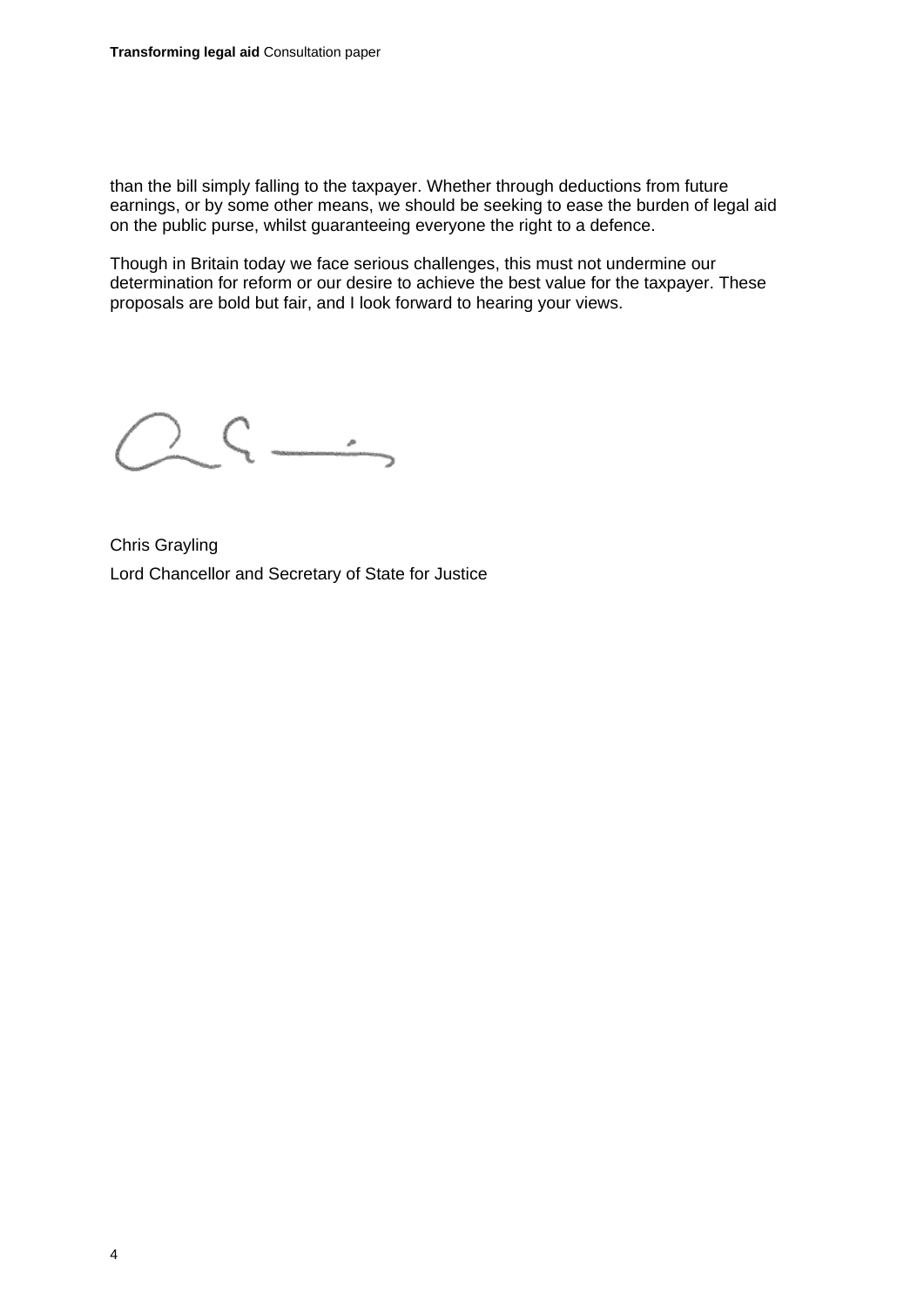than the bill simply falling to the taxpayer. Whether through deductions from future earnings, or by some other means, we should be seeking to ease the burden of legal aid on the public purse, whilst guaranteeing everyone the right to a defence.

Though in Britain today we face serious challenges, this must not undermine our determination for reform or our desire to achieve the best value for the taxpayer. These proposals are bold but fair, and I look forward to hearing your views.

Chris Grayling

Lord Chancellor and Secretary of State for Justice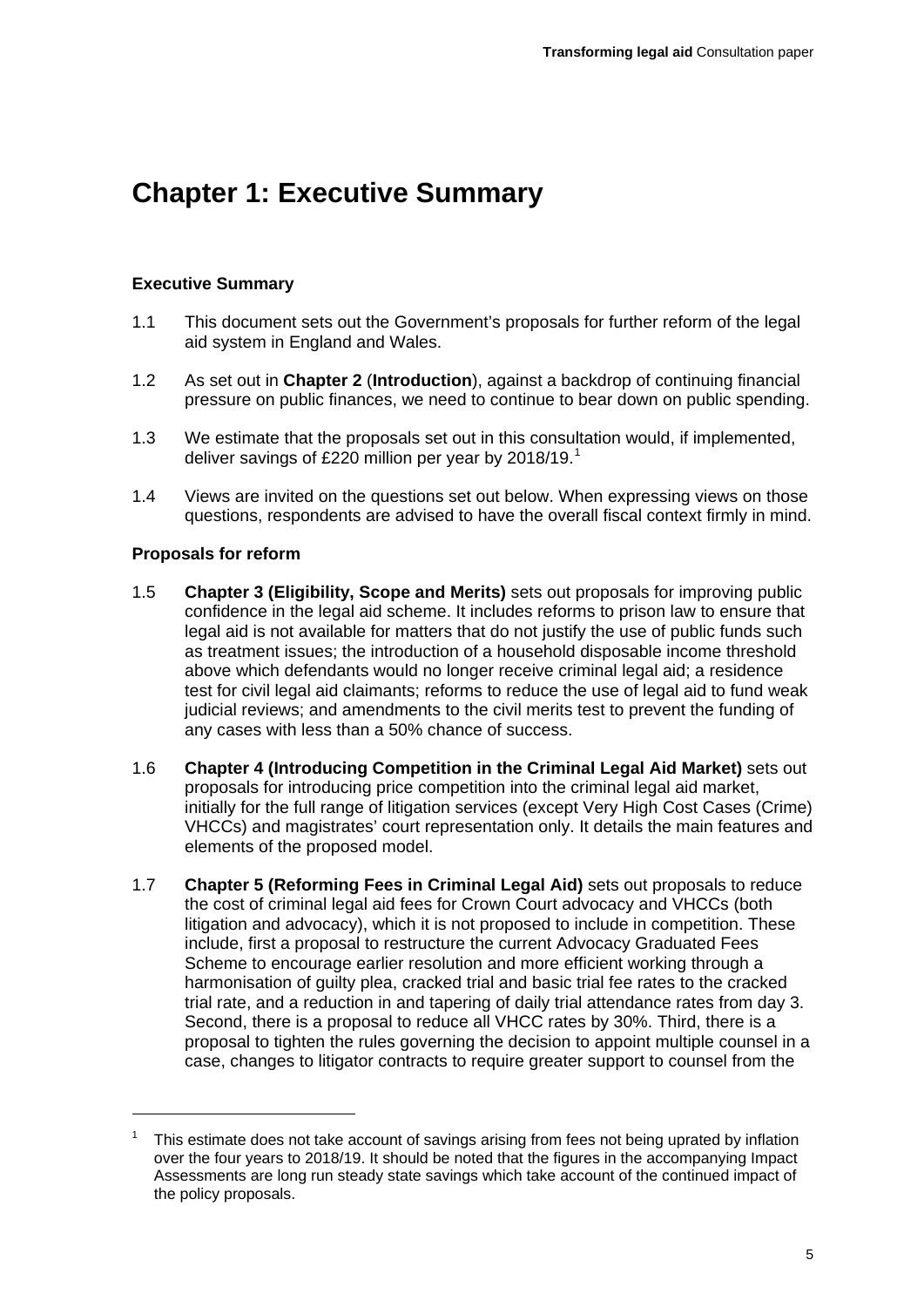# Chapter 1: Executive Summary

### Executive Summary

1.1 This document sets out the Government's proposals for further reform of the legal aid system in England and Wales.

1.2 As set out in **Chapter 2** (**Introduction**), against a backdrop of continuing financial pressure on public finances, we need to continue to bear down on public spending.

1.3 We estimate that the proposals set out in this consultation would, if implemented, deliver savings of £220 million per year by 2018/19.[1]

1.4 Views are invited on the questions set out below. When expressing views on those questions, respondents are advised to have the overall fiscal context firmly in mind.

### Proposals for reform

1.5 **Chapter 3 (Eligibility, Scope and Merits)** sets out proposals for improving public confidence in the legal aid scheme. It includes reforms to prison law to ensure that legal aid is not available for matters that do not justify the use of public funds such as treatment issues; the introduction of a household disposable income threshold above which defendants would no longer receive criminal legal aid; a residence test for civil legal aid claimants; reforms to reduce the use of legal aid to fund weak judicial reviews; and amendments to the civil merits test to prevent the funding of any cases with less than a 50% chance of success.

1.6 **Chapter 4 (Introducing Competition in the Criminal Legal Aid Market)** sets out proposals for introducing price competition into the criminal legal aid market, initially for the full range of litigation services (except Very High Cost Cases (Crime) VHCCs) and magistrates' court representation only. It details the main features and elements of the proposed model.

1.7 **Chapter 5 (Reforming Fees in Criminal Legal Aid)** sets out proposals to reduce the cost of criminal legal aid fees for Crown Court advocacy and VHCCs (both litigation and advocacy), which it is not proposed to include in competition. These include, first a proposal to restructure the current Advocacy Graduated Fees Scheme to encourage earlier resolution and more efficient working through a harmonisation of guilty plea, cracked trial and basic trial fee rates to the cracked trial rate, and a reduction in and tapering of daily trial attendance rates from day 3. Second, there is a proposal to reduce all VHCC rates by 30%. Third, there is a proposal to tighten the rules governing the decision to appoint multiple counsel in a case, changes to litigator contracts to require greater support to counsel from the

---

[1] This estimate does not take account of savings arising from fees not being uprated by inflation over the four years to 2018/19. It should be noted that the figures in the accompanying Impact Assessments are long run steady state savings which take account of the continued impact of the policy proposals.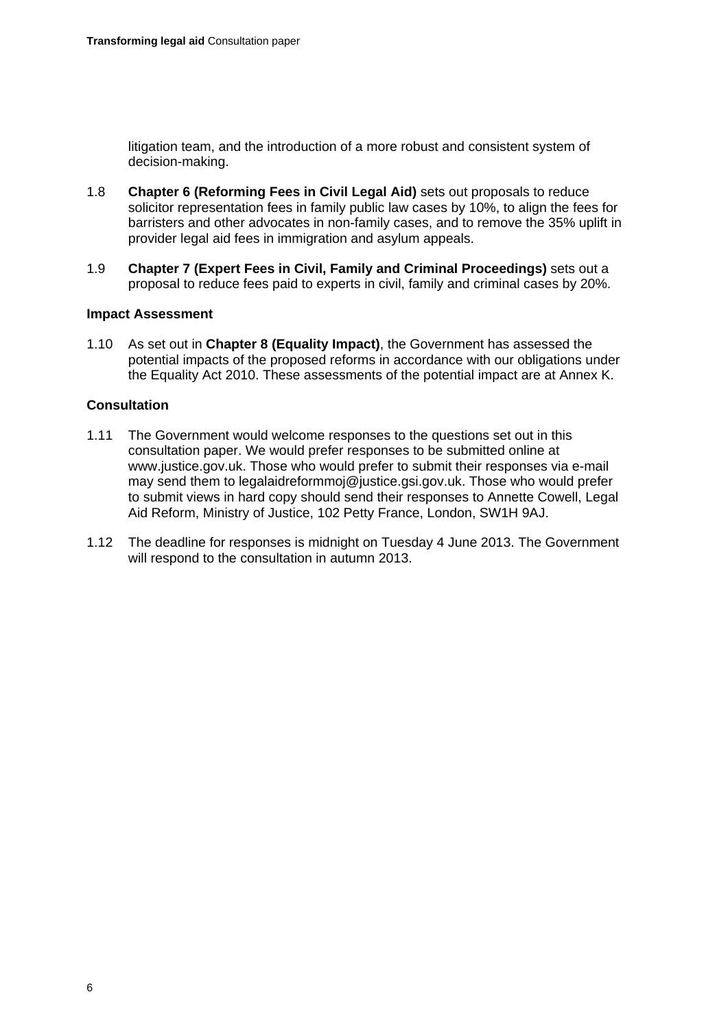litigation team, and the introduction of a more robust and consistent system of decision-making.

1.8 **Chapter 6 (Reforming Fees in Civil Legal Aid)** sets out proposals to reduce solicitor representation fees in family public law cases by 10%, to align the fees for barristers and other advocates in non-family cases, and to remove the 35% uplift in provider legal aid fees in immigration and asylum appeals.

1.9 **Chapter 7 (Expert Fees in Civil, Family and Criminal Proceedings)** sets out a proposal to reduce fees paid to experts in civil, family and criminal cases by 20%.

### Impact Assessment

1.10 As set out in **Chapter 8 (Equality Impact)**, the Government has assessed the potential impacts of the proposed reforms in accordance with our obligations under the Equality Act 2010. These assessments of the potential impact are at Annex K.

### Consultation

1.11 The Government would welcome responses to the questions set out in this consultation paper. We would prefer responses to be submitted online at www.justice.gov.uk. Those who would prefer to submit their responses via e-mail may send them to legalaidreformmoj@justice.gsi.gov.uk. Those who would prefer to submit views in hard copy should send their responses to Annette Cowell, Legal Aid Reform, Ministry of Justice, 102 Petty France, London, SW1H 9AJ.

1.12 The deadline for responses is midnight on Tuesday 4 June 2013. The Government will respond to the consultation in autumn 2013.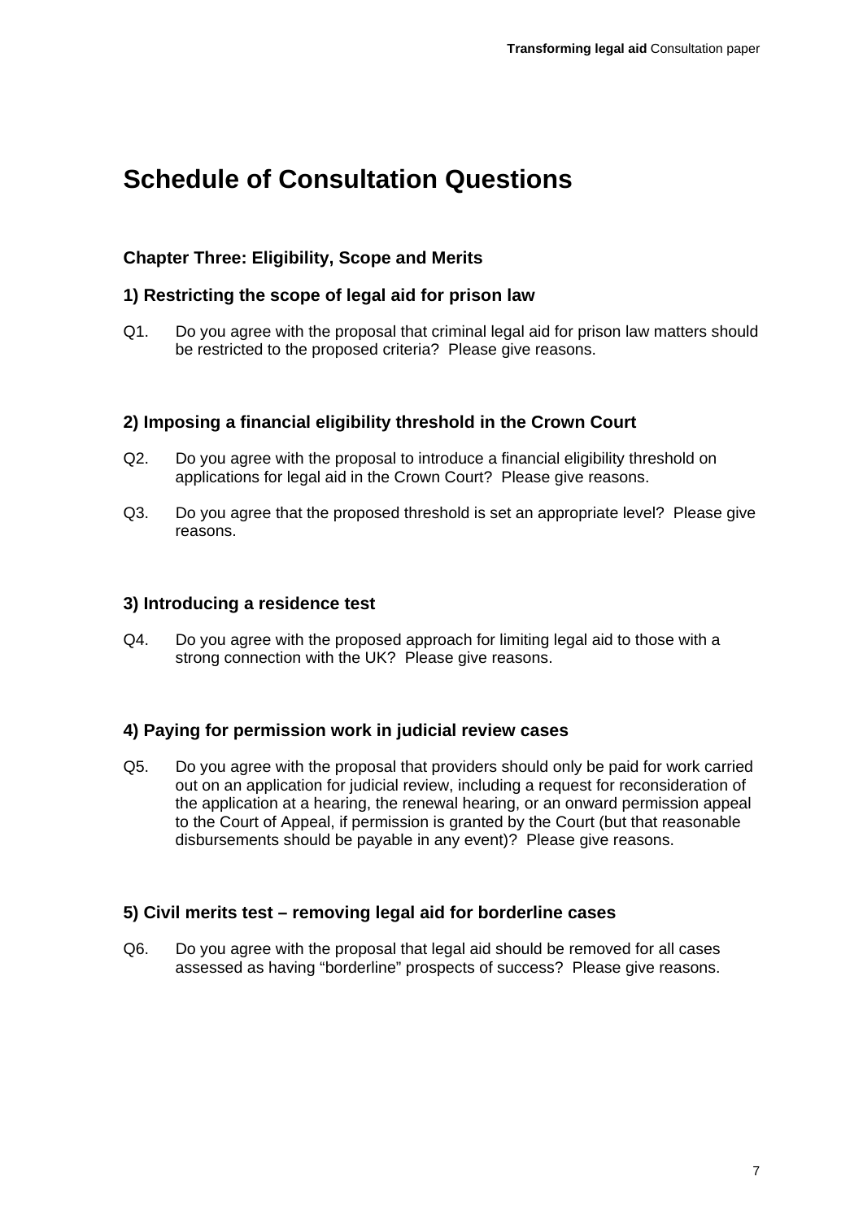# Schedule of Consultation Questions

### Chapter Three: Eligibility, Scope and Merits

### 1) Restricting the scope of legal aid for prison law

Q1. Do you agree with the proposal that criminal legal aid for prison law matters should be restricted to the proposed criteria? Please give reasons.

### 2) Imposing a financial eligibility threshold in the Crown Court

Q2. Do you agree with the proposal to introduce a financial eligibility threshold on applications for legal aid in the Crown Court? Please give reasons.

Q3. Do you agree that the proposed threshold is set an appropriate level? Please give reasons.

### 3) Introducing a residence test

Q4. Do you agree with the proposed approach for limiting legal aid to those with a strong connection with the UK? Please give reasons.

### 4) Paying for permission work in judicial review cases

Q5. Do you agree with the proposal that providers should only be paid for work carried out on an application for judicial review, including a request for reconsideration of the application at a hearing, the renewal hearing, or an onward permission appeal to the Court of Appeal, if permission is granted by the Court (but that reasonable disbursements should be payable in any event)? Please give reasons.

### 5) Civil merits test – removing legal aid for borderline cases

Q6. Do you agree with the proposal that legal aid should be removed for all cases assessed as having "borderline" prospects of success? Please give reasons.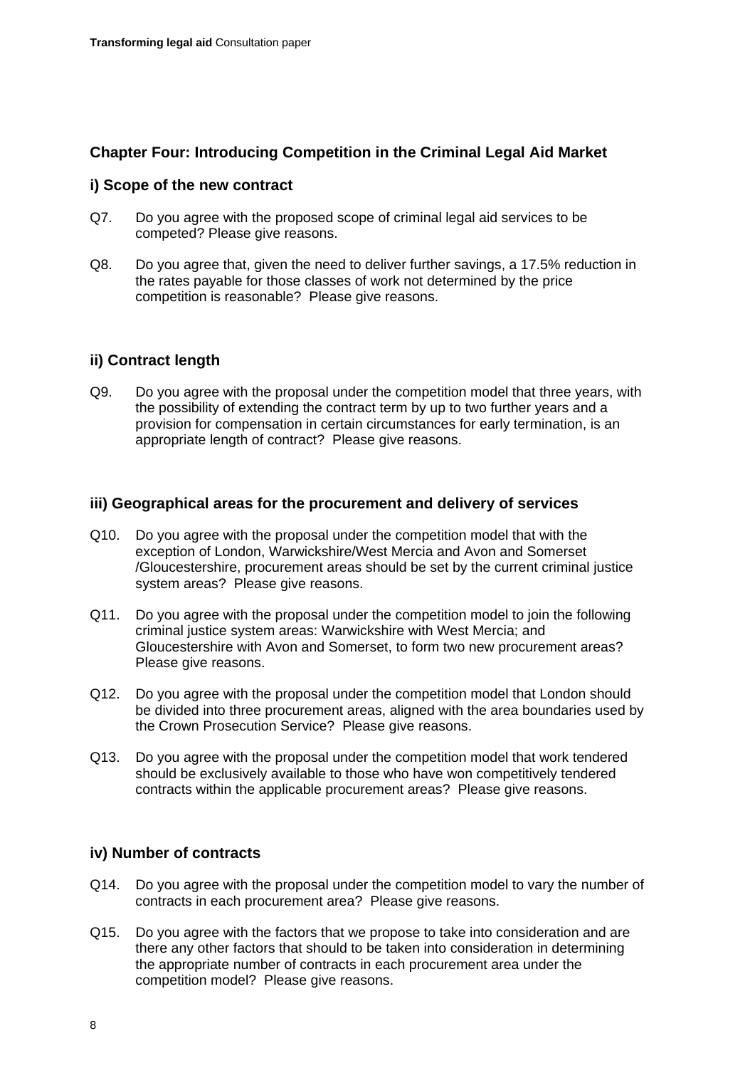## Chapter Four: Introducing Competition in the Criminal Legal Aid Market

### i) Scope of the new contract

Q7. Do you agree with the proposed scope of criminal legal aid services to be competed? Please give reasons.

Q8. Do you agree that, given the need to deliver further savings, a 17.5% reduction in the rates payable for those classes of work not determined by the price competition is reasonable? Please give reasons.

### ii) Contract length

Q9. Do you agree with the proposal under the competition model that three years, with the possibility of extending the contract term by up to two further years and a provision for compensation in certain circumstances for early termination, is an appropriate length of contract? Please give reasons.

### iii) Geographical areas for the procurement and delivery of services

Q10. Do you agree with the proposal under the competition model that with the exception of London, Warwickshire/West Mercia and Avon and Somerset /Gloucestershire, procurement areas should be set by the current criminal justice system areas? Please give reasons.

Q11. Do you agree with the proposal under the competition model to join the following criminal justice system areas: Warwickshire with West Mercia; and Gloucestershire with Avon and Somerset, to form two new procurement areas? Please give reasons.

Q12. Do you agree with the proposal under the competition model that London should be divided into three procurement areas, aligned with the area boundaries used by the Crown Prosecution Service? Please give reasons.

Q13. Do you agree with the proposal under the competition model that work tendered should be exclusively available to those who have won competitively tendered contracts within the applicable procurement areas? Please give reasons.

### iv) Number of contracts

Q14. Do you agree with the proposal under the competition model to vary the number of contracts in each procurement area? Please give reasons.

Q15. Do you agree with the factors that we propose to take into consideration and are there any other factors that should to be taken into consideration in determining the appropriate number of contracts in each procurement area under the competition model? Please give reasons.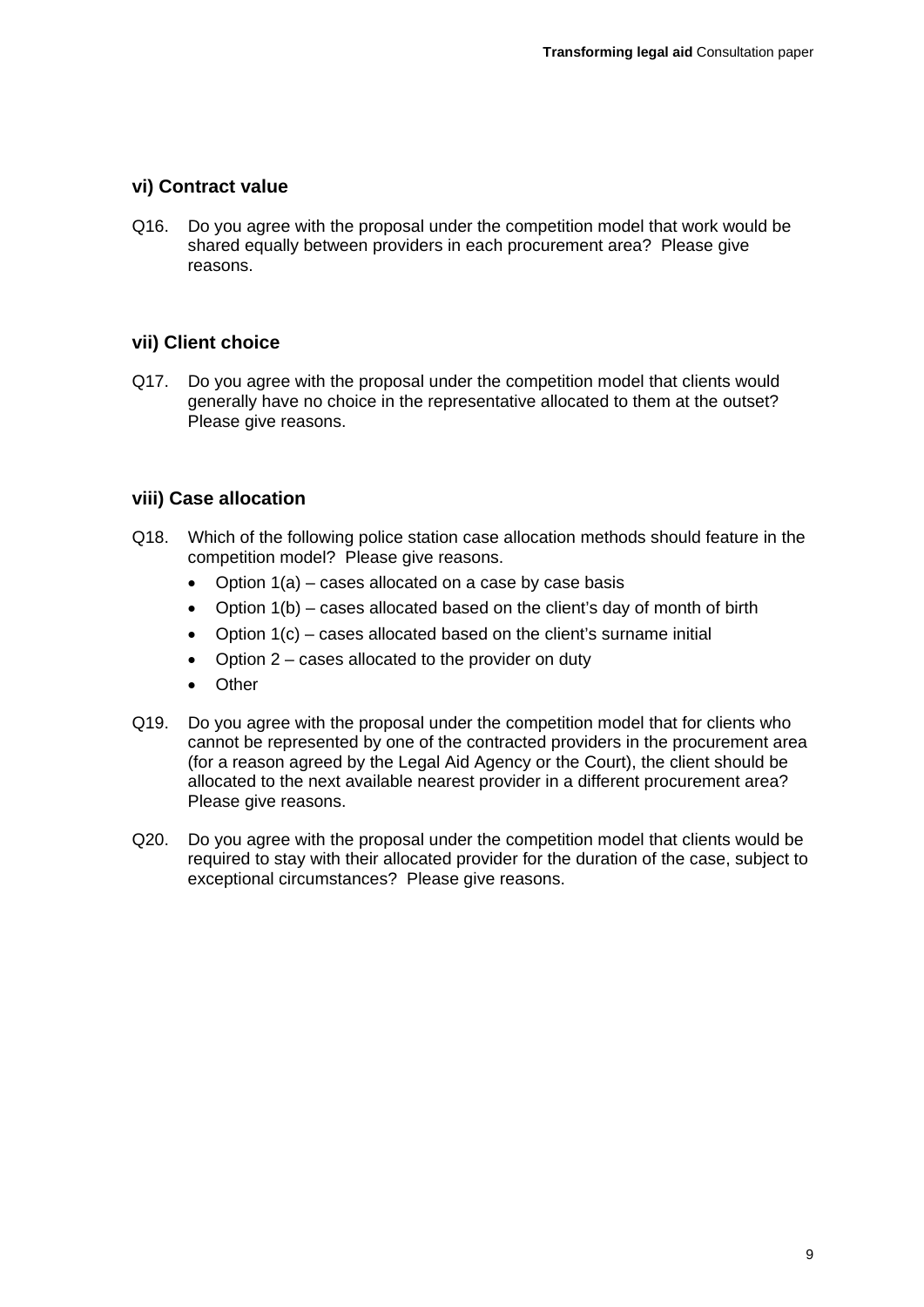### vi) Contract value

Q16. Do you agree with the proposal under the competition model that work would be shared equally between providers in each procurement area? Please give reasons.

### vii) Client choice

Q17. Do you agree with the proposal under the competition model that clients would generally have no choice in the representative allocated to them at the outset? Please give reasons.

### viii) Case allocation

Q18. Which of the following police station case allocation methods should feature in the competition model? Please give reasons.

- Option 1(a) – cases allocated on a case by case basis
- Option 1(b) – cases allocated based on the client's day of month of birth
- Option 1(c) – cases allocated based on the client's surname initial
- Option 2 – cases allocated to the provider on duty
- Other

Q19. Do you agree with the proposal under the competition model that for clients who cannot be represented by one of the contracted providers in the procurement area (for a reason agreed by the Legal Aid Agency or the Court), the client should be allocated to the next available nearest provider in a different procurement area? Please give reasons.

Q20. Do you agree with the proposal under the competition model that clients would be required to stay with their allocated provider for the duration of the case, subject to exceptional circumstances? Please give reasons.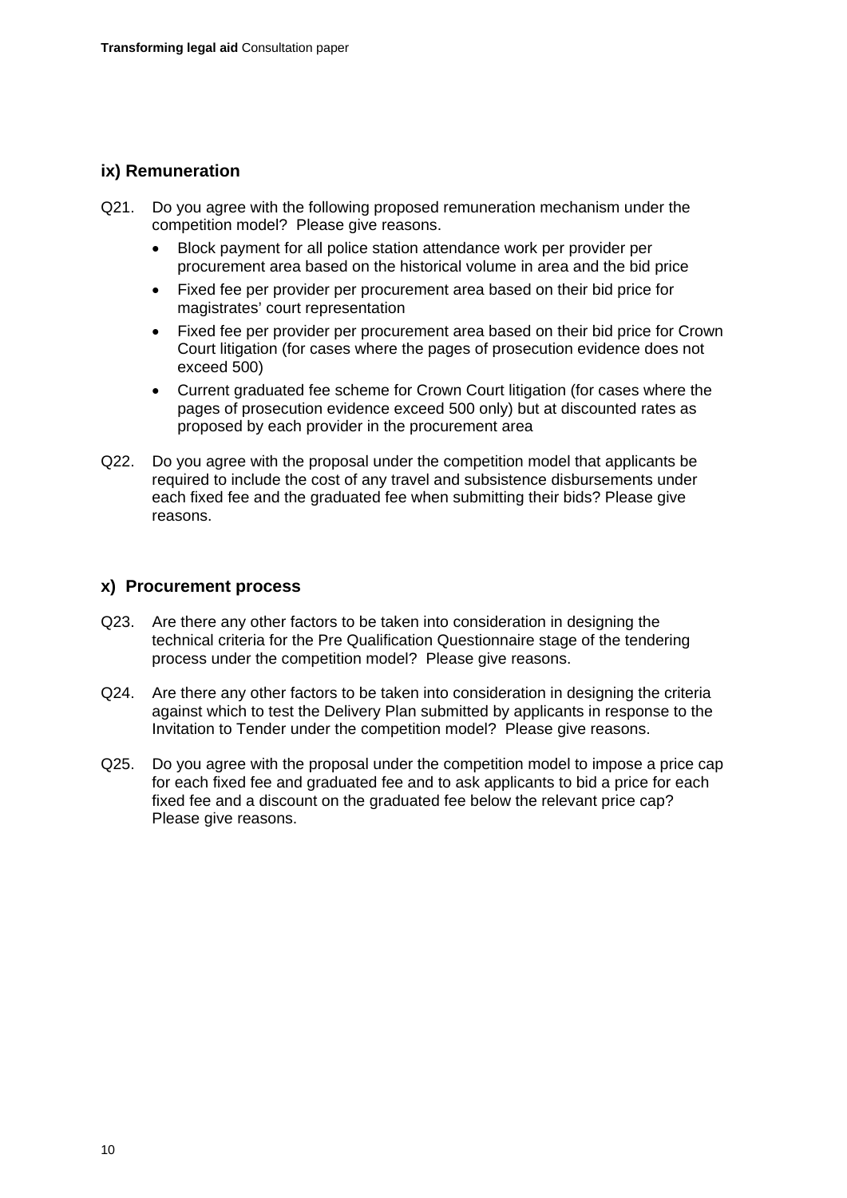### ix) Remuneration

Q21. Do you agree with the following proposed remuneration mechanism under the competition model? Please give reasons.

- Block payment for all police station attendance work per provider per procurement area based on the historical volume in area and the bid price
- Fixed fee per provider per procurement area based on their bid price for magistrates' court representation
- Fixed fee per provider per procurement area based on their bid price for Crown Court litigation (for cases where the pages of prosecution evidence does not exceed 500)
- Current graduated fee scheme for Crown Court litigation (for cases where the pages of prosecution evidence exceed 500 only) but at discounted rates as proposed by each provider in the procurement area

Q22. Do you agree with the proposal under the competition model that applicants be required to include the cost of any travel and subsistence disbursements under each fixed fee and the graduated fee when submitting their bids? Please give reasons.

### x) Procurement process

Q23. Are there any other factors to be taken into consideration in designing the technical criteria for the Pre Qualification Questionnaire stage of the tendering process under the competition model? Please give reasons.

Q24. Are there any other factors to be taken into consideration in designing the criteria against which to test the Delivery Plan submitted by applicants in response to the Invitation to Tender under the competition model? Please give reasons.

Q25. Do you agree with the proposal under the competition model to impose a price cap for each fixed fee and graduated fee and to ask applicants to bid a price for each fixed fee and a discount on the graduated fee below the relevant price cap? Please give reasons.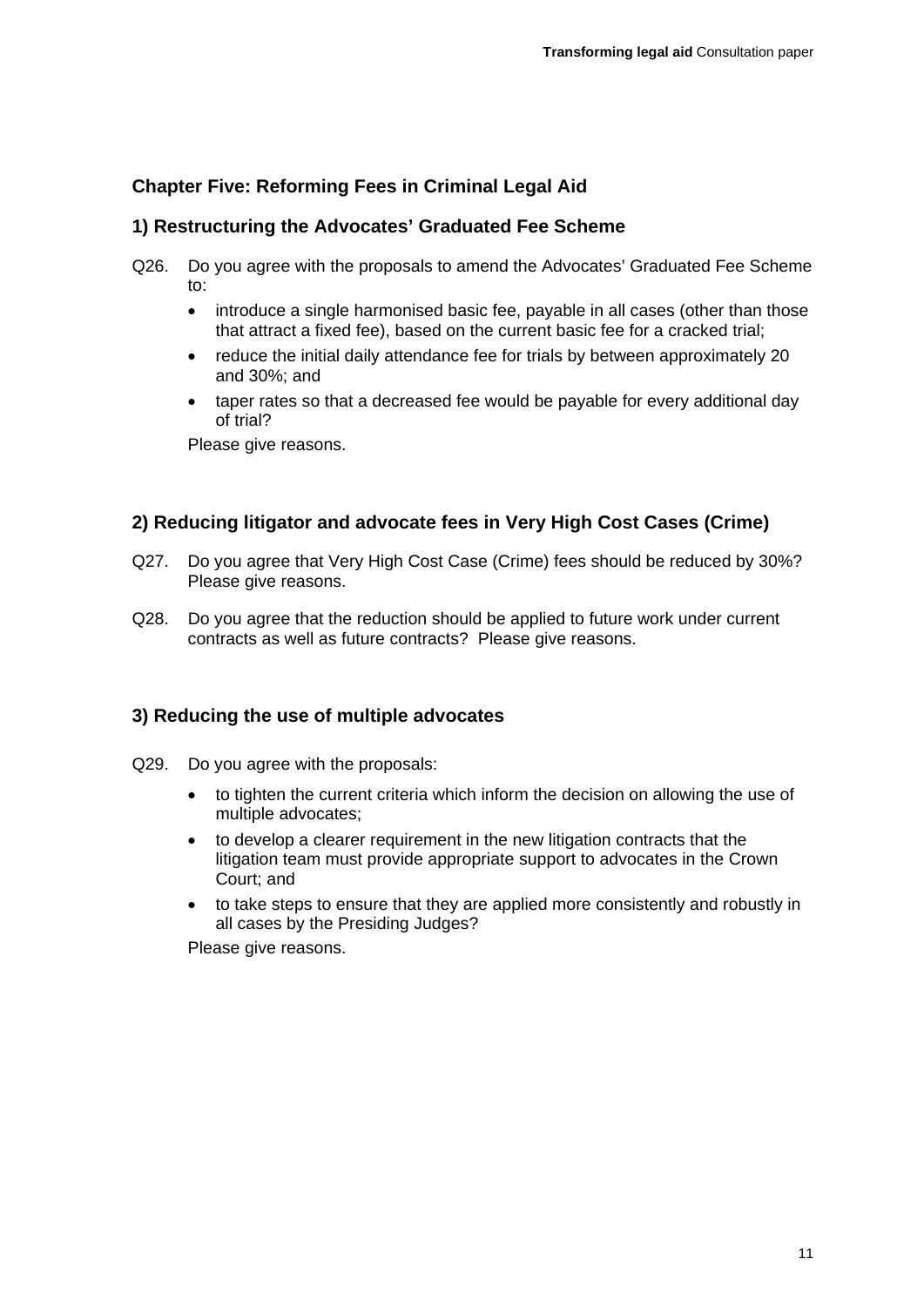## Chapter Five: Reforming Fees in Criminal Legal Aid

### 1) Restructuring the Advocates' Graduated Fee Scheme

Q26. Do you agree with the proposals to amend the Advocates' Graduated Fee Scheme to:

- introduce a single harmonised basic fee, payable in all cases (other than those that attract a fixed fee), based on the current basic fee for a cracked trial;
- reduce the initial daily attendance fee for trials by between approximately 20 and 30%; and
- taper rates so that a decreased fee would be payable for every additional day of trial?

Please give reasons.

### 2) Reducing litigator and advocate fees in Very High Cost Cases (Crime)

Q27. Do you agree that Very High Cost Case (Crime) fees should be reduced by 30%? Please give reasons.

Q28. Do you agree that the reduction should be applied to future work under current contracts as well as future contracts? Please give reasons.

### 3) Reducing the use of multiple advocates

Q29. Do you agree with the proposals:

- to tighten the current criteria which inform the decision on allowing the use of multiple advocates;
- to develop a clearer requirement in the new litigation contracts that the litigation team must provide appropriate support to advocates in the Crown Court; and
- to take steps to ensure that they are applied more consistently and robustly in all cases by the Presiding Judges?

Please give reasons.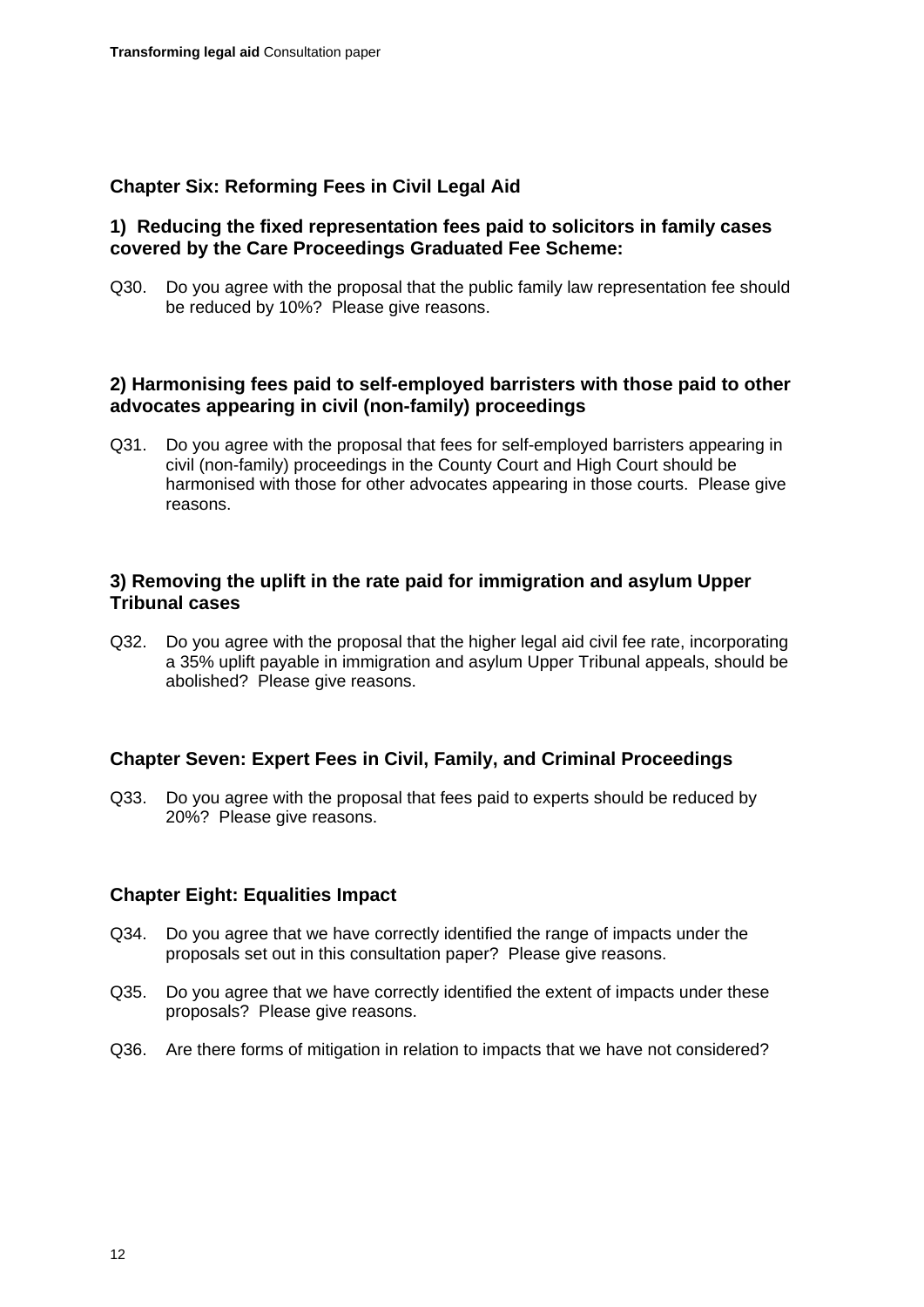## Chapter Six: Reforming Fees in Civil Legal Aid

### 1) Reducing the fixed representation fees paid to solicitors in family cases covered by the Care Proceedings Graduated Fee Scheme:

Q30. Do you agree with the proposal that the public family law representation fee should be reduced by 10%? Please give reasons.

### 2) Harmonising fees paid to self-employed barristers with those paid to other advocates appearing in civil (non-family) proceedings

Q31. Do you agree with the proposal that fees for self-employed barristers appearing in civil (non-family) proceedings in the County Court and High Court should be harmonised with those for other advocates appearing in those courts. Please give reasons.

### 3) Removing the uplift in the rate paid for immigration and asylum Upper Tribunal cases

Q32. Do you agree with the proposal that the higher legal aid civil fee rate, incorporating a 35% uplift payable in immigration and asylum Upper Tribunal appeals, should be abolished? Please give reasons.

## Chapter Seven: Expert Fees in Civil, Family, and Criminal Proceedings

Q33. Do you agree with the proposal that fees paid to experts should be reduced by 20%? Please give reasons.

## Chapter Eight: Equalities Impact

Q34. Do you agree that we have correctly identified the range of impacts under the proposals set out in this consultation paper? Please give reasons.

Q35. Do you agree that we have correctly identified the extent of impacts under these proposals? Please give reasons.

Q36. Are there forms of mitigation in relation to impacts that we have not considered?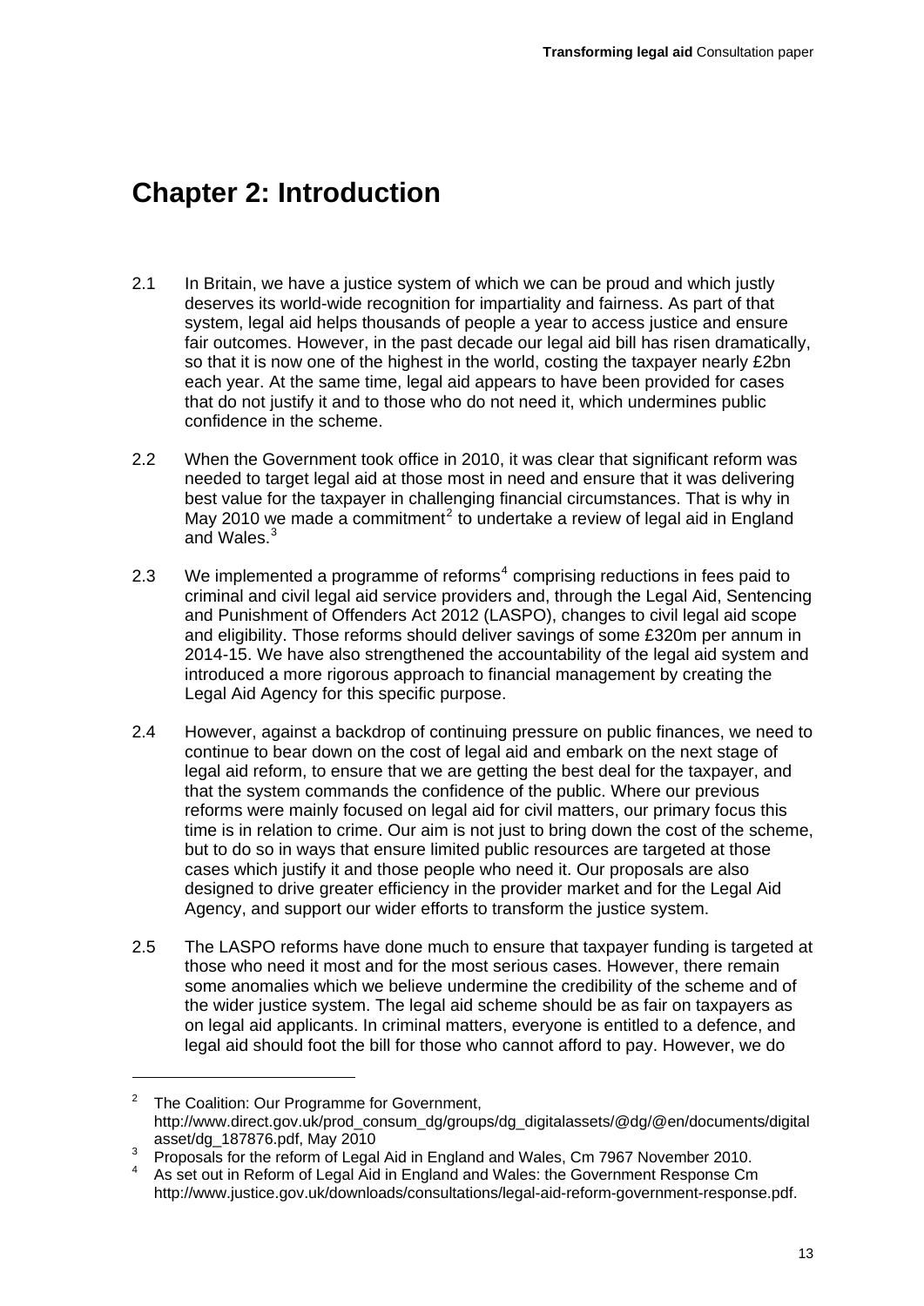# Chapter 2: Introduction

2.1 In Britain, we have a justice system of which we can be proud and which justly deserves its world-wide recognition for impartiality and fairness. As part of that system, legal aid helps thousands of people a year to access justice and ensure fair outcomes. However, in the past decade our legal aid bill has risen dramatically, so that it is now one of the highest in the world, costing the taxpayer nearly £2bn each year. At the same time, legal aid appears to have been provided for cases that do not justify it and to those who do not need it, which undermines public confidence in the scheme.

2.2 When the Government took office in 2010, it was clear that significant reform was needed to target legal aid at those most in need and ensure that it was delivering best value for the taxpayer in challenging financial circumstances. That is why in May 2010 we made a commitment[2] to undertake a review of legal aid in England and Wales.[3]

2.3 We implemented a programme of reforms[4] comprising reductions in fees paid to criminal and civil legal aid service providers and, through the Legal Aid, Sentencing and Punishment of Offenders Act 2012 (LASPO), changes to civil legal aid scope and eligibility. Those reforms should deliver savings of some £320m per annum in 2014-15. We have also strengthened the accountability of the legal aid system and introduced a more rigorous approach to financial management by creating the Legal Aid Agency for this specific purpose.

2.4 However, against a backdrop of continuing pressure on public finances, we need to continue to bear down on the cost of legal aid and embark on the next stage of legal aid reform, to ensure that we are getting the best deal for the taxpayer, and that the system commands the confidence of the public. Where our previous reforms were mainly focused on legal aid for civil matters, our primary focus this time is in relation to crime. Our aim is not just to bring down the cost of the scheme, but to do so in ways that ensure limited public resources are targeted at those cases which justify it and those people who need it. Our proposals are also designed to drive greater efficiency in the provider market and for the Legal Aid Agency, and support our wider efforts to transform the justice system.

2.5 The LASPO reforms have done much to ensure that taxpayer funding is targeted at those who need it most and for the most serious cases. However, there remain some anomalies which we believe undermine the credibility of the scheme and of the wider justice system. The legal aid scheme should be as fair on taxpayers as on legal aid applicants. In criminal matters, everyone is entitled to a defence, and legal aid should foot the bill for those who cannot afford to pay. However, we do

---

[2] The Coalition: Our Programme for Government, http://www.direct.gov.uk/prod_consum_dg/groups/dg_digitalassets/@dg/@en/documents/digitalasset/dg_187876.pdf, May 2010

[3] Proposals for the reform of Legal Aid in England and Wales, Cm 7967 November 2010.

[4] As set out in Reform of Legal Aid in England and Wales: the Government Response Cm http://www.justice.gov.uk/downloads/consultations/legal-aid-reform-government-response.pdf.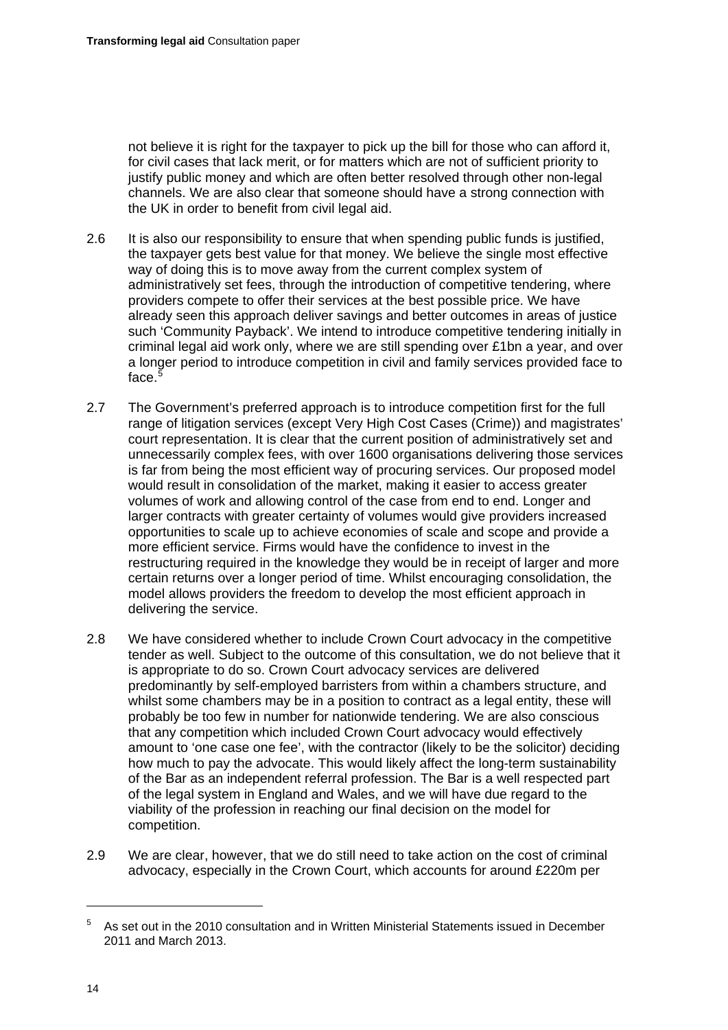not believe it is right for the taxpayer to pick up the bill for those who can afford it, for civil cases that lack merit, or for matters which are not of sufficient priority to justify public money and which are often better resolved through other non-legal channels. We are also clear that someone should have a strong connection with the UK in order to benefit from civil legal aid.

2.6 It is also our responsibility to ensure that when spending public funds is justified, the taxpayer gets best value for that money. We believe the single most effective way of doing this is to move away from the current complex system of administratively set fees, through the introduction of competitive tendering, where providers compete to offer their services at the best possible price. We have already seen this approach deliver savings and better outcomes in areas of justice such 'Community Payback'. We intend to introduce competitive tendering initially in criminal legal aid work only, where we are still spending over £1bn a year, and over a longer period to introduce competition in civil and family services provided face to face.[5]

2.7 The Government's preferred approach is to introduce competition first for the full range of litigation services (except Very High Cost Cases (Crime)) and magistrates' court representation. It is clear that the current position of administratively set and unnecessarily complex fees, with over 1600 organisations delivering those services is far from being the most efficient way of procuring services. Our proposed model would result in consolidation of the market, making it easier to access greater volumes of work and allowing control of the case from end to end. Longer and larger contracts with greater certainty of volumes would give providers increased opportunities to scale up to achieve economies of scale and scope and provide a more efficient service. Firms would have the confidence to invest in the restructuring required in the knowledge they would be in receipt of larger and more certain returns over a longer period of time. Whilst encouraging consolidation, the model allows providers the freedom to develop the most efficient approach in delivering the service.

2.8 We have considered whether to include Crown Court advocacy in the competitive tender as well. Subject to the outcome of this consultation, we do not believe that it is appropriate to do so. Crown Court advocacy services are delivered predominantly by self-employed barristers from within a chambers structure, and whilst some chambers may be in a position to contract as a legal entity, these will probably be too few in number for nationwide tendering. We are also conscious that any competition which included Crown Court advocacy would effectively amount to 'one case one fee', with the contractor (likely to be the solicitor) deciding how much to pay the advocate. This would likely affect the long-term sustainability of the Bar as an independent referral profession. The Bar is a well respected part of the legal system in England and Wales, and we will have due regard to the viability of the profession in reaching our final decision on the model for competition.

2.9 We are clear, however, that we do still need to take action on the cost of criminal advocacy, especially in the Crown Court, which accounts for around £220m per

---

[5] As set out in the 2010 consultation and in Written Ministerial Statements issued in December 2011 and March 2013.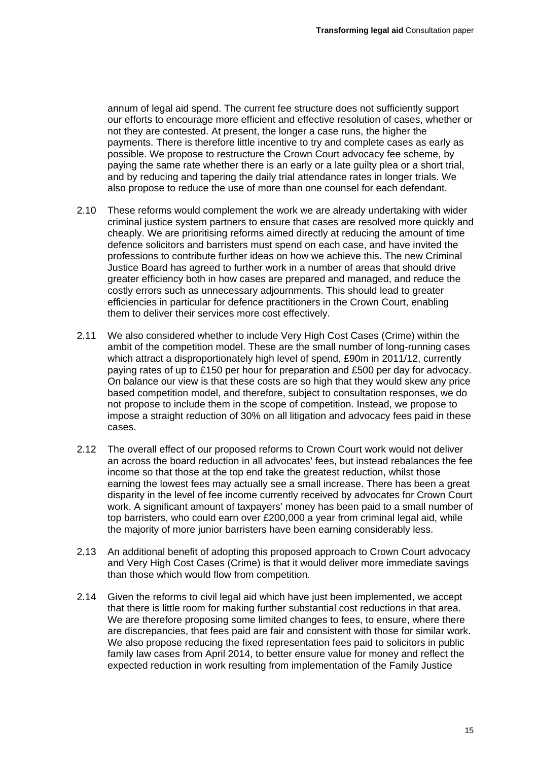annum of legal aid spend. The current fee structure does not sufficiently support our efforts to encourage more efficient and effective resolution of cases, whether or not they are contested. At present, the longer a case runs, the higher the payments. There is therefore little incentive to try and complete cases as early as possible. We propose to restructure the Crown Court advocacy fee scheme, by paying the same rate whether there is an early or a late guilty plea or a short trial, and by reducing and tapering the daily trial attendance rates in longer trials. We also propose to reduce the use of more than one counsel for each defendant.

2.10 These reforms would complement the work we are already undertaking with wider criminal justice system partners to ensure that cases are resolved more quickly and cheaply. We are prioritising reforms aimed directly at reducing the amount of time defence solicitors and barristers must spend on each case, and have invited the professions to contribute further ideas on how we achieve this. The new Criminal Justice Board has agreed to further work in a number of areas that should drive greater efficiency both in how cases are prepared and managed, and reduce the costly errors such as unnecessary adjournments. This should lead to greater efficiencies in particular for defence practitioners in the Crown Court, enabling them to deliver their services more cost effectively.

2.11 We also considered whether to include Very High Cost Cases (Crime) within the ambit of the competition model. These are the small number of long-running cases which attract a disproportionately high level of spend, £90m in 2011/12, currently paying rates of up to £150 per hour for preparation and £500 per day for advocacy. On balance our view is that these costs are so high that they would skew any price based competition model, and therefore, subject to consultation responses, we do not propose to include them in the scope of competition. Instead, we propose to impose a straight reduction of 30% on all litigation and advocacy fees paid in these cases.

2.12 The overall effect of our proposed reforms to Crown Court work would not deliver an across the board reduction in all advocates' fees, but instead rebalances the fee income so that those at the top end take the greatest reduction, whilst those earning the lowest fees may actually see a small increase. There has been a great disparity in the level of fee income currently received by advocates for Crown Court work. A significant amount of taxpayers' money has been paid to a small number of top barristers, who could earn over £200,000 a year from criminal legal aid, while the majority of more junior barristers have been earning considerably less.

2.13 An additional benefit of adopting this proposed approach to Crown Court advocacy and Very High Cost Cases (Crime) is that it would deliver more immediate savings than those which would flow from competition.

2.14 Given the reforms to civil legal aid which have just been implemented, we accept that there is little room for making further substantial cost reductions in that area. We are therefore proposing some limited changes to fees, to ensure, where there are discrepancies, that fees paid are fair and consistent with those for similar work. We also propose reducing the fixed representation fees paid to solicitors in public family law cases from April 2014, to better ensure value for money and reflect the expected reduction in work resulting from implementation of the Family Justice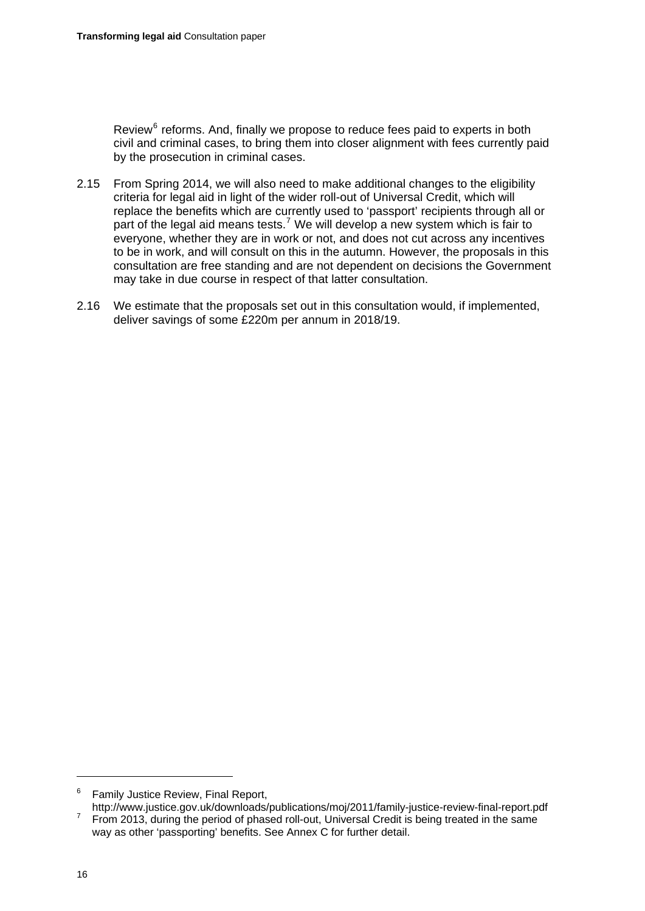Review[6] reforms. And, finally we propose to reduce fees paid to experts in both civil and criminal cases, to bring them into closer alignment with fees currently paid by the prosecution in criminal cases.

2.15 From Spring 2014, we will also need to make additional changes to the eligibility criteria for legal aid in light of the wider roll-out of Universal Credit, which will replace the benefits which are currently used to 'passport' recipients through all or part of the legal aid means tests.[7] We will develop a new system which is fair to everyone, whether they are in work or not, and does not cut across any incentives to be in work, and will consult on this in the autumn. However, the proposals in this consultation are free standing and are not dependent on decisions the Government may take in due course in respect of that latter consultation.

2.16 We estimate that the proposals set out in this consultation would, if implemented, deliver savings of some £220m per annum in 2018/19.

---

[6] Family Justice Review, Final Report, http://www.justice.gov.uk/downloads/publications/moj/2011/family-justice-review-final-report.pdf

[7] From 2013, during the period of phased roll-out, Universal Credit is being treated in the same way as other 'passporting' benefits. See Annex C for further detail.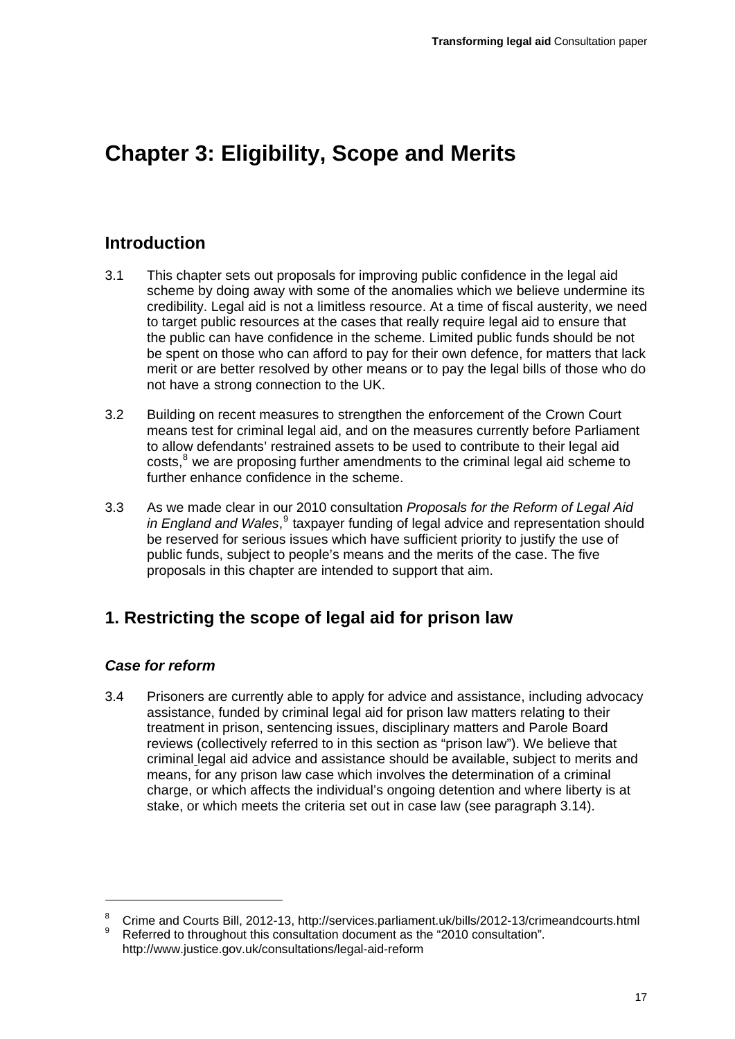# Chapter 3: Eligibility, Scope and Merits

## Introduction

3.1 This chapter sets out proposals for improving public confidence in the legal aid scheme by doing away with some of the anomalies which we believe undermine its credibility. Legal aid is not a limitless resource. At a time of fiscal austerity, we need to target public resources at the cases that really require legal aid to ensure that the public can have confidence in the scheme. Limited public funds should be not be spent on those who can afford to pay for their own defence, for matters that lack merit or are better resolved by other means or to pay the legal bills of those who do not have a strong connection to the UK.

3.2 Building on recent measures to strengthen the enforcement of the Crown Court means test for criminal legal aid, and on the measures currently before Parliament to allow defendants' restrained assets to be used to contribute to their legal aid costs,[8] we are proposing further amendments to the criminal legal aid scheme to further enhance confidence in the scheme.

3.3 As we made clear in our 2010 consultation *Proposals for the Reform of Legal Aid in England and Wales*,[9] taxpayer funding of legal advice and representation should be reserved for serious issues which have sufficient priority to justify the use of public funds, subject to people's means and the merits of the case. The five proposals in this chapter are intended to support that aim.

## 1. Restricting the scope of legal aid for prison law

### *Case for reform*

3.4 Prisoners are currently able to apply for advice and assistance, including advocacy assistance, funded by criminal legal aid for prison law matters relating to their treatment in prison, sentencing issues, disciplinary matters and Parole Board reviews (collectively referred to in this section as "prison law"). We believe that criminal legal aid advice and assistance should be available, subject to merits and means, for any prison law case which involves the determination of a criminal charge, or which affects the individual's ongoing detention and where liberty is at stake, or which meets the criteria set out in case law (see paragraph 3.14).

---

[8] Crime and Courts Bill, 2012-13, http://services.parliament.uk/bills/2012-13/crimeandcourts.html

[9] Referred to throughout this consultation document as the "2010 consultation". http://www.justice.gov.uk/consultations/legal-aid-reform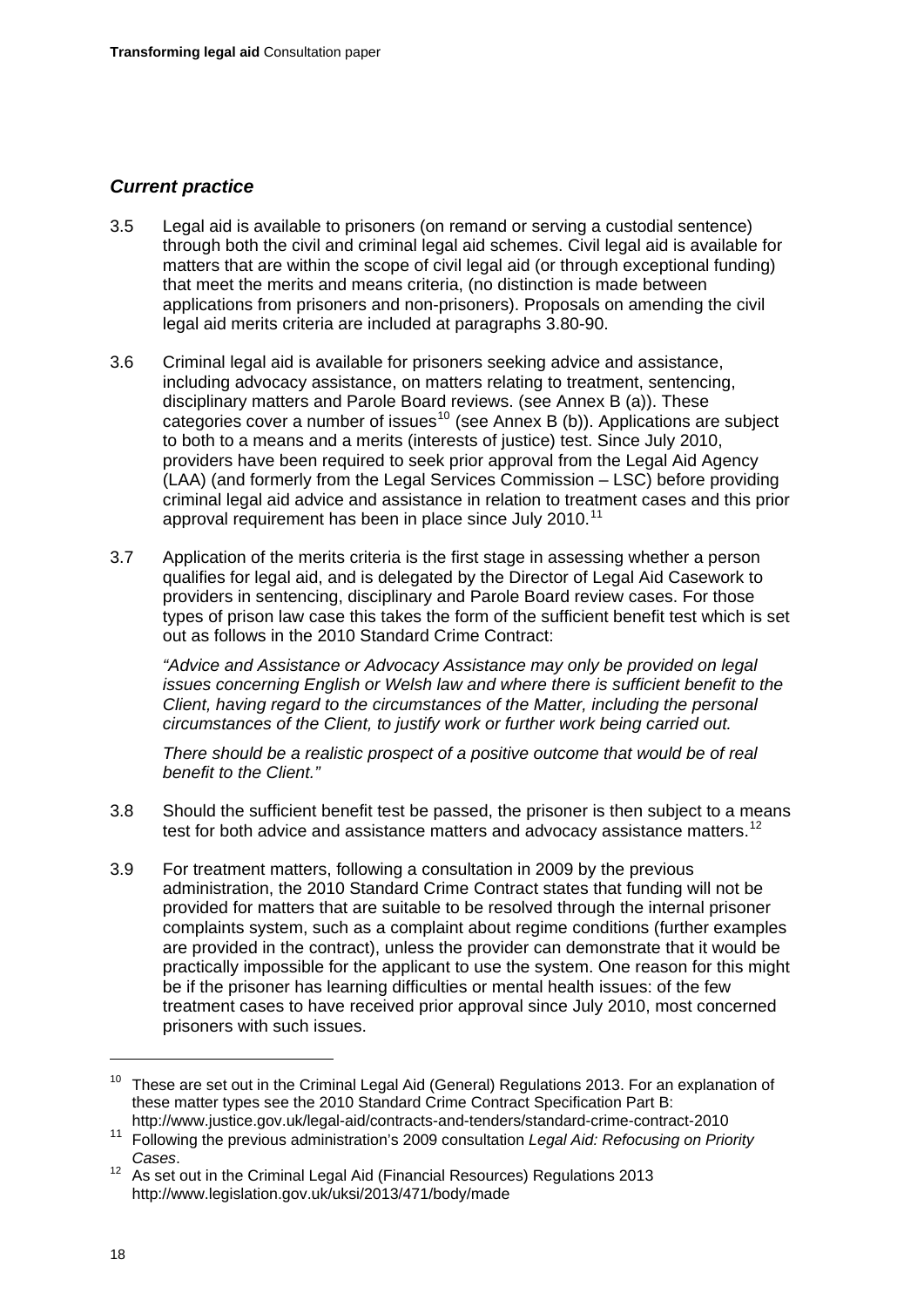### *Current practice*

3.5 Legal aid is available to prisoners (on remand or serving a custodial sentence) through both the civil and criminal legal aid schemes. Civil legal aid is available for matters that are within the scope of civil legal aid (or through exceptional funding) that meet the merits and means criteria, (no distinction is made between applications from prisoners and non-prisoners). Proposals on amending the civil legal aid merits criteria are included at paragraphs 3.80-90.

3.6 Criminal legal aid is available for prisoners seeking advice and assistance, including advocacy assistance, on matters relating to treatment, sentencing, disciplinary matters and Parole Board reviews. (see Annex B (a)). These categories cover a number of issues[10] (see Annex B (b)). Applications are subject to both to a means and a merits (interests of justice) test. Since July 2010, providers have been required to seek prior approval from the Legal Aid Agency (LAA) (and formerly from the Legal Services Commission – LSC) before providing criminal legal aid advice and assistance in relation to treatment cases and this prior approval requirement has been in place since July 2010.[11]

3.7 Application of the merits criteria is the first stage in assessing whether a person qualifies for legal aid, and is delegated by the Director of Legal Aid Casework to providers in sentencing, disciplinary and Parole Board review cases. For those types of prison law case this takes the form of the sufficient benefit test which is set out as follows in the 2010 Standard Crime Contract:

*"Advice and Assistance or Advocacy Assistance may only be provided on legal issues concerning English or Welsh law and where there is sufficient benefit to the Client, having regard to the circumstances of the Matter, including the personal circumstances of the Client, to justify work or further work being carried out.*

*There should be a realistic prospect of a positive outcome that would be of real benefit to the Client."*

3.8 Should the sufficient benefit test be passed, the prisoner is then subject to a means test for both advice and assistance matters and advocacy assistance matters.[12]

3.9 For treatment matters, following a consultation in 2009 by the previous administration, the 2010 Standard Crime Contract states that funding will not be provided for matters that are suitable to be resolved through the internal prisoner complaints system, such as a complaint about regime conditions (further examples are provided in the contract), unless the provider can demonstrate that it would be practically impossible for the applicant to use the system. One reason for this might be if the prisoner has learning difficulties or mental health issues: of the few treatment cases to have received prior approval since July 2010, most concerned prisoners with such issues.

---

[10] These are set out in the Criminal Legal Aid (General) Regulations 2013. For an explanation of these matter types see the 2010 Standard Crime Contract Specification Part B: http://www.justice.gov.uk/legal-aid/contracts-and-tenders/standard-crime-contract-2010

[11] Following the previous administration's 2009 consultation *Legal Aid: Refocusing on Priority Cases*.

[12] As set out in the Criminal Legal Aid (Financial Resources) Regulations 2013 http://www.legislation.gov.uk/uksi/2013/471/body/made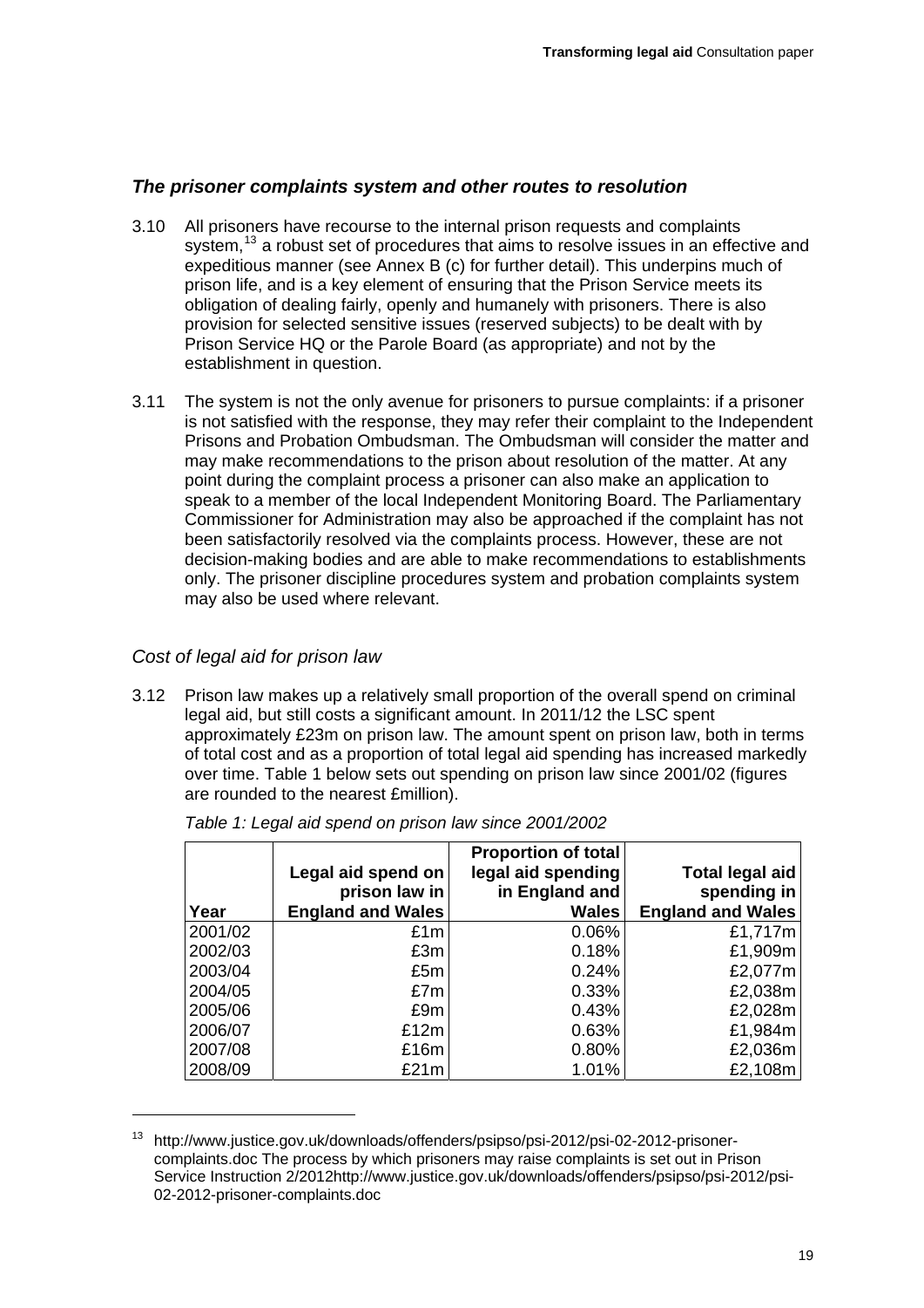### *The prisoner complaints system and other routes to resolution*

3.10 All prisoners have recourse to the internal prison requests and complaints system,[13] a robust set of procedures that aims to resolve issues in an effective and expeditious manner (see Annex B (c) for further detail). This underpins much of prison life, and is a key element of ensuring that the Prison Service meets its obligation of dealing fairly, openly and humanely with prisoners. There is also provision for selected sensitive issues (reserved subjects) to be dealt with by Prison Service HQ or the Parole Board (as appropriate) and not by the establishment in question.

3.11 The system is not the only avenue for prisoners to pursue complaints: if a prisoner is not satisfied with the response, they may refer their complaint to the Independent Prisons and Probation Ombudsman. The Ombudsman will consider the matter and may make recommendations to the prison about resolution of the matter. At any point during the complaint process a prisoner can also make an application to speak to a member of the local Independent Monitoring Board. The Parliamentary Commissioner for Administration may also be approached if the complaint has not been satisfactorily resolved via the complaints process. However, these are not decision-making bodies and are able to make recommendations to establishments only. The prisoner discipline procedures system and probation complaints system may also be used where relevant.

### *Cost of legal aid for prison law*

3.12 Prison law makes up a relatively small proportion of the overall spend on criminal legal aid, but still costs a significant amount. In 2011/12 the LSC spent approximately £23m on prison law. The amount spent on prison law, both in terms of total cost and as a proportion of total legal aid spending has increased markedly over time. Table 1 below sets out spending on prison law since 2001/02 (figures are rounded to the nearest £million).

*Table 1: Legal aid spend on prison law since 2001/2002*

| Year | Legal aid spend on prison law in England and Wales | Proportion of total legal aid spending in England and Wales | Total legal aid spending in England and Wales |
|---|---|---|---|
| 2001/02 | £1m | 0.06% | £1,717m |
| 2002/03 | £3m | 0.18% | £1,909m |
| 2003/04 | £5m | 0.24% | £2,077m |
| 2004/05 | £7m | 0.33% | £2,038m |
| 2005/06 | £9m | 0.43% | £2,028m |
| 2006/07 | £12m | 0.63% | £1,984m |
| 2007/08 | £16m | 0.80% | £2,036m |
| 2008/09 | £21m | 1.01% | £2,108m |

[13] http://www.justice.gov.uk/downloads/offenders/psipso/psi-2012/psi-02-2012-prisoner-complaints.doc The process by which prisoners may raise complaints is set out in Prison Service Instruction 2/2012http://www.justice.gov.uk/downloads/offenders/psipso/psi-2012/psi-02-2012-prisoner-complaints.doc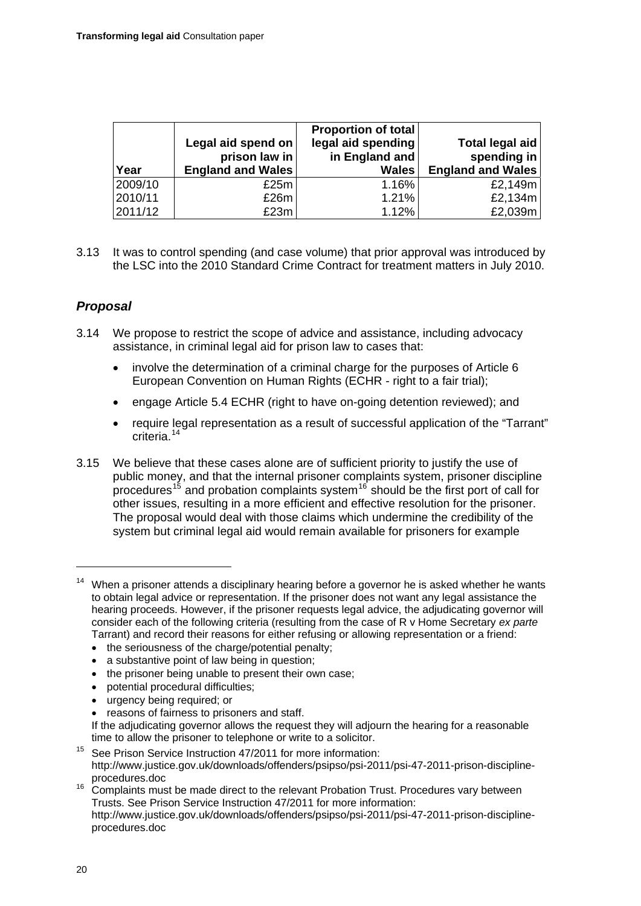| Year | Legal aid spend on prison law in England and Wales | Proportion of total legal aid spending in England and Wales | Total legal aid spending in England and Wales |
|---|---|---|---|
| 2009/10 | £25m | 1.16% | £2,149m |
| 2010/11 | £26m | 1.21% | £2,134m |
| 2011/12 | £23m | 1.12% | £2,039m |

3.13 It was to control spending (and case volume) that prior approval was introduced by the LSC into the 2010 Standard Crime Contract for treatment matters in July 2010.

### *Proposal*

3.14 We propose to restrict the scope of advice and assistance, including advocacy assistance, in criminal legal aid for prison law to cases that:

- involve the determination of a criminal charge for the purposes of Article 6 European Convention on Human Rights (ECHR - right to a fair trial);
- engage Article 5.4 ECHR (right to have on-going detention reviewed); and
- require legal representation as a result of successful application of the "Tarrant" criteria.[14]

3.15 We believe that these cases alone are of sufficient priority to justify the use of public money, and that the internal prisoner complaints system, prisoner discipline procedures[15] and probation complaints system[16] should be the first port of call for other issues, resulting in a more efficient and effective resolution for the prisoner. The proposal would deal with those claims which undermine the credibility of the system but criminal legal aid would remain available for prisoners for example

---

[14] When a prisoner attends a disciplinary hearing before a governor he is asked whether he wants to obtain legal advice or representation. If the prisoner does not want any legal assistance the hearing proceeds. However, if the prisoner requests legal advice, the adjudicating governor will consider each of the following criteria (resulting from the case of R v Home Secretary *ex parte* Tarrant) and record their reasons for either refusing or allowing representation or a friend:

- the seriousness of the charge/potential penalty;
- a substantive point of law being in question;
- the prisoner being unable to present their own case;
- potential procedural difficulties;
- urgency being required; or
- reasons of fairness to prisoners and staff.

If the adjudicating governor allows the request they will adjourn the hearing for a reasonable time to allow the prisoner to telephone or write to a solicitor.

[15] See Prison Service Instruction 47/2011 for more information: http://www.justice.gov.uk/downloads/offenders/psipso/psi-2011/psi-47-2011-prison-discipline-procedures.doc

[16] Complaints must be made direct to the relevant Probation Trust. Procedures vary between Trusts. See Prison Service Instruction 47/2011 for more information: http://www.justice.gov.uk/downloads/offenders/psipso/psi-2011/psi-47-2011-prison-discipline-procedures.doc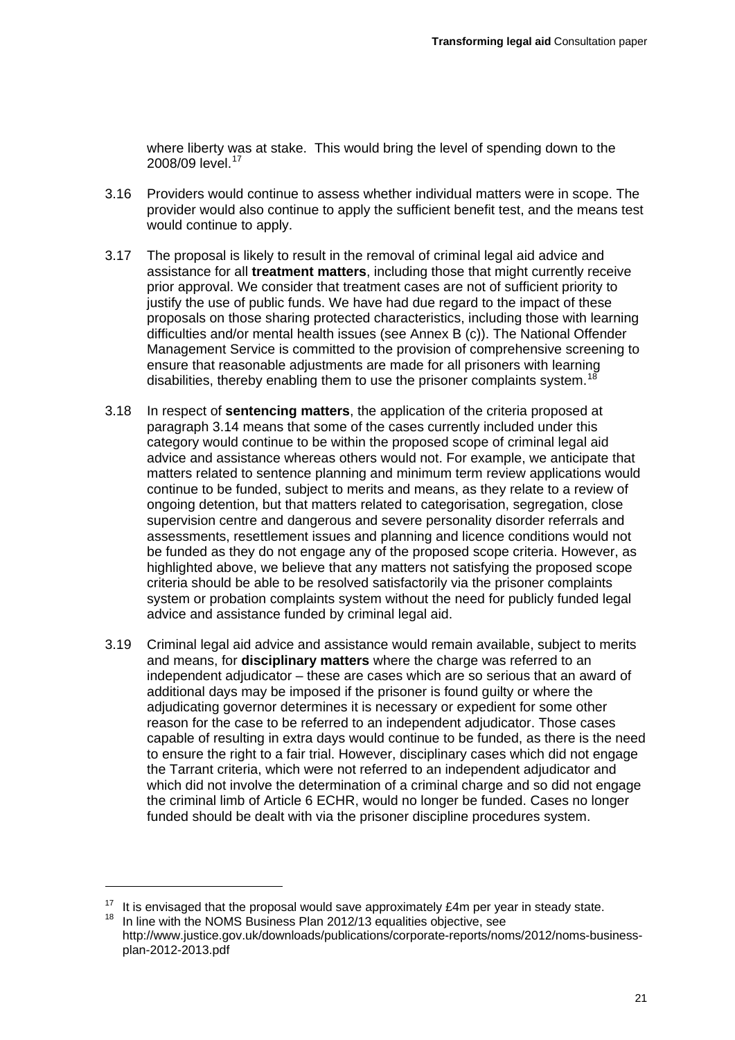where liberty was at stake. This would bring the level of spending down to the 2008/09 level.[17]

3.16 Providers would continue to assess whether individual matters were in scope. The provider would also continue to apply the sufficient benefit test, and the means test would continue to apply.

3.17 The proposal is likely to result in the removal of criminal legal aid advice and assistance for all **treatment matters**, including those that might currently receive prior approval. We consider that treatment cases are not of sufficient priority to justify the use of public funds. We have had due regard to the impact of these proposals on those sharing protected characteristics, including those with learning difficulties and/or mental health issues (see Annex B (c)). The National Offender Management Service is committed to the provision of comprehensive screening to ensure that reasonable adjustments are made for all prisoners with learning disabilities, thereby enabling them to use the prisoner complaints system.[18]

3.18 In respect of **sentencing matters**, the application of the criteria proposed at paragraph 3.14 means that some of the cases currently included under this category would continue to be within the proposed scope of criminal legal aid advice and assistance whereas others would not. For example, we anticipate that matters related to sentence planning and minimum term review applications would continue to be funded, subject to merits and means, as they relate to a review of ongoing detention, but that matters related to categorisation, segregation, close supervision centre and dangerous and severe personality disorder referrals and assessments, resettlement issues and planning and licence conditions would not be funded as they do not engage any of the proposed scope criteria. However, as highlighted above, we believe that any matters not satisfying the proposed scope criteria should be able to be resolved satisfactorily via the prisoner complaints system or probation complaints system without the need for publicly funded legal advice and assistance funded by criminal legal aid.

3.19 Criminal legal aid advice and assistance would remain available, subject to merits and means, for **disciplinary matters** where the charge was referred to an independent adjudicator – these are cases which are so serious that an award of additional days may be imposed if the prisoner is found guilty or where the adjudicating governor determines it is necessary or expedient for some other reason for the case to be referred to an independent adjudicator. Those cases capable of resulting in extra days would continue to be funded, as there is the need to ensure the right to a fair trial. However, disciplinary cases which did not engage the Tarrant criteria, which were not referred to an independent adjudicator and which did not involve the determination of a criminal charge and so did not engage the criminal limb of Article 6 ECHR, would no longer be funded. Cases no longer funded should be dealt with via the prisoner discipline procedures system.

---

[17] It is envisaged that the proposal would save approximately £4m per year in steady state.

[18] In line with the NOMS Business Plan 2012/13 equalities objective, see http://www.justice.gov.uk/downloads/publications/corporate-reports/noms/2012/noms-business-plan-2012-2013.pdf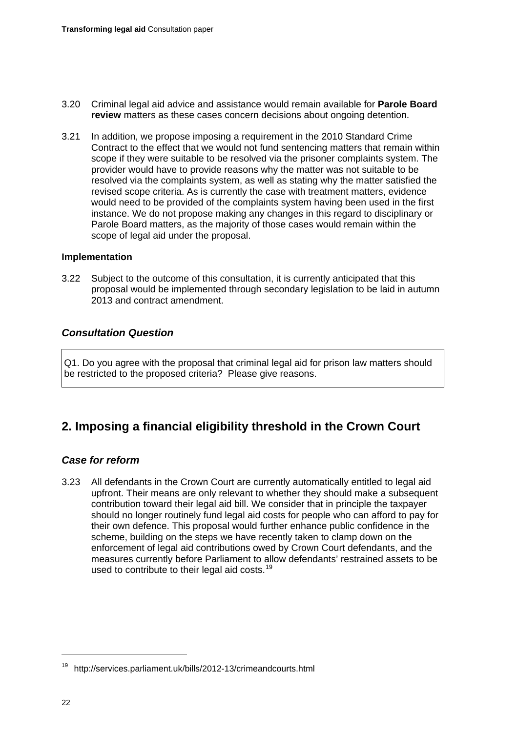3.20 Criminal legal aid advice and assistance would remain available for **Parole Board review** matters as these cases concern decisions about ongoing detention.

3.21 In addition, we propose imposing a requirement in the 2010 Standard Crime Contract to the effect that we would not fund sentencing matters that remain within scope if they were suitable to be resolved via the prisoner complaints system. The provider would have to provide reasons why the matter was not suitable to be resolved via the complaints system, as well as stating why the matter satisfied the revised scope criteria. As is currently the case with treatment matters, evidence would need to be provided of the complaints system having been used in the first instance. We do not propose making any changes in this regard to disciplinary or Parole Board matters, as the majority of those cases would remain within the scope of legal aid under the proposal.

**Implementation**

3.22 Subject to the outcome of this consultation, it is currently anticipated that this proposal would be implemented through secondary legislation to be laid in autumn 2013 and contract amendment.

### *Consultation Question*

Q1. Do you agree with the proposal that criminal legal aid for prison law matters should be restricted to the proposed criteria? Please give reasons.

## 2. Imposing a financial eligibility threshold in the Crown Court

### *Case for reform*

3.23 All defendants in the Crown Court are currently automatically entitled to legal aid upfront. Their means are only relevant to whether they should make a subsequent contribution toward their legal aid bill. We consider that in principle the taxpayer should no longer routinely fund legal aid costs for people who can afford to pay for their own defence. This proposal would further enhance public confidence in the scheme, building on the steps we have recently taken to clamp down on the enforcement of legal aid contributions owed by Crown Court defendants, and the measures currently before Parliament to allow defendants' restrained assets to be used to contribute to their legal aid costs.[19]

---

[19] http://services.parliament.uk/bills/2012-13/crimeandcourts.html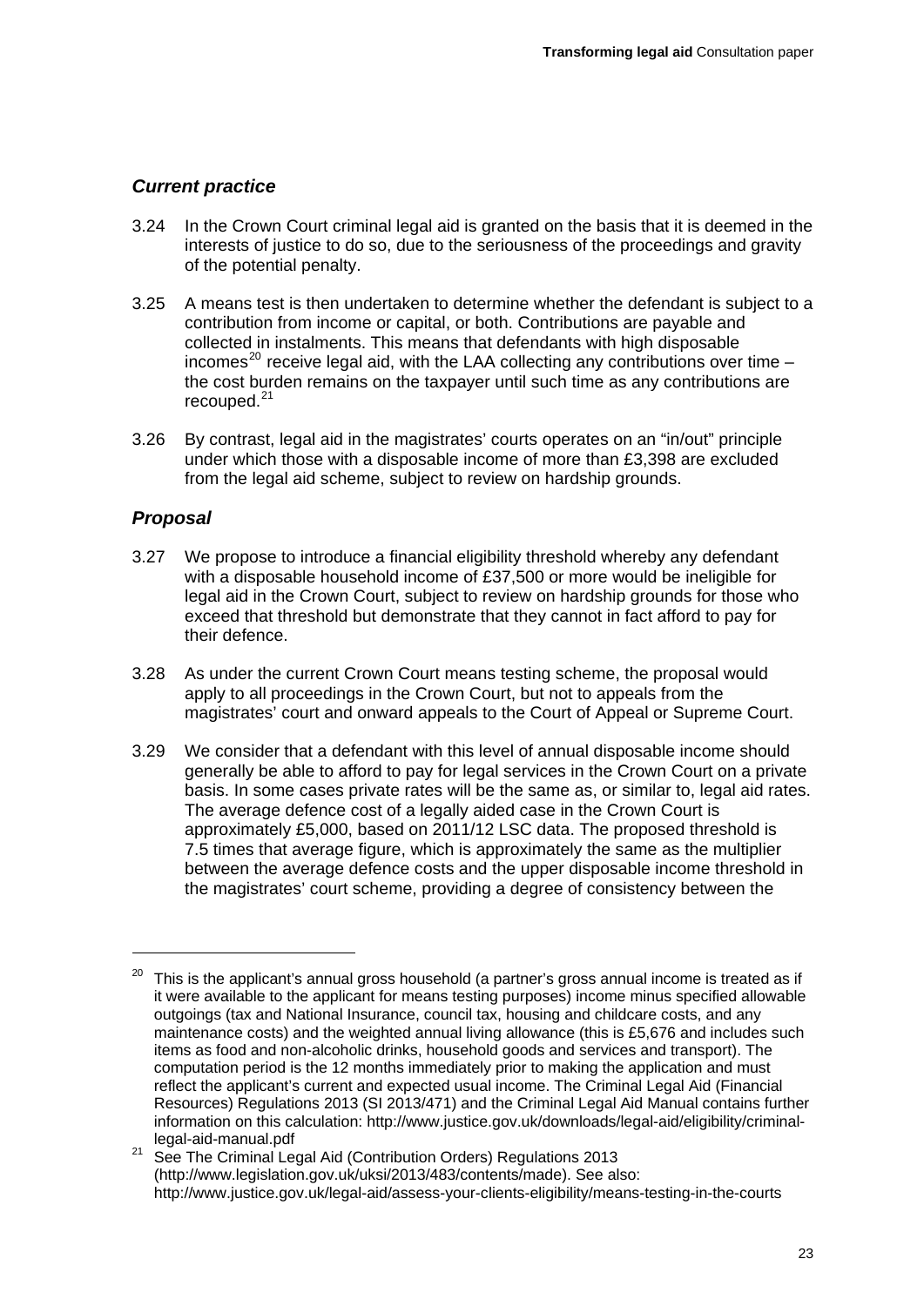### *Current practice*

3.24 In the Crown Court criminal legal aid is granted on the basis that it is deemed in the interests of justice to do so, due to the seriousness of the proceedings and gravity of the potential penalty.

3.25 A means test is then undertaken to determine whether the defendant is subject to a contribution from income or capital, or both. Contributions are payable and collected in instalments. This means that defendants with high disposable incomes[20] receive legal aid, with the LAA collecting any contributions over time – the cost burden remains on the taxpayer until such time as any contributions are recouped.[21]

3.26 By contrast, legal aid in the magistrates' courts operates on an "in/out" principle under which those with a disposable income of more than £3,398 are excluded from the legal aid scheme, subject to review on hardship grounds.

### *Proposal*

3.27 We propose to introduce a financial eligibility threshold whereby any defendant with a disposable household income of £37,500 or more would be ineligible for legal aid in the Crown Court, subject to review on hardship grounds for those who exceed that threshold but demonstrate that they cannot in fact afford to pay for their defence.

3.28 As under the current Crown Court means testing scheme, the proposal would apply to all proceedings in the Crown Court, but not to appeals from the magistrates' court and onward appeals to the Court of Appeal or Supreme Court.

3.29 We consider that a defendant with this level of annual disposable income should generally be able to afford to pay for legal services in the Crown Court on a private basis. In some cases private rates will be the same as, or similar to, legal aid rates. The average defence cost of a legally aided case in the Crown Court is approximately £5,000, based on 2011/12 LSC data. The proposed threshold is 7.5 times that average figure, which is approximately the same as the multiplier between the average defence costs and the upper disposable income threshold in the magistrates' court scheme, providing a degree of consistency between the

---

[20] This is the applicant's annual gross household (a partner's gross annual income is treated as if it were available to the applicant for means testing purposes) income minus specified allowable outgoings (tax and National Insurance, council tax, housing and childcare costs, and any maintenance costs) and the weighted annual living allowance (this is £5,676 and includes such items as food and non-alcoholic drinks, household goods and services and transport). The computation period is the 12 months immediately prior to making the application and must reflect the applicant's current and expected usual income. The Criminal Legal Aid (Financial Resources) Regulations 2013 (SI 2013/471) and the Criminal Legal Aid Manual contains further information on this calculation: http://www.justice.gov.uk/downloads/legal-aid/eligibility/criminal-legal-aid-manual.pdf

[21] See The Criminal Legal Aid (Contribution Orders) Regulations 2013 (http://www.legislation.gov.uk/uksi/2013/483/contents/made). See also: http://www.justice.gov.uk/legal-aid/assess-your-clients-eligibility/means-testing-in-the-courts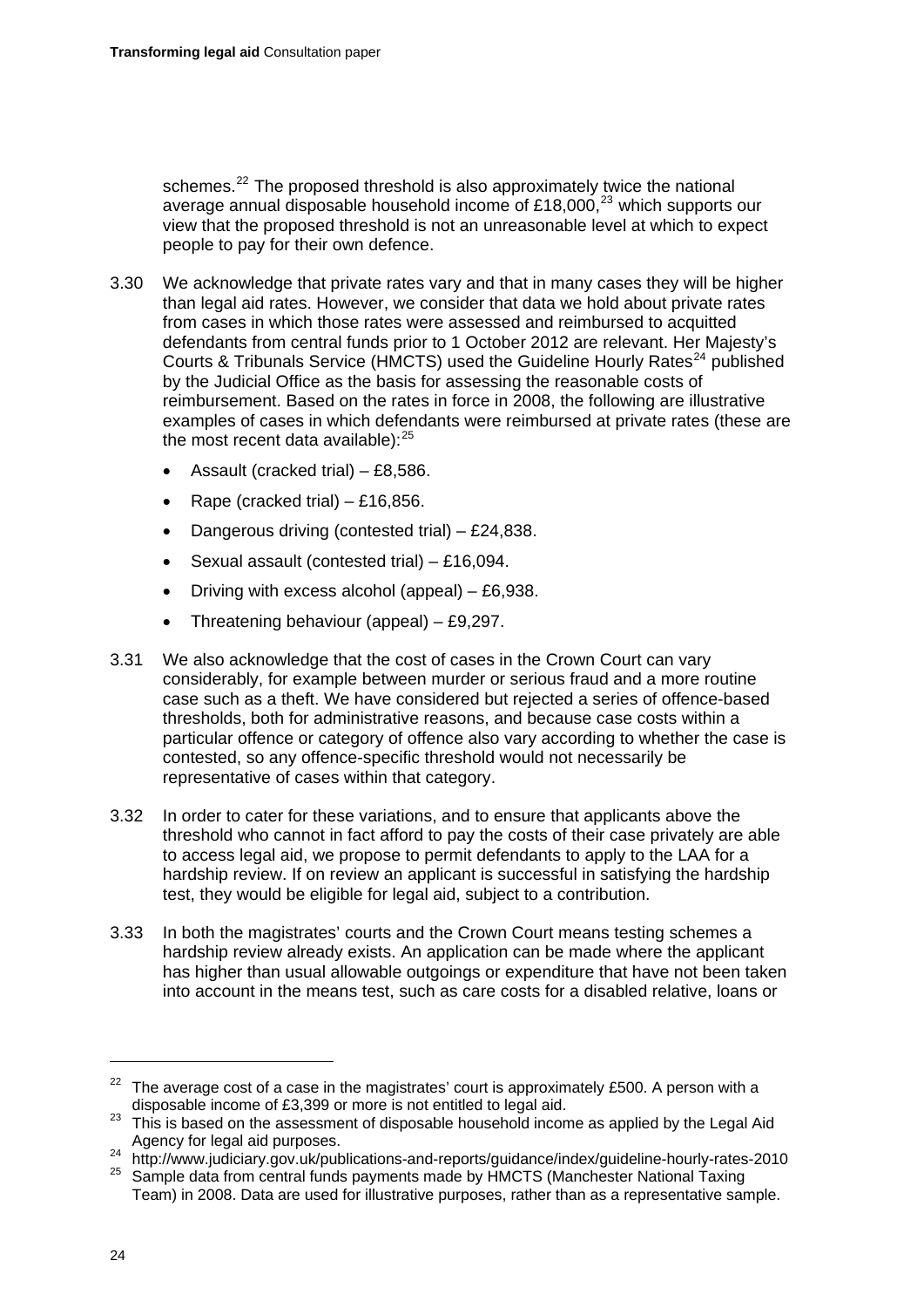schemes.[22] The proposed threshold is also approximately twice the national average annual disposable household income of £18,000,[23] which supports our view that the proposed threshold is not an unreasonable level at which to expect people to pay for their own defence.

3.30 We acknowledge that private rates vary and that in many cases they will be higher than legal aid rates. However, we consider that data we hold about private rates from cases in which those rates were assessed and reimbursed to acquitted defendants from central funds prior to 1 October 2012 are relevant. Her Majesty's Courts & Tribunals Service (HMCTS) used the Guideline Hourly Rates[24] published by the Judicial Office as the basis for assessing the reasonable costs of reimbursement. Based on the rates in force in 2008, the following are illustrative examples of cases in which defendants were reimbursed at private rates (these are the most recent data available):[25]

- Assault (cracked trial) – £8,586.
- Rape (cracked trial) – £16,856.
- Dangerous driving (contested trial) – £24,838.
- Sexual assault (contested trial) – £16,094.
- Driving with excess alcohol (appeal) – £6,938.
- Threatening behaviour (appeal) – £9,297.

3.31 We also acknowledge that the cost of cases in the Crown Court can vary considerably, for example between murder or serious fraud and a more routine case such as a theft. We have considered but rejected a series of offence-based thresholds, both for administrative reasons, and because case costs within a particular offence or category of offence also vary according to whether the case is contested, so any offence-specific threshold would not necessarily be representative of cases within that category.

3.32 In order to cater for these variations, and to ensure that applicants above the threshold who cannot in fact afford to pay the costs of their case privately are able to access legal aid, we propose to permit defendants to apply to the LAA for a hardship review. If on review an applicant is successful in satisfying the hardship test, they would be eligible for legal aid, subject to a contribution.

3.33 In both the magistrates' courts and the Crown Court means testing schemes a hardship review already exists. An application can be made where the applicant has higher than usual allowable outgoings or expenditure that have not been taken into account in the means test, such as care costs for a disabled relative, loans or

---

[22] The average cost of a case in the magistrates' court is approximately £500. A person with a disposable income of £3,399 or more is not entitled to legal aid.

[23] This is based on the assessment of disposable household income as applied by the Legal Aid Agency for legal aid purposes.

[24] http://www.judiciary.gov.uk/publications-and-reports/guidance/index/guideline-hourly-rates-2010

[25] Sample data from central funds payments made by HMCTS (Manchester National Taxing Team) in 2008. Data are used for illustrative purposes, rather than as a representative sample.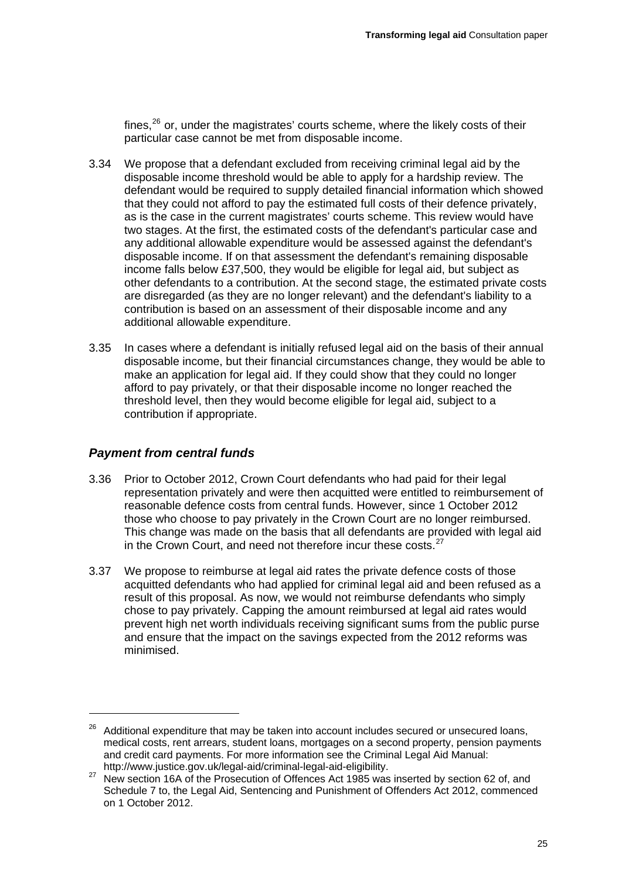fines,[26] or, under the magistrates' courts scheme, where the likely costs of their particular case cannot be met from disposable income.

3.34 We propose that a defendant excluded from receiving criminal legal aid by the disposable income threshold would be able to apply for a hardship review. The defendant would be required to supply detailed financial information which showed that they could not afford to pay the estimated full costs of their defence privately, as is the case in the current magistrates' courts scheme. This review would have two stages. At the first, the estimated costs of the defendant's particular case and any additional allowable expenditure would be assessed against the defendant's disposable income. If on that assessment the defendant's remaining disposable income falls below £37,500, they would be eligible for legal aid, but subject as other defendants to a contribution. At the second stage, the estimated private costs are disregarded (as they are no longer relevant) and the defendant's liability to a contribution is based on an assessment of their disposable income and any additional allowable expenditure.

3.35 In cases where a defendant is initially refused legal aid on the basis of their annual disposable income, but their financial circumstances change, they would be able to make an application for legal aid. If they could show that they could no longer afford to pay privately, or that their disposable income no longer reached the threshold level, then they would become eligible for legal aid, subject to a contribution if appropriate.

### *Payment from central funds*

3.36 Prior to October 2012, Crown Court defendants who had paid for their legal representation privately and were then acquitted were entitled to reimbursement of reasonable defence costs from central funds. However, since 1 October 2012 those who choose to pay privately in the Crown Court are no longer reimbursed. This change was made on the basis that all defendants are provided with legal aid in the Crown Court, and need not therefore incur these costs.[27]

3.37 We propose to reimburse at legal aid rates the private defence costs of those acquitted defendants who had applied for criminal legal aid and been refused as a result of this proposal. As now, we would not reimburse defendants who simply chose to pay privately. Capping the amount reimbursed at legal aid rates would prevent high net worth individuals receiving significant sums from the public purse and ensure that the impact on the savings expected from the 2012 reforms was minimised.

---

[26] Additional expenditure that may be taken into account includes secured or unsecured loans, medical costs, rent arrears, student loans, mortgages on a second property, pension payments and credit card payments. For more information see the Criminal Legal Aid Manual: http://www.justice.gov.uk/legal-aid/criminal-legal-aid-eligibility.

[27] New section 16A of the Prosecution of Offences Act 1985 was inserted by section 62 of, and Schedule 7 to, the Legal Aid, Sentencing and Punishment of Offenders Act 2012, commenced on 1 October 2012.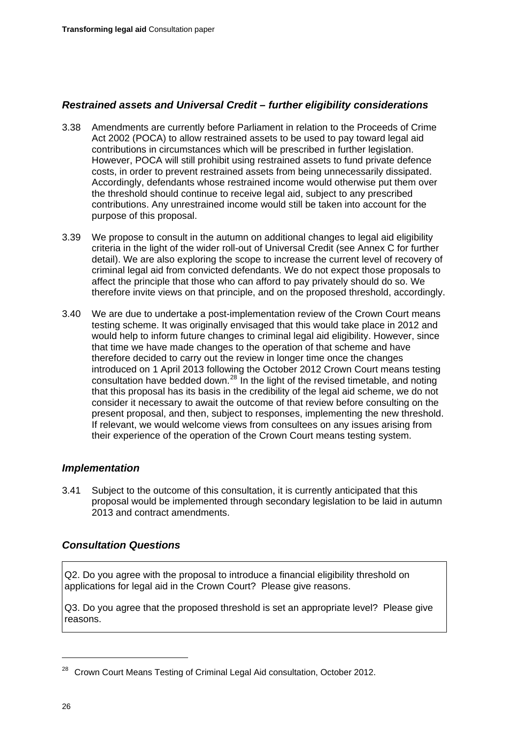### *Restrained assets and Universal Credit – further eligibility considerations*

3.38 Amendments are currently before Parliament in relation to the Proceeds of Crime Act 2002 (POCA) to allow restrained assets to be used to pay toward legal aid contributions in circumstances which will be prescribed in further legislation. However, POCA will still prohibit using restrained assets to fund private defence costs, in order to prevent restrained assets from being unnecessarily dissipated. Accordingly, defendants whose restrained income would otherwise put them over the threshold should continue to receive legal aid, subject to any prescribed contributions. Any unrestrained income would still be taken into account for the purpose of this proposal.

3.39 We propose to consult in the autumn on additional changes to legal aid eligibility criteria in the light of the wider roll-out of Universal Credit (see Annex C for further detail). We are also exploring the scope to increase the current level of recovery of criminal legal aid from convicted defendants. We do not expect those proposals to affect the principle that those who can afford to pay privately should do so. We therefore invite views on that principle, and on the proposed threshold, accordingly.

3.40 We are due to undertake a post-implementation review of the Crown Court means testing scheme. It was originally envisaged that this would take place in 2012 and would help to inform future changes to criminal legal aid eligibility. However, since that time we have made changes to the operation of that scheme and have therefore decided to carry out the review in longer time once the changes introduced on 1 April 2013 following the October 2012 Crown Court means testing consultation have bedded down.[28] In the light of the revised timetable, and noting that this proposal has its basis in the credibility of the legal aid scheme, we do not consider it necessary to await the outcome of that review before consulting on the present proposal, and then, subject to responses, implementing the new threshold. If relevant, we would welcome views from consultees on any issues arising from their experience of the operation of the Crown Court means testing system.

### *Implementation*

3.41 Subject to the outcome of this consultation, it is currently anticipated that this proposal would be implemented through secondary legislation to be laid in autumn 2013 and contract amendments.

### *Consultation Questions*

Q2. Do you agree with the proposal to introduce a financial eligibility threshold on applications for legal aid in the Crown Court? Please give reasons.

Q3. Do you agree that the proposed threshold is set an appropriate level? Please give reasons.

---

[28] Crown Court Means Testing of Criminal Legal Aid consultation, October 2012.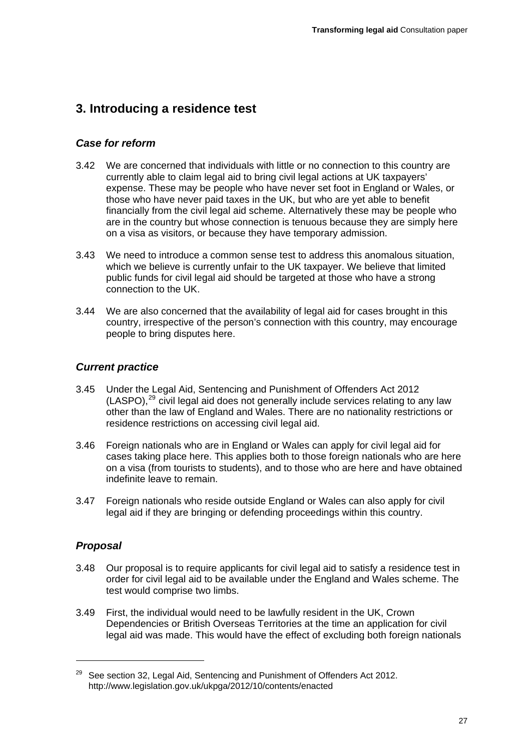## 3. Introducing a residence test

### *Case for reform*

3.42 We are concerned that individuals with little or no connection to this country are currently able to claim legal aid to bring civil legal actions at UK taxpayers' expense. These may be people who have never set foot in England or Wales, or those who have never paid taxes in the UK, but who are yet able to benefit financially from the civil legal aid scheme. Alternatively these may be people who are in the country but whose connection is tenuous because they are simply here on a visa as visitors, or because they have temporary admission.

3.43 We need to introduce a common sense test to address this anomalous situation, which we believe is currently unfair to the UK taxpayer. We believe that limited public funds for civil legal aid should be targeted at those who have a strong connection to the UK.

3.44 We are also concerned that the availability of legal aid for cases brought in this country, irrespective of the person's connection with this country, may encourage people to bring disputes here.

### *Current practice*

3.45 Under the Legal Aid, Sentencing and Punishment of Offenders Act 2012 (LASPO),[29] civil legal aid does not generally include services relating to any law other than the law of England and Wales. There are no nationality restrictions or residence restrictions on accessing civil legal aid.

3.46 Foreign nationals who are in England or Wales can apply for civil legal aid for cases taking place here. This applies both to those foreign nationals who are here on a visa (from tourists to students), and to those who are here and have obtained indefinite leave to remain.

3.47 Foreign nationals who reside outside England or Wales can also apply for civil legal aid if they are bringing or defending proceedings within this country.

### *Proposal*

3.48 Our proposal is to require applicants for civil legal aid to satisfy a residence test in order for civil legal aid to be available under the England and Wales scheme. The test would comprise two limbs.

3.49 First, the individual would need to be lawfully resident in the UK, Crown Dependencies or British Overseas Territories at the time an application for civil legal aid was made. This would have the effect of excluding both foreign nationals

---

[29] See section 32, Legal Aid, Sentencing and Punishment of Offenders Act 2012. http://www.legislation.gov.uk/ukpga/2012/10/contents/enacted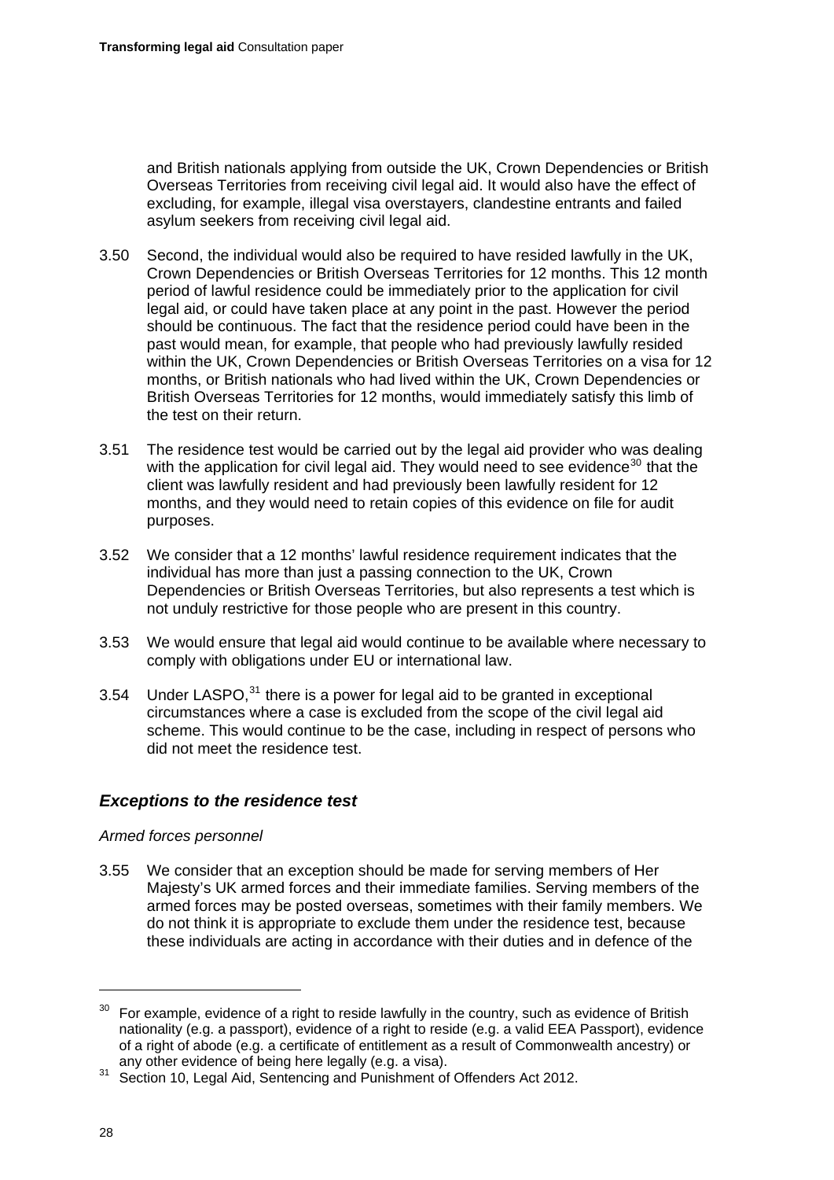and British nationals applying from outside the UK, Crown Dependencies or British Overseas Territories from receiving civil legal aid. It would also have the effect of excluding, for example, illegal visa overstayers, clandestine entrants and failed asylum seekers from receiving civil legal aid.

3.50 Second, the individual would also be required to have resided lawfully in the UK, Crown Dependencies or British Overseas Territories for 12 months. This 12 month period of lawful residence could be immediately prior to the application for civil legal aid, or could have taken place at any point in the past. However the period should be continuous. The fact that the residence period could have been in the past would mean, for example, that people who had previously lawfully resided within the UK, Crown Dependencies or British Overseas Territories on a visa for 12 months, or British nationals who had lived within the UK, Crown Dependencies or British Overseas Territories for 12 months, would immediately satisfy this limb of the test on their return.

3.51 The residence test would be carried out by the legal aid provider who was dealing with the application for civil legal aid. They would need to see evidence[30] that the client was lawfully resident and had previously been lawfully resident for 12 months, and they would need to retain copies of this evidence on file for audit purposes.

3.52 We consider that a 12 months' lawful residence requirement indicates that the individual has more than just a passing connection to the UK, Crown Dependencies or British Overseas Territories, but also represents a test which is not unduly restrictive for those people who are present in this country.

3.53 We would ensure that legal aid would continue to be available where necessary to comply with obligations under EU or international law.

3.54 Under LASPO,[31] there is a power for legal aid to be granted in exceptional circumstances where a case is excluded from the scope of the civil legal aid scheme. This would continue to be the case, including in respect of persons who did not meet the residence test.

### *Exceptions to the residence test*

*Armed forces personnel*

3.55 We consider that an exception should be made for serving members of Her Majesty's UK armed forces and their immediate families. Serving members of the armed forces may be posted overseas, sometimes with their family members. We do not think it is appropriate to exclude them under the residence test, because these individuals are acting in accordance with their duties and in defence of the

---

[30] For example, evidence of a right to reside lawfully in the country, such as evidence of British nationality (e.g. a passport), evidence of a right to reside (e.g. a valid EEA Passport), evidence of a right of abode (e.g. a certificate of entitlement as a result of Commonwealth ancestry) or any other evidence of being here legally (e.g. a visa).

[31] Section 10, Legal Aid, Sentencing and Punishment of Offenders Act 2012.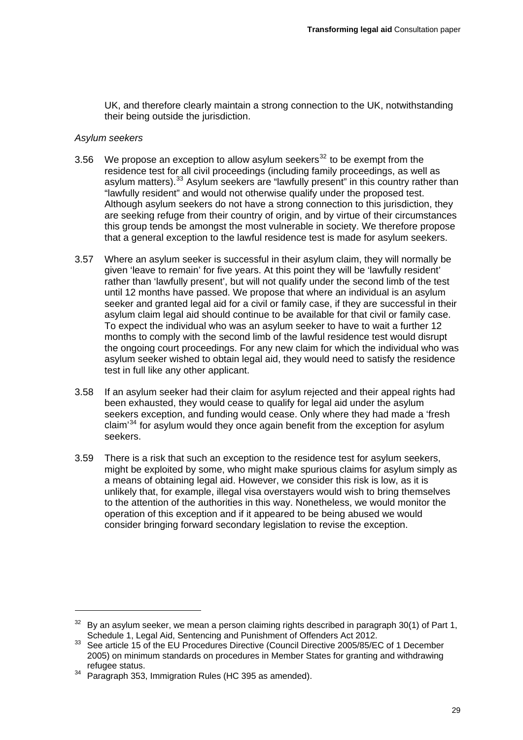UK, and therefore clearly maintain a strong connection to the UK, notwithstanding their being outside the jurisdiction.

*Asylum seekers*

3.56 We propose an exception to allow asylum seekers[32] to be exempt from the residence test for all civil proceedings (including family proceedings, as well as asylum matters).[33] Asylum seekers are "lawfully present" in this country rather than "lawfully resident" and would not otherwise qualify under the proposed test. Although asylum seekers do not have a strong connection to this jurisdiction, they are seeking refuge from their country of origin, and by virtue of their circumstances this group tends be amongst the most vulnerable in society. We therefore propose that a general exception to the lawful residence test is made for asylum seekers.

3.57 Where an asylum seeker is successful in their asylum claim, they will normally be given 'leave to remain' for five years. At this point they will be 'lawfully resident' rather than 'lawfully present', but will not qualify under the second limb of the test until 12 months have passed. We propose that where an individual is an asylum seeker and granted legal aid for a civil or family case, if they are successful in their asylum claim legal aid should continue to be available for that civil or family case. To expect the individual who was an asylum seeker to have to wait a further 12 months to comply with the second limb of the lawful residence test would disrupt the ongoing court proceedings. For any new claim for which the individual who was asylum seeker wished to obtain legal aid, they would need to satisfy the residence test in full like any other applicant.

3.58 If an asylum seeker had their claim for asylum rejected and their appeal rights had been exhausted, they would cease to qualify for legal aid under the asylum seekers exception, and funding would cease. Only where they had made a 'fresh claim'[34] for asylum would they once again benefit from the exception for asylum seekers.

3.59 There is a risk that such an exception to the residence test for asylum seekers, might be exploited by some, who might make spurious claims for asylum simply as a means of obtaining legal aid. However, we consider this risk is low, as it is unlikely that, for example, illegal visa overstayers would wish to bring themselves to the attention of the authorities in this way. Nonetheless, we would monitor the operation of this exception and if it appeared to be being abused we would consider bringing forward secondary legislation to revise the exception.

---

[32] By an asylum seeker, we mean a person claiming rights described in paragraph 30(1) of Part 1, Schedule 1, Legal Aid, Sentencing and Punishment of Offenders Act 2012.

[33] See article 15 of the EU Procedures Directive (Council Directive 2005/85/EC of 1 December 2005) on minimum standards on procedures in Member States for granting and withdrawing refugee status.

[34] Paragraph 353, Immigration Rules (HC 395 as amended).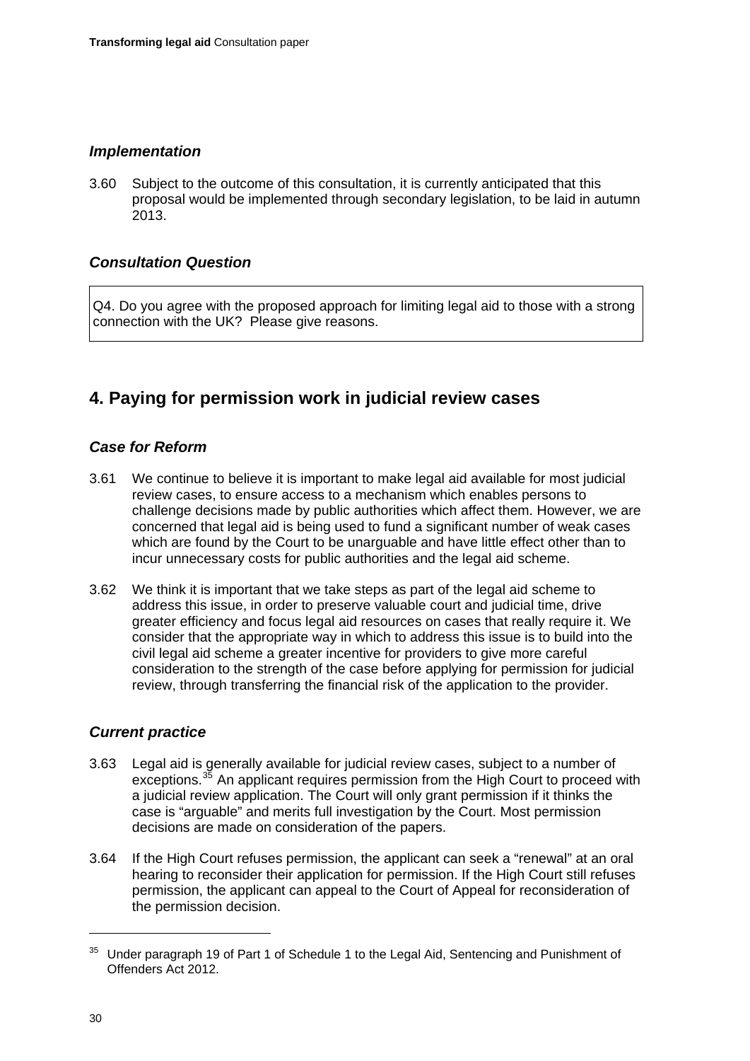### *Implementation*

3.60 Subject to the outcome of this consultation, it is currently anticipated that this proposal would be implemented through secondary legislation, to be laid in autumn 2013.

### *Consultation Question*

> Q4. Do you agree with the proposed approach for limiting legal aid to those with a strong connection with the UK? Please give reasons.

## 4. Paying for permission work in judicial review cases

### *Case for Reform*

3.61 We continue to believe it is important to make legal aid available for most judicial review cases, to ensure access to a mechanism which enables persons to challenge decisions made by public authorities which affect them. However, we are concerned that legal aid is being used to fund a significant number of weak cases which are found by the Court to be unarguable and have little effect other than to incur unnecessary costs for public authorities and the legal aid scheme.

3.62 We think it is important that we take steps as part of the legal aid scheme to address this issue, in order to preserve valuable court and judicial time, drive greater efficiency and focus legal aid resources on cases that really require it. We consider that the appropriate way in which to address this issue is to build into the civil legal aid scheme a greater incentive for providers to give more careful consideration to the strength of the case before applying for permission for judicial review, through transferring the financial risk of the application to the provider.

### *Current practice*

3.63 Legal aid is generally available for judicial review cases, subject to a number of exceptions.[35] An applicant requires permission from the High Court to proceed with a judicial review application. The Court will only grant permission if it thinks the case is "arguable" and merits full investigation by the Court. Most permission decisions are made on consideration of the papers.

3.64 If the High Court refuses permission, the applicant can seek a "renewal" at an oral hearing to reconsider their application for permission. If the High Court still refuses permission, the applicant can appeal to the Court of Appeal for reconsideration of the permission decision.

---

[35] Under paragraph 19 of Part 1 of Schedule 1 to the Legal Aid, Sentencing and Punishment of Offenders Act 2012.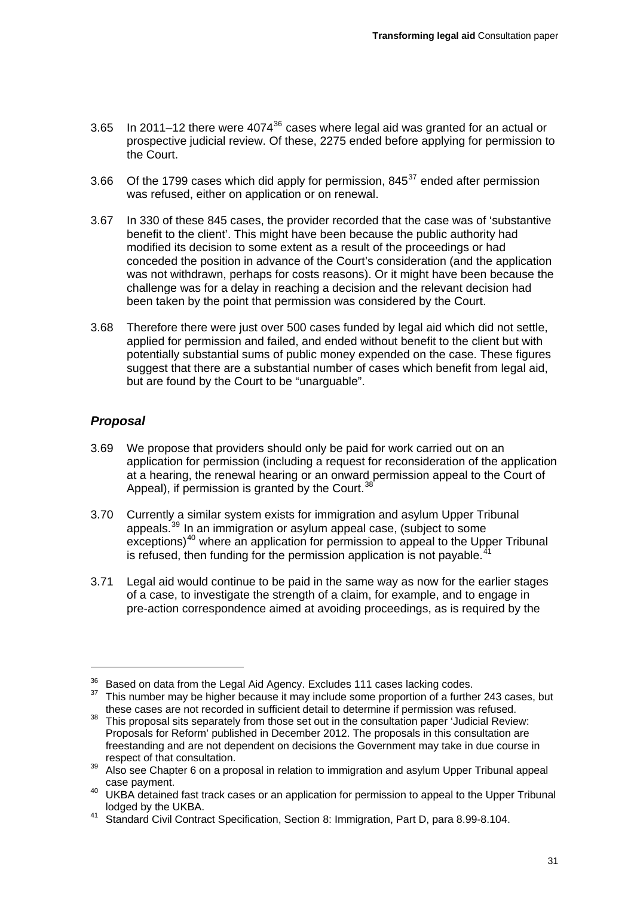3.65 In 2011–12 there were 4074[36] cases where legal aid was granted for an actual or prospective judicial review. Of these, 2275 ended before applying for permission to the Court.

3.66 Of the 1799 cases which did apply for permission, 845[37] ended after permission was refused, either on application or on renewal.

3.67 In 330 of these 845 cases, the provider recorded that the case was of 'substantive benefit to the client'. This might have been because the public authority had modified its decision to some extent as a result of the proceedings or had conceded the position in advance of the Court's consideration (and the application was not withdrawn, perhaps for costs reasons). Or it might have been because the challenge was for a delay in reaching a decision and the relevant decision had been taken by the point that permission was considered by the Court.

3.68 Therefore there were just over 500 cases funded by legal aid which did not settle, applied for permission and failed, and ended without benefit to the client but with potentially substantial sums of public money expended on the case. These figures suggest that there are a substantial number of cases which benefit from legal aid, but are found by the Court to be "unarguable".

### *Proposal*

3.69 We propose that providers should only be paid for work carried out on an application for permission (including a request for reconsideration of the application at a hearing, the renewal hearing or an onward permission appeal to the Court of Appeal), if permission is granted by the Court.[38]

3.70 Currently a similar system exists for immigration and asylum Upper Tribunal appeals.[39] In an immigration or asylum appeal case, (subject to some exceptions)[40] where an application for permission to appeal to the Upper Tribunal is refused, then funding for the permission application is not payable.[41]

3.71 Legal aid would continue to be paid in the same way as now for the earlier stages of a case, to investigate the strength of a claim, for example, and to engage in pre-action correspondence aimed at avoiding proceedings, as is required by the

---

[36] Based on data from the Legal Aid Agency. Excludes 111 cases lacking codes.

[37] This number may be higher because it may include some proportion of a further 243 cases, but these cases are not recorded in sufficient detail to determine if permission was refused.

[38] This proposal sits separately from those set out in the consultation paper 'Judicial Review: Proposals for Reform' published in December 2012. The proposals in this consultation are freestanding and are not dependent on decisions the Government may take in due course in respect of that consultation.

[39] Also see Chapter 6 on a proposal in relation to immigration and asylum Upper Tribunal appeal case payment.

[40] UKBA detained fast track cases or an application for permission to appeal to the Upper Tribunal lodged by the UKBA.

[41] Standard Civil Contract Specification, Section 8: Immigration, Part D, para 8.99-8.104.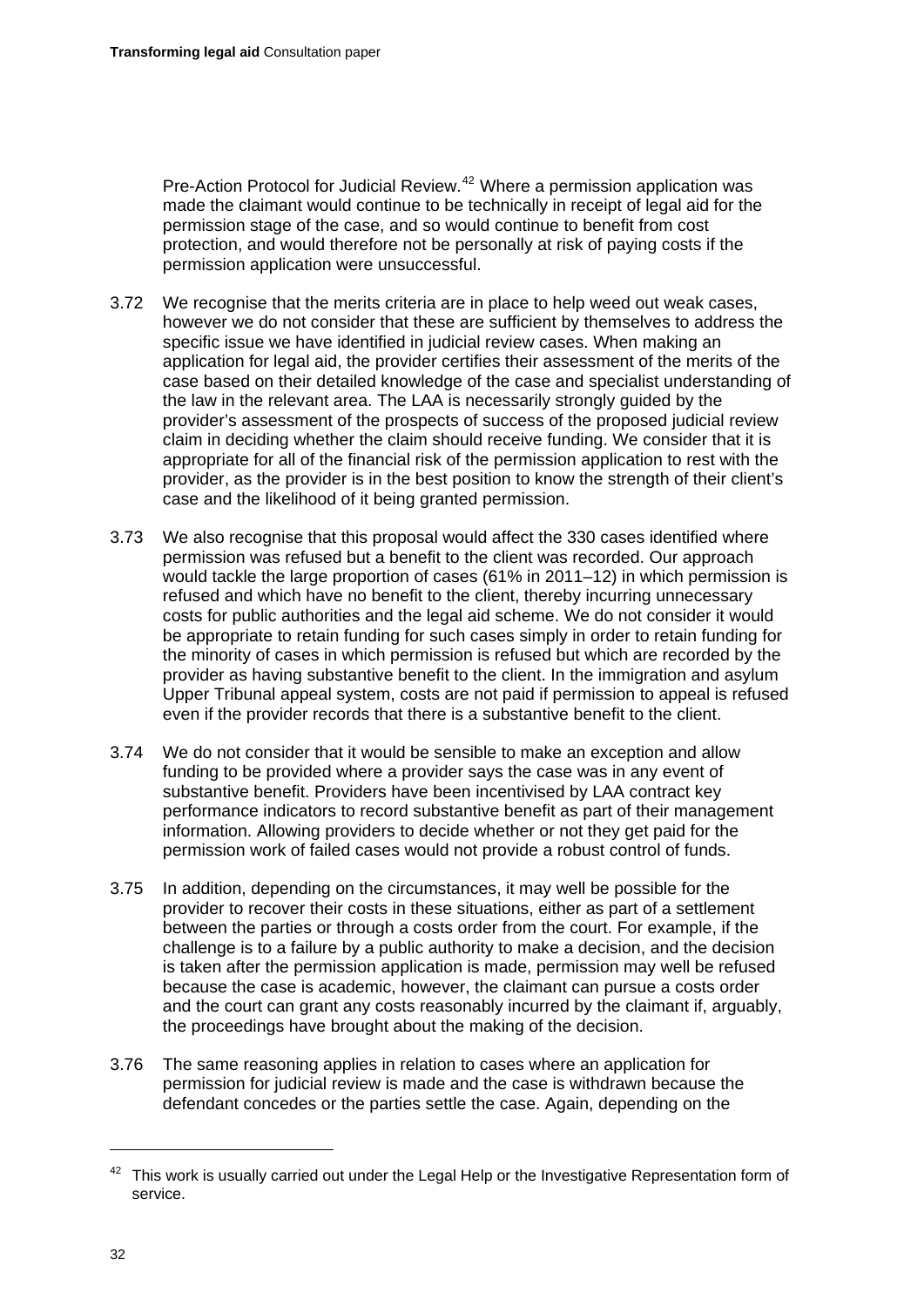Pre-Action Protocol for Judicial Review.[42] Where a permission application was made the claimant would continue to be technically in receipt of legal aid for the permission stage of the case, and so would continue to benefit from cost protection, and would therefore not be personally at risk of paying costs if the permission application were unsuccessful.

3.72 We recognise that the merits criteria are in place to help weed out weak cases, however we do not consider that these are sufficient by themselves to address the specific issue we have identified in judicial review cases. When making an application for legal aid, the provider certifies their assessment of the merits of the case based on their detailed knowledge of the case and specialist understanding of the law in the relevant area. The LAA is necessarily strongly guided by the provider's assessment of the prospects of success of the proposed judicial review claim in deciding whether the claim should receive funding. We consider that it is appropriate for all of the financial risk of the permission application to rest with the provider, as the provider is in the best position to know the strength of their client's case and the likelihood of it being granted permission.

3.73 We also recognise that this proposal would affect the 330 cases identified where permission was refused but a benefit to the client was recorded. Our approach would tackle the large proportion of cases (61% in 2011–12) in which permission is refused and which have no benefit to the client, thereby incurring unnecessary costs for public authorities and the legal aid scheme. We do not consider it would be appropriate to retain funding for such cases simply in order to retain funding for the minority of cases in which permission is refused but which are recorded by the provider as having substantive benefit to the client. In the immigration and asylum Upper Tribunal appeal system, costs are not paid if permission to appeal is refused even if the provider records that there is a substantive benefit to the client.

3.74 We do not consider that it would be sensible to make an exception and allow funding to be provided where a provider says the case was in any event of substantive benefit. Providers have been incentivised by LAA contract key performance indicators to record substantive benefit as part of their management information. Allowing providers to decide whether or not they get paid for the permission work of failed cases would not provide a robust control of funds.

3.75 In addition, depending on the circumstances, it may well be possible for the provider to recover their costs in these situations, either as part of a settlement between the parties or through a costs order from the court. For example, if the challenge is to a failure by a public authority to make a decision, and the decision is taken after the permission application is made, permission may well be refused because the case is academic, however, the claimant can pursue a costs order and the court can grant any costs reasonably incurred by the claimant if, arguably, the proceedings have brought about the making of the decision.

3.76 The same reasoning applies in relation to cases where an application for permission for judicial review is made and the case is withdrawn because the defendant concedes or the parties settle the case. Again, depending on the

[42] This work is usually carried out under the Legal Help or the Investigative Representation form of service.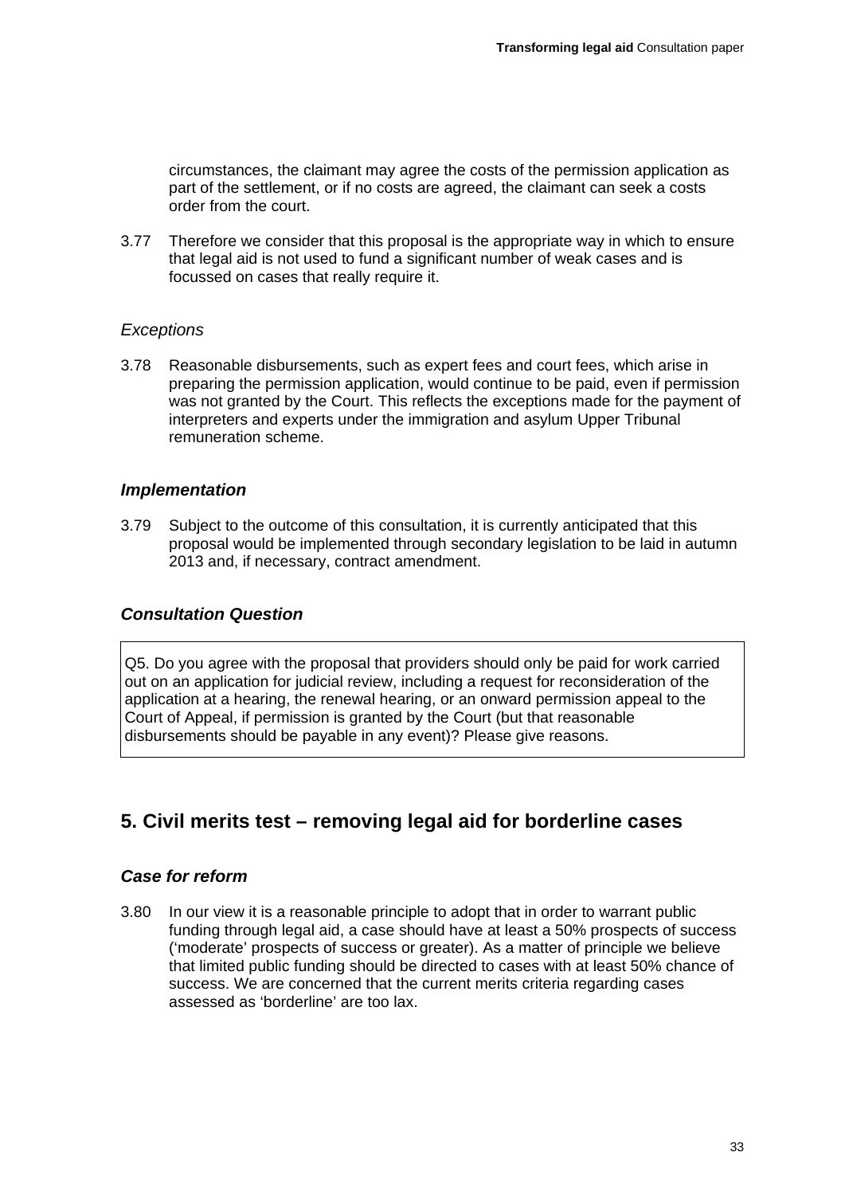circumstances, the claimant may agree the costs of the permission application as part of the settlement, or if no costs are agreed, the claimant can seek a costs order from the court.

3.77 Therefore we consider that this proposal is the appropriate way in which to ensure that legal aid is not used to fund a significant number of weak cases and is focussed on cases that really require it.

*Exceptions*

3.78 Reasonable disbursements, such as expert fees and court fees, which arise in preparing the permission application, would continue to be paid, even if permission was not granted by the Court. This reflects the exceptions made for the payment of interpreters and experts under the immigration and asylum Upper Tribunal remuneration scheme.

### *Implementation*

3.79 Subject to the outcome of this consultation, it is currently anticipated that this proposal would be implemented through secondary legislation to be laid in autumn 2013 and, if necessary, contract amendment.

### *Consultation Question*

> Q5. Do you agree with the proposal that providers should only be paid for work carried out on an application for judicial review, including a request for reconsideration of the application at a hearing, the renewal hearing, or an onward permission appeal to the Court of Appeal, if permission is granted by the Court (but that reasonable disbursements should be payable in any event)? Please give reasons.

## 5. Civil merits test – removing legal aid for borderline cases

### *Case for reform*

3.80 In our view it is a reasonable principle to adopt that in order to warrant public funding through legal aid, a case should have at least a 50% prospects of success ('moderate' prospects of success or greater). As a matter of principle we believe that limited public funding should be directed to cases with at least 50% chance of success. We are concerned that the current merits criteria regarding cases assessed as 'borderline' are too lax.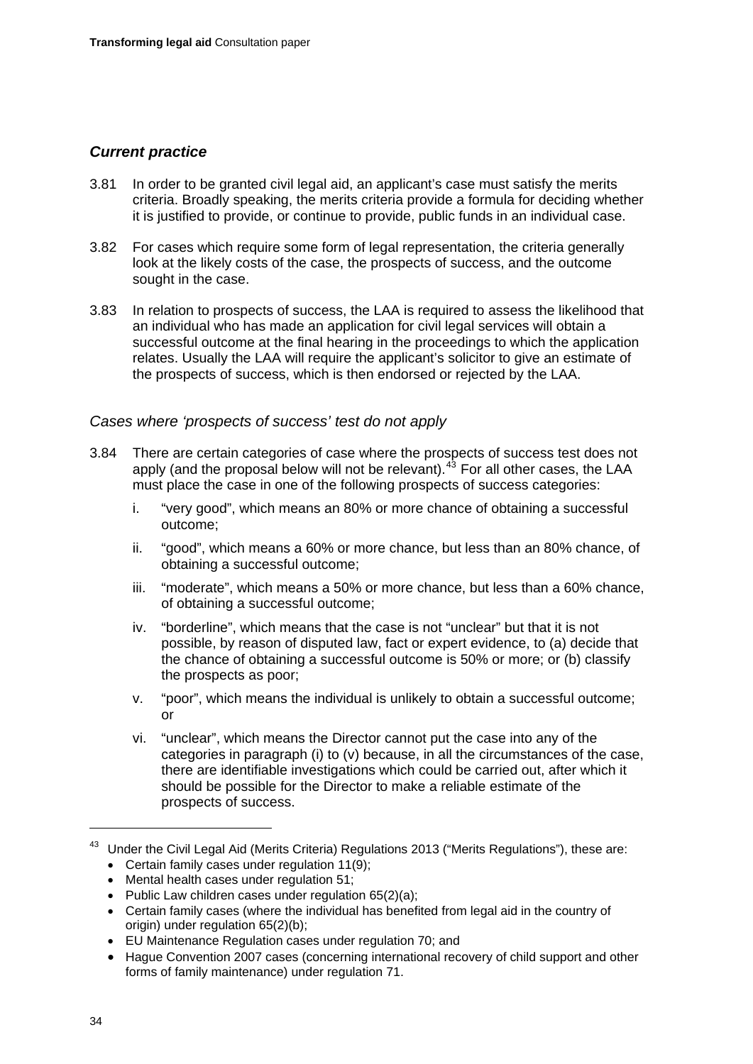## *Current practice*

3.81 In order to be granted civil legal aid, an applicant's case must satisfy the merits criteria. Broadly speaking, the merits criteria provide a formula for deciding whether it is justified to provide, or continue to provide, public funds in an individual case.

3.82 For cases which require some form of legal representation, the criteria generally look at the likely costs of the case, the prospects of success, and the outcome sought in the case.

3.83 In relation to prospects of success, the LAA is required to assess the likelihood that an individual who has made an application for civil legal services will obtain a successful outcome at the final hearing in the proceedings to which the application relates. Usually the LAA will require the applicant's solicitor to give an estimate of the prospects of success, which is then endorsed or rejected by the LAA.

### *Cases where 'prospects of success' test do not apply*

3.84 There are certain categories of case where the prospects of success test does not apply (and the proposal below will not be relevant).[43] For all other cases, the LAA must place the case in one of the following prospects of success categories:

i. "very good", which means an 80% or more chance of obtaining a successful outcome;

ii. "good", which means a 60% or more chance, but less than an 80% chance, of obtaining a successful outcome;

iii. "moderate", which means a 50% or more chance, but less than a 60% chance, of obtaining a successful outcome;

iv. "borderline", which means that the case is not "unclear" but that it is not possible, by reason of disputed law, fact or expert evidence, to (a) decide that the chance of obtaining a successful outcome is 50% or more; or (b) classify the prospects as poor;

v. "poor", which means the individual is unlikely to obtain a successful outcome; or

vi. "unclear", which means the Director cannot put the case into any of the categories in paragraph (i) to (v) because, in all the circumstances of the case, there are identifiable investigations which could be carried out, after which it should be possible for the Director to make a reliable estimate of the prospects of success.

---

[43] Under the Civil Legal Aid (Merits Criteria) Regulations 2013 ("Merits Regulations"), these are:

- Certain family cases under regulation 11(9);
- Mental health cases under regulation 51;
- Public Law children cases under regulation 65(2)(a);
- Certain family cases (where the individual has benefited from legal aid in the country of origin) under regulation 65(2)(b);
- EU Maintenance Regulation cases under regulation 70; and
- Hague Convention 2007 cases (concerning international recovery of child support and other forms of family maintenance) under regulation 71.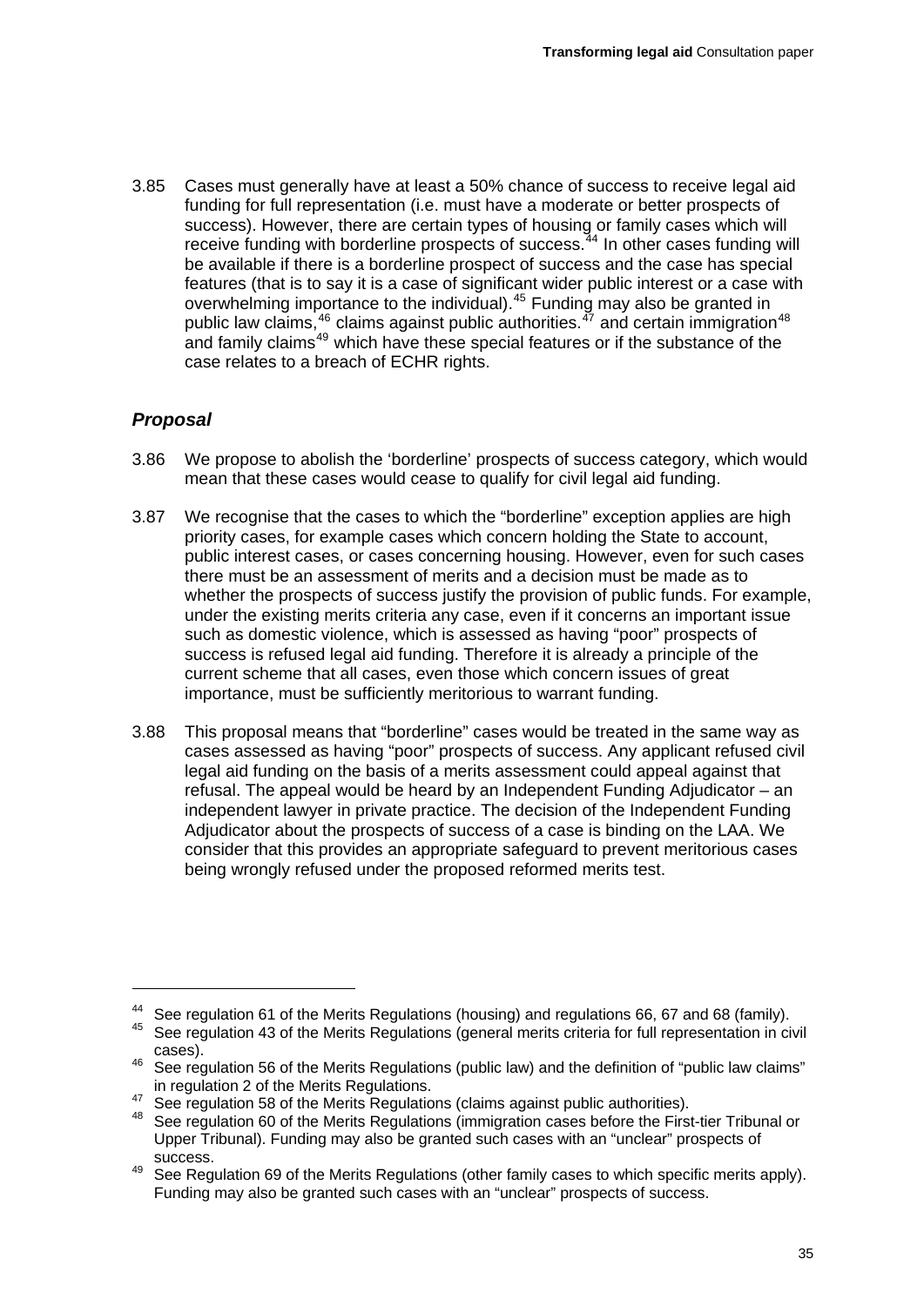3.85 Cases must generally have at least a 50% chance of success to receive legal aid funding for full representation (i.e. must have a moderate or better prospects of success). However, there are certain types of housing or family cases which will receive funding with borderline prospects of success.[44] In other cases funding will be available if there is a borderline prospect of success and the case has special features (that is to say it is a case of significant wider public interest or a case with overwhelming importance to the individual).[45] Funding may also be granted in public law claims,[46] claims against public authorities.[47] and certain immigration[48] and family claims[49] which have these special features or if the substance of the case relates to a breach of ECHR rights.

### *Proposal*

3.86 We propose to abolish the 'borderline' prospects of success category, which would mean that these cases would cease to qualify for civil legal aid funding.

3.87 We recognise that the cases to which the "borderline" exception applies are high priority cases, for example cases which concern holding the State to account, public interest cases, or cases concerning housing. However, even for such cases there must be an assessment of merits and a decision must be made as to whether the prospects of success justify the provision of public funds. For example, under the existing merits criteria any case, even if it concerns an important issue such as domestic violence, which is assessed as having "poor" prospects of success is refused legal aid funding. Therefore it is already a principle of the current scheme that all cases, even those which concern issues of great importance, must be sufficiently meritorious to warrant funding.

3.88 This proposal means that "borderline" cases would be treated in the same way as cases assessed as having "poor" prospects of success. Any applicant refused civil legal aid funding on the basis of a merits assessment could appeal against that refusal. The appeal would be heard by an Independent Funding Adjudicator – an independent lawyer in private practice. The decision of the Independent Funding Adjudicator about the prospects of success of a case is binding on the LAA. We consider that this provides an appropriate safeguard to prevent meritorious cases being wrongly refused under the proposed reformed merits test.

---

[44] See regulation 61 of the Merits Regulations (housing) and regulations 66, 67 and 68 (family).

[45] See regulation 43 of the Merits Regulations (general merits criteria for full representation in civil cases).

[46] See regulation 56 of the Merits Regulations (public law) and the definition of "public law claims" in regulation 2 of the Merits Regulations.

[47] See regulation 58 of the Merits Regulations (claims against public authorities).

[48] See regulation 60 of the Merits Regulations (immigration cases before the First-tier Tribunal or Upper Tribunal). Funding may also be granted such cases with an "unclear" prospects of success.

[49] See Regulation 69 of the Merits Regulations (other family cases to which specific merits apply). Funding may also be granted such cases with an "unclear" prospects of success.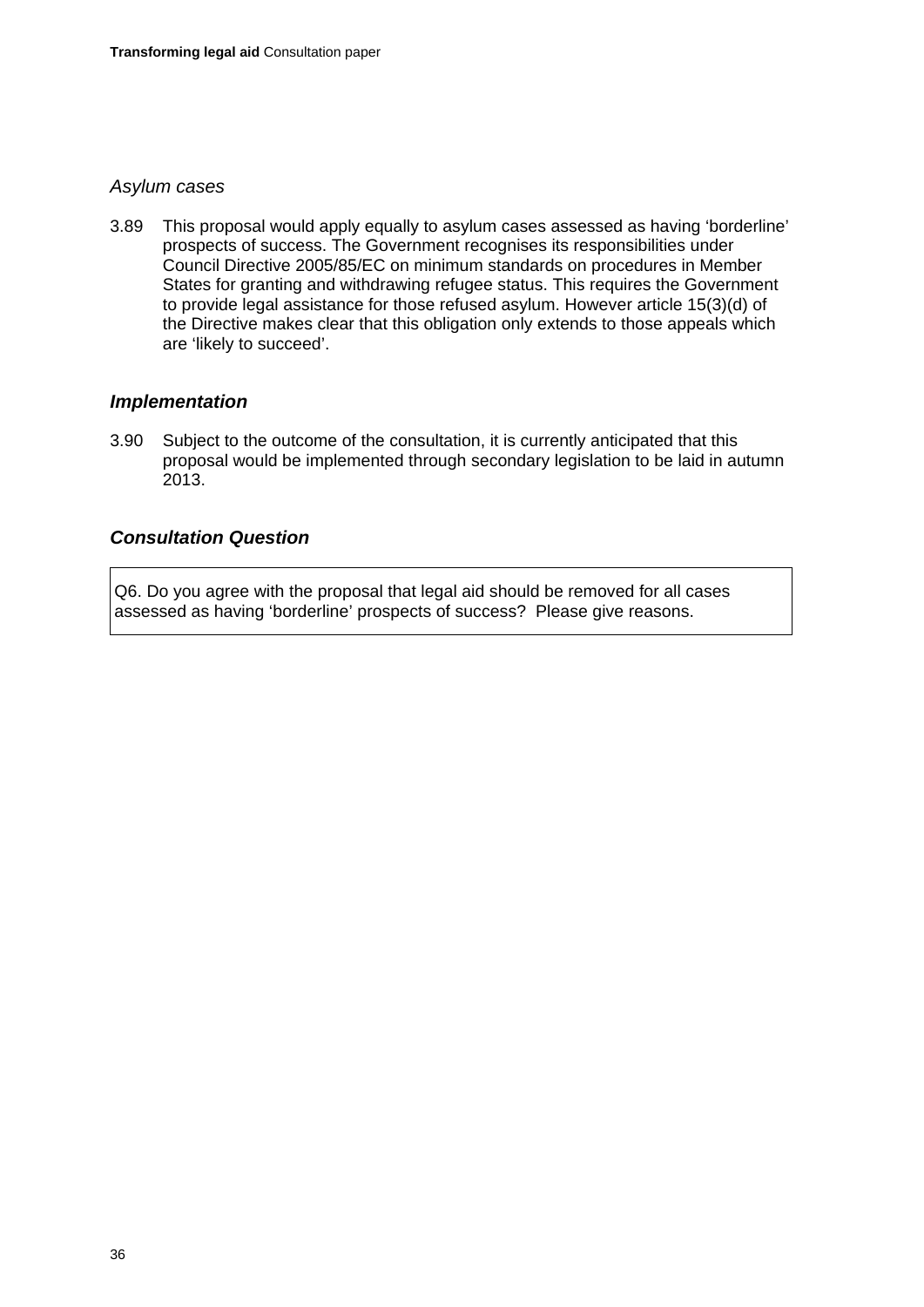*Asylum cases*

3.89 This proposal would apply equally to asylum cases assessed as having 'borderline' prospects of success. The Government recognises its responsibilities under Council Directive 2005/85/EC on minimum standards on procedures in Member States for granting and withdrawing refugee status. This requires the Government to provide legal assistance for those refused asylum. However article 15(3)(d) of the Directive makes clear that this obligation only extends to those appeals which are 'likely to succeed'.

### *Implementation*

3.90 Subject to the outcome of the consultation, it is currently anticipated that this proposal would be implemented through secondary legislation to be laid in autumn 2013.

### *Consultation Question*

Q6. Do you agree with the proposal that legal aid should be removed for all cases assessed as having 'borderline' prospects of success? Please give reasons.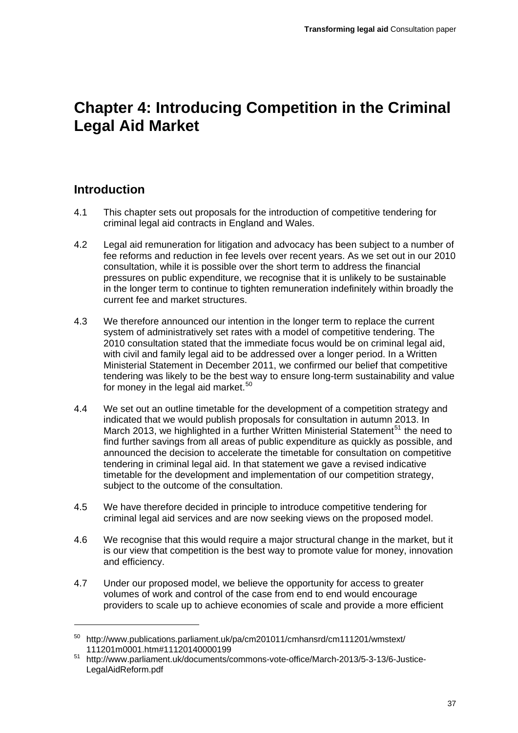# Chapter 4: Introducing Competition in the Criminal Legal Aid Market

## Introduction

4.1 This chapter sets out proposals for the introduction of competitive tendering for criminal legal aid contracts in England and Wales.

4.2 Legal aid remuneration for litigation and advocacy has been subject to a number of fee reforms and reduction in fee levels over recent years. As we set out in our 2010 consultation, while it is possible over the short term to address the financial pressures on public expenditure, we recognise that it is unlikely to be sustainable in the longer term to continue to tighten remuneration indefinitely within broadly the current fee and market structures.

4.3 We therefore announced our intention in the longer term to replace the current system of administratively set rates with a model of competitive tendering. The 2010 consultation stated that the immediate focus would be on criminal legal aid, with civil and family legal aid to be addressed over a longer period. In a Written Ministerial Statement in December 2011, we confirmed our belief that competitive tendering was likely to be the best way to ensure long-term sustainability and value for money in the legal aid market.[50]

4.4 We set out an outline timetable for the development of a competition strategy and indicated that we would publish proposals for consultation in autumn 2013. In March 2013, we highlighted in a further Written Ministerial Statement[51] the need to find further savings from all areas of public expenditure as quickly as possible, and announced the decision to accelerate the timetable for consultation on competitive tendering in criminal legal aid. In that statement we gave a revised indicative timetable for the development and implementation of our competition strategy, subject to the outcome of the consultation.

4.5 We have therefore decided in principle to introduce competitive tendering for criminal legal aid services and are now seeking views on the proposed model.

4.6 We recognise that this would require a major structural change in the market, but it is our view that competition is the best way to promote value for money, innovation and efficiency.

4.7 Under our proposed model, we believe the opportunity for access to greater volumes of work and control of the case from end to end would encourage providers to scale up to achieve economies of scale and provide a more efficient

---

[50] http://www.publications.parliament.uk/pa/cm201011/cmhansrd/cm111201/wmstext/111201m0001.htm#11120140000199

[51] http://www.parliament.uk/documents/commons-vote-office/March-2013/5-3-13/6-Justice-LegalAidReform.pdf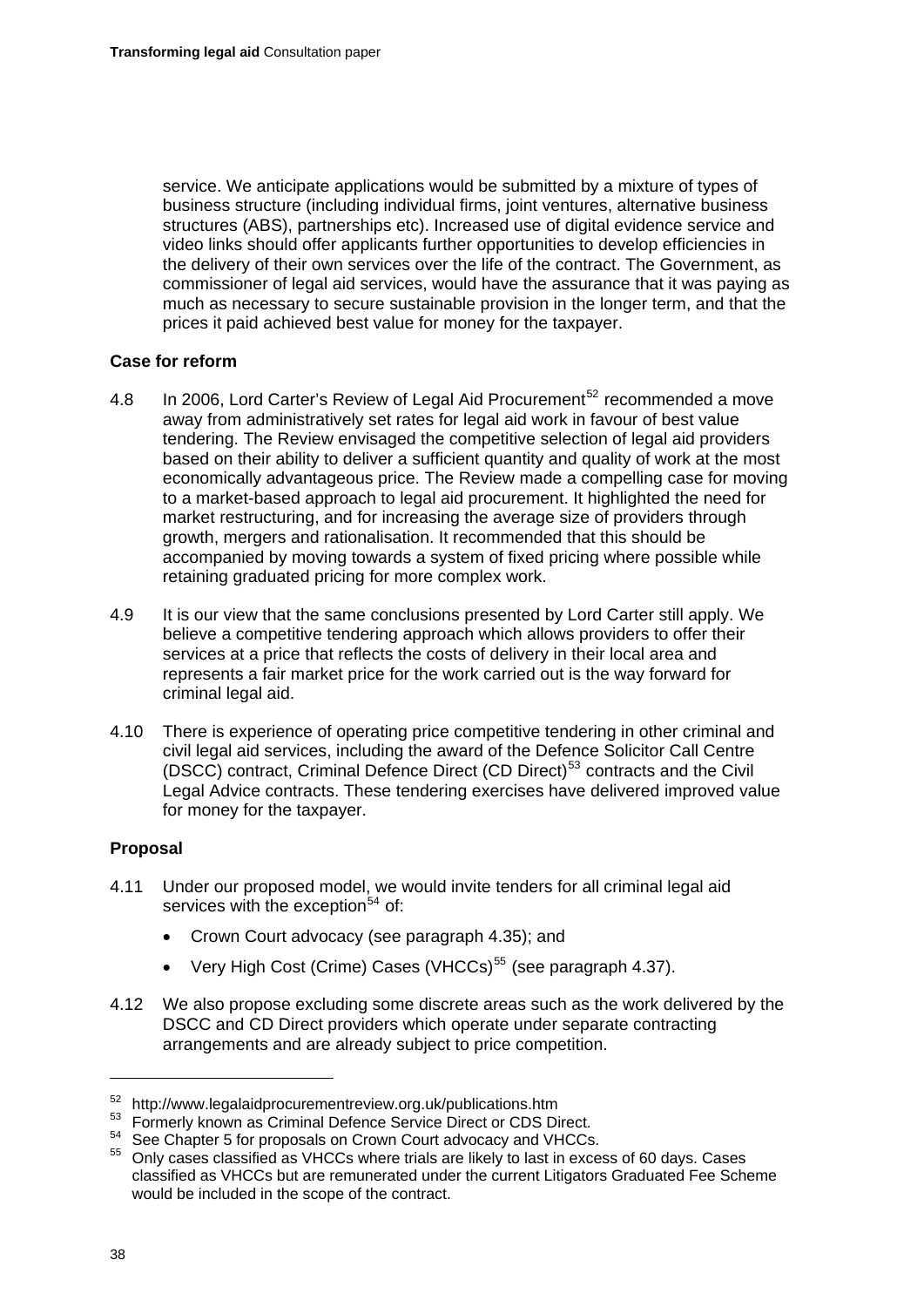service. We anticipate applications would be submitted by a mixture of types of business structure (including individual firms, joint ventures, alternative business structures (ABS), partnerships etc). Increased use of digital evidence service and video links should offer applicants further opportunities to develop efficiencies in the delivery of their own services over the life of the contract. The Government, as commissioner of legal aid services, would have the assurance that it was paying as much as necessary to secure sustainable provision in the longer term, and that the prices it paid achieved best value for money for the taxpayer.

**Case for reform**

4.8 In 2006, Lord Carter's Review of Legal Aid Procurement[52] recommended a move away from administratively set rates for legal aid work in favour of best value tendering. The Review envisaged the competitive selection of legal aid providers based on their ability to deliver a sufficient quantity and quality of work at the most economically advantageous price. The Review made a compelling case for moving to a market-based approach to legal aid procurement. It highlighted the need for market restructuring, and for increasing the average size of providers through growth, mergers and rationalisation. It recommended that this should be accompanied by moving towards a system of fixed pricing where possible while retaining graduated pricing for more complex work.

4.9 It is our view that the same conclusions presented by Lord Carter still apply. We believe a competitive tendering approach which allows providers to offer their services at a price that reflects the costs of delivery in their local area and represents a fair market price for the work carried out is the way forward for criminal legal aid.

4.10 There is experience of operating price competitive tendering in other criminal and civil legal aid services, including the award of the Defence Solicitor Call Centre (DSCC) contract, Criminal Defence Direct (CD Direct)[53] contracts and the Civil Legal Advice contracts. These tendering exercises have delivered improved value for money for the taxpayer.

**Proposal**

4.11 Under our proposed model, we would invite tenders for all criminal legal aid services with the exception[54] of:

- Crown Court advocacy (see paragraph 4.35); and
- Very High Cost (Crime) Cases (VHCCs)[55] (see paragraph 4.37).

4.12 We also propose excluding some discrete areas such as the work delivered by the DSCC and CD Direct providers which operate under separate contracting arrangements and are already subject to price competition.

---

[52] http://www.legalaidprocurementreview.org.uk/publications.htm

[53] Formerly known as Criminal Defence Service Direct or CDS Direct.

[54] See Chapter 5 for proposals on Crown Court advocacy and VHCCs.

[55] Only cases classified as VHCCs where trials are likely to last in excess of 60 days. Cases classified as VHCCs but are remunerated under the current Litigators Graduated Fee Scheme would be included in the scope of the contract.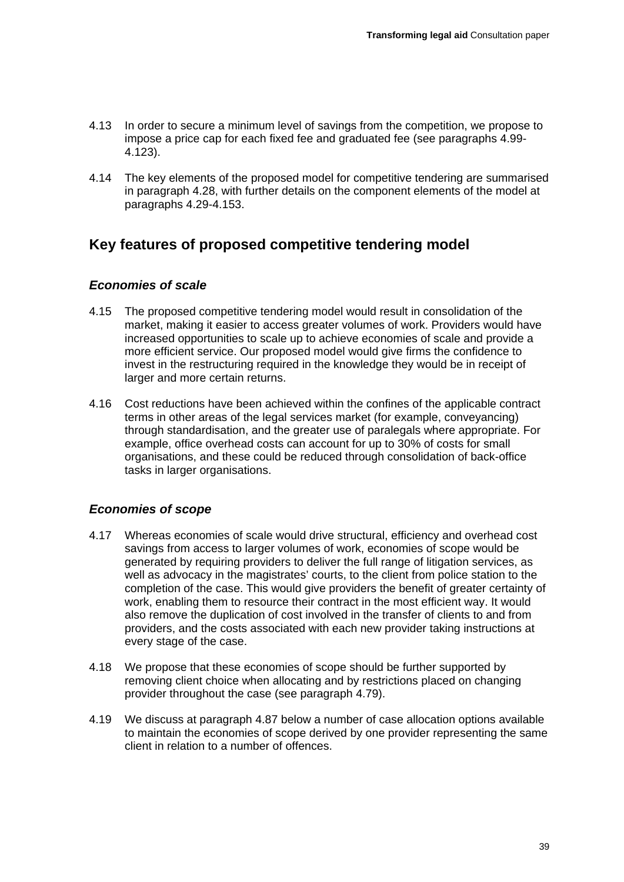4.13 In order to secure a minimum level of savings from the competition, we propose to impose a price cap for each fixed fee and graduated fee (see paragraphs 4.99-4.123).

4.14 The key elements of the proposed model for competitive tendering are summarised in paragraph 4.28, with further details on the component elements of the model at paragraphs 4.29-4.153.

## Key features of proposed competitive tendering model

### *Economies of scale*

4.15 The proposed competitive tendering model would result in consolidation of the market, making it easier to access greater volumes of work. Providers would have increased opportunities to scale up to achieve economies of scale and provide a more efficient service. Our proposed model would give firms the confidence to invest in the restructuring required in the knowledge they would be in receipt of larger and more certain returns.

4.16 Cost reductions have been achieved within the confines of the applicable contract terms in other areas of the legal services market (for example, conveyancing) through standardisation, and the greater use of paralegals where appropriate. For example, office overhead costs can account for up to 30% of costs for small organisations, and these could be reduced through consolidation of back-office tasks in larger organisations.

### *Economies of scope*

4.17 Whereas economies of scale would drive structural, efficiency and overhead cost savings from access to larger volumes of work, economies of scope would be generated by requiring providers to deliver the full range of litigation services, as well as advocacy in the magistrates' courts, to the client from police station to the completion of the case. This would give providers the benefit of greater certainty of work, enabling them to resource their contract in the most efficient way. It would also remove the duplication of cost involved in the transfer of clients to and from providers, and the costs associated with each new provider taking instructions at every stage of the case.

4.18 We propose that these economies of scope should be further supported by removing client choice when allocating and by restrictions placed on changing provider throughout the case (see paragraph 4.79).

4.19 We discuss at paragraph 4.87 below a number of case allocation options available to maintain the economies of scope derived by one provider representing the same client in relation to a number of offences.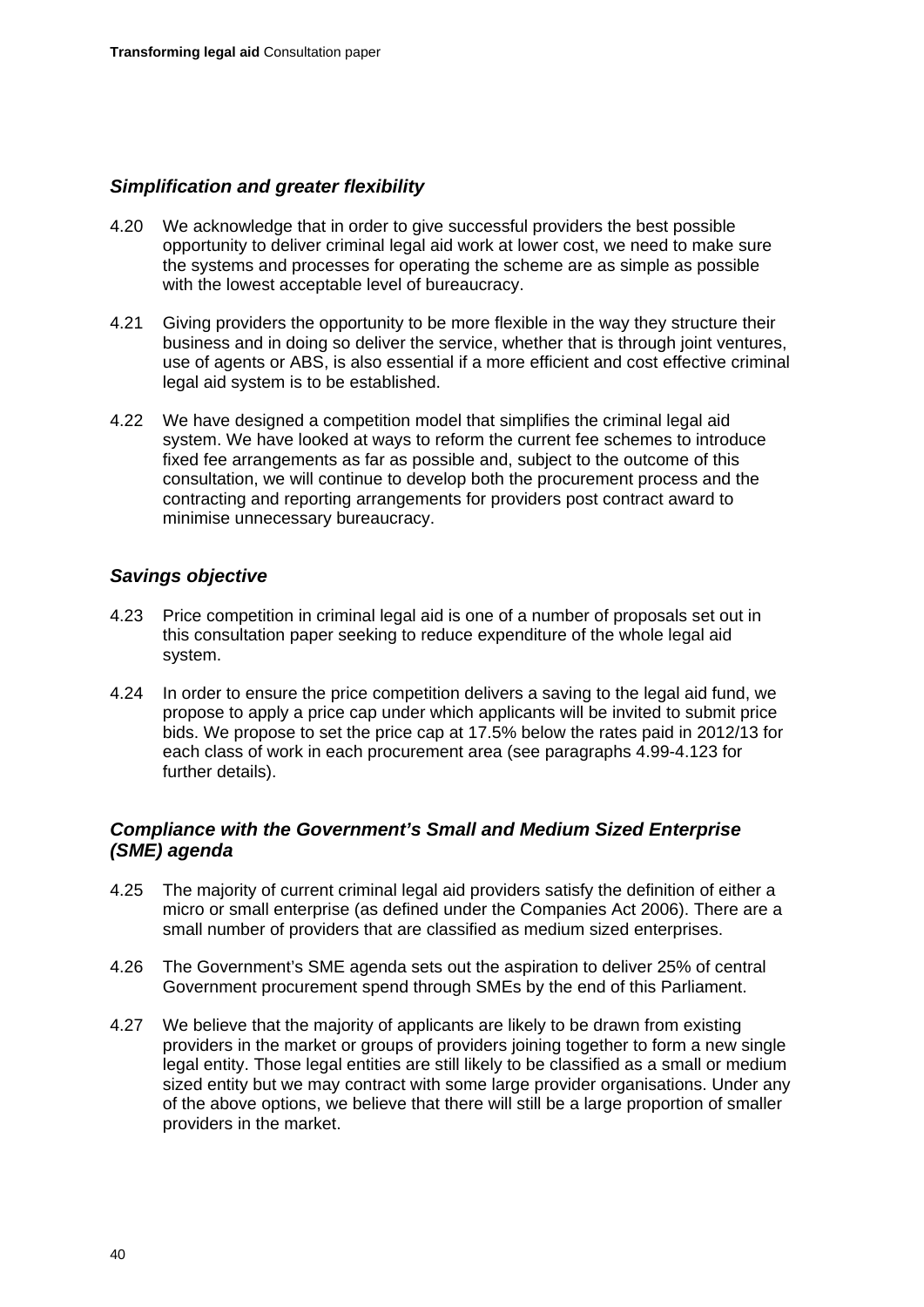### *Simplification and greater flexibility*

4.20 We acknowledge that in order to give successful providers the best possible opportunity to deliver criminal legal aid work at lower cost, we need to make sure the systems and processes for operating the scheme are as simple as possible with the lowest acceptable level of bureaucracy.

4.21 Giving providers the opportunity to be more flexible in the way they structure their business and in doing so deliver the service, whether that is through joint ventures, use of agents or ABS, is also essential if a more efficient and cost effective criminal legal aid system is to be established.

4.22 We have designed a competition model that simplifies the criminal legal aid system. We have looked at ways to reform the current fee schemes to introduce fixed fee arrangements as far as possible and, subject to the outcome of this consultation, we will continue to develop both the procurement process and the contracting and reporting arrangements for providers post contract award to minimise unnecessary bureaucracy.

### *Savings objective*

4.23 Price competition in criminal legal aid is one of a number of proposals set out in this consultation paper seeking to reduce expenditure of the whole legal aid system.

4.24 In order to ensure the price competition delivers a saving to the legal aid fund, we propose to apply a price cap under which applicants will be invited to submit price bids. We propose to set the price cap at 17.5% below the rates paid in 2012/13 for each class of work in each procurement area (see paragraphs 4.99-4.123 for further details).

### *Compliance with the Government's Small and Medium Sized Enterprise (SME) agenda*

4.25 The majority of current criminal legal aid providers satisfy the definition of either a micro or small enterprise (as defined under the Companies Act 2006). There are a small number of providers that are classified as medium sized enterprises.

4.26 The Government's SME agenda sets out the aspiration to deliver 25% of central Government procurement spend through SMEs by the end of this Parliament.

4.27 We believe that the majority of applicants are likely to be drawn from existing providers in the market or groups of providers joining together to form a new single legal entity. Those legal entities are still likely to be classified as a small or medium sized entity but we may contract with some large provider organisations. Under any of the above options, we believe that there will still be a large proportion of smaller providers in the market.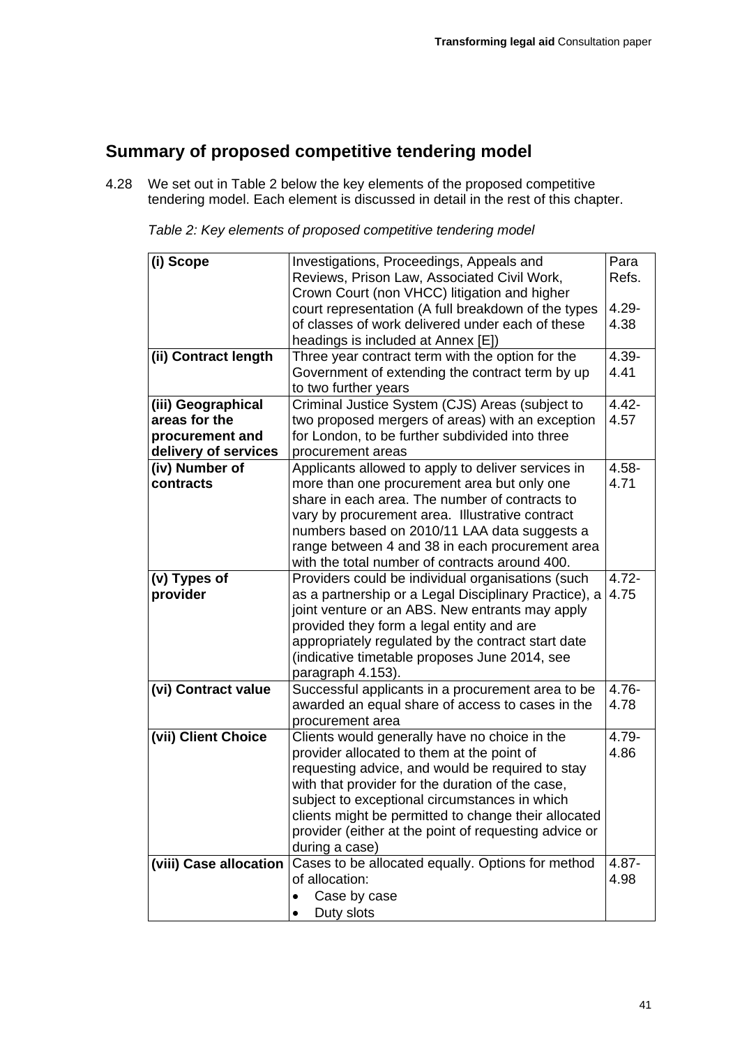## Summary of proposed competitive tendering model

4.28 We set out in Table 2 below the key elements of the proposed competitive tendering model. Each element is discussed in detail in the rest of this chapter.

*Table 2: Key elements of proposed competitive tendering model*

| | | |
|---|---|---|
| **(i) Scope** | Investigations, Proceedings, Appeals and Reviews, Prison Law, Associated Civil Work, Crown Court (non VHCC) litigation and higher court representation (A full breakdown of the types of classes of work delivered under each of these headings is included at Annex [E]) | Para Refs. 4.29-4.38 |
| **(ii) Contract length** | Three year contract term with the option for the Government of extending the contract term by up to two further years | 4.39-4.41 |
| **(iii) Geographical areas for the procurement and delivery of services** | Criminal Justice System (CJS) Areas (subject to two proposed mergers of areas) with an exception for London, to be further subdivided into three procurement areas | 4.42-4.57 |
| **(iv) Number of contracts** | Applicants allowed to apply to deliver services in more than one procurement area but only one share in each area. The number of contracts to vary by procurement area. Illustrative contract numbers based on 2010/11 LAA data suggests a range between 4 and 38 in each procurement area with the total number of contracts around 400. | 4.58-4.71 |
| **(v) Types of provider** | Providers could be individual organisations (such as a partnership or a Legal Disciplinary Practice), a joint venture or an ABS. New entrants may apply provided they form a legal entity and are appropriately regulated by the contract start date (indicative timetable proposes June 2014, see paragraph 4.153). | 4.72-4.75 |
| **(vi) Contract value** | Successful applicants in a procurement area to be awarded an equal share of access to cases in the procurement area | 4.76-4.78 |
| **(vii) Client Choice** | Clients would generally have no choice in the provider allocated to them at the point of requesting advice, and would be required to stay with that provider for the duration of the case, subject to exceptional circumstances in which clients might be permitted to change their allocated provider (either at the point of requesting advice or during a case) | 4.79-4.86 |
| **(viii) Case allocation** | Cases to be allocated equally. Options for method of allocation:<br>• Case by case<br>• Duty slots | 4.87-4.98 |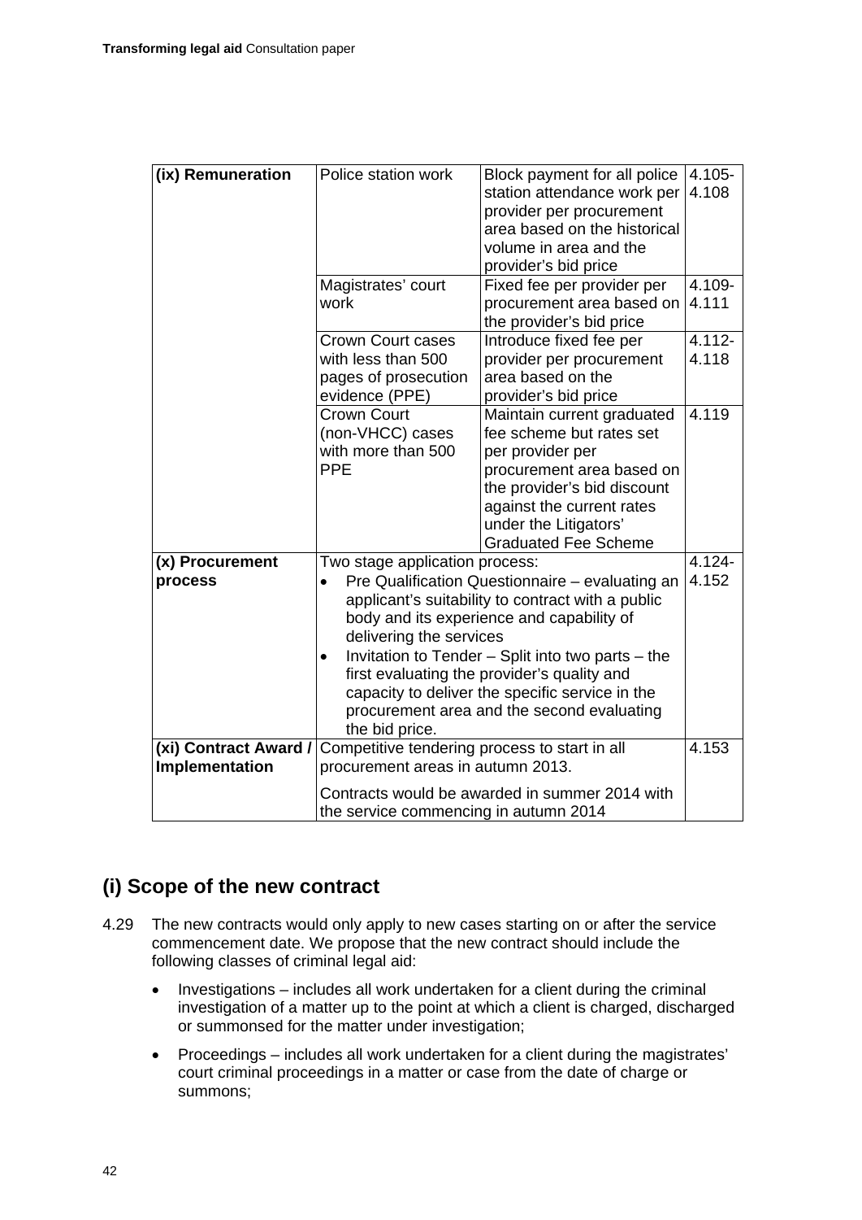| | | | |
|---|---|---|---|
| **(ix) Remuneration** | Police station work | Block payment for all police station attendance work per provider per procurement area based on the historical volume in area and the provider's bid price | 4.105-4.108 |
| | Magistrates' court work | Fixed fee per provider per procurement area based on the provider's bid price | 4.109-4.111 |
| | Crown Court cases with less than 500 pages of prosecution evidence (PPE) | Introduce fixed fee per provider per procurement area based on the provider's bid price | 4.112-4.118 |
| | Crown Court (non-VHCC) cases with more than 500 PPE | Maintain current graduated fee scheme but rates set per provider per procurement area based on the provider's bid discount against the current rates under the Litigators' Graduated Fee Scheme | 4.119 |
| **(x) Procurement process** | Two stage application process: <br>• Pre Qualification Questionnaire – evaluating an applicant's suitability to contract with a public body and its experience and capability of delivering the services <br>• Invitation to Tender – Split into two parts – the first evaluating the provider's quality and capacity to deliver the specific service in the procurement area and the second evaluating the bid price. | | 4.124-4.152 |
| **(xi) Contract Award / Implementation** | Competitive tendering process to start in all procurement areas in autumn 2013. <br>Contracts would be awarded in summer 2014 with the service commencing in autumn 2014 | | 4.153 |

## (i) Scope of the new contract

4.29 The new contracts would only apply to new cases starting on or after the service commencement date. We propose that the new contract should include the following classes of criminal legal aid:

- Investigations – includes all work undertaken for a client during the criminal investigation of a matter up to the point at which a client is charged, discharged or summonsed for the matter under investigation;
- Proceedings – includes all work undertaken for a client during the magistrates' court criminal proceedings in a matter or case from the date of charge or summons;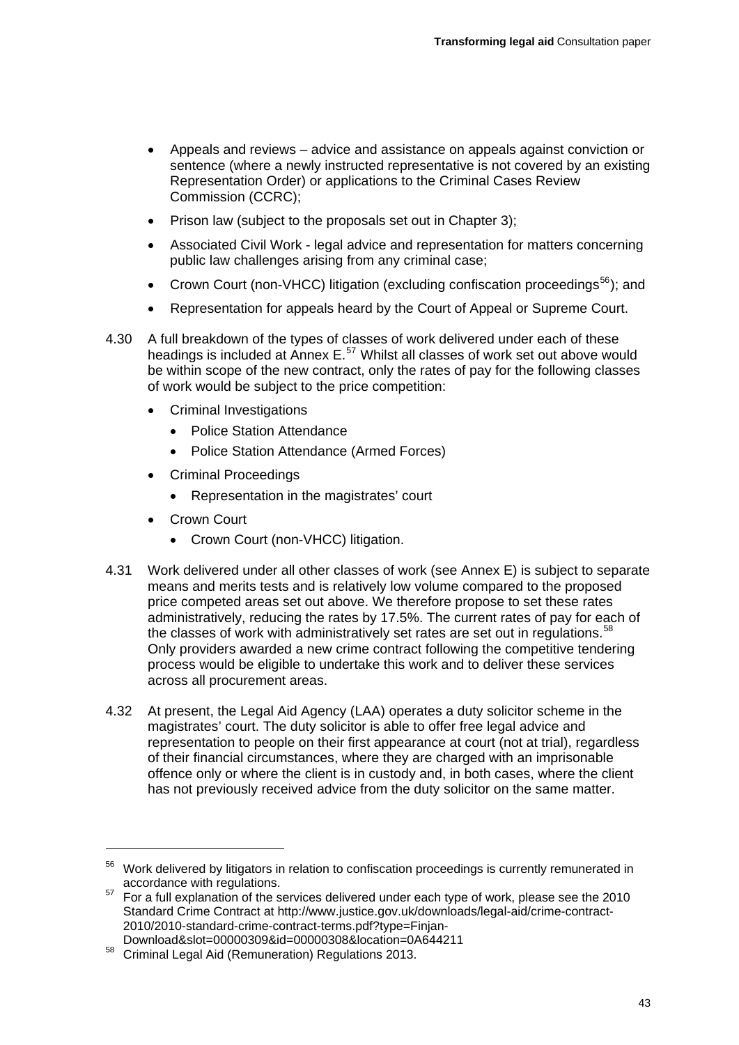- Appeals and reviews – advice and assistance on appeals against conviction or sentence (where a newly instructed representative is not covered by an existing Representation Order) or applications to the Criminal Cases Review Commission (CCRC);
- Prison law (subject to the proposals set out in Chapter 3);
- Associated Civil Work - legal advice and representation for matters concerning public law challenges arising from any criminal case;
- Crown Court (non-VHCC) litigation (excluding confiscation proceedings[56]); and
- Representation for appeals heard by the Court of Appeal or Supreme Court.

4.30 A full breakdown of the types of classes of work delivered under each of these headings is included at Annex E.[57] Whilst all classes of work set out above would be within scope of the new contract, only the rates of pay for the following classes of work would be subject to the price competition:

- Criminal Investigations
  - Police Station Attendance
  - Police Station Attendance (Armed Forces)
- Criminal Proceedings
  - Representation in the magistrates' court
- Crown Court
  - Crown Court (non-VHCC) litigation.

4.31 Work delivered under all other classes of work (see Annex E) is subject to separate means and merits tests and is relatively low volume compared to the proposed price competed areas set out above. We therefore propose to set these rates administratively, reducing the rates by 17.5%. The current rates of pay for each of the classes of work with administratively set rates are set out in regulations.[58] Only providers awarded a new crime contract following the competitive tendering process would be eligible to undertake this work and to deliver these services across all procurement areas.

4.32 At present, the Legal Aid Agency (LAA) operates a duty solicitor scheme in the magistrates' court. The duty solicitor is able to offer free legal advice and representation to people on their first appearance at court (not at trial), regardless of their financial circumstances, where they are charged with an imprisonable offence only or where the client is in custody and, in both cases, where the client has not previously received advice from the duty solicitor on the same matter.

---

[56] Work delivered by litigators in relation to confiscation proceedings is currently remunerated in accordance with regulations.

[57] For a full explanation of the services delivered under each type of work, please see the 2010 Standard Crime Contract at http://www.justice.gov.uk/downloads/legal-aid/crime-contract-2010/2010-standard-crime-contract-terms.pdf?type=Finjan-Download&slot=00000309&id=00000308&location=0A644211

[58] Criminal Legal Aid (Remuneration) Regulations 2013.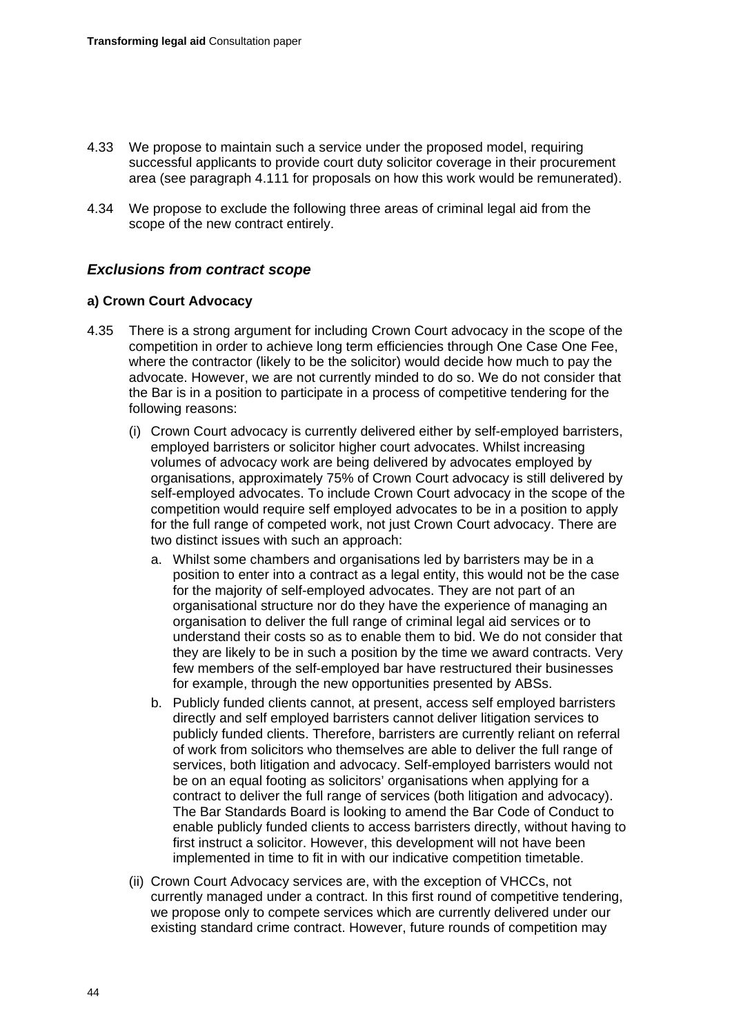4.33 We propose to maintain such a service under the proposed model, requiring successful applicants to provide court duty solicitor coverage in their procurement area (see paragraph 4.111 for proposals on how this work would be remunerated).

4.34 We propose to exclude the following three areas of criminal legal aid from the scope of the new contract entirely.

### *Exclusions from contract scope*

#### a) Crown Court Advocacy

4.35 There is a strong argument for including Crown Court advocacy in the scope of the competition in order to achieve long term efficiencies through One Case One Fee, where the contractor (likely to be the solicitor) would decide how much to pay the advocate. However, we are not currently minded to do so. We do not consider that the Bar is in a position to participate in a process of competitive tendering for the following reasons:

   (i) Crown Court advocacy is currently delivered either by self-employed barristers, employed barristers or solicitor higher court advocates. Whilst increasing volumes of advocacy work are being delivered by advocates employed by organisations, approximately 75% of Crown Court advocacy is still delivered by self-employed advocates. To include Crown Court advocacy in the scope of the competition would require self employed advocates to be in a position to apply for the full range of competed work, not just Crown Court advocacy. There are two distinct issues with such an approach:

      a. Whilst some chambers and organisations led by barristers may be in a position to enter into a contract as a legal entity, this would not be the case for the majority of self-employed advocates. They are not part of an organisational structure nor do they have the experience of managing an organisation to deliver the full range of criminal legal aid services or to understand their costs so as to enable them to bid. We do not consider that they are likely to be in such a position by the time we award contracts. Very few members of the self-employed bar have restructured their businesses for example, through the new opportunities presented by ABSs.

      b. Publicly funded clients cannot, at present, access self employed barristers directly and self employed barristers cannot deliver litigation services to publicly funded clients. Therefore, barristers are currently reliant on referral of work from solicitors who themselves are able to deliver the full range of services, both litigation and advocacy. Self-employed barristers would not be on an equal footing as solicitors' organisations when applying for a contract to deliver the full range of services (both litigation and advocacy). The Bar Standards Board is looking to amend the Bar Code of Conduct to enable publicly funded clients to access barristers directly, without having to first instruct a solicitor. However, this development will not have been implemented in time to fit in with our indicative competition timetable.

   (ii) Crown Court Advocacy services are, with the exception of VHCCs, not currently managed under a contract. In this first round of competitive tendering, we propose only to compete services which are currently delivered under our existing standard crime contract. However, future rounds of competition may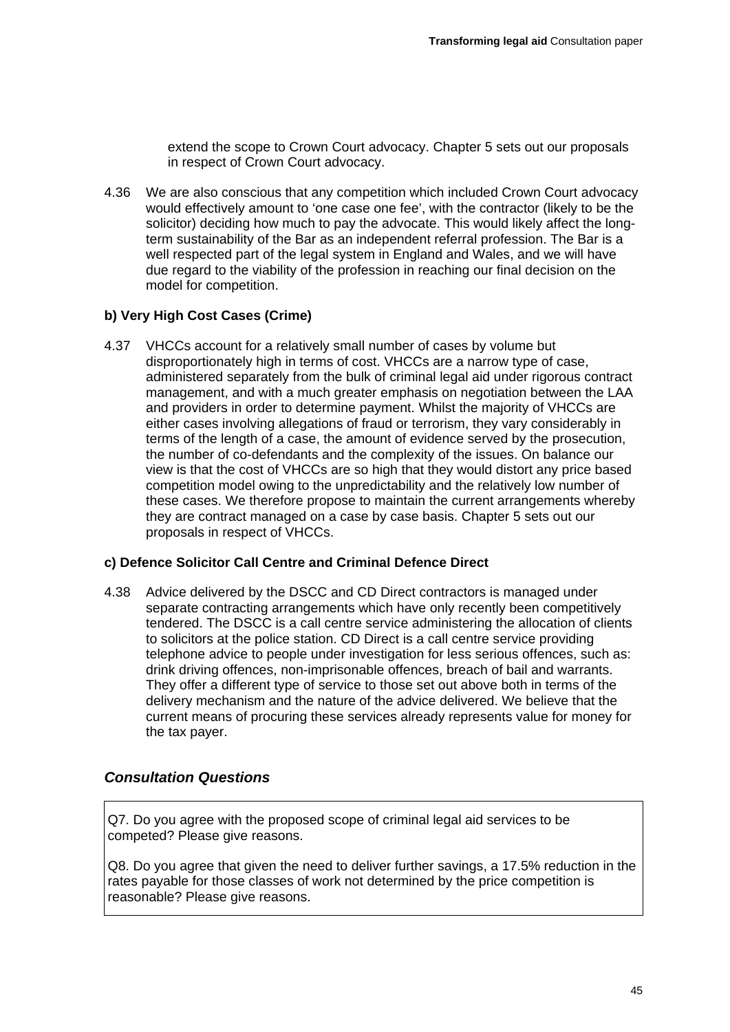extend the scope to Crown Court advocacy. Chapter 5 sets out our proposals in respect of Crown Court advocacy.

4.36 We are also conscious that any competition which included Crown Court advocacy would effectively amount to 'one case one fee', with the contractor (likely to be the solicitor) deciding how much to pay the advocate. This would likely affect the long-term sustainability of the Bar as an independent referral profession. The Bar is a well respected part of the legal system in England and Wales, and we will have due regard to the viability of the profession in reaching our final decision on the model for competition.

**b) Very High Cost Cases (Crime)**

4.37 VHCCs account for a relatively small number of cases by volume but disproportionately high in terms of cost. VHCCs are a narrow type of case, administered separately from the bulk of criminal legal aid under rigorous contract management, and with a much greater emphasis on negotiation between the LAA and providers in order to determine payment. Whilst the majority of VHCCs are either cases involving allegations of fraud or terrorism, they vary considerably in terms of the length of a case, the amount of evidence served by the prosecution, the number of co-defendants and the complexity of the issues. On balance our view is that the cost of VHCCs are so high that they would distort any price based competition model owing to the unpredictability and the relatively low number of these cases. We therefore propose to maintain the current arrangements whereby they are contract managed on a case by case basis. Chapter 5 sets out our proposals in respect of VHCCs.

**c) Defence Solicitor Call Centre and Criminal Defence Direct**

4.38 Advice delivered by the DSCC and CD Direct contractors is managed under separate contracting arrangements which have only recently been competitively tendered. The DSCC is a call centre service administering the allocation of clients to solicitors at the police station. CD Direct is a call centre service providing telephone advice to people under investigation for less serious offences, such as: drink driving offences, non-imprisonable offences, breach of bail and warrants. They offer a different type of service to those set out above both in terms of the delivery mechanism and the nature of the advice delivered. We believe that the current means of procuring these services already represents value for money for the tax payer.

## *Consultation Questions*

Q7. Do you agree with the proposed scope of criminal legal aid services to be competed? Please give reasons.

Q8. Do you agree that given the need to deliver further savings, a 17.5% reduction in the rates payable for those classes of work not determined by the price competition is reasonable? Please give reasons.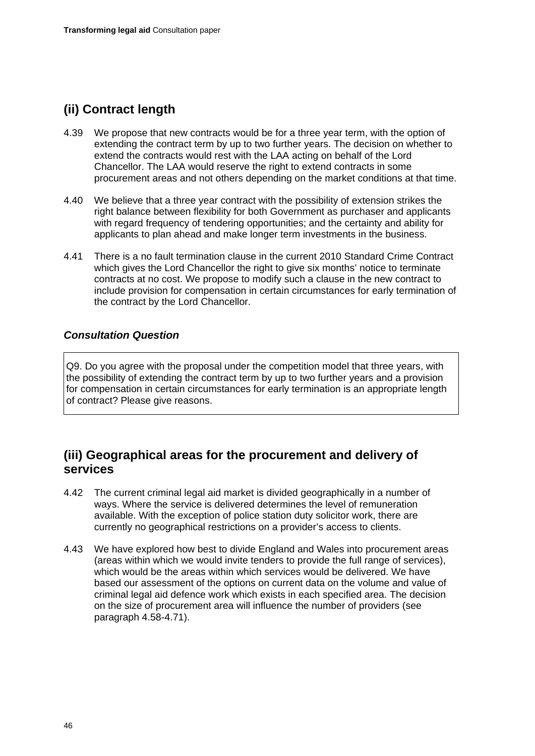## (ii) Contract length

4.39 We propose that new contracts would be for a three year term, with the option of extending the contract term by up to two further years. The decision on whether to extend the contracts would rest with the LAA acting on behalf of the Lord Chancellor. The LAA would reserve the right to extend contracts in some procurement areas and not others depending on the market conditions at that time.

4.40 We believe that a three year contract with the possibility of extension strikes the right balance between flexibility for both Government as purchaser and applicants with regard frequency of tendering opportunities; and the certainty and ability for applicants to plan ahead and make longer term investments in the business.

4.41 There is a no fault termination clause in the current 2010 Standard Crime Contract which gives the Lord Chancellor the right to give six months' notice to terminate contracts at no cost. We propose to modify such a clause in the new contract to include provision for compensation in certain circumstances for early termination of the contract by the Lord Chancellor.

### *Consultation Question*

Q9. Do you agree with the proposal under the competition model that three years, with the possibility of extending the contract term by up to two further years and a provision for compensation in certain circumstances for early termination is an appropriate length of contract? Please give reasons.

## (iii) Geographical areas for the procurement and delivery of services

4.42 The current criminal legal aid market is divided geographically in a number of ways. Where the service is delivered determines the level of remuneration available. With the exception of police station duty solicitor work, there are currently no geographical restrictions on a provider's access to clients.

4.43 We have explored how best to divide England and Wales into procurement areas (areas within which we would invite tenders to provide the full range of services), which would be the areas within which services would be delivered. We have based our assessment of the options on current data on the volume and value of criminal legal aid defence work which exists in each specified area. The decision on the size of procurement area will influence the number of providers (see paragraph 4.58-4.71).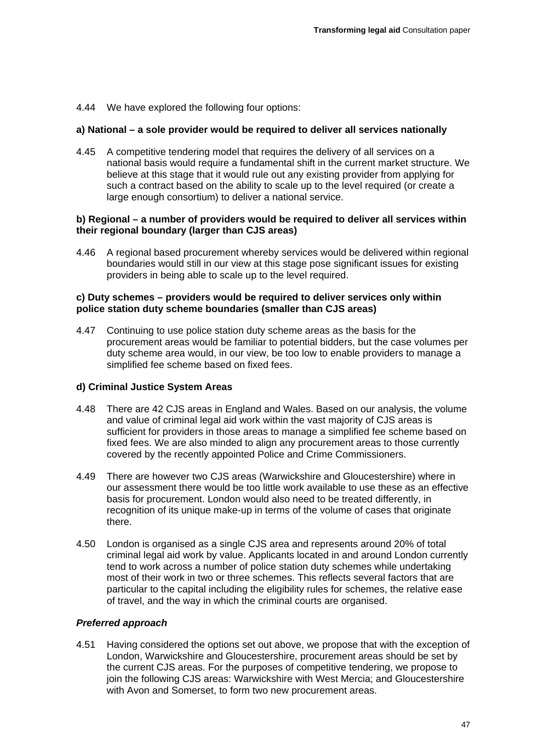4.44 We have explored the following four options:

**a) National – a sole provider would be required to deliver all services nationally**

4.45 A competitive tendering model that requires the delivery of all services on a national basis would require a fundamental shift in the current market structure. We believe at this stage that it would rule out any existing provider from applying for such a contract based on the ability to scale up to the level required (or create a large enough consortium) to deliver a national service.

**b) Regional – a number of providers would be required to deliver all services within their regional boundary (larger than CJS areas)**

4.46 A regional based procurement whereby services would be delivered within regional boundaries would still in our view at this stage pose significant issues for existing providers in being able to scale up to the level required.

**c) Duty schemes – providers would be required to deliver services only within police station duty scheme boundaries (smaller than CJS areas)**

4.47 Continuing to use police station duty scheme areas as the basis for the procurement areas would be familiar to potential bidders, but the case volumes per duty scheme area would, in our view, be too low to enable providers to manage a simplified fee scheme based on fixed fees.

**d) Criminal Justice System Areas**

4.48 There are 42 CJS areas in England and Wales. Based on our analysis, the volume and value of criminal legal aid work within the vast majority of CJS areas is sufficient for providers in those areas to manage a simplified fee scheme based on fixed fees. We are also minded to align any procurement areas to those currently covered by the recently appointed Police and Crime Commissioners.

4.49 There are however two CJS areas (Warwickshire and Gloucestershire) where in our assessment there would be too little work available to use these as an effective basis for procurement. London would also need to be treated differently, in recognition of its unique make-up in terms of the volume of cases that originate there.

4.50 London is organised as a single CJS area and represents around 20% of total criminal legal aid work by value. Applicants located in and around London currently tend to work across a number of police station duty schemes while undertaking most of their work in two or three schemes. This reflects several factors that are particular to the capital including the eligibility rules for schemes, the relative ease of travel, and the way in which the criminal courts are organised.

***Preferred approach***

4.51 Having considered the options set out above, we propose that with the exception of London, Warwickshire and Gloucestershire, procurement areas should be set by the current CJS areas. For the purposes of competitive tendering, we propose to join the following CJS areas: Warwickshire with West Mercia; and Gloucestershire with Avon and Somerset, to form two new procurement areas.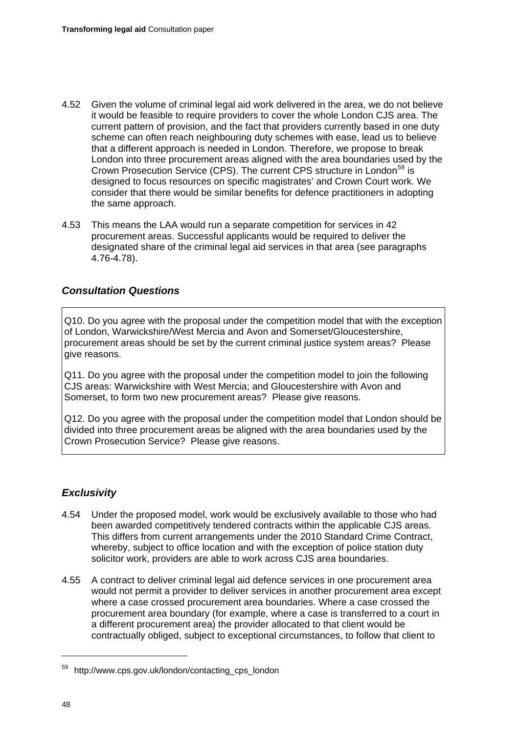4.52 Given the volume of criminal legal aid work delivered in the area, we do not believe it would be feasible to require providers to cover the whole London CJS area. The current pattern of provision, and the fact that providers currently based in one duty scheme can often reach neighbouring duty schemes with ease, lead us to believe that a different approach is needed in London. Therefore, we propose to break London into three procurement areas aligned with the area boundaries used by the Crown Prosecution Service (CPS). The current CPS structure in London[59] is designed to focus resources on specific magistrates' and Crown Court work. We consider that there would be similar benefits for defence practitioners in adopting the same approach.

4.53 This means the LAA would run a separate competition for services in 42 procurement areas. Successful applicants would be required to deliver the designated share of the criminal legal aid services in that area (see paragraphs 4.76-4.78).

### *Consultation Questions*

Q10. Do you agree with the proposal under the competition model that with the exception of London, Warwickshire/West Mercia and Avon and Somerset/Gloucestershire, procurement areas should be set by the current criminal justice system areas? Please give reasons.

Q11. Do you agree with the proposal under the competition model to join the following CJS areas: Warwickshire with West Mercia; and Gloucestershire with Avon and Somerset, to form two new procurement areas? Please give reasons.

Q12. Do you agree with the proposal under the competition model that London should be divided into three procurement areas be aligned with the area boundaries used by the Crown Prosecution Service? Please give reasons.

### *Exclusivity*

4.54 Under the proposed model, work would be exclusively available to those who had been awarded competitively tendered contracts within the applicable CJS areas. This differs from current arrangements under the 2010 Standard Crime Contract, whereby, subject to office location and with the exception of police station duty solicitor work, providers are able to work across CJS area boundaries.

4.55 A contract to deliver criminal legal aid defence services in one procurement area would not permit a provider to deliver services in another procurement area except where a case crossed procurement area boundaries. Where a case crossed the procurement area boundary (for example, where a case is transferred to a court in a different procurement area) the provider allocated to that client would be contractually obliged, subject to exceptional circumstances, to follow that client to

[59] http://www.cps.gov.uk/london/contacting_cps_london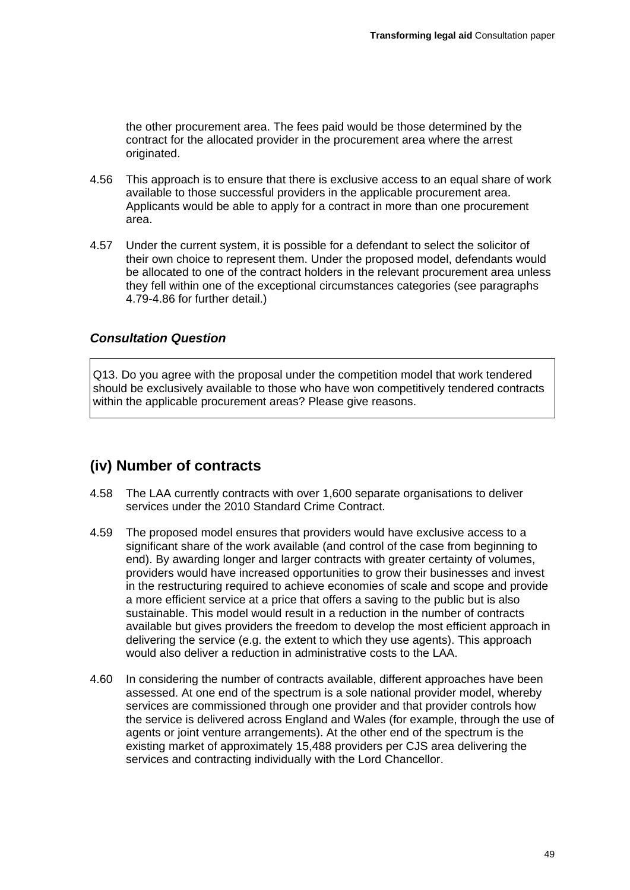the other procurement area. The fees paid would be those determined by the contract for the allocated provider in the procurement area where the arrest originated.

4.56 This approach is to ensure that there is exclusive access to an equal share of work available to those successful providers in the applicable procurement area. Applicants would be able to apply for a contract in more than one procurement area.

4.57 Under the current system, it is possible for a defendant to select the solicitor of their own choice to represent them. Under the proposed model, defendants would be allocated to one of the contract holders in the relevant procurement area unless they fell within one of the exceptional circumstances categories (see paragraphs 4.79-4.86 for further detail.)

### *Consultation Question*

Q13. Do you agree with the proposal under the competition model that work tendered should be exclusively available to those who have won competitively tendered contracts within the applicable procurement areas? Please give reasons.

## (iv) Number of contracts

4.58 The LAA currently contracts with over 1,600 separate organisations to deliver services under the 2010 Standard Crime Contract.

4.59 The proposed model ensures that providers would have exclusive access to a significant share of the work available (and control of the case from beginning to end). By awarding longer and larger contracts with greater certainty of volumes, providers would have increased opportunities to grow their businesses and invest in the restructuring required to achieve economies of scale and scope and provide a more efficient service at a price that offers a saving to the public but is also sustainable. This model would result in a reduction in the number of contracts available but gives providers the freedom to develop the most efficient approach in delivering the service (e.g. the extent to which they use agents). This approach would also deliver a reduction in administrative costs to the LAA.

4.60 In considering the number of contracts available, different approaches have been assessed. At one end of the spectrum is a sole national provider model, whereby services are commissioned through one provider and that provider controls how the service is delivered across England and Wales (for example, through the use of agents or joint venture arrangements). At the other end of the spectrum is the existing market of approximately 15,488 providers per CJS area delivering the services and contracting individually with the Lord Chancellor.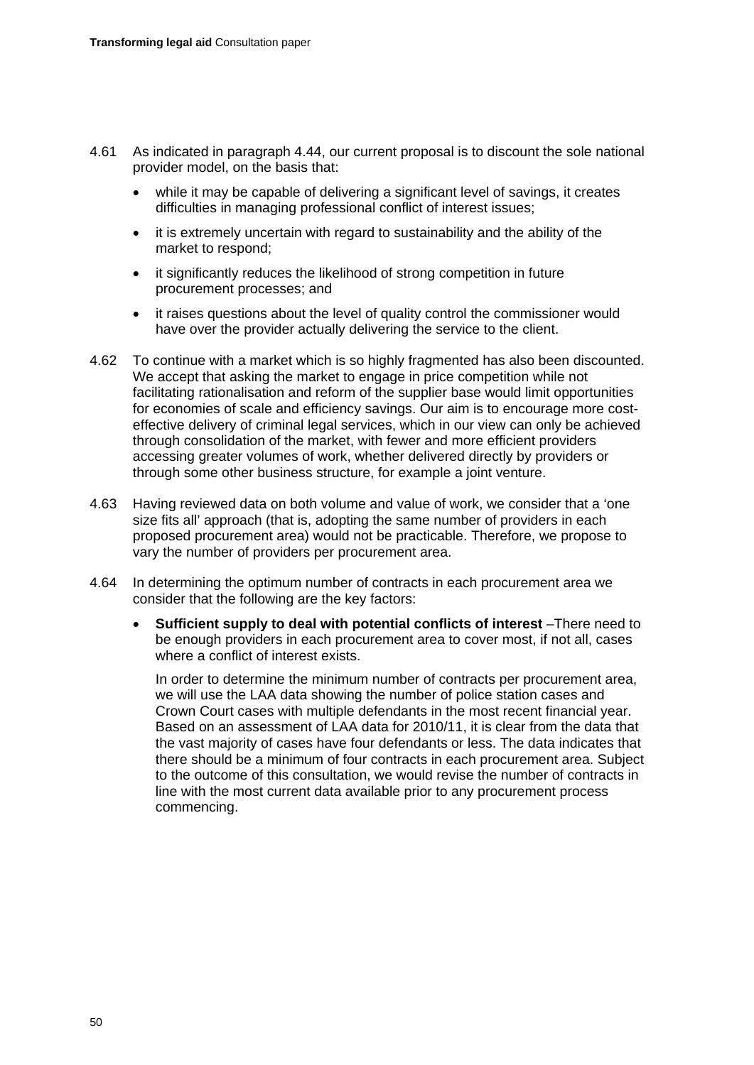4.61 As indicated in paragraph 4.44, our current proposal is to discount the sole national provider model, on the basis that:

- while it may be capable of delivering a significant level of savings, it creates difficulties in managing professional conflict of interest issues;
- it is extremely uncertain with regard to sustainability and the ability of the market to respond;
- it significantly reduces the likelihood of strong competition in future procurement processes; and
- it raises questions about the level of quality control the commissioner would have over the provider actually delivering the service to the client.

4.62 To continue with a market which is so highly fragmented has also been discounted. We accept that asking the market to engage in price competition while not facilitating rationalisation and reform of the supplier base would limit opportunities for economies of scale and efficiency savings. Our aim is to encourage more cost-effective delivery of criminal legal services, which in our view can only be achieved through consolidation of the market, with fewer and more efficient providers accessing greater volumes of work, whether delivered directly by providers or through some other business structure, for example a joint venture.

4.63 Having reviewed data on both volume and value of work, we consider that a 'one size fits all' approach (that is, adopting the same number of providers in each proposed procurement area) would not be practicable. Therefore, we propose to vary the number of providers per procurement area.

4.64 In determining the optimum number of contracts in each procurement area we consider that the following are the key factors:

- **Sufficient supply to deal with potential conflicts of interest** –There need to be enough providers in each procurement area to cover most, if not all, cases where a conflict of interest exists.

  In order to determine the minimum number of contracts per procurement area, we will use the LAA data showing the number of police station cases and Crown Court cases with multiple defendants in the most recent financial year. Based on an assessment of LAA data for 2010/11, it is clear from the data that the vast majority of cases have four defendants or less. The data indicates that there should be a minimum of four contracts in each procurement area. Subject to the outcome of this consultation, we would revise the number of contracts in line with the most current data available prior to any procurement process commencing.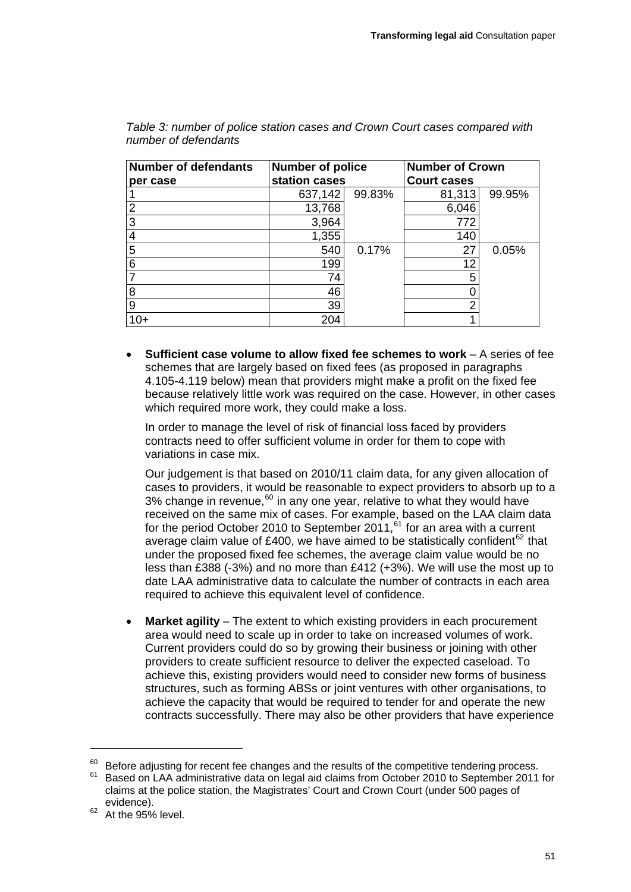*Table 3: number of police station cases and Crown Court cases compared with number of defendants*

| Number of defendants per case | Number of police station cases | | Number of Crown Court cases | |
|---|---|---|---|---|
| 1 | 637,142 | 99.83% | 81,313 | 99.95% |
| 2 | 13,768 | | 6,046 | |
| 3 | 3,964 | | 772 | |
| 4 | 1,355 | | 140 | |
| 5 | 540 | 0.17% | 27 | 0.05% |
| 6 | 199 | | 12 | |
| 7 | 74 | | 5 | |
| 8 | 46 | | 0 | |
| 9 | 39 | | 2 | |
| 10+ | 204 | | 1 | |

- **Sufficient case volume to allow fixed fee schemes to work** – A series of fee schemes that are largely based on fixed fees (as proposed in paragraphs 4.105-4.119 below) mean that providers might make a profit on the fixed fee because relatively little work was required on the case. However, in other cases which required more work, they could make a loss.

  In order to manage the level of risk of financial loss faced by providers contracts need to offer sufficient volume in order for them to cope with variations in case mix.

  Our judgement is that based on 2010/11 claim data, for any given allocation of cases to providers, it would be reasonable to expect providers to absorb up to a 3% change in revenue,[60] in any one year, relative to what they would have received on the same mix of cases. For example, based on the LAA claim data for the period October 2010 to September 2011,[61] for an area with a current average claim value of £400, we have aimed to be statistically confident[62] that under the proposed fixed fee schemes, the average claim value would be no less than £388 (-3%) and no more than £412 (+3%). We will use the most up to date LAA administrative data to calculate the number of contracts in each area required to achieve this equivalent level of confidence.

- **Market agility** – The extent to which existing providers in each procurement area would need to scale up in order to take on increased volumes of work. Current providers could do so by growing their business or joining with other providers to create sufficient resource to deliver the expected caseload. To achieve this, existing providers would need to consider new forms of business structures, such as forming ABSs or joint ventures with other organisations, to achieve the capacity that would be required to tender for and operate the new contracts successfully. There may also be other providers that have experience

[60] Before adjusting for recent fee changes and the results of the competitive tendering process.

[61] Based on LAA administrative data on legal aid claims from October 2010 to September 2011 for claims at the police station, the Magistrates' Court and Crown Court (under 500 pages of evidence).

[62] At the 95% level.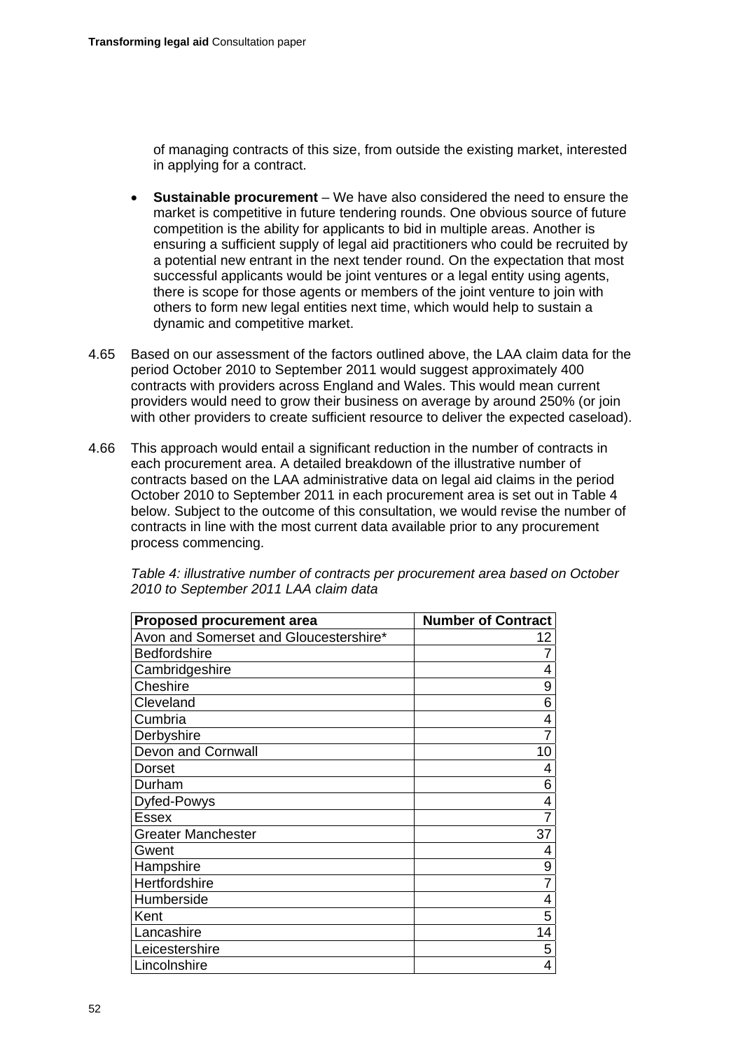of managing contracts of this size, from outside the existing market, interested in applying for a contract.

- **Sustainable procurement** – We have also considered the need to ensure the market is competitive in future tendering rounds. One obvious source of future competition is the ability for applicants to bid in multiple areas. Another is ensuring a sufficient supply of legal aid practitioners who could be recruited by a potential new entrant in the next tender round. On the expectation that most successful applicants would be joint ventures or a legal entity using agents, there is scope for those agents or members of the joint venture to join with others to form new legal entities next time, which would help to sustain a dynamic and competitive market.

4.65 Based on our assessment of the factors outlined above, the LAA claim data for the period October 2010 to September 2011 would suggest approximately 400 contracts with providers across England and Wales. This would mean current providers would need to grow their business on average by around 250% (or join with other providers to create sufficient resource to deliver the expected caseload).

4.66 This approach would entail a significant reduction in the number of contracts in each procurement area. A detailed breakdown of the illustrative number of contracts based on the LAA administrative data on legal aid claims in the period October 2010 to September 2011 in each procurement area is set out in Table 4 below. Subject to the outcome of this consultation, we would revise the number of contracts in line with the most current data available prior to any procurement process commencing.

*Table 4: illustrative number of contracts per procurement area based on October 2010 to September 2011 LAA claim data*

| Proposed procurement area | Number of Contract |
|---|---|
| Avon and Somerset and Gloucestershire* | 12 |
| Bedfordshire | 7 |
| Cambridgeshire | 4 |
| Cheshire | 9 |
| Cleveland | 6 |
| Cumbria | 4 |
| Derbyshire | 7 |
| Devon and Cornwall | 10 |
| Dorset | 4 |
| Durham | 6 |
| Dyfed-Powys | 4 |
| Essex | 7 |
| Greater Manchester | 37 |
| Gwent | 4 |
| Hampshire | 9 |
| Hertfordshire | 7 |
| Humberside | 4 |
| Kent | 5 |
| Lancashire | 14 |
| Leicestershire | 5 |
| Lincolnshire | 4 |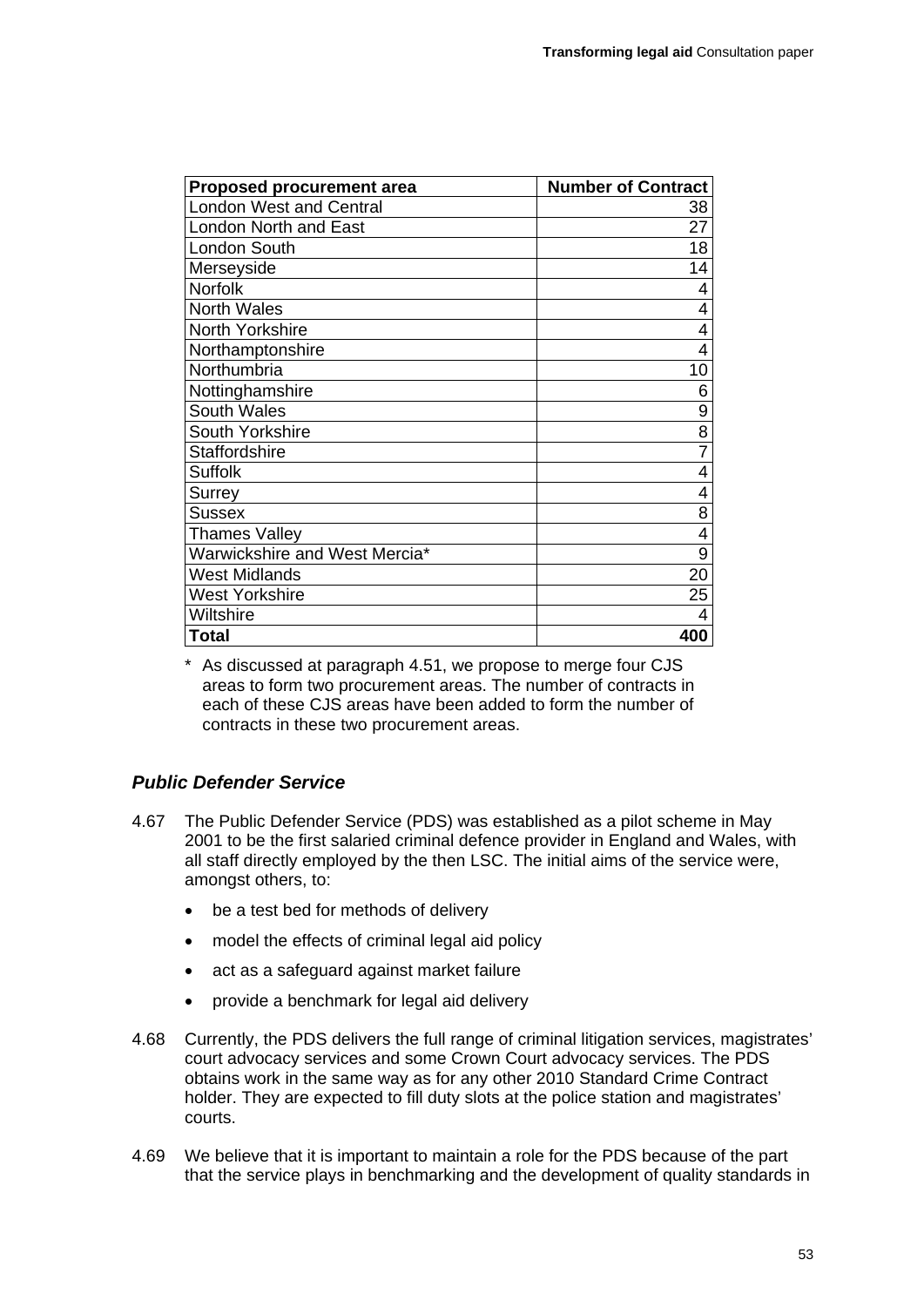| Proposed procurement area | Number of Contract |
|---|---|
| London West and Central | 38 |
| London North and East | 27 |
| London South | 18 |
| Merseyside | 14 |
| Norfolk | 4 |
| North Wales | 4 |
| North Yorkshire | 4 |
| Northamptonshire | 4 |
| Northumbria | 10 |
| Nottinghamshire | 6 |
| South Wales | 9 |
| South Yorkshire | 8 |
| Staffordshire | 7 |
| Suffolk | 4 |
| Surrey | 4 |
| Sussex | 8 |
| Thames Valley | 4 |
| Warwickshire and West Mercia* | 9 |
| West Midlands | 20 |
| West Yorkshire | 25 |
| Wiltshire | 4 |
| **Total** | **400** |

\* As discussed at paragraph 4.51, we propose to merge four CJS areas to form two procurement areas. The number of contracts in each of these CJS areas have been added to form the number of contracts in these two procurement areas.

### *Public Defender Service*

4.67 The Public Defender Service (PDS) was established as a pilot scheme in May 2001 to be the first salaried criminal defence provider in England and Wales, with all staff directly employed by the then LSC. The initial aims of the service were, amongst others, to:

- be a test bed for methods of delivery
- model the effects of criminal legal aid policy
- act as a safeguard against market failure
- provide a benchmark for legal aid delivery

4.68 Currently, the PDS delivers the full range of criminal litigation services, magistrates' court advocacy services and some Crown Court advocacy services. The PDS obtains work in the same way as for any other 2010 Standard Crime Contract holder. They are expected to fill duty slots at the police station and magistrates' courts.

4.69 We believe that it is important to maintain a role for the PDS because of the part that the service plays in benchmarking and the development of quality standards in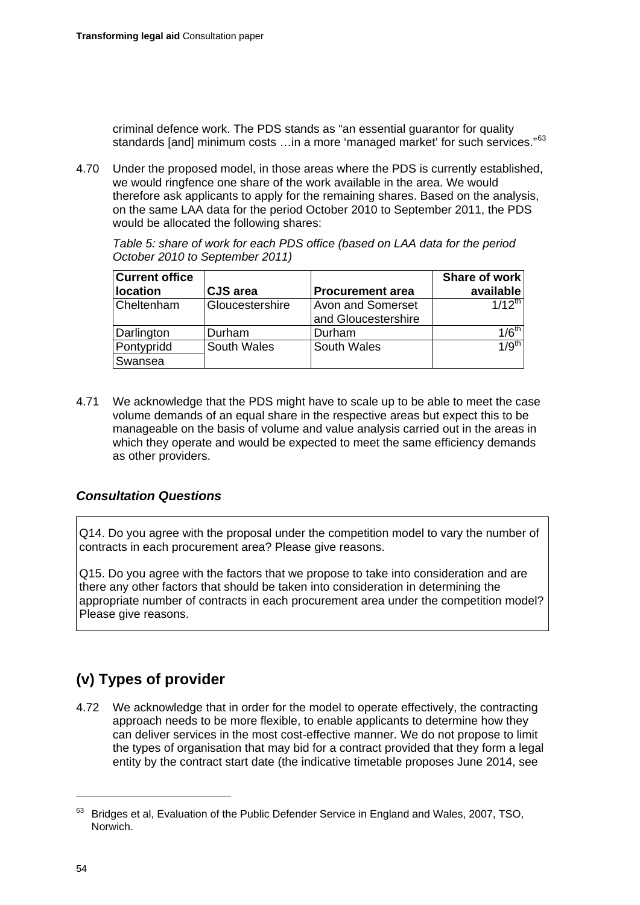criminal defence work. The PDS stands as "an essential guarantor for quality standards [and] minimum costs …in a more 'managed market' for such services."[63]

4.70 Under the proposed model, in those areas where the PDS is currently established, we would ringfence one share of the work available in the area. We would therefore ask applicants to apply for the remaining shares. Based on the analysis, on the same LAA data for the period October 2010 to September 2011, the PDS would be allocated the following shares:

*Table 5: share of work for each PDS office (based on LAA data for the period October 2010 to September 2011)*

| Current office location | CJS area | Procurement area | Share of work available |
|---|---|---|---|
| Cheltenham | Gloucestershire | Avon and Somerset and Gloucestershire | 1/12th |
| Darlington | Durham | Durham | 1/6th |
| Pontypridd | South Wales | South Wales | 1/9th |
| Swansea | | | |

4.71 We acknowledge that the PDS might have to scale up to be able to meet the case volume demands of an equal share in the respective areas but expect this to be manageable on the basis of volume and value analysis carried out in the areas in which they operate and would be expected to meet the same efficiency demands as other providers.

### *Consultation Questions*

Q14. Do you agree with the proposal under the competition model to vary the number of contracts in each procurement area? Please give reasons.

Q15. Do you agree with the factors that we propose to take into consideration and are there any other factors that should be taken into consideration in determining the appropriate number of contracts in each procurement area under the competition model? Please give reasons.

## (v) Types of provider

4.72 We acknowledge that in order for the model to operate effectively, the contracting approach needs to be more flexible, to enable applicants to determine how they can deliver services in the most cost-effective manner. We do not propose to limit the types of organisation that may bid for a contract provided that they form a legal entity by the contract start date (the indicative timetable proposes June 2014, see

---

[63] Bridges et al, Evaluation of the Public Defender Service in England and Wales, 2007, TSO, Norwich.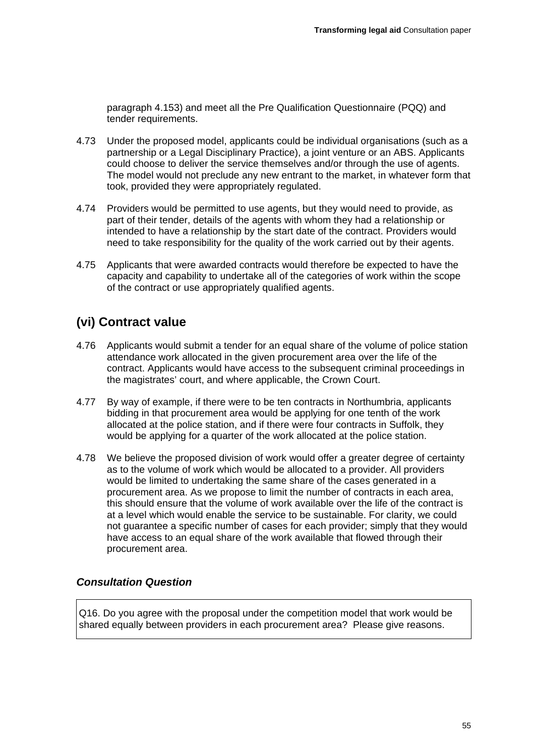paragraph 4.153) and meet all the Pre Qualification Questionnaire (PQQ) and tender requirements.

4.73 Under the proposed model, applicants could be individual organisations (such as a partnership or a Legal Disciplinary Practice), a joint venture or an ABS. Applicants could choose to deliver the service themselves and/or through the use of agents. The model would not preclude any new entrant to the market, in whatever form that took, provided they were appropriately regulated.

4.74 Providers would be permitted to use agents, but they would need to provide, as part of their tender, details of the agents with whom they had a relationship or intended to have a relationship by the start date of the contract. Providers would need to take responsibility for the quality of the work carried out by their agents.

4.75 Applicants that were awarded contracts would therefore be expected to have the capacity and capability to undertake all of the categories of work within the scope of the contract or use appropriately qualified agents.

## (vi) Contract value

4.76 Applicants would submit a tender for an equal share of the volume of police station attendance work allocated in the given procurement area over the life of the contract. Applicants would have access to the subsequent criminal proceedings in the magistrates' court, and where applicable, the Crown Court.

4.77 By way of example, if there were to be ten contracts in Northumbria, applicants bidding in that procurement area would be applying for one tenth of the work allocated at the police station, and if there were four contracts in Suffolk, they would be applying for a quarter of the work allocated at the police station.

4.78 We believe the proposed division of work would offer a greater degree of certainty as to the volume of work which would be allocated to a provider. All providers would be limited to undertaking the same share of the cases generated in a procurement area. As we propose to limit the number of contracts in each area, this should ensure that the volume of work available over the life of the contract is at a level which would enable the service to be sustainable. For clarity, we could not guarantee a specific number of cases for each provider; simply that they would have access to an equal share of the work available that flowed through their procurement area.

### *Consultation Question*

Q16. Do you agree with the proposal under the competition model that work would be shared equally between providers in each procurement area? Please give reasons.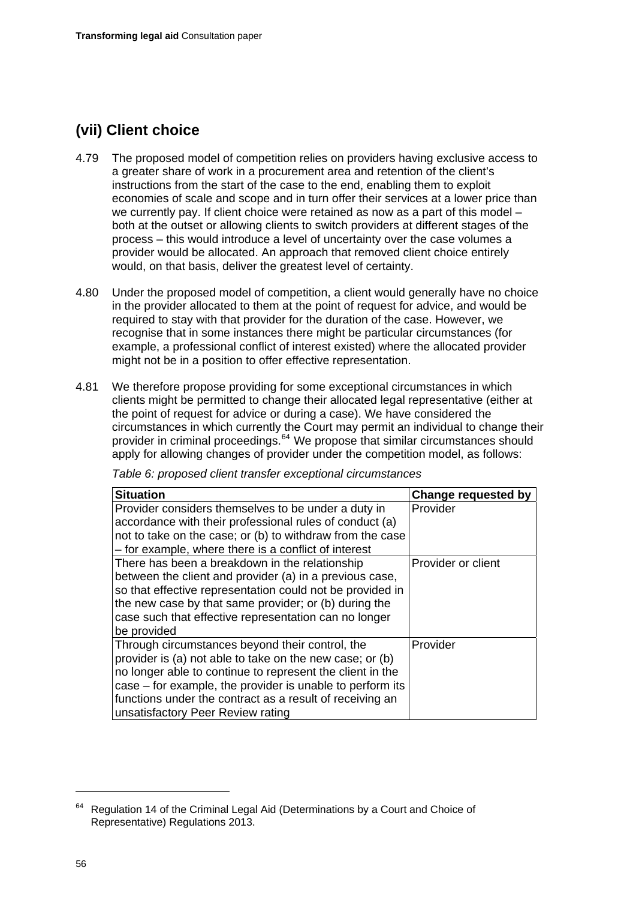## (vii) Client choice

4.79 The proposed model of competition relies on providers having exclusive access to a greater share of work in a procurement area and retention of the client's instructions from the start of the case to the end, enabling them to exploit economies of scale and scope and in turn offer their services at a lower price than we currently pay. If client choice were retained as now as a part of this model – both at the outset or allowing clients to switch providers at different stages of the process – this would introduce a level of uncertainty over the case volumes a provider would be allocated. An approach that removed client choice entirely would, on that basis, deliver the greatest level of certainty.

4.80 Under the proposed model of competition, a client would generally have no choice in the provider allocated to them at the point of request for advice, and would be required to stay with that provider for the duration of the case. However, we recognise that in some instances there might be particular circumstances (for example, a professional conflict of interest existed) where the allocated provider might not be in a position to offer effective representation.

4.81 We therefore propose providing for some exceptional circumstances in which clients might be permitted to change their allocated legal representative (either at the point of request for advice or during a case). We have considered the circumstances in which currently the Court may permit an individual to change their provider in criminal proceedings.[64] We propose that similar circumstances should apply for allowing changes of provider under the competition model, as follows:

*Table 6: proposed client transfer exceptional circumstances*

| Situation | Change requested by |
|---|---|
| Provider considers themselves to be under a duty in accordance with their professional rules of conduct (a) not to take on the case; or (b) to withdraw from the case – for example, where there is a conflict of interest | Provider |
| There has been a breakdown in the relationship between the client and provider (a) in a previous case, so that effective representation could not be provided in the new case by that same provider; or (b) during the case such that effective representation can no longer be provided | Provider or client |
| Through circumstances beyond their control, the provider is (a) not able to take on the new case; or (b) no longer able to continue to represent the client in the case – for example, the provider is unable to perform its functions under the contract as a result of receiving an unsatisfactory Peer Review rating | Provider |

[64] Regulation 14 of the Criminal Legal Aid (Determinations by a Court and Choice of Representative) Regulations 2013.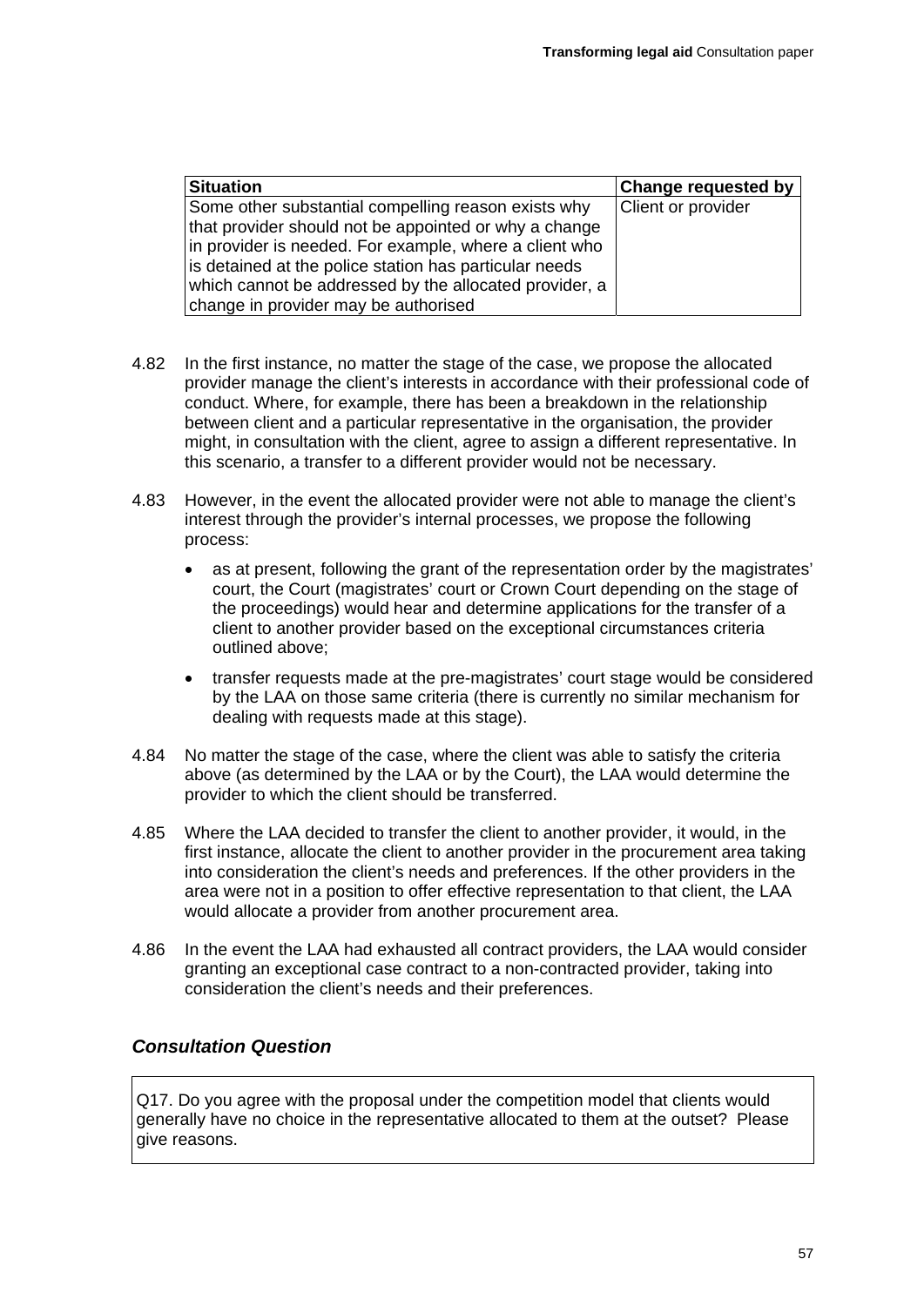| Situation | Change requested by |
|---|---|
| Some other substantial compelling reason exists why that provider should not be appointed or why a change in provider is needed. For example, where a client who is detained at the police station has particular needs which cannot be addressed by the allocated provider, a change in provider may be authorised | Client or provider |

4.82 In the first instance, no matter the stage of the case, we propose the allocated provider manage the client's interests in accordance with their professional code of conduct. Where, for example, there has been a breakdown in the relationship between client and a particular representative in the organisation, the provider might, in consultation with the client, agree to assign a different representative. In this scenario, a transfer to a different provider would not be necessary.

4.83 However, in the event the allocated provider were not able to manage the client's interest through the provider's internal processes, we propose the following process:

- as at present, following the grant of the representation order by the magistrates' court, the Court (magistrates' court or Crown Court depending on the stage of the proceedings) would hear and determine applications for the transfer of a client to another provider based on the exceptional circumstances criteria outlined above;
- transfer requests made at the pre-magistrates' court stage would be considered by the LAA on those same criteria (there is currently no similar mechanism for dealing with requests made at this stage).

4.84 No matter the stage of the case, where the client was able to satisfy the criteria above (as determined by the LAA or by the Court), the LAA would determine the provider to which the client should be transferred.

4.85 Where the LAA decided to transfer the client to another provider, it would, in the first instance, allocate the client to another provider in the procurement area taking into consideration the client's needs and preferences. If the other providers in the area were not in a position to offer effective representation to that client, the LAA would allocate a provider from another procurement area.

4.86 In the event the LAA had exhausted all contract providers, the LAA would consider granting an exceptional case contract to a non-contracted provider, taking into consideration the client's needs and their preferences.

### *Consultation Question*

Q17. Do you agree with the proposal under the competition model that clients would generally have no choice in the representative allocated to them at the outset? Please give reasons.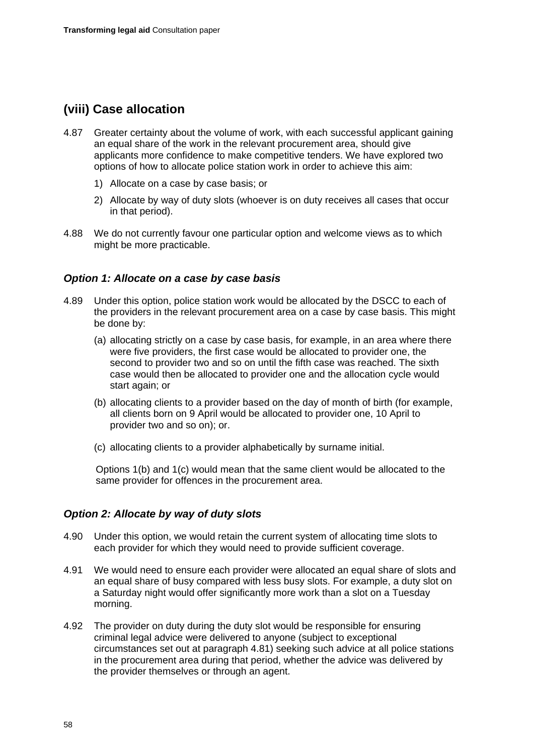## (viii) Case allocation

4.87 Greater certainty about the volume of work, with each successful applicant gaining an equal share of the work in the relevant procurement area, should give applicants more confidence to make competitive tenders. We have explored two options of how to allocate police station work in order to achieve this aim:

1) Allocate on a case by case basis; or

2) Allocate by way of duty slots (whoever is on duty receives all cases that occur in that period).

4.88 We do not currently favour one particular option and welcome views as to which might be more practicable.

### *Option 1: Allocate on a case by case basis*

4.89 Under this option, police station work would be allocated by the DSCC to each of the providers in the relevant procurement area on a case by case basis. This might be done by:

(a) allocating strictly on a case by case basis, for example, in an area where there were five providers, the first case would be allocated to provider one, the second to provider two and so on until the fifth case was reached. The sixth case would then be allocated to provider one and the allocation cycle would start again; or

(b) allocating clients to a provider based on the day of month of birth (for example, all clients born on 9 April would be allocated to provider one, 10 April to provider two and so on); or.

(c) allocating clients to a provider alphabetically by surname initial.

Options 1(b) and 1(c) would mean that the same client would be allocated to the same provider for offences in the procurement area.

### *Option 2: Allocate by way of duty slots*

4.90 Under this option, we would retain the current system of allocating time slots to each provider for which they would need to provide sufficient coverage.

4.91 We would need to ensure each provider were allocated an equal share of slots and an equal share of busy compared with less busy slots. For example, a duty slot on a Saturday night would offer significantly more work than a slot on a Tuesday morning.

4.92 The provider on duty during the duty slot would be responsible for ensuring criminal legal advice were delivered to anyone (subject to exceptional circumstances set out at paragraph 4.81) seeking such advice at all police stations in the procurement area during that period, whether the advice was delivered by the provider themselves or through an agent.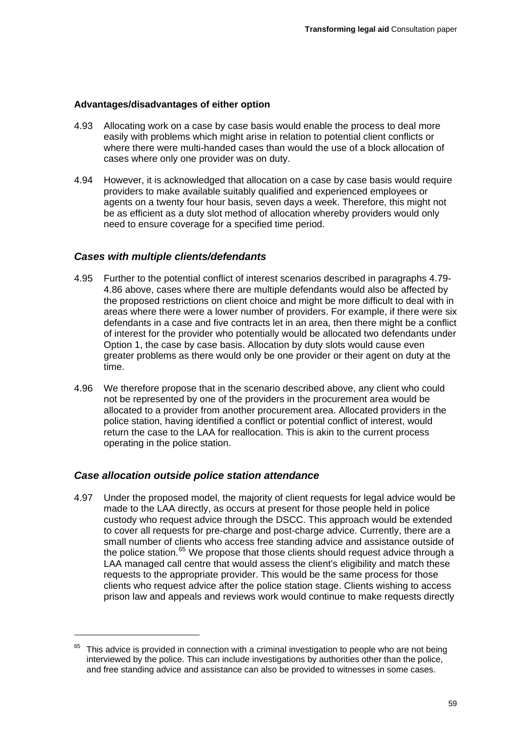**Advantages/disadvantages of either option**

4.93 Allocating work on a case by case basis would enable the process to deal more easily with problems which might arise in relation to potential client conflicts or where there were multi-handed cases than would the use of a block allocation of cases where only one provider was on duty.

4.94 However, it is acknowledged that allocation on a case by case basis would require providers to make available suitably qualified and experienced employees or agents on a twenty four hour basis, seven days a week. Therefore, this might not be as efficient as a duty slot method of allocation whereby providers would only need to ensure coverage for a specified time period.

### *Cases with multiple clients/defendants*

4.95 Further to the potential conflict of interest scenarios described in paragraphs 4.79-4.86 above, cases where there are multiple defendants would also be affected by the proposed restrictions on client choice and might be more difficult to deal with in areas where there were a lower number of providers. For example, if there were six defendants in a case and five contracts let in an area, then there might be a conflict of interest for the provider who potentially would be allocated two defendants under Option 1, the case by case basis. Allocation by duty slots would cause even greater problems as there would only be one provider or their agent on duty at the time.

4.96 We therefore propose that in the scenario described above, any client who could not be represented by one of the providers in the procurement area would be allocated to a provider from another procurement area. Allocated providers in the police station, having identified a conflict or potential conflict of interest, would return the case to the LAA for reallocation. This is akin to the current process operating in the police station.

### *Case allocation outside police station attendance*

4.97 Under the proposed model, the majority of client requests for legal advice would be made to the LAA directly, as occurs at present for those people held in police custody who request advice through the DSCC. This approach would be extended to cover all requests for pre-charge and post-charge advice. Currently, there are a small number of clients who access free standing advice and assistance outside of the police station.[65] We propose that those clients should request advice through a LAA managed call centre that would assess the client's eligibility and match these requests to the appropriate provider. This would be the same process for those clients who request advice after the police station stage. Clients wishing to access prison law and appeals and reviews work would continue to make requests directly

[65] This advice is provided in connection with a criminal investigation to people who are not being interviewed by the police. This can include investigations by authorities other than the police, and free standing advice and assistance can also be provided to witnesses in some cases.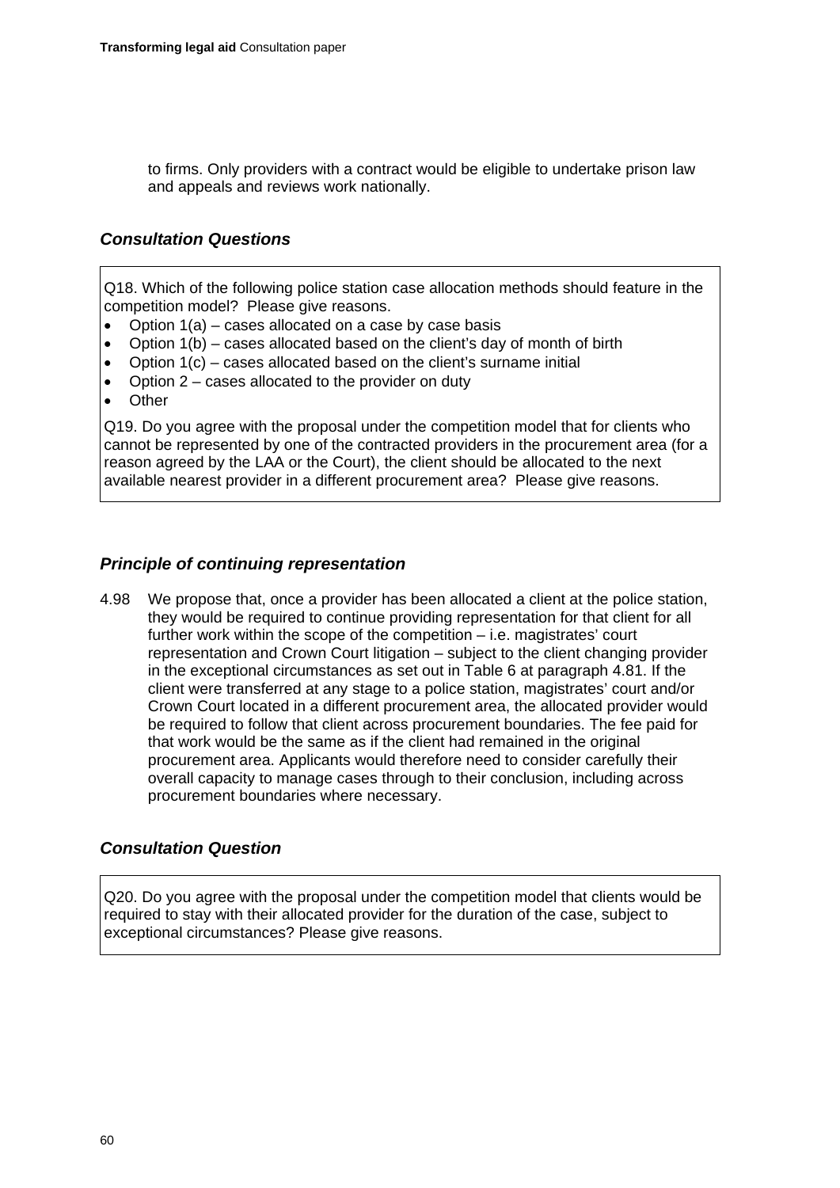to firms. Only providers with a contract would be eligible to undertake prison law and appeals and reviews work nationally.

### *Consultation Questions*

Q18. Which of the following police station case allocation methods should feature in the competition model? Please give reasons.

- Option 1(a) – cases allocated on a case by case basis
- Option 1(b) – cases allocated based on the client's day of month of birth
- Option 1(c) – cases allocated based on the client's surname initial
- Option 2 – cases allocated to the provider on duty
- Other

Q19. Do you agree with the proposal under the competition model that for clients who cannot be represented by one of the contracted providers in the procurement area (for a reason agreed by the LAA or the Court), the client should be allocated to the next available nearest provider in a different procurement area? Please give reasons.

### *Principle of continuing representation*

4.98 We propose that, once a provider has been allocated a client at the police station, they would be required to continue providing representation for that client for all further work within the scope of the competition – i.e. magistrates' court representation and Crown Court litigation – subject to the client changing provider in the exceptional circumstances as set out in Table 6 at paragraph 4.81. If the client were transferred at any stage to a police station, magistrates' court and/or Crown Court located in a different procurement area, the allocated provider would be required to follow that client across procurement boundaries. The fee paid for that work would be the same as if the client had remained in the original procurement area. Applicants would therefore need to consider carefully their overall capacity to manage cases through to their conclusion, including across procurement boundaries where necessary.

### *Consultation Question*

Q20. Do you agree with the proposal under the competition model that clients would be required to stay with their allocated provider for the duration of the case, subject to exceptional circumstances? Please give reasons.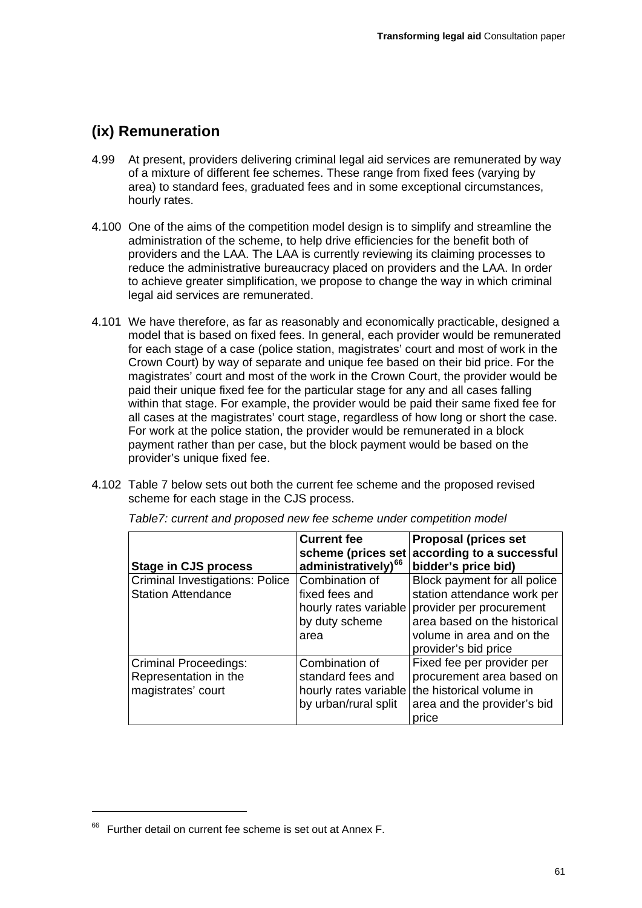## (ix) Remuneration

4.99 At present, providers delivering criminal legal aid services are remunerated by way of a mixture of different fee schemes. These range from fixed fees (varying by area) to standard fees, graduated fees and in some exceptional circumstances, hourly rates.

4.100 One of the aims of the competition model design is to simplify and streamline the administration of the scheme, to help drive efficiencies for the benefit both of providers and the LAA. The LAA is currently reviewing its claiming processes to reduce the administrative bureaucracy placed on providers and the LAA. In order to achieve greater simplification, we propose to change the way in which criminal legal aid services are remunerated.

4.101 We have therefore, as far as reasonably and economically practicable, designed a model that is based on fixed fees. In general, each provider would be remunerated for each stage of a case (police station, magistrates' court and most of work in the Crown Court) by way of separate and unique fee based on their bid price. For the magistrates' court and most of the work in the Crown Court, the provider would be paid their unique fixed fee for the particular stage for any and all cases falling within that stage. For example, the provider would be paid their same fixed fee for all cases at the magistrates' court stage, regardless of how long or short the case. For work at the police station, the provider would be remunerated in a block payment rather than per case, but the block payment would be based on the provider's unique fixed fee.

4.102 Table 7 below sets out both the current fee scheme and the proposed revised scheme for each stage in the CJS process.

*Table7: current and proposed new fee scheme under competition model*

| Stage in CJS process | Current fee scheme (prices set administratively)[66] | Proposal (prices set according to a successful bidder's price bid) |
|---|---|---|
| Criminal Investigations: Police Station Attendance | Combination of fixed fees and hourly rates variable by duty scheme area | Block payment for all police station attendance work per provider per procurement area based on the historical volume in area and on the provider's bid price |
| Criminal Proceedings: Representation in the magistrates' court | Combination of standard fees and hourly rates variable by urban/rural split | Fixed fee per provider per procurement area based on the historical volume in area and the provider's bid price |

[66] Further detail on current fee scheme is set out at Annex F.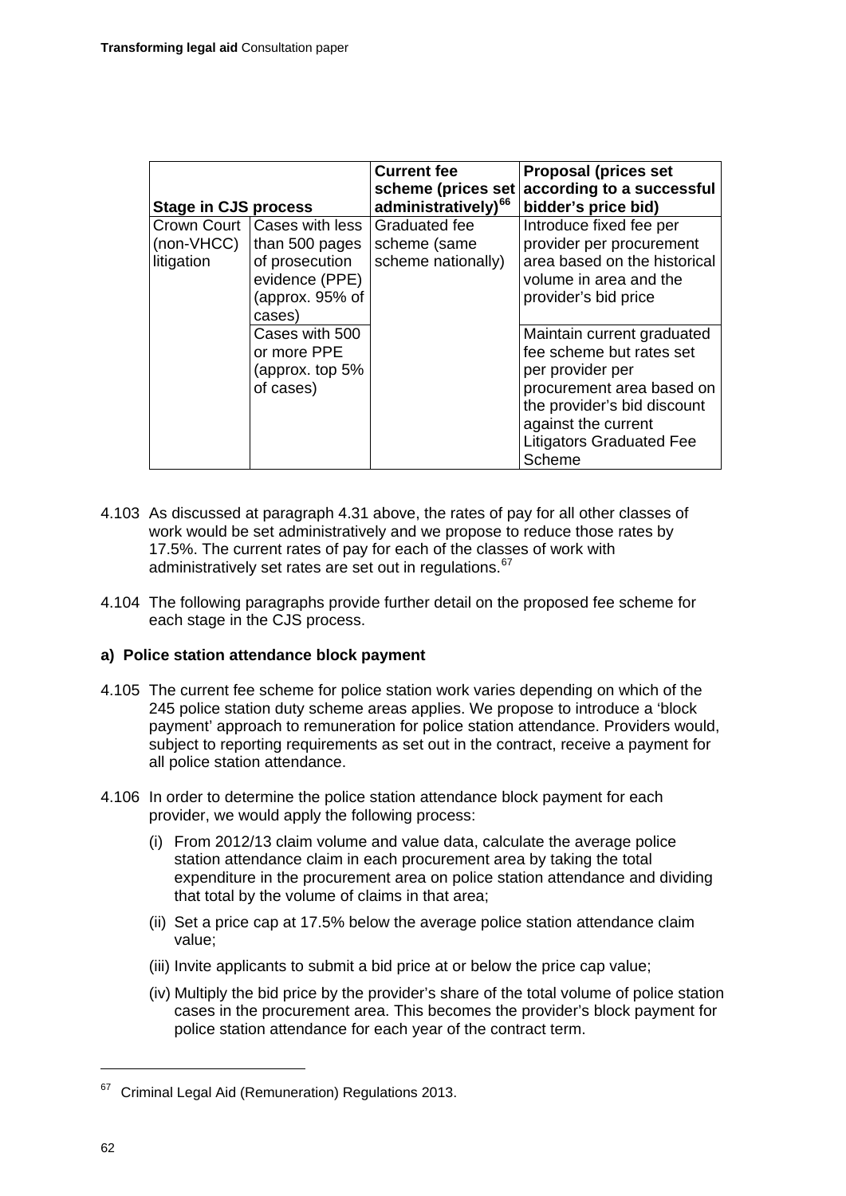| Stage in CJS process | | Current fee scheme (prices set administratively)[66] | Proposal (prices set according to a successful bidder's price bid) |
|---|---|---|---|
| Crown Court (non-VHCC) litigation | Cases with less than 500 pages of prosecution evidence (PPE) (approx. 95% of cases) | Graduated fee scheme (same scheme nationally) | Introduce fixed fee per provider per procurement area based on the historical volume in area and the provider's bid price |
| | Cases with 500 or more PPE (approx. top 5% of cases) | | Maintain current graduated fee scheme but rates set per provider per procurement area based on the provider's bid discount against the current Litigators Graduated Fee Scheme |

4.103 As discussed at paragraph 4.31 above, the rates of pay for all other classes of work would be set administratively and we propose to reduce those rates by 17.5%. The current rates of pay for each of the classes of work with administratively set rates are set out in regulations.[67]

4.104 The following paragraphs provide further detail on the proposed fee scheme for each stage in the CJS process.

**a) Police station attendance block payment**

4.105 The current fee scheme for police station work varies depending on which of the 245 police station duty scheme areas applies. We propose to introduce a 'block payment' approach to remuneration for police station attendance. Providers would, subject to reporting requirements as set out in the contract, receive a payment for all police station attendance.

4.106 In order to determine the police station attendance block payment for each provider, we would apply the following process:

(i) From 2012/13 claim volume and value data, calculate the average police station attendance claim in each procurement area by taking the total expenditure in the procurement area on police station attendance and dividing that total by the volume of claims in that area;

(ii) Set a price cap at 17.5% below the average police station attendance claim value;

(iii) Invite applicants to submit a bid price at or below the price cap value;

(iv) Multiply the bid price by the provider's share of the total volume of police station cases in the procurement area. This becomes the provider's block payment for police station attendance for each year of the contract term.

---

[67] Criminal Legal Aid (Remuneration) Regulations 2013.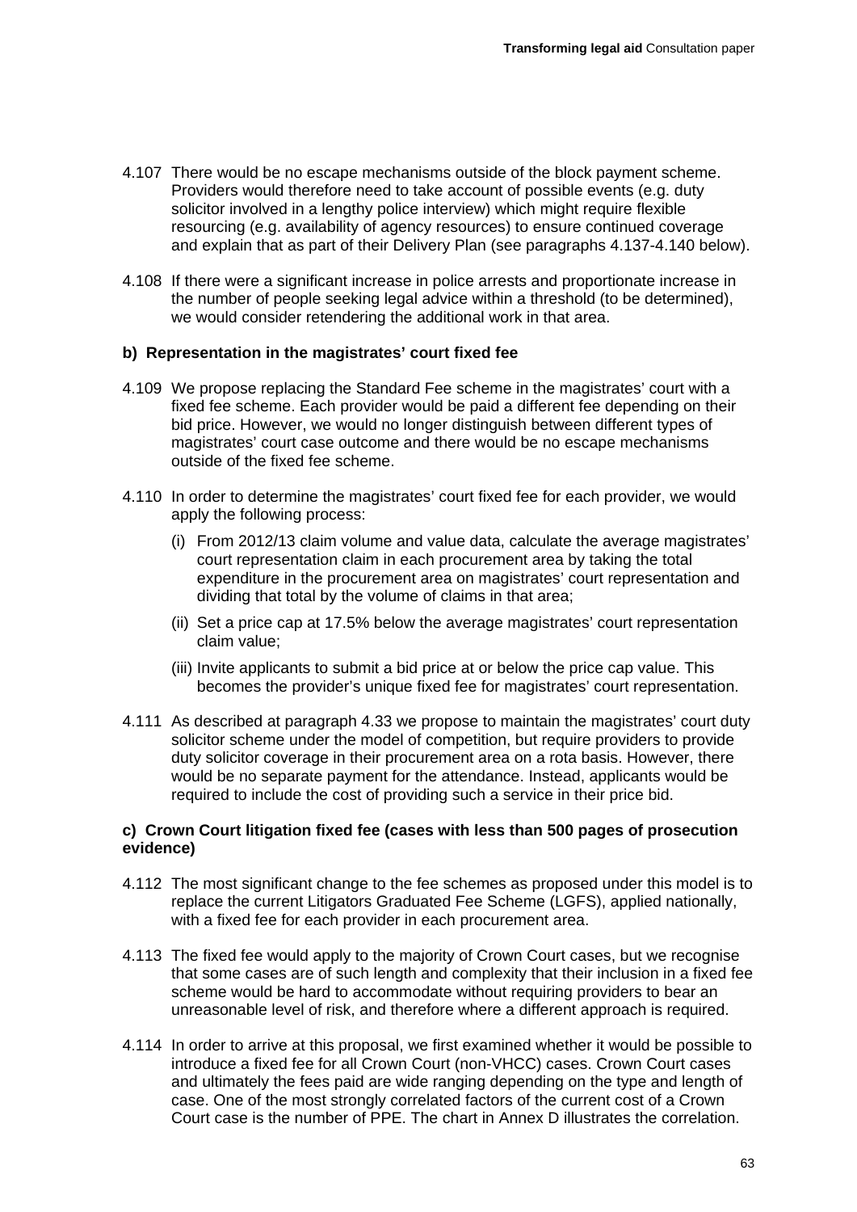4.107 There would be no escape mechanisms outside of the block payment scheme. Providers would therefore need to take account of possible events (e.g. duty solicitor involved in a lengthy police interview) which might require flexible resourcing (e.g. availability of agency resources) to ensure continued coverage and explain that as part of their Delivery Plan (see paragraphs 4.137-4.140 below).

4.108 If there were a significant increase in police arrests and proportionate increase in the number of people seeking legal advice within a threshold (to be determined), we would consider retendering the additional work in that area.

#### b) Representation in the magistrates' court fixed fee

4.109 We propose replacing the Standard Fee scheme in the magistrates' court with a fixed fee scheme. Each provider would be paid a different fee depending on their bid price. However, we would no longer distinguish between different types of magistrates' court case outcome and there would be no escape mechanisms outside of the fixed fee scheme.

4.110 In order to determine the magistrates' court fixed fee for each provider, we would apply the following process:

- (i) From 2012/13 claim volume and value data, calculate the average magistrates' court representation claim in each procurement area by taking the total expenditure in the procurement area on magistrates' court representation and dividing that total by the volume of claims in that area;
- (ii) Set a price cap at 17.5% below the average magistrates' court representation claim value;
- (iii) Invite applicants to submit a bid price at or below the price cap value. This becomes the provider's unique fixed fee for magistrates' court representation.

4.111 As described at paragraph 4.33 we propose to maintain the magistrates' court duty solicitor scheme under the model of competition, but require providers to provide duty solicitor coverage in their procurement area on a rota basis. However, there would be no separate payment for the attendance. Instead, applicants would be required to include the cost of providing such a service in their price bid.

#### c) Crown Court litigation fixed fee (cases with less than 500 pages of prosecution evidence)

4.112 The most significant change to the fee schemes as proposed under this model is to replace the current Litigators Graduated Fee Scheme (LGFS), applied nationally, with a fixed fee for each provider in each procurement area.

4.113 The fixed fee would apply to the majority of Crown Court cases, but we recognise that some cases are of such length and complexity that their inclusion in a fixed fee scheme would be hard to accommodate without requiring providers to bear an unreasonable level of risk, and therefore where a different approach is required.

4.114 In order to arrive at this proposal, we first examined whether it would be possible to introduce a fixed fee for all Crown Court (non-VHCC) cases. Crown Court cases and ultimately the fees paid are wide ranging depending on the type and length of case. One of the most strongly correlated factors of the current cost of a Crown Court case is the number of PPE. The chart in Annex D illustrates the correlation.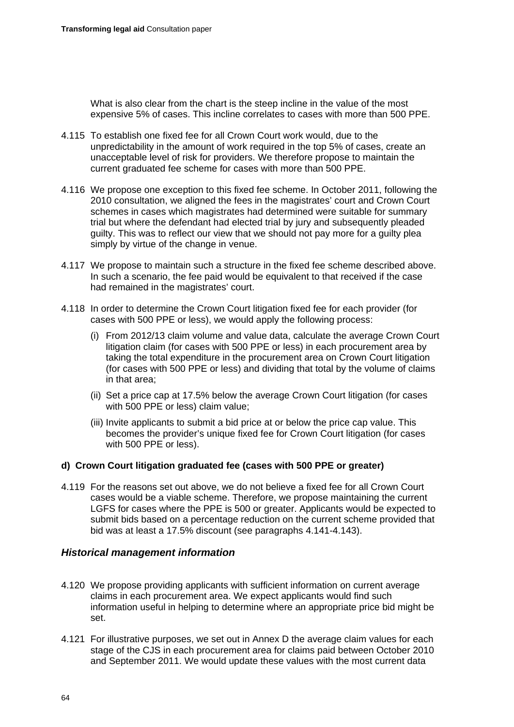What is also clear from the chart is the steep incline in the value of the most expensive 5% of cases. This incline correlates to cases with more than 500 PPE.

4.115 To establish one fixed fee for all Crown Court work would, due to the unpredictability in the amount of work required in the top 5% of cases, create an unacceptable level of risk for providers. We therefore propose to maintain the current graduated fee scheme for cases with more than 500 PPE.

4.116 We propose one exception to this fixed fee scheme. In October 2011, following the 2010 consultation, we aligned the fees in the magistrates' court and Crown Court schemes in cases which magistrates had determined were suitable for summary trial but where the defendant had elected trial by jury and subsequently pleaded guilty. This was to reflect our view that we should not pay more for a guilty plea simply by virtue of the change in venue.

4.117 We propose to maintain such a structure in the fixed fee scheme described above. In such a scenario, the fee paid would be equivalent to that received if the case had remained in the magistrates' court.

4.118 In order to determine the Crown Court litigation fixed fee for each provider (for cases with 500 PPE or less), we would apply the following process:

(i) From 2012/13 claim volume and value data, calculate the average Crown Court litigation claim (for cases with 500 PPE or less) in each procurement area by taking the total expenditure in the procurement area on Crown Court litigation (for cases with 500 PPE or less) and dividing that total by the volume of claims in that area;

(ii) Set a price cap at 17.5% below the average Crown Court litigation (for cases with 500 PPE or less) claim value;

(iii) Invite applicants to submit a bid price at or below the price cap value. This becomes the provider's unique fixed fee for Crown Court litigation (for cases with 500 PPE or less).

**d) Crown Court litigation graduated fee (cases with 500 PPE or greater)**

4.119 For the reasons set out above, we do not believe a fixed fee for all Crown Court cases would be a viable scheme. Therefore, we propose maintaining the current LGFS for cases where the PPE is 500 or greater. Applicants would be expected to submit bids based on a percentage reduction on the current scheme provided that bid was at least a 17.5% discount (see paragraphs 4.141-4.143).

### *Historical management information*

4.120 We propose providing applicants with sufficient information on current average claims in each procurement area. We expect applicants would find such information useful in helping to determine where an appropriate price bid might be set.

4.121 For illustrative purposes, we set out in Annex D the average claim values for each stage of the CJS in each procurement area for claims paid between October 2010 and September 2011. We would update these values with the most current data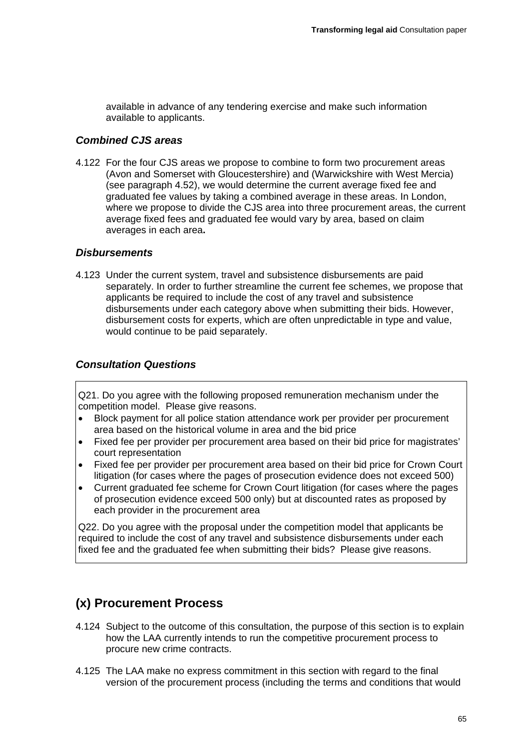available in advance of any tendering exercise and make such information available to applicants.

### *Combined CJS areas*

4.122 For the four CJS areas we propose to combine to form two procurement areas (Avon and Somerset with Gloucestershire) and (Warwickshire with West Mercia) (see paragraph 4.52), we would determine the current average fixed fee and graduated fee values by taking a combined average in these areas. In London, where we propose to divide the CJS area into three procurement areas, the current average fixed fees and graduated fee would vary by area, based on claim averages in each area**.**

### *Disbursements*

4.123 Under the current system, travel and subsistence disbursements are paid separately. In order to further streamline the current fee schemes, we propose that applicants be required to include the cost of any travel and subsistence disbursements under each category above when submitting their bids. However, disbursement costs for experts, which are often unpredictable in type and value, would continue to be paid separately.

### *Consultation Questions*

Q21. Do you agree with the following proposed remuneration mechanism under the competition model. Please give reasons.

- Block payment for all police station attendance work per provider per procurement area based on the historical volume in area and the bid price
- Fixed fee per provider per procurement area based on their bid price for magistrates' court representation
- Fixed fee per provider per procurement area based on their bid price for Crown Court litigation (for cases where the pages of prosecution evidence does not exceed 500)
- Current graduated fee scheme for Crown Court litigation (for cases where the pages of prosecution evidence exceed 500 only) but at discounted rates as proposed by each provider in the procurement area

Q22. Do you agree with the proposal under the competition model that applicants be required to include the cost of any travel and subsistence disbursements under each fixed fee and the graduated fee when submitting their bids? Please give reasons.

## (x) Procurement Process

4.124 Subject to the outcome of this consultation, the purpose of this section is to explain how the LAA currently intends to run the competitive procurement process to procure new crime contracts.

4.125 The LAA make no express commitment in this section with regard to the final version of the procurement process (including the terms and conditions that would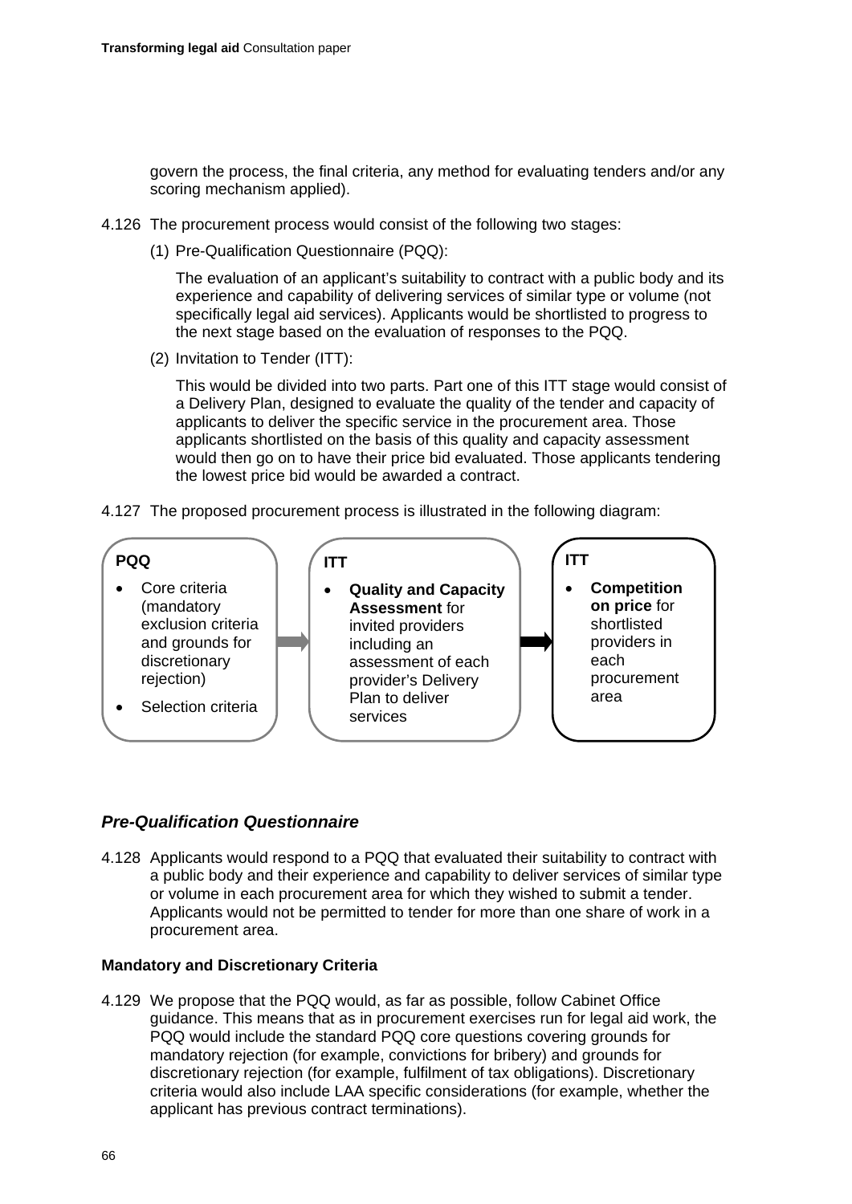govern the process, the final criteria, any method for evaluating tenders and/or any scoring mechanism applied).

4.126 The procurement process would consist of the following two stages:

(1) Pre-Qualification Questionnaire (PQQ):

The evaluation of an applicant's suitability to contract with a public body and its experience and capability of delivering services of similar type or volume (not specifically legal aid services). Applicants would be shortlisted to progress to the next stage based on the evaluation of responses to the PQQ.

(2) Invitation to Tender (ITT):

This would be divided into two parts. Part one of this ITT stage would consist of a Delivery Plan, designed to evaluate the quality of the tender and capacity of applicants to deliver the specific service in the procurement area. Those applicants shortlisted on the basis of this quality and capacity assessment would then go on to have their price bid evaluated. Those applicants tendering the lowest price bid would be awarded a contract.

4.127 The proposed procurement process is illustrated in the following diagram:

**PQQ**

- Core criteria (mandatory exclusion criteria and grounds for discretionary rejection)
- Selection criteria

→

**ITT**

- **Quality and Capacity Assessment** for invited providers including an assessment of each provider's Delivery Plan to deliver services

→

**ITT**

- **Competition on price** for shortlisted providers in each procurement area

## *Pre-Qualification Questionnaire*

4.128 Applicants would respond to a PQQ that evaluated their suitability to contract with a public body and their experience and capability to deliver services of similar type or volume in each procurement area for which they wished to submit a tender. Applicants would not be permitted to tender for more than one share of work in a procurement area.

### Mandatory and Discretionary Criteria

4.129 We propose that the PQQ would, as far as possible, follow Cabinet Office guidance. This means that as in procurement exercises run for legal aid work, the PQQ would include the standard PQQ core questions covering grounds for mandatory rejection (for example, convictions for bribery) and grounds for discretionary rejection (for example, fulfilment of tax obligations). Discretionary criteria would also include LAA specific considerations (for example, whether the applicant has previous contract terminations).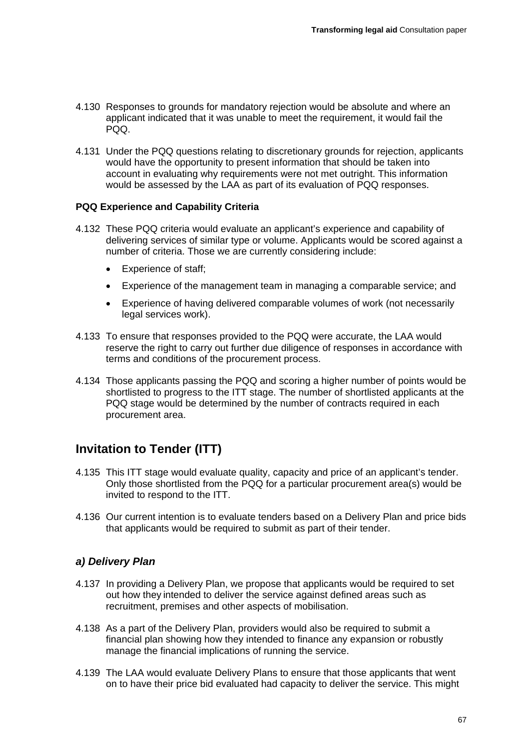4.130 Responses to grounds for mandatory rejection would be absolute and where an applicant indicated that it was unable to meet the requirement, it would fail the PQQ.

4.131 Under the PQQ questions relating to discretionary grounds for rejection, applicants would have the opportunity to present information that should be taken into account in evaluating why requirements were not met outright. This information would be assessed by the LAA as part of its evaluation of PQQ responses.

**PQQ Experience and Capability Criteria**

4.132 These PQQ criteria would evaluate an applicant's experience and capability of delivering services of similar type or volume. Applicants would be scored against a number of criteria. Those we are currently considering include:

- Experience of staff;
- Experience of the management team in managing a comparable service; and
- Experience of having delivered comparable volumes of work (not necessarily legal services work).

4.133 To ensure that responses provided to the PQQ were accurate, the LAA would reserve the right to carry out further due diligence of responses in accordance with terms and conditions of the procurement process.

4.134 Those applicants passing the PQQ and scoring a higher number of points would be shortlisted to progress to the ITT stage. The number of shortlisted applicants at the PQQ stage would be determined by the number of contracts required in each procurement area.

## Invitation to Tender (ITT)

4.135 This ITT stage would evaluate quality, capacity and price of an applicant's tender. Only those shortlisted from the PQQ for a particular procurement area(s) would be invited to respond to the ITT.

4.136 Our current intention is to evaluate tenders based on a Delivery Plan and price bids that applicants would be required to submit as part of their tender.

### *a) Delivery Plan*

4.137 In providing a Delivery Plan, we propose that applicants would be required to set out how they intended to deliver the service against defined areas such as recruitment, premises and other aspects of mobilisation.

4.138 As a part of the Delivery Plan, providers would also be required to submit a financial plan showing how they intended to finance any expansion or robustly manage the financial implications of running the service.

4.139 The LAA would evaluate Delivery Plans to ensure that those applicants that went on to have their price bid evaluated had capacity to deliver the service. This might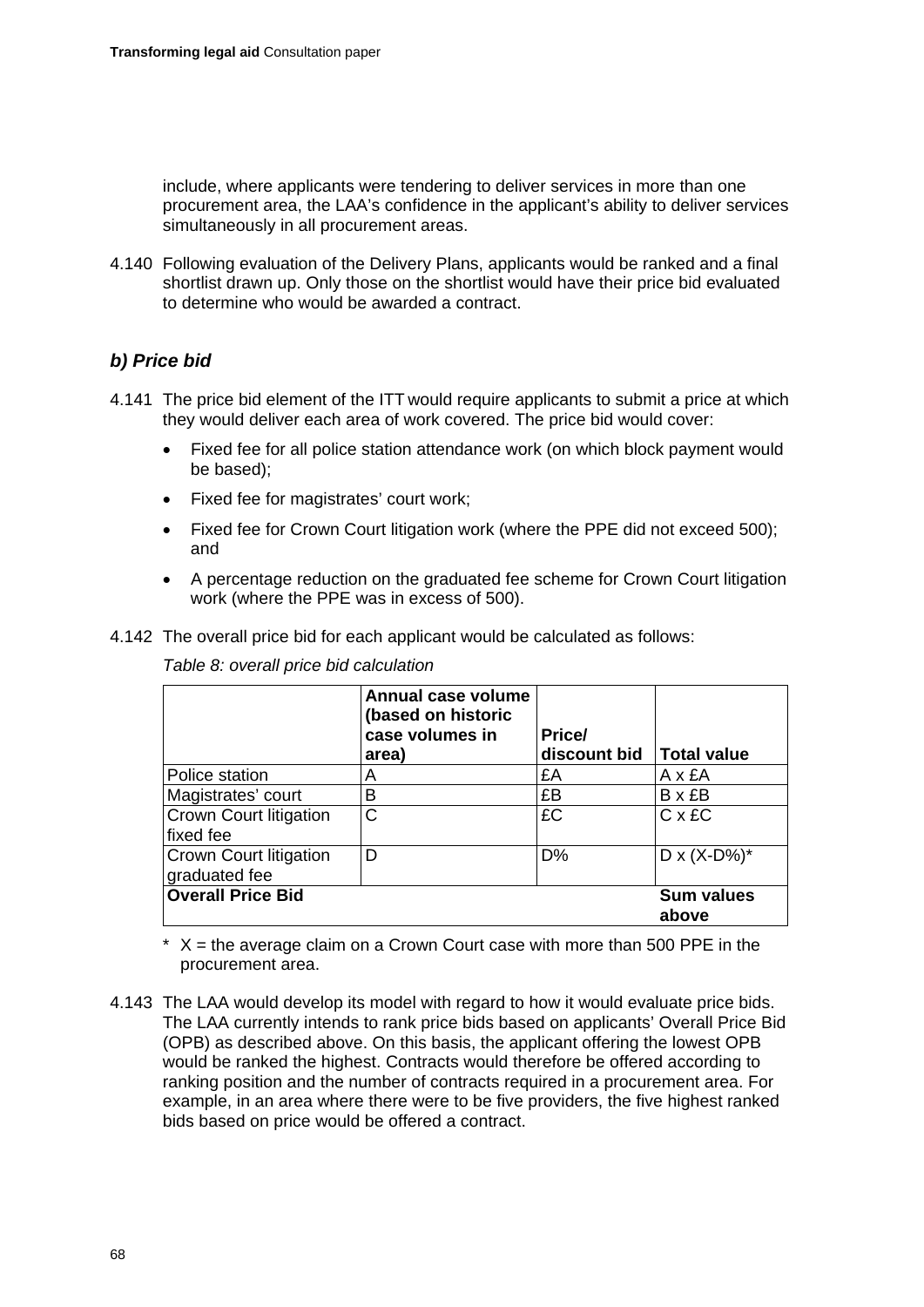include, where applicants were tendering to deliver services in more than one procurement area, the LAA's confidence in the applicant's ability to deliver services simultaneously in all procurement areas.

4.140 Following evaluation of the Delivery Plans, applicants would be ranked and a final shortlist drawn up. Only those on the shortlist would have their price bid evaluated to determine who would be awarded a contract.

### *b) Price bid*

4.141 The price bid element of the ITT would require applicants to submit a price at which they would deliver each area of work covered. The price bid would cover:

- Fixed fee for all police station attendance work (on which block payment would be based);
- Fixed fee for magistrates' court work;
- Fixed fee for Crown Court litigation work (where the PPE did not exceed 500); and
- A percentage reduction on the graduated fee scheme for Crown Court litigation work (where the PPE was in excess of 500).

4.142 The overall price bid for each applicant would be calculated as follows:

*Table 8: overall price bid calculation*

| | Annual case volume (based on historic case volumes in area) | Price/ discount bid | Total value |
|---|---|---|---|
| Police station | A | £A | A x £A |
| Magistrates' court | B | £B | B x £B |
| Crown Court litigation fixed fee | C | £C | C x £C |
| Crown Court litigation graduated fee | D | D% | D x (X-D%)* |
| **Overall Price Bid** | | | **Sum values above** |

\* X = the average claim on a Crown Court case with more than 500 PPE in the procurement area.

4.143 The LAA would develop its model with regard to how it would evaluate price bids. The LAA currently intends to rank price bids based on applicants' Overall Price Bid (OPB) as described above. On this basis, the applicant offering the lowest OPB would be ranked the highest. Contracts would therefore be offered according to ranking position and the number of contracts required in a procurement area. For example, in an area where there were to be five providers, the five highest ranked bids based on price would be offered a contract.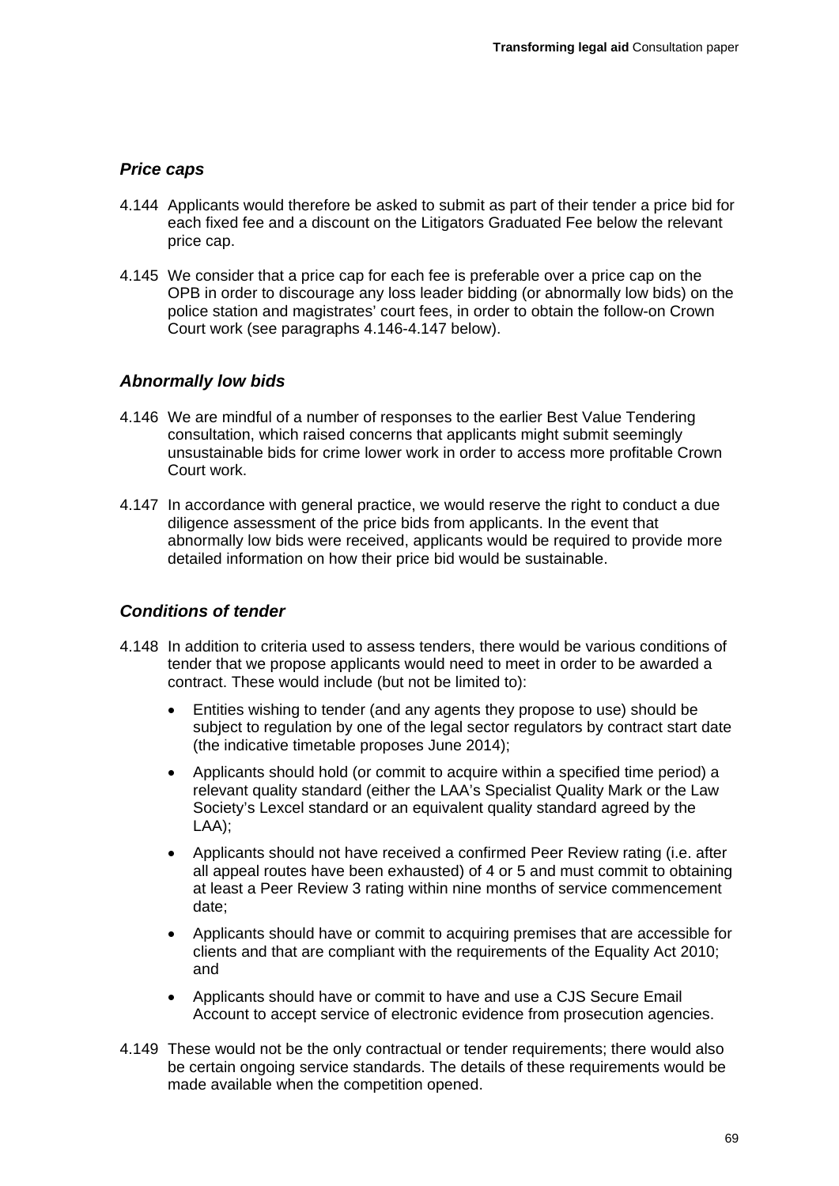### *Price caps*

4.144 Applicants would therefore be asked to submit as part of their tender a price bid for each fixed fee and a discount on the Litigators Graduated Fee below the relevant price cap.

4.145 We consider that a price cap for each fee is preferable over a price cap on the OPB in order to discourage any loss leader bidding (or abnormally low bids) on the police station and magistrates' court fees, in order to obtain the follow-on Crown Court work (see paragraphs 4.146-4.147 below).

### *Abnormally low bids*

4.146 We are mindful of a number of responses to the earlier Best Value Tendering consultation, which raised concerns that applicants might submit seemingly unsustainable bids for crime lower work in order to access more profitable Crown Court work.

4.147 In accordance with general practice, we would reserve the right to conduct a due diligence assessment of the price bids from applicants. In the event that abnormally low bids were received, applicants would be required to provide more detailed information on how their price bid would be sustainable.

### *Conditions of tender*

4.148 In addition to criteria used to assess tenders, there would be various conditions of tender that we propose applicants would need to meet in order to be awarded a contract. These would include (but not be limited to):

- Entities wishing to tender (and any agents they propose to use) should be subject to regulation by one of the legal sector regulators by contract start date (the indicative timetable proposes June 2014);
- Applicants should hold (or commit to acquire within a specified time period) a relevant quality standard (either the LAA's Specialist Quality Mark or the Law Society's Lexcel standard or an equivalent quality standard agreed by the LAA);
- Applicants should not have received a confirmed Peer Review rating (i.e. after all appeal routes have been exhausted) of 4 or 5 and must commit to obtaining at least a Peer Review 3 rating within nine months of service commencement date;
- Applicants should have or commit to acquiring premises that are accessible for clients and that are compliant with the requirements of the Equality Act 2010; and
- Applicants should have or commit to have and use a CJS Secure Email Account to accept service of electronic evidence from prosecution agencies.

4.149 These would not be the only contractual or tender requirements; there would also be certain ongoing service standards. The details of these requirements would be made available when the competition opened.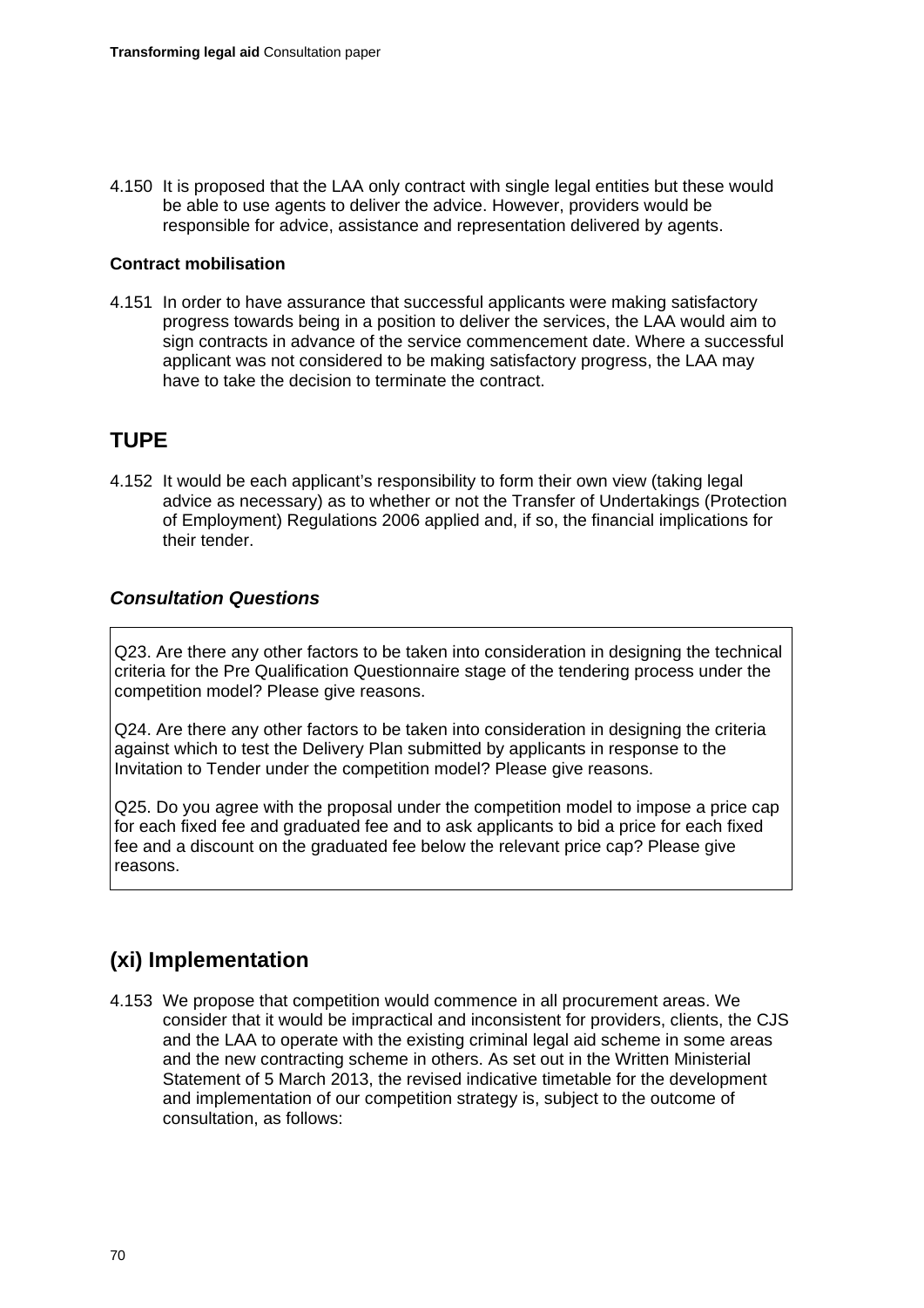4.150 It is proposed that the LAA only contract with single legal entities but these would be able to use agents to deliver the advice. However, providers would be responsible for advice, assistance and representation delivered by agents.

**Contract mobilisation**

4.151 In order to have assurance that successful applicants were making satisfactory progress towards being in a position to deliver the services, the LAA would aim to sign contracts in advance of the service commencement date. Where a successful applicant was not considered to be making satisfactory progress, the LAA may have to take the decision to terminate the contract.

## TUPE

4.152 It would be each applicant's responsibility to form their own view (taking legal advice as necessary) as to whether or not the Transfer of Undertakings (Protection of Employment) Regulations 2006 applied and, if so, the financial implications for their tender.

### *Consultation Questions*

Q23. Are there any other factors to be taken into consideration in designing the technical criteria for the Pre Qualification Questionnaire stage of the tendering process under the competition model? Please give reasons.

Q24. Are there any other factors to be taken into consideration in designing the criteria against which to test the Delivery Plan submitted by applicants in response to the Invitation to Tender under the competition model? Please give reasons.

Q25. Do you agree with the proposal under the competition model to impose a price cap for each fixed fee and graduated fee and to ask applicants to bid a price for each fixed fee and a discount on the graduated fee below the relevant price cap? Please give reasons.

## (xi) Implementation

4.153 We propose that competition would commence in all procurement areas. We consider that it would be impractical and inconsistent for providers, clients, the CJS and the LAA to operate with the existing criminal legal aid scheme in some areas and the new contracting scheme in others. As set out in the Written Ministerial Statement of 5 March 2013, the revised indicative timetable for the development and implementation of our competition strategy is, subject to the outcome of consultation, as follows: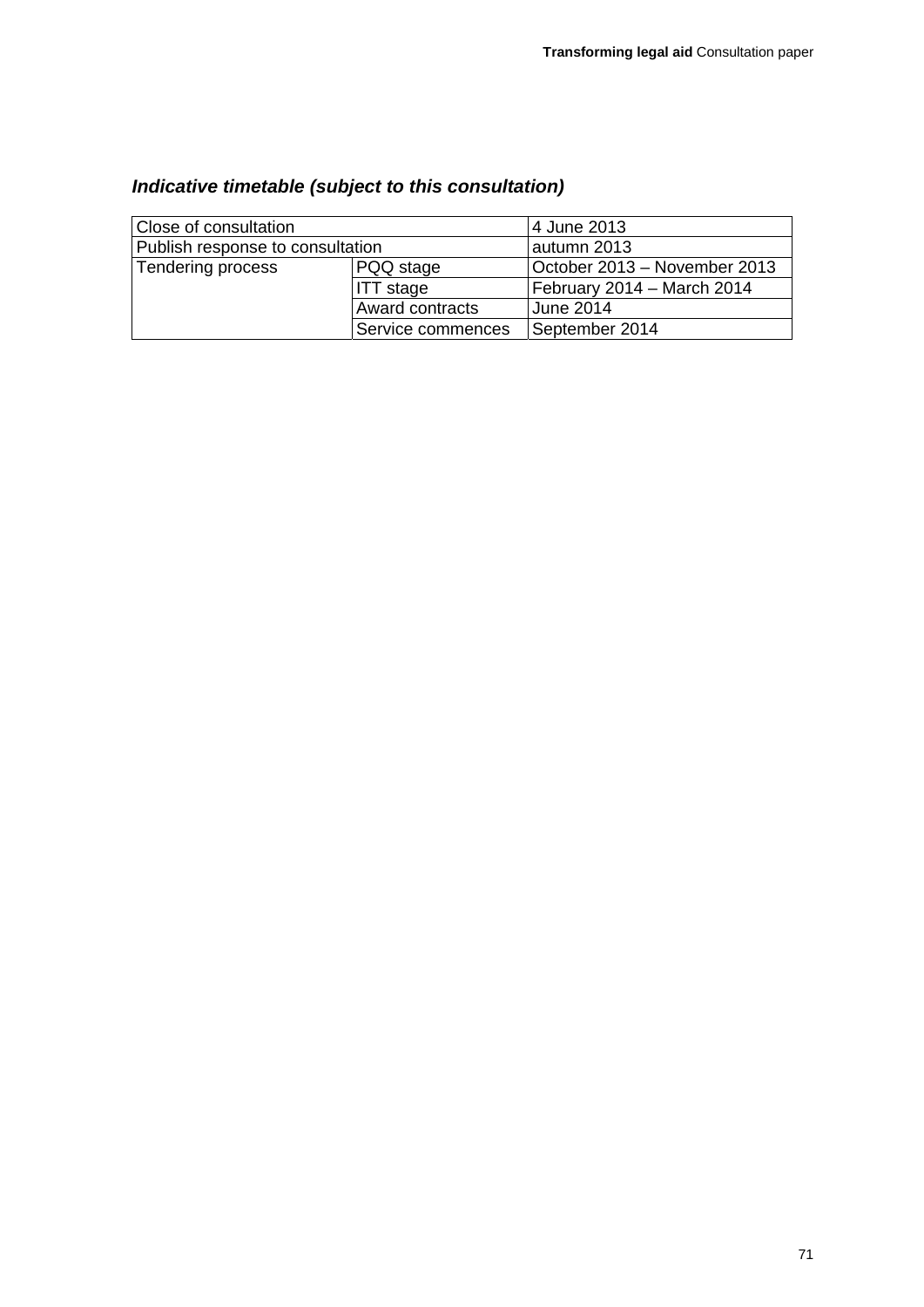### *Indicative timetable (subject to this consultation)*

| | | |
|---|---|---|
| Close of consultation | | 4 June 2013 |
| Publish response to consultation | | autumn 2013 |
| Tendering process | PQQ stage | October 2013 – November 2013 |
| | ITT stage | February 2014 – March 2014 |
| | Award contracts | June 2014 |
| | Service commences | September 2014 |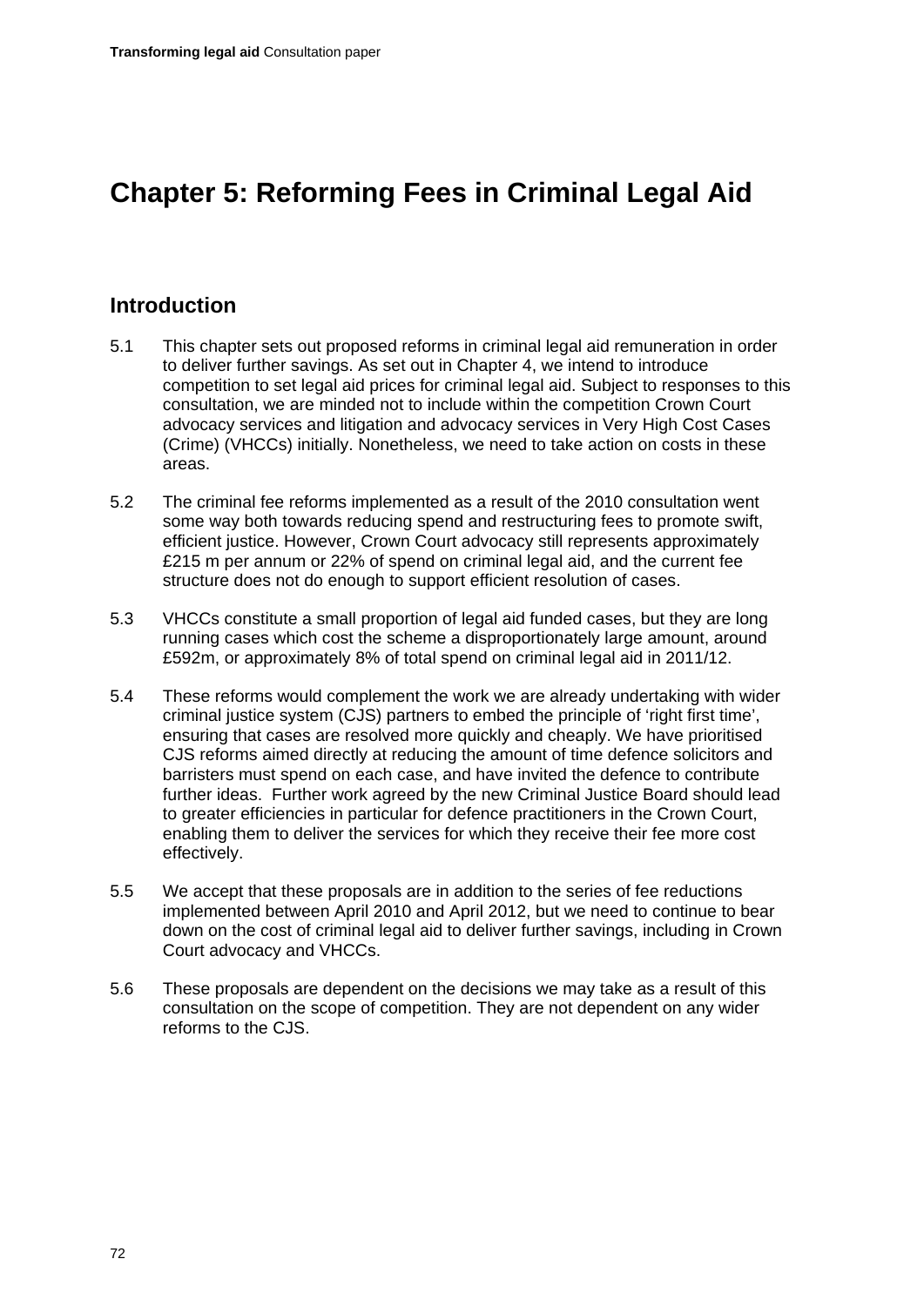# Chapter 5: Reforming Fees in Criminal Legal Aid

## Introduction

5.1 This chapter sets out proposed reforms in criminal legal aid remuneration in order to deliver further savings. As set out in Chapter 4, we intend to introduce competition to set legal aid prices for criminal legal aid. Subject to responses to this consultation, we are minded not to include within the competition Crown Court advocacy services and litigation and advocacy services in Very High Cost Cases (Crime) (VHCCs) initially. Nonetheless, we need to take action on costs in these areas.

5.2 The criminal fee reforms implemented as a result of the 2010 consultation went some way both towards reducing spend and restructuring fees to promote swift, efficient justice. However, Crown Court advocacy still represents approximately £215 m per annum or 22% of spend on criminal legal aid, and the current fee structure does not do enough to support efficient resolution of cases.

5.3 VHCCs constitute a small proportion of legal aid funded cases, but they are long running cases which cost the scheme a disproportionately large amount, around £592m, or approximately 8% of total spend on criminal legal aid in 2011/12.

5.4 These reforms would complement the work we are already undertaking with wider criminal justice system (CJS) partners to embed the principle of 'right first time', ensuring that cases are resolved more quickly and cheaply. We have prioritised CJS reforms aimed directly at reducing the amount of time defence solicitors and barristers must spend on each case, and have invited the defence to contribute further ideas. Further work agreed by the new Criminal Justice Board should lead to greater efficiencies in particular for defence practitioners in the Crown Court, enabling them to deliver the services for which they receive their fee more cost effectively.

5.5 We accept that these proposals are in addition to the series of fee reductions implemented between April 2010 and April 2012, but we need to continue to bear down on the cost of criminal legal aid to deliver further savings, including in Crown Court advocacy and VHCCs.

5.6 These proposals are dependent on the decisions we may take as a result of this consultation on the scope of competition. They are not dependent on any wider reforms to the CJS.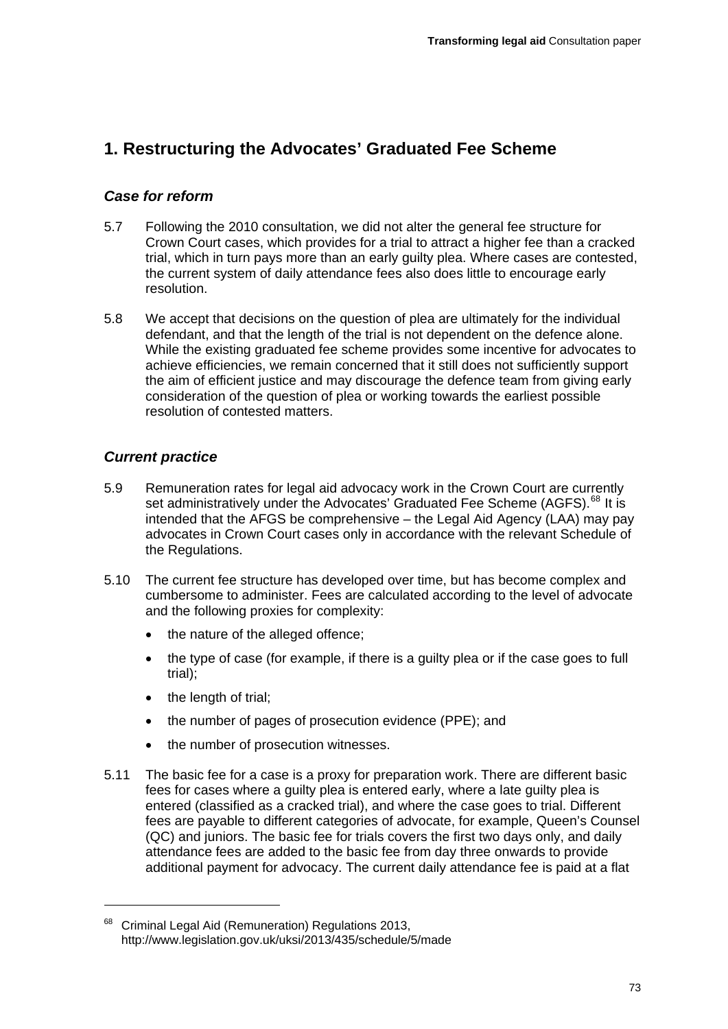## 1. Restructuring the Advocates' Graduated Fee Scheme

### *Case for reform*

5.7 Following the 2010 consultation, we did not alter the general fee structure for Crown Court cases, which provides for a trial to attract a higher fee than a cracked trial, which in turn pays more than an early guilty plea. Where cases are contested, the current system of daily attendance fees also does little to encourage early resolution.

5.8 We accept that decisions on the question of plea are ultimately for the individual defendant, and that the length of the trial is not dependent on the defence alone. While the existing graduated fee scheme provides some incentive for advocates to achieve efficiencies, we remain concerned that it still does not sufficiently support the aim of efficient justice and may discourage the defence team from giving early consideration of the question of plea or working towards the earliest possible resolution of contested matters.

### *Current practice*

5.9 Remuneration rates for legal aid advocacy work in the Crown Court are currently set administratively under the Advocates' Graduated Fee Scheme (AGFS).[68] It is intended that the AFGS be comprehensive – the Legal Aid Agency (LAA) may pay advocates in Crown Court cases only in accordance with the relevant Schedule of the Regulations.

5.10 The current fee structure has developed over time, but has become complex and cumbersome to administer. Fees are calculated according to the level of advocate and the following proxies for complexity:

- the nature of the alleged offence;
- the type of case (for example, if there is a guilty plea or if the case goes to full trial);
- the length of trial;
- the number of pages of prosecution evidence (PPE); and
- the number of prosecution witnesses.

5.11 The basic fee for a case is a proxy for preparation work. There are different basic fees for cases where a guilty plea is entered early, where a late guilty plea is entered (classified as a cracked trial), and where the case goes to trial. Different fees are payable to different categories of advocate, for example, Queen's Counsel (QC) and juniors. The basic fee for trials covers the first two days only, and daily attendance fees are added to the basic fee from day three onwards to provide additional payment for advocacy. The current daily attendance fee is paid at a flat

---

[68] Criminal Legal Aid (Remuneration) Regulations 2013, http://www.legislation.gov.uk/uksi/2013/435/schedule/5/made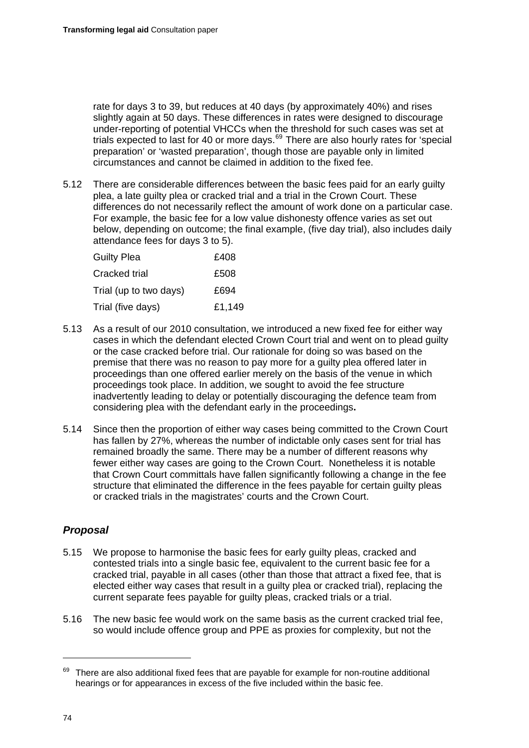rate for days 3 to 39, but reduces at 40 days (by approximately 40%) and rises slightly again at 50 days. These differences in rates were designed to discourage under-reporting of potential VHCCs when the threshold for such cases was set at trials expected to last for 40 or more days.[69] There are also hourly rates for 'special preparation' or 'wasted preparation', though those are payable only in limited circumstances and cannot be claimed in addition to the fixed fee.

5.12 There are considerable differences between the basic fees paid for an early guilty plea, a late guilty plea or cracked trial and a trial in the Crown Court. These differences do not necessarily reflect the amount of work done on a particular case. For example, the basic fee for a low value dishonesty offence varies as set out below, depending on outcome; the final example, (five day trial), also includes daily attendance fees for days 3 to 5).

| | |
|---|---|
| Guilty Plea | £408 |
| Cracked trial | £508 |
| Trial (up to two days) | £694 |
| Trial (five days) | £1,149 |

5.13 As a result of our 2010 consultation, we introduced a new fixed fee for either way cases in which the defendant elected Crown Court trial and went on to plead guilty or the case cracked before trial. Our rationale for doing so was based on the premise that there was no reason to pay more for a guilty plea offered later in proceedings than one offered earlier merely on the basis of the venue in which proceedings took place. In addition, we sought to avoid the fee structure inadvertently leading to delay or potentially discouraging the defence team from considering plea with the defendant early in the proceedings**.**

5.14 Since then the proportion of either way cases being committed to the Crown Court has fallen by 27%, whereas the number of indictable only cases sent for trial has remained broadly the same. There may be a number of different reasons why fewer either way cases are going to the Crown Court. Nonetheless it is notable that Crown Court committals have fallen significantly following a change in the fee structure that eliminated the difference in the fees payable for certain guilty pleas or cracked trials in the magistrates' courts and the Crown Court.

### *Proposal*

5.15 We propose to harmonise the basic fees for early guilty pleas, cracked and contested trials into a single basic fee, equivalent to the current basic fee for a cracked trial, payable in all cases (other than those that attract a fixed fee, that is elected either way cases that result in a guilty plea or cracked trial), replacing the current separate fees payable for guilty pleas, cracked trials or a trial.

5.16 The new basic fee would work on the same basis as the current cracked trial fee, so would include offence group and PPE as proxies for complexity, but not the

---

[69] There are also additional fixed fees that are payable for example for non-routine additional hearings or for appearances in excess of the five included within the basic fee.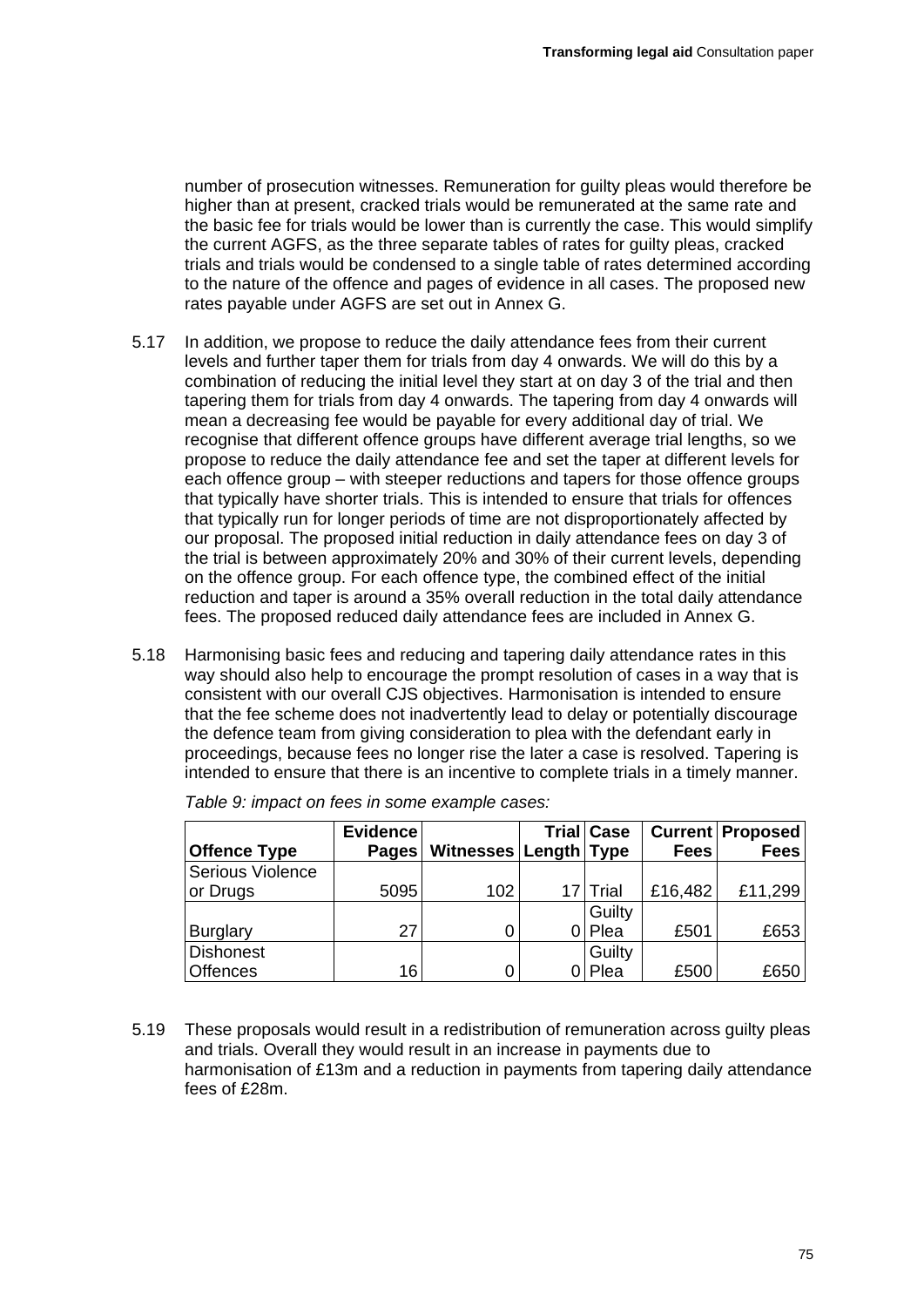number of prosecution witnesses. Remuneration for guilty pleas would therefore be higher than at present, cracked trials would be remunerated at the same rate and the basic fee for trials would be lower than is currently the case. This would simplify the current AGFS, as the three separate tables of rates for guilty pleas, cracked trials and trials would be condensed to a single table of rates determined according to the nature of the offence and pages of evidence in all cases. The proposed new rates payable under AGFS are set out in Annex G.

5.17 In addition, we propose to reduce the daily attendance fees from their current levels and further taper them for trials from day 4 onwards. We will do this by a combination of reducing the initial level they start at on day 3 of the trial and then tapering them for trials from day 4 onwards. The tapering from day 4 onwards will mean a decreasing fee would be payable for every additional day of trial. We recognise that different offence groups have different average trial lengths, so we propose to reduce the daily attendance fee and set the taper at different levels for each offence group – with steeper reductions and tapers for those offence groups that typically have shorter trials. This is intended to ensure that trials for offences that typically run for longer periods of time are not disproportionately affected by our proposal. The proposed initial reduction in daily attendance fees on day 3 of the trial is between approximately 20% and 30% of their current levels, depending on the offence group. For each offence type, the combined effect of the initial reduction and taper is around a 35% overall reduction in the total daily attendance fees. The proposed reduced daily attendance fees are included in Annex G.

5.18 Harmonising basic fees and reducing and tapering daily attendance rates in this way should also help to encourage the prompt resolution of cases in a way that is consistent with our overall CJS objectives. Harmonisation is intended to ensure that the fee scheme does not inadvertently lead to delay or potentially discourage the defence team from giving consideration to plea with the defendant early in proceedings, because fees no longer rise the later a case is resolved. Tapering is intended to ensure that there is an incentive to complete trials in a timely manner.

*Table 9: impact on fees in some example cases:*

| Offence Type | Evidence Pages | Witnesses | Trial Length | Case Type | Current Fees | Proposed Fees |
|---|---|---|---|---|---|---|
| Serious Violence or Drugs | 5095 | 102 | 17 | Trial | £16,482 | £11,299 |
| Burglary | 27 | 0 | 0 | Guilty Plea | £501 | £653 |
| Dishonest Offences | 16 | 0 | 0 | Guilty Plea | £500 | £650 |

5.19 These proposals would result in a redistribution of remuneration across guilty pleas and trials. Overall they would result in an increase in payments due to harmonisation of £13m and a reduction in payments from tapering daily attendance fees of £28m.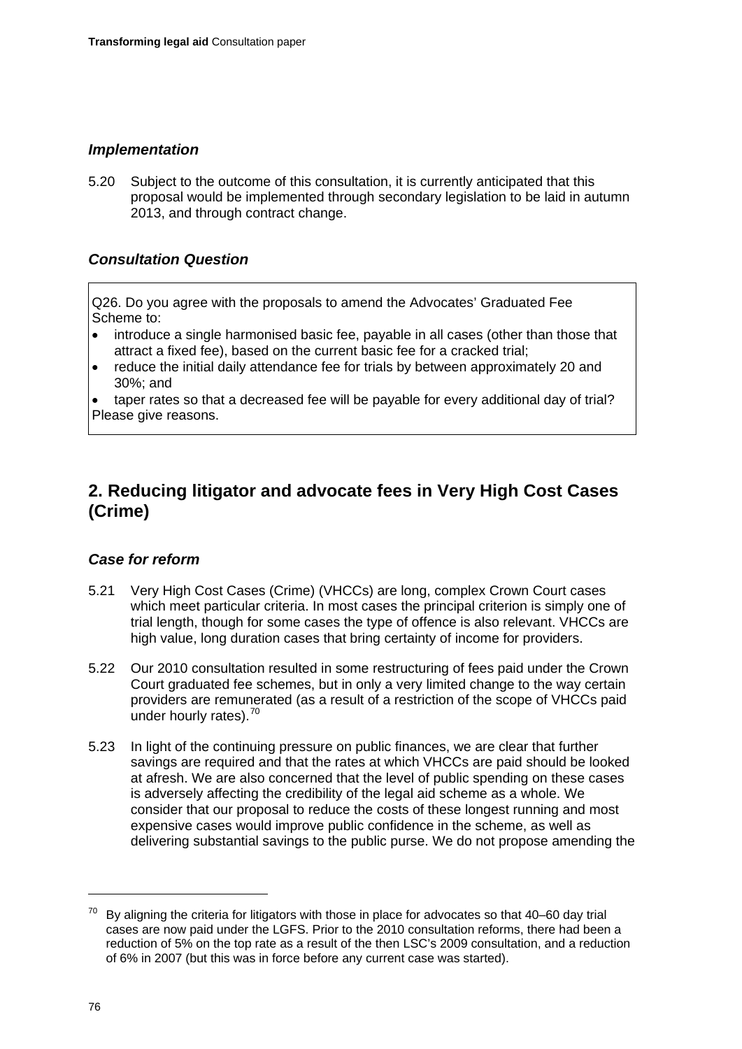### *Implementation*

5.20 Subject to the outcome of this consultation, it is currently anticipated that this proposal would be implemented through secondary legislation to be laid in autumn 2013, and through contract change.

### *Consultation Question*

Q26. Do you agree with the proposals to amend the Advocates' Graduated Fee Scheme to:

- introduce a single harmonised basic fee, payable in all cases (other than those that attract a fixed fee), based on the current basic fee for a cracked trial;
- reduce the initial daily attendance fee for trials by between approximately 20 and 30%; and
- taper rates so that a decreased fee will be payable for every additional day of trial?

Please give reasons.

## 2. Reducing litigator and advocate fees in Very High Cost Cases (Crime)

### *Case for reform*

5.21 Very High Cost Cases (Crime) (VHCCs) are long, complex Crown Court cases which meet particular criteria. In most cases the principal criterion is simply one of trial length, though for some cases the type of offence is also relevant. VHCCs are high value, long duration cases that bring certainty of income for providers.

5.22 Our 2010 consultation resulted in some restructuring of fees paid under the Crown Court graduated fee schemes, but in only a very limited change to the way certain providers are remunerated (as a result of a restriction of the scope of VHCCs paid under hourly rates).[70]

5.23 In light of the continuing pressure on public finances, we are clear that further savings are required and that the rates at which VHCCs are paid should be looked at afresh. We are also concerned that the level of public spending on these cases is adversely affecting the credibility of the legal aid scheme as a whole. We consider that our proposal to reduce the costs of these longest running and most expensive cases would improve public confidence in the scheme, as well as delivering substantial savings to the public purse. We do not propose amending the

[70] By aligning the criteria for litigators with those in place for advocates so that 40–60 day trial cases are now paid under the LGFS. Prior to the 2010 consultation reforms, there had been a reduction of 5% on the top rate as a result of the then LSC's 2009 consultation, and a reduction of 6% in 2007 (but this was in force before any current case was started).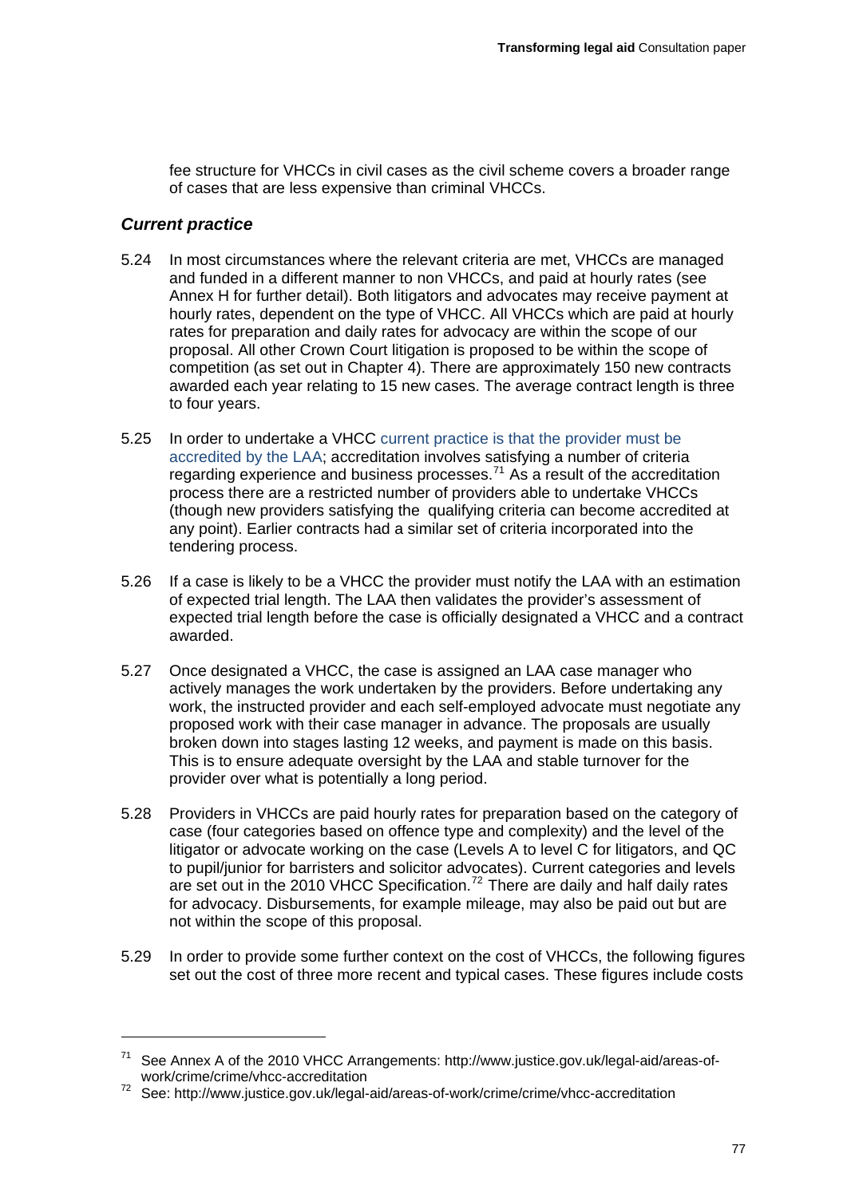fee structure for VHCCs in civil cases as the civil scheme covers a broader range of cases that are less expensive than criminal VHCCs.

### *Current practice*

5.24 In most circumstances where the relevant criteria are met, VHCCs are managed and funded in a different manner to non VHCCs, and paid at hourly rates (see Annex H for further detail). Both litigators and advocates may receive payment at hourly rates, dependent on the type of VHCC. All VHCCs which are paid at hourly rates for preparation and daily rates for advocacy are within the scope of our proposal. All other Crown Court litigation is proposed to be within the scope of competition (as set out in Chapter 4). There are approximately 150 new contracts awarded each year relating to 15 new cases. The average contract length is three to four years.

5.25 In order to undertake a VHCC current practice is that the provider must be accredited by the LAA; accreditation involves satisfying a number of criteria regarding experience and business processes.[71] As a result of the accreditation process there are a restricted number of providers able to undertake VHCCs (though new providers satisfying the qualifying criteria can become accredited at any point). Earlier contracts had a similar set of criteria incorporated into the tendering process.

5.26 If a case is likely to be a VHCC the provider must notify the LAA with an estimation of expected trial length. The LAA then validates the provider's assessment of expected trial length before the case is officially designated a VHCC and a contract awarded.

5.27 Once designated a VHCC, the case is assigned an LAA case manager who actively manages the work undertaken by the providers. Before undertaking any work, the instructed provider and each self-employed advocate must negotiate any proposed work with their case manager in advance. The proposals are usually broken down into stages lasting 12 weeks, and payment is made on this basis. This is to ensure adequate oversight by the LAA and stable turnover for the provider over what is potentially a long period.

5.28 Providers in VHCCs are paid hourly rates for preparation based on the category of case (four categories based on offence type and complexity) and the level of the litigator or advocate working on the case (Levels A to level C for litigators, and QC to pupil/junior for barristers and solicitor advocates). Current categories and levels are set out in the 2010 VHCC Specification.[72] There are daily and half daily rates for advocacy. Disbursements, for example mileage, may also be paid out but are not within the scope of this proposal.

5.29 In order to provide some further context on the cost of VHCCs, the following figures set out the cost of three more recent and typical cases. These figures include costs

---

[71] See Annex A of the 2010 VHCC Arrangements: http://www.justice.gov.uk/legal-aid/areas-of-work/crime/crime/vhcc-accreditation

[72] See: http://www.justice.gov.uk/legal-aid/areas-of-work/crime/crime/vhcc-accreditation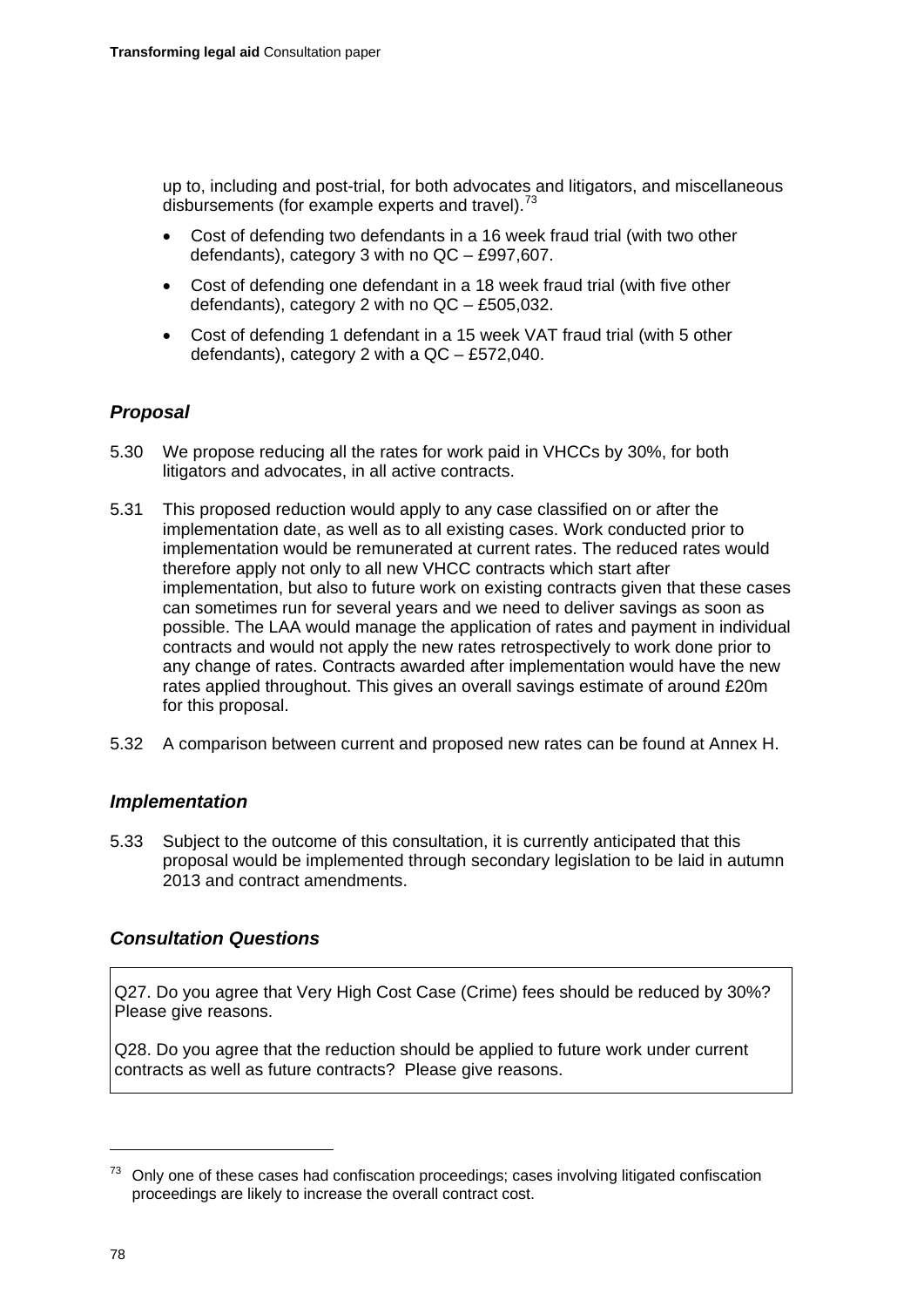up to, including and post-trial, for both advocates and litigators, and miscellaneous disbursements (for example experts and travel).[73]

- Cost of defending two defendants in a 16 week fraud trial (with two other defendants), category 3 with no QC – £997,607.
- Cost of defending one defendant in a 18 week fraud trial (with five other defendants), category 2 with no QC – £505,032.
- Cost of defending 1 defendant in a 15 week VAT fraud trial (with 5 other defendants), category 2 with a QC – £572,040.

### *Proposal*

5.30 We propose reducing all the rates for work paid in VHCCs by 30%, for both litigators and advocates, in all active contracts.

5.31 This proposed reduction would apply to any case classified on or after the implementation date, as well as to all existing cases. Work conducted prior to implementation would be remunerated at current rates. The reduced rates would therefore apply not only to all new VHCC contracts which start after implementation, but also to future work on existing contracts given that these cases can sometimes run for several years and we need to deliver savings as soon as possible. The LAA would manage the application of rates and payment in individual contracts and would not apply the new rates retrospectively to work done prior to any change of rates. Contracts awarded after implementation would have the new rates applied throughout. This gives an overall savings estimate of around £20m for this proposal.

5.32 A comparison between current and proposed new rates can be found at Annex H.

### *Implementation*

5.33 Subject to the outcome of this consultation, it is currently anticipated that this proposal would be implemented through secondary legislation to be laid in autumn 2013 and contract amendments.

### *Consultation Questions*

Q27. Do you agree that Very High Cost Case (Crime) fees should be reduced by 30%? Please give reasons.

Q28. Do you agree that the reduction should be applied to future work under current contracts as well as future contracts? Please give reasons.

---

[73] Only one of these cases had confiscation proceedings; cases involving litigated confiscation proceedings are likely to increase the overall contract cost.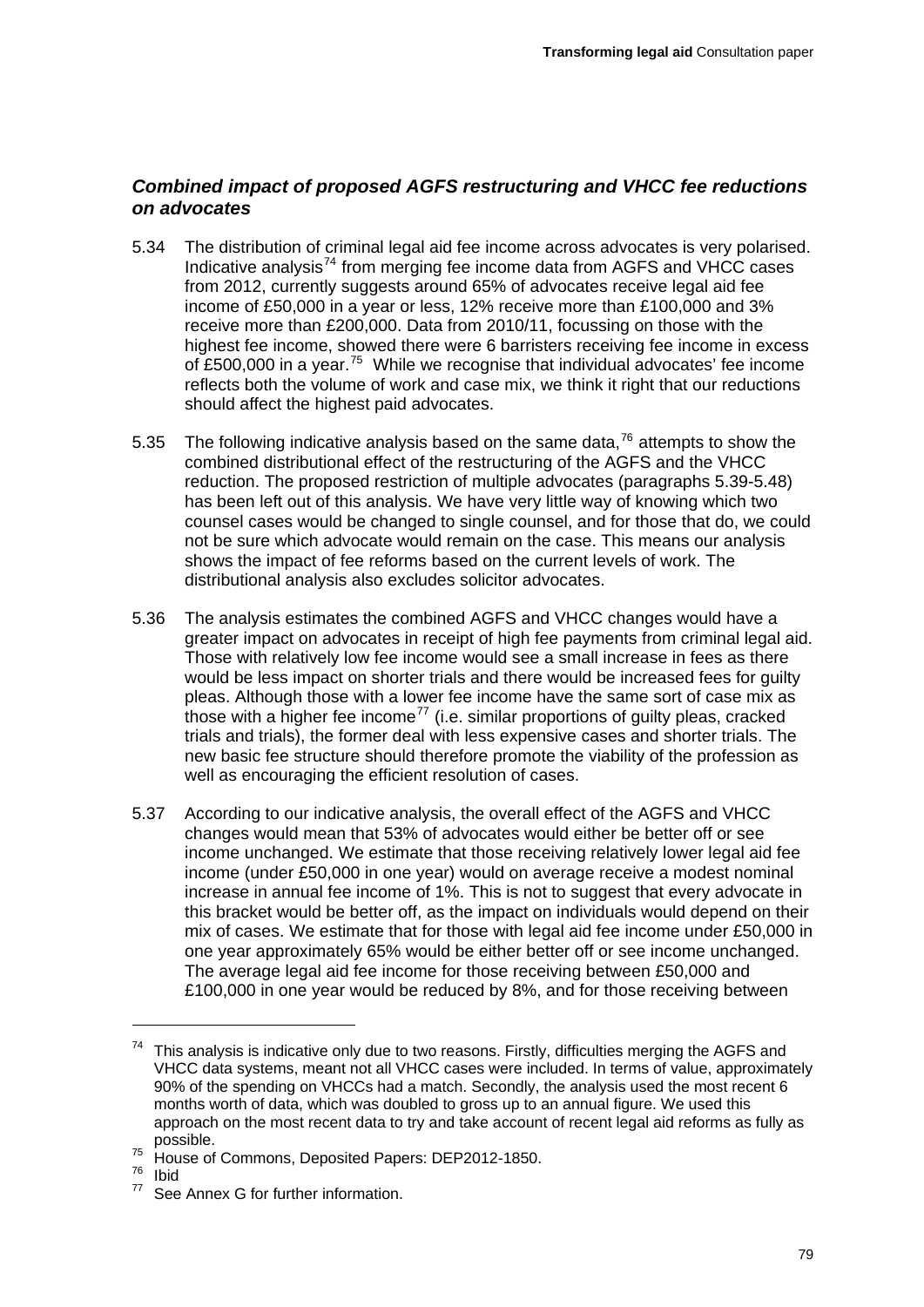### *Combined impact of proposed AGFS restructuring and VHCC fee reductions on advocates*

5.34 The distribution of criminal legal aid fee income across advocates is very polarised. Indicative analysis[74] from merging fee income data from AGFS and VHCC cases from 2012, currently suggests around 65% of advocates receive legal aid fee income of £50,000 in a year or less, 12% receive more than £100,000 and 3% receive more than £200,000. Data from 2010/11, focussing on those with the highest fee income, showed there were 6 barristers receiving fee income in excess of £500,000 in a year.[75] While we recognise that individual advocates' fee income reflects both the volume of work and case mix, we think it right that our reductions should affect the highest paid advocates.

5.35 The following indicative analysis based on the same data,[76] attempts to show the combined distributional effect of the restructuring of the AGFS and the VHCC reduction. The proposed restriction of multiple advocates (paragraphs 5.39-5.48) has been left out of this analysis. We have very little way of knowing which two counsel cases would be changed to single counsel, and for those that do, we could not be sure which advocate would remain on the case. This means our analysis shows the impact of fee reforms based on the current levels of work. The distributional analysis also excludes solicitor advocates.

5.36 The analysis estimates the combined AGFS and VHCC changes would have a greater impact on advocates in receipt of high fee payments from criminal legal aid. Those with relatively low fee income would see a small increase in fees as there would be less impact on shorter trials and there would be increased fees for guilty pleas. Although those with a lower fee income have the same sort of case mix as those with a higher fee income[77] (i.e. similar proportions of guilty pleas, cracked trials and trials), the former deal with less expensive cases and shorter trials. The new basic fee structure should therefore promote the viability of the profession as well as encouraging the efficient resolution of cases.

5.37 According to our indicative analysis, the overall effect of the AGFS and VHCC changes would mean that 53% of advocates would either be better off or see income unchanged. We estimate that those receiving relatively lower legal aid fee income (under £50,000 in one year) would on average receive a modest nominal increase in annual fee income of 1%. This is not to suggest that every advocate in this bracket would be better off, as the impact on individuals would depend on their mix of cases. We estimate that for those with legal aid fee income under £50,000 in one year approximately 65% would be either better off or see income unchanged. The average legal aid fee income for those receiving between £50,000 and £100,000 in one year would be reduced by 8%, and for those receiving between

---

[74] This analysis is indicative only due to two reasons. Firstly, difficulties merging the AGFS and VHCC data systems, meant not all VHCC cases were included. In terms of value, approximately 90% of the spending on VHCCs had a match. Secondly, the analysis used the most recent 6 months worth of data, which was doubled to gross up to an annual figure. We used this approach on the most recent data to try and take account of recent legal aid reforms as fully as possible.

[75] House of Commons, Deposited Papers: DEP2012-1850.

[76] Ibid

[77] See Annex G for further information.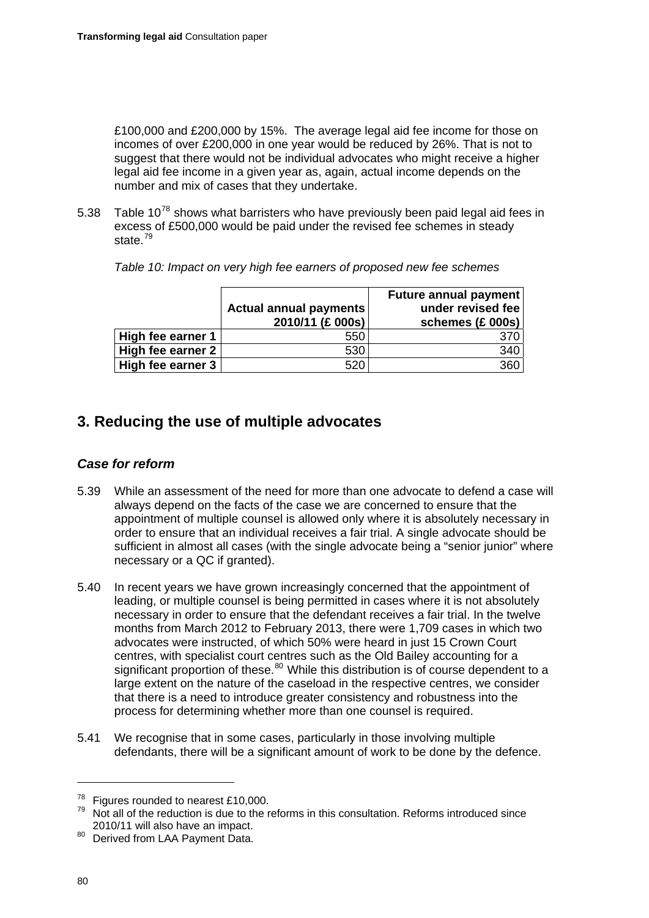£100,000 and £200,000 by 15%. The average legal aid fee income for those on incomes of over £200,000 in one year would be reduced by 26%. That is not to suggest that there would not be individual advocates who might receive a higher legal aid fee income in a given year as, again, actual income depends on the number and mix of cases that they undertake.

5.38 Table 10[78] shows what barristers who have previously been paid legal aid fees in excess of £500,000 would be paid under the revised fee schemes in steady state.[79]

*Table 10: Impact on very high fee earners of proposed new fee schemes*

| | Actual annual payments 2010/11 (£ 000s) | Future annual payment under revised fee schemes (£ 000s) |
|---|---|---|
| **High fee earner 1** | 550 | 370 |
| **High fee earner 2** | 530 | 340 |
| **High fee earner 3** | 520 | 360 |

## 3. Reducing the use of multiple advocates

### *Case for reform*

5.39 While an assessment of the need for more than one advocate to defend a case will always depend on the facts of the case we are concerned to ensure that the appointment of multiple counsel is allowed only where it is absolutely necessary in order to ensure that an individual receives a fair trial. A single advocate should be sufficient in almost all cases (with the single advocate being a "senior junior" where necessary or a QC if granted).

5.40 In recent years we have grown increasingly concerned that the appointment of leading, or multiple counsel is being permitted in cases where it is not absolutely necessary in order to ensure that the defendant receives a fair trial. In the twelve months from March 2012 to February 2013, there were 1,709 cases in which two advocates were instructed, of which 50% were heard in just 15 Crown Court centres, with specialist court centres such as the Old Bailey accounting for a significant proportion of these.[80] While this distribution is of course dependent to a large extent on the nature of the caseload in the respective centres, we consider that there is a need to introduce greater consistency and robustness into the process for determining whether more than one counsel is required.

5.41 We recognise that in some cases, particularly in those involving multiple defendants, there will be a significant amount of work to be done by the defence.

[78] Figures rounded to nearest £10,000.

[79] Not all of the reduction is due to the reforms in this consultation. Reforms introduced since 2010/11 will also have an impact.

[80] Derived from LAA Payment Data.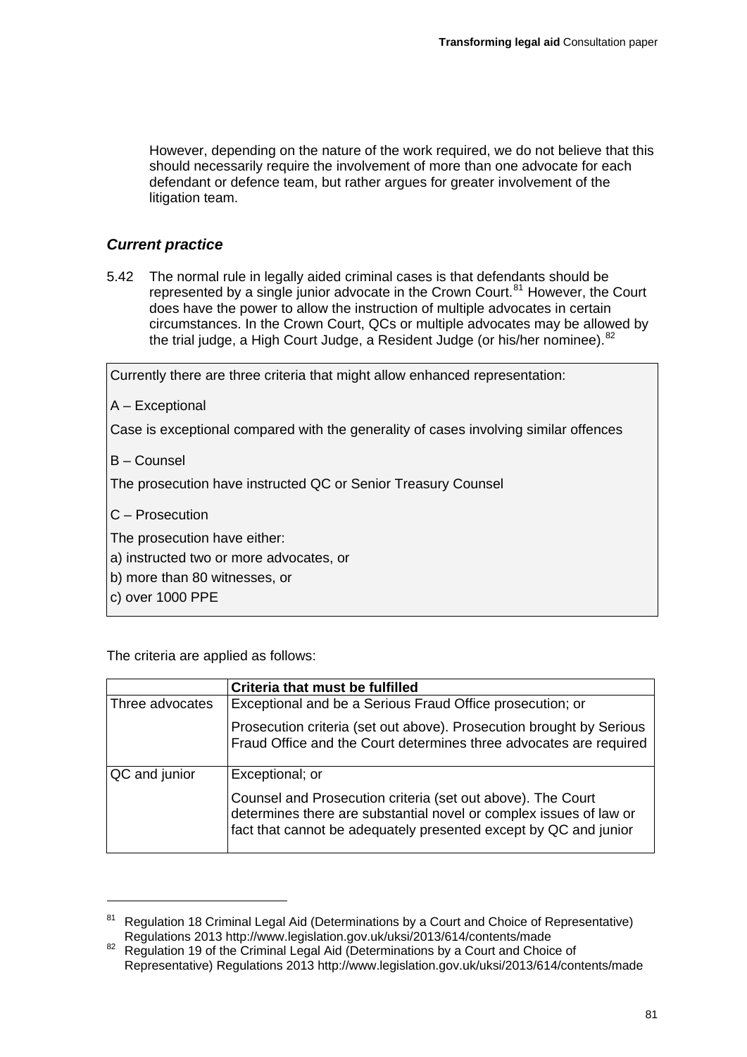However, depending on the nature of the work required, we do not believe that this should necessarily require the involvement of more than one advocate for each defendant or defence team, but rather argues for greater involvement of the litigation team.

### *Current practice*

5.42 The normal rule in legally aided criminal cases is that defendants should be represented by a single junior advocate in the Crown Court.[81] However, the Court does have the power to allow the instruction of multiple advocates in certain circumstances. In the Crown Court, QCs or multiple advocates may be allowed by the trial judge, a High Court Judge, a Resident Judge (or his/her nominee).[82]

> Currently there are three criteria that might allow enhanced representation:
>
> A – Exceptional
>
> Case is exceptional compared with the generality of cases involving similar offences
>
> B – Counsel
>
> The prosecution have instructed QC or Senior Treasury Counsel
>
> C – Prosecution
>
> The prosecution have either:
>
> a) instructed two or more advocates, or
>
> b) more than 80 witnesses, or
>
> c) over 1000 PPE

The criteria are applied as follows:

| | **Criteria that must be fulfilled** |
|---|---|
| Three advocates | Exceptional and be a Serious Fraud Office prosecution; or<br><br>Prosecution criteria (set out above). Prosecution brought by Serious Fraud Office and the Court determines three advocates are required |
| QC and junior | Exceptional; or<br><br>Counsel and Prosecution criteria (set out above). The Court determines there are substantial novel or complex issues of law or fact that cannot be adequately presented except by QC and junior |

---

[81] Regulation 18 Criminal Legal Aid (Determinations by a Court and Choice of Representative) Regulations 2013 http://www.legislation.gov.uk/uksi/2013/614/contents/made

[82] Regulation 19 of the Criminal Legal Aid (Determinations by a Court and Choice of Representative) Regulations 2013 http://www.legislation.gov.uk/uksi/2013/614/contents/made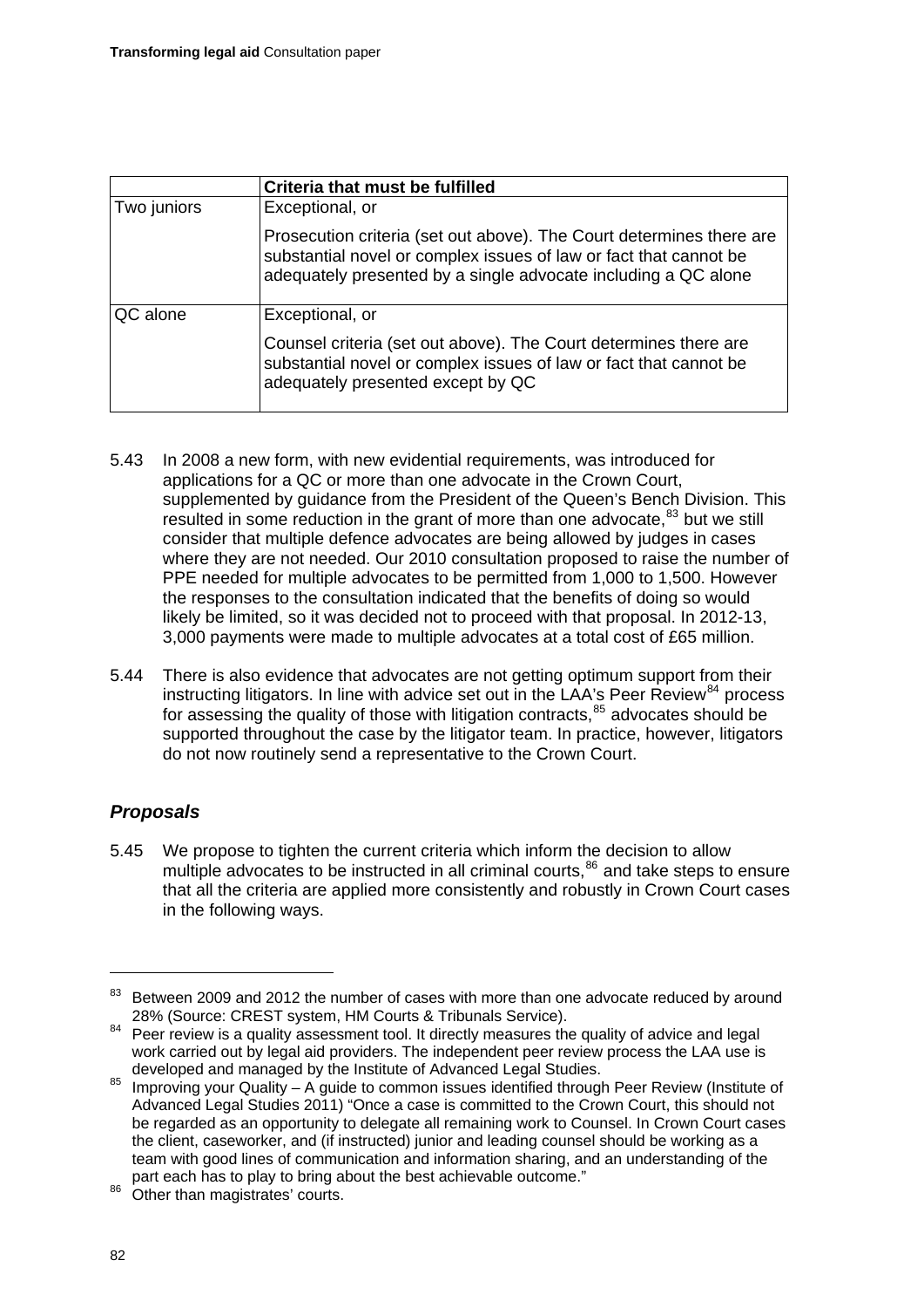| | Criteria that must be fulfilled |
|---|---|
| Two juniors | Exceptional, or<br><br>Prosecution criteria (set out above). The Court determines there are substantial novel or complex issues of law or fact that cannot be adequately presented by a single advocate including a QC alone |
| QC alone | Exceptional, or<br><br>Counsel criteria (set out above). The Court determines there are substantial novel or complex issues of law or fact that cannot be adequately presented except by QC |

5.43 In 2008 a new form, with new evidential requirements, was introduced for applications for a QC or more than one advocate in the Crown Court, supplemented by guidance from the President of the Queen's Bench Division. This resulted in some reduction in the grant of more than one advocate,[83] but we still consider that multiple defence advocates are being allowed by judges in cases where they are not needed. Our 2010 consultation proposed to raise the number of PPE needed for multiple advocates to be permitted from 1,000 to 1,500. However the responses to the consultation indicated that the benefits of doing so would likely be limited, so it was decided not to proceed with that proposal. In 2012-13, 3,000 payments were made to multiple advocates at a total cost of £65 million.

5.44 There is also evidence that advocates are not getting optimum support from their instructing litigators. In line with advice set out in the LAA's Peer Review[84] process for assessing the quality of those with litigation contracts,[85] advocates should be supported throughout the case by the litigator team. In practice, however, litigators do not now routinely send a representative to the Crown Court.

### *Proposals*

5.45 We propose to tighten the current criteria which inform the decision to allow multiple advocates to be instructed in all criminal courts,[86] and take steps to ensure that all the criteria are applied more consistently and robustly in Crown Court cases in the following ways.

---

[83] Between 2009 and 2012 the number of cases with more than one advocate reduced by around 28% (Source: CREST system, HM Courts & Tribunals Service).

[84] Peer review is a quality assessment tool. It directly measures the quality of advice and legal work carried out by legal aid providers. The independent peer review process the LAA use is developed and managed by the Institute of Advanced Legal Studies.

[85] Improving your Quality – A guide to common issues identified through Peer Review (Institute of Advanced Legal Studies 2011) "Once a case is committed to the Crown Court, this should not be regarded as an opportunity to delegate all remaining work to Counsel. In Crown Court cases the client, caseworker, and (if instructed) junior and leading counsel should be working as a team with good lines of communication and information sharing, and an understanding of the part each has to play to bring about the best achievable outcome."

[86] Other than magistrates' courts.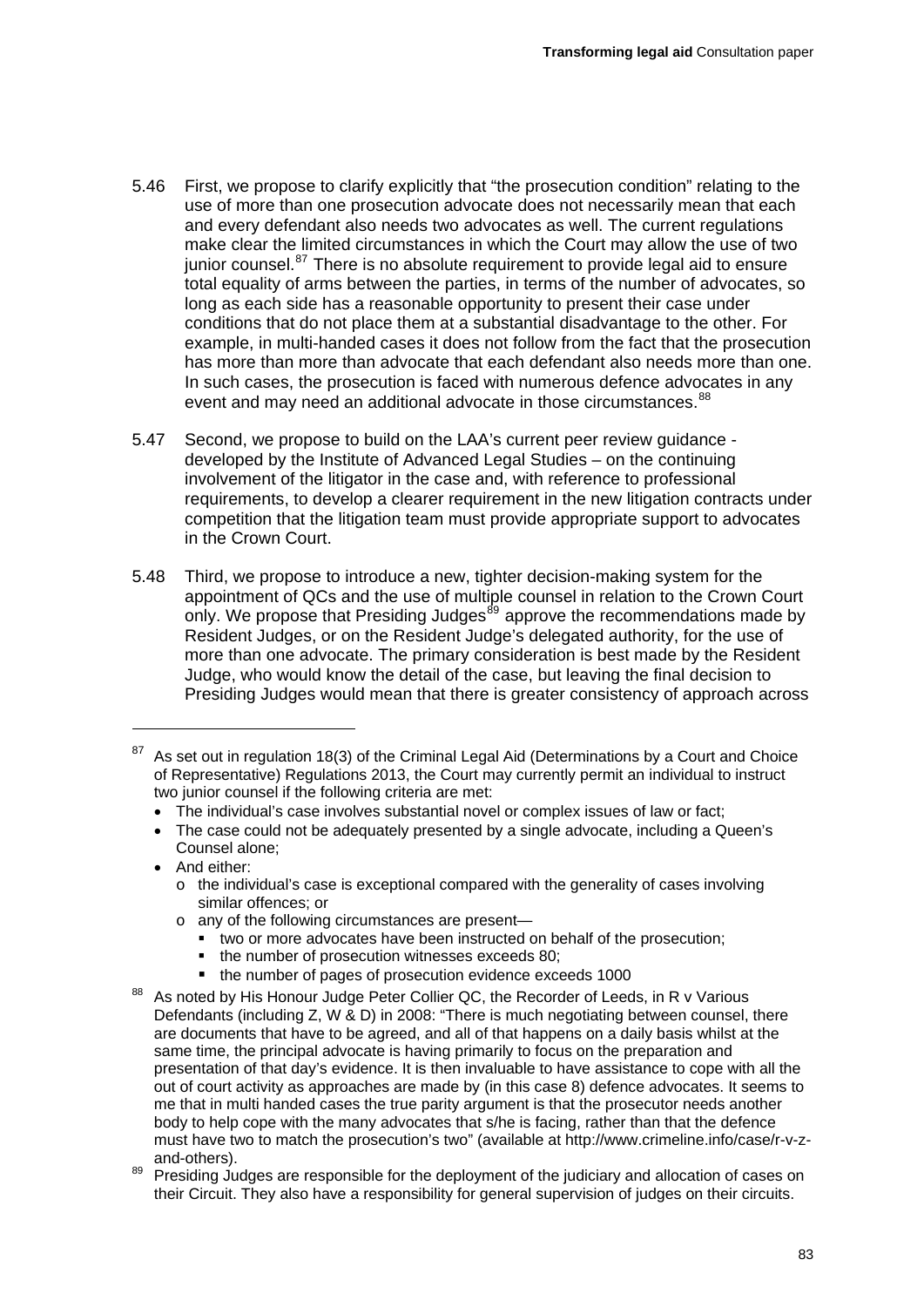5.46 First, we propose to clarify explicitly that "the prosecution condition" relating to the use of more than one prosecution advocate does not necessarily mean that each and every defendant also needs two advocates as well. The current regulations make clear the limited circumstances in which the Court may allow the use of two junior counsel.[87] There is no absolute requirement to provide legal aid to ensure total equality of arms between the parties, in terms of the number of advocates, so long as each side has a reasonable opportunity to present their case under conditions that do not place them at a substantial disadvantage to the other. For example, in multi-handed cases it does not follow from the fact that the prosecution has more than more than advocate that each defendant also needs more than one. In such cases, the prosecution is faced with numerous defence advocates in any event and may need an additional advocate in those circumstances.[88]

5.47 Second, we propose to build on the LAA's current peer review guidance - developed by the Institute of Advanced Legal Studies – on the continuing involvement of the litigator in the case and, with reference to professional requirements, to develop a clearer requirement in the new litigation contracts under competition that the litigation team must provide appropriate support to advocates in the Crown Court.

5.48 Third, we propose to introduce a new, tighter decision-making system for the appointment of QCs and the use of multiple counsel in relation to the Crown Court only. We propose that Presiding Judges[89] approve the recommendations made by Resident Judges, or on the Resident Judge's delegated authority, for the use of more than one advocate. The primary consideration is best made by the Resident Judge, who would know the detail of the case, but leaving the final decision to Presiding Judges would mean that there is greater consistency of approach across

---

[87] As set out in regulation 18(3) of the Criminal Legal Aid (Determinations by a Court and Choice of Representative) Regulations 2013, the Court may currently permit an individual to instruct two junior counsel if the following criteria are met:

- The individual's case involves substantial novel or complex issues of law or fact;
- The case could not be adequately presented by a single advocate, including a Queen's Counsel alone;
- And either:
  - the individual's case is exceptional compared with the generality of cases involving similar offences; or
  - any of the following circumstances are present—
    - two or more advocates have been instructed on behalf of the prosecution;
    - the number of prosecution witnesses exceeds 80;
    - the number of pages of prosecution evidence exceeds 1000

[88] As noted by His Honour Judge Peter Collier QC, the Recorder of Leeds, in R v Various Defendants (including Z, W & D) in 2008: "There is much negotiating between counsel, there are documents that have to be agreed, and all of that happens on a daily basis whilst at the same time, the principal advocate is having primarily to focus on the preparation and presentation of that day's evidence. It is then invaluable to have assistance to cope with all the out of court activity as approaches are made by (in this case 8) defence advocates. It seems to me that in multi handed cases the true parity argument is that the prosecutor needs another body to help cope with the many advocates that s/he is facing, rather than that the defence must have two to match the prosecution's two" (available at http://www.crimeline.info/case/r-v-z-and-others).

[89] Presiding Judges are responsible for the deployment of the judiciary and allocation of cases on their Circuit. They also have a responsibility for general supervision of judges on their circuits.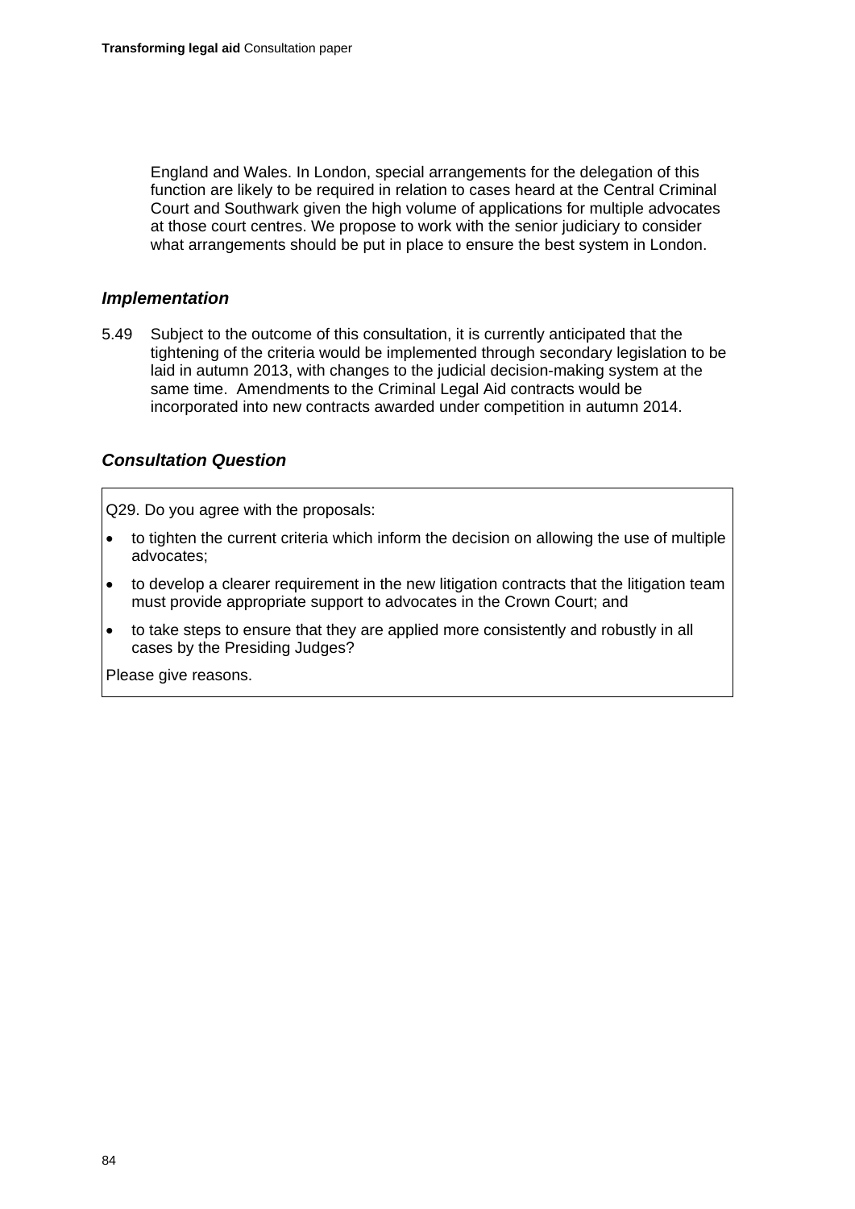England and Wales. In London, special arrangements for the delegation of this function are likely to be required in relation to cases heard at the Central Criminal Court and Southwark given the high volume of applications for multiple advocates at those court centres. We propose to work with the senior judiciary to consider what arrangements should be put in place to ensure the best system in London.

### *Implementation*

5.49 Subject to the outcome of this consultation, it is currently anticipated that the tightening of the criteria would be implemented through secondary legislation to be laid in autumn 2013, with changes to the judicial decision-making system at the same time. Amendments to the Criminal Legal Aid contracts would be incorporated into new contracts awarded under competition in autumn 2014.

### *Consultation Question*

Q29. Do you agree with the proposals:

- to tighten the current criteria which inform the decision on allowing the use of multiple advocates;
- to develop a clearer requirement in the new litigation contracts that the litigation team must provide appropriate support to advocates in the Crown Court; and
- to take steps to ensure that they are applied more consistently and robustly in all cases by the Presiding Judges?

Please give reasons.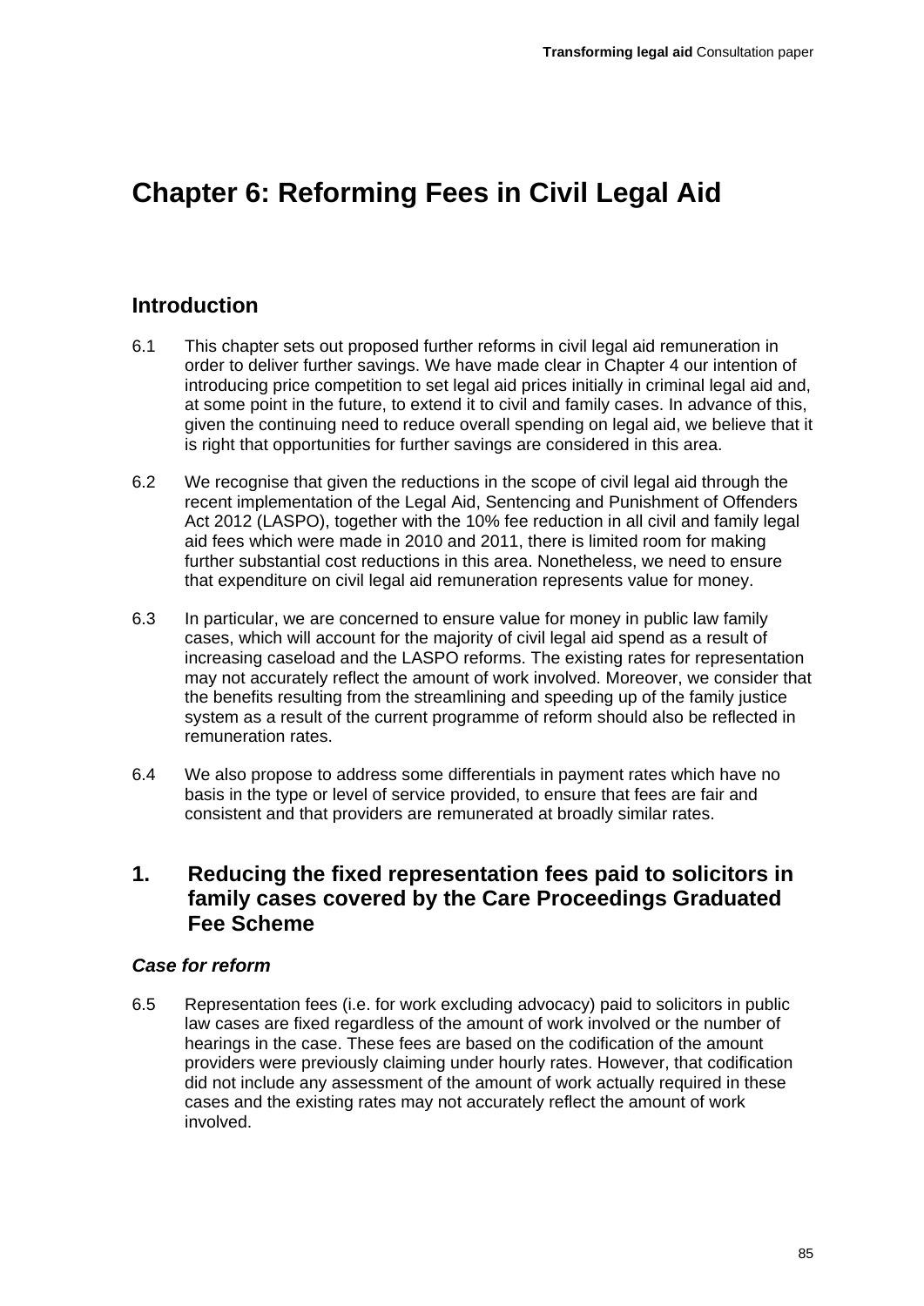# Chapter 6: Reforming Fees in Civil Legal Aid

## Introduction

6.1 This chapter sets out proposed further reforms in civil legal aid remuneration in order to deliver further savings. We have made clear in Chapter 4 our intention of introducing price competition to set legal aid prices initially in criminal legal aid and, at some point in the future, to extend it to civil and family cases. In advance of this, given the continuing need to reduce overall spending on legal aid, we believe that it is right that opportunities for further savings are considered in this area.

6.2 We recognise that given the reductions in the scope of civil legal aid through the recent implementation of the Legal Aid, Sentencing and Punishment of Offenders Act 2012 (LASPO), together with the 10% fee reduction in all civil and family legal aid fees which were made in 2010 and 2011, there is limited room for making further substantial cost reductions in this area. Nonetheless, we need to ensure that expenditure on civil legal aid remuneration represents value for money.

6.3 In particular, we are concerned to ensure value for money in public law family cases, which will account for the majority of civil legal aid spend as a result of increasing caseload and the LASPO reforms. The existing rates for representation may not accurately reflect the amount of work involved. Moreover, we consider that the benefits resulting from the streamlining and speeding up of the family justice system as a result of the current programme of reform should also be reflected in remuneration rates.

6.4 We also propose to address some differentials in payment rates which have no basis in the type or level of service provided, to ensure that fees are fair and consistent and that providers are remunerated at broadly similar rates.

## 1. Reducing the fixed representation fees paid to solicitors in family cases covered by the Care Proceedings Graduated Fee Scheme

### *Case for reform*

6.5 Representation fees (i.e. for work excluding advocacy) paid to solicitors in public law cases are fixed regardless of the amount of work involved or the number of hearings in the case. These fees are based on the codification of the amount providers were previously claiming under hourly rates. However, that codification did not include any assessment of the amount of work actually required in these cases and the existing rates may not accurately reflect the amount of work involved.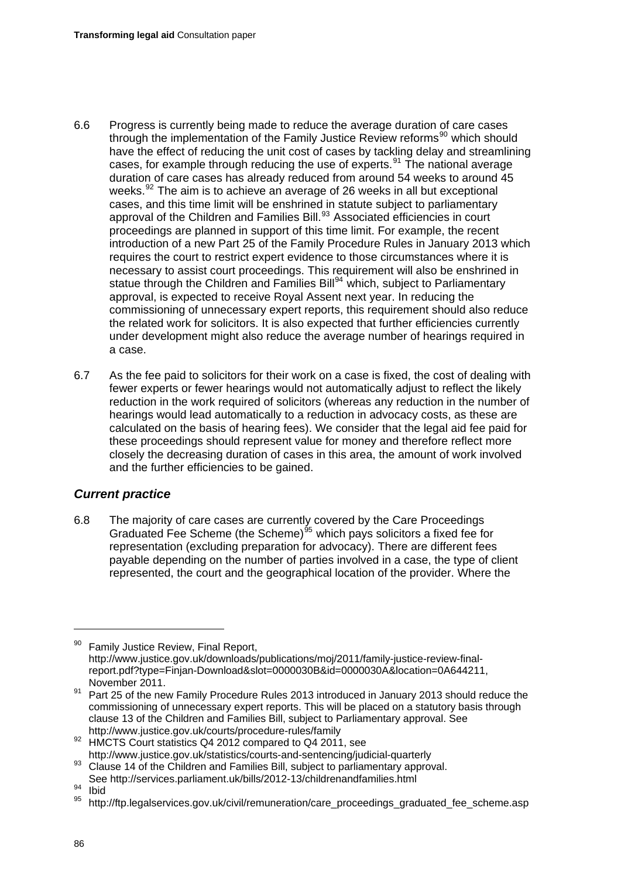6.6 Progress is currently being made to reduce the average duration of care cases through the implementation of the Family Justice Review reforms[90] which should have the effect of reducing the unit cost of cases by tackling delay and streamlining cases, for example through reducing the use of experts.[91] The national average duration of care cases has already reduced from around 54 weeks to around 45 weeks.[92] The aim is to achieve an average of 26 weeks in all but exceptional cases, and this time limit will be enshrined in statute subject to parliamentary approval of the Children and Families Bill.[93] Associated efficiencies in court proceedings are planned in support of this time limit. For example, the recent introduction of a new Part 25 of the Family Procedure Rules in January 2013 which requires the court to restrict expert evidence to those circumstances where it is necessary to assist court proceedings. This requirement will also be enshrined in statue through the Children and Families Bill[94] which, subject to Parliamentary approval, is expected to receive Royal Assent next year. In reducing the commissioning of unnecessary expert reports, this requirement should also reduce the related work for solicitors. It is also expected that further efficiencies currently under development might also reduce the average number of hearings required in a case.

6.7 As the fee paid to solicitors for their work on a case is fixed, the cost of dealing with fewer experts or fewer hearings would not automatically adjust to reflect the likely reduction in the work required of solicitors (whereas any reduction in the number of hearings would lead automatically to a reduction in advocacy costs, as these are calculated on the basis of hearing fees). We consider that the legal aid fee paid for these proceedings should represent value for money and therefore reflect more closely the decreasing duration of cases in this area, the amount of work involved and the further efficiencies to be gained.

### *Current practice*

6.8 The majority of care cases are currently covered by the Care Proceedings Graduated Fee Scheme (the Scheme)[95] which pays solicitors a fixed fee for representation (excluding preparation for advocacy). There are different fees payable depending on the number of parties involved in a case, the type of client represented, the court and the geographical location of the provider. Where the

---

[90] Family Justice Review, Final Report, http://www.justice.gov.uk/downloads/publications/moj/2011/family-justice-review-final-report.pdf?type=Finjan-Download&slot=0000030B&id=0000030A&location=0A644211, November 2011.

[91] Part 25 of the new Family Procedure Rules 2013 introduced in January 2013 should reduce the commissioning of unnecessary expert reports. This will be placed on a statutory basis through clause 13 of the Children and Families Bill, subject to Parliamentary approval. See http://www.justice.gov.uk/courts/procedure-rules/family

[92] HMCTS Court statistics Q4 2012 compared to Q4 2011, see http://www.justice.gov.uk/statistics/courts-and-sentencing/judicial-quarterly

[93] Clause 14 of the Children and Families Bill, subject to parliamentary approval. See http://services.parliament.uk/bills/2012-13/childrenandfamilies.html

[94] Ibid

[95] http://ftp.legalservices.gov.uk/civil/remuneration/care_proceedings_graduated_fee_scheme.asp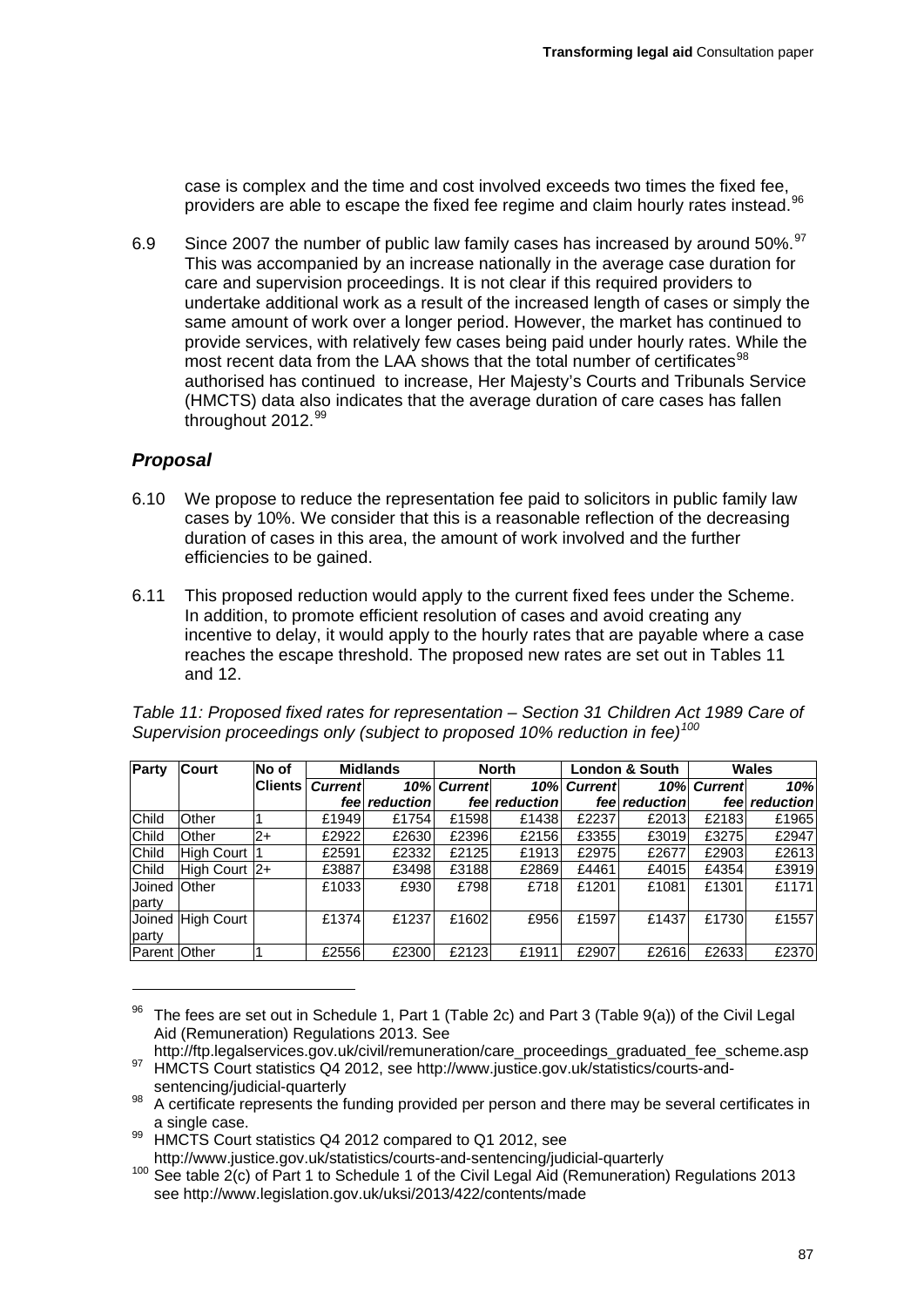case is complex and the time and cost involved exceeds two times the fixed fee, providers are able to escape the fixed fee regime and claim hourly rates instead.[96]

6.9 Since 2007 the number of public law family cases has increased by around 50%.[97] This was accompanied by an increase nationally in the average case duration for care and supervision proceedings. It is not clear if this required providers to undertake additional work as a result of the increased length of cases or simply the same amount of work over a longer period. However, the market has continued to provide services, with relatively few cases being paid under hourly rates. While the most recent data from the LAA shows that the total number of certificates[98] authorised has continued to increase, Her Majesty's Courts and Tribunals Service (HMCTS) data also indicates that the average duration of care cases has fallen throughout 2012.[99]

### *Proposal*

6.10 We propose to reduce the representation fee paid to solicitors in public family law cases by 10%. We consider that this is a reasonable reflection of the decreasing duration of cases in this area, the amount of work involved and the further efficiencies to be gained.

6.11 This proposed reduction would apply to the current fixed fees under the Scheme. In addition, to promote efficient resolution of cases and avoid creating any incentive to delay, it would apply to the hourly rates that are payable where a case reaches the escape threshold. The proposed new rates are set out in Tables 11 and 12.

*Table 11: Proposed fixed rates for representation – Section 31 Children Act 1989 Care of Supervision proceedings only (subject to proposed 10% reduction in fee)[100]*

| Party | Court | No of Clients | Midlands | | North | | London & South | | Wales | |
|---|---|---|---|---|---|---|---|---|---|---|
| | | | *Current fee* | *10% reduction* | *Current fee* | *10% reduction* | *Current fee* | *10% reduction* | *Current fee* | *10% reduction* |
| Child | Other | 1 | £1949 | £1754 | £1598 | £1438 | £2237 | £2013 | £2183 | £1965 |
| Child | Other | 2+ | £2922 | £2630 | £2396 | £2156 | £3355 | £3019 | £3275 | £2947 |
| Child | High Court | 1 | £2591 | £2332 | £2125 | £1913 | £2975 | £2677 | £2903 | £2613 |
| Child | High Court | 2+ | £3887 | £3498 | £3188 | £2869 | £4461 | £4015 | £4354 | £3919 |
| Joined party | Other | | £1033 | £930 | £798 | £718 | £1201 | £1081 | £1301 | £1171 |
| Joined party | High Court | | £1374 | £1237 | £1602 | £956 | £1597 | £1437 | £1730 | £1557 |
| Parent | Other | 1 | £2556 | £2300 | £2123 | £1911 | £2907 | £2616 | £2633 | £2370 |

---

[96] The fees are set out in Schedule 1, Part 1 (Table 2c) and Part 3 (Table 9(a)) of the Civil Legal Aid (Remuneration) Regulations 2013. See http://ftp.legalservices.gov.uk/civil/remuneration/care_proceedings_graduated_fee_scheme.asp

[97] HMCTS Court statistics Q4 2012, see http://www.justice.gov.uk/statistics/courts-and-sentencing/judicial-quarterly

[98] A certificate represents the funding provided per person and there may be several certificates in a single case.

[99] HMCTS Court statistics Q4 2012 compared to Q1 2012, see http://www.justice.gov.uk/statistics/courts-and-sentencing/judicial-quarterly

[100] See table 2(c) of Part 1 to Schedule 1 of the Civil Legal Aid (Remuneration) Regulations 2013 see http://www.legislation.gov.uk/uksi/2013/422/contents/made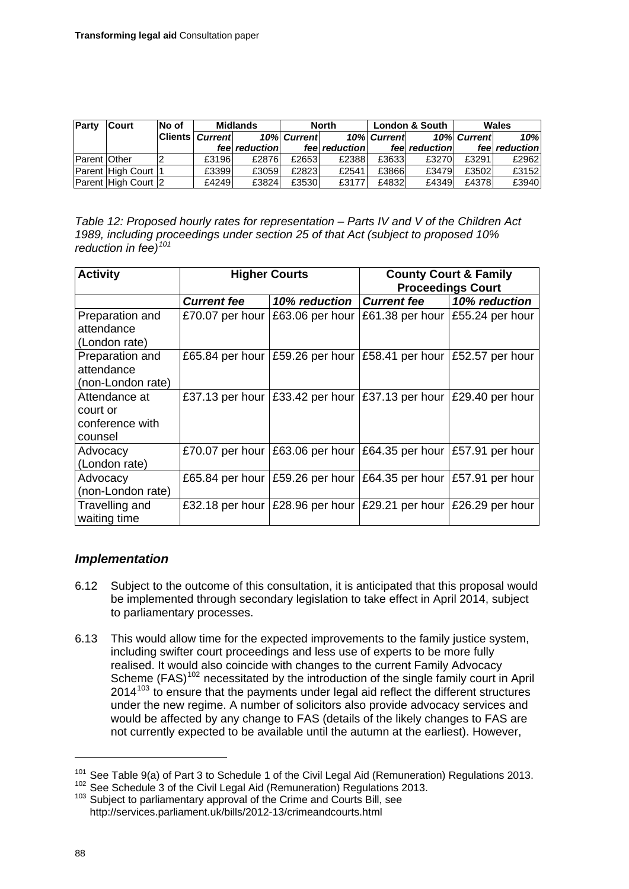| Party | Court | No of Clients | Midlands | | North | | London & South | | Wales | |
|---|---|---|---|---|---|---|---|---|---|---|
| | | | *Current fee* | *10% reduction* | *Current fee* | *10% reduction* | *Current fee* | *10% reduction* | *Current fee* | *10% reduction* |
| Parent | Other | 2 | £3196 | £2876 | £2653 | £2388 | £3633 | £3270 | £3291 | £2962 |
| Parent | High Court | 1 | £3399 | £3059 | £2823 | £2541 | £3866 | £3479 | £3502 | £3152 |
| Parent | High Court | 2 | £4249 | £3824 | £3530 | £3177 | £4832 | £4349 | £4378 | £3940 |

*Table 12: Proposed hourly rates for representation – Parts IV and V of the Children Act 1989, including proceedings under section 25 of that Act (subject to proposed 10% reduction in fee)*[101]

| Activity | Higher Courts | | County Court & Family Proceedings Court | |
|---|---|---|---|---|
| | *Current fee* | *10% reduction* | *Current fee* | *10% reduction* |
| Preparation and attendance (London rate) | £70.07 per hour | £63.06 per hour | £61.38 per hour | £55.24 per hour |
| Preparation and attendance (non-London rate) | £65.84 per hour | £59.26 per hour | £58.41 per hour | £52.57 per hour |
| Attendance at court or conference with counsel | £37.13 per hour | £33.42 per hour | £37.13 per hour | £29.40 per hour |
| Advocacy (London rate) | £70.07 per hour | £63.06 per hour | £64.35 per hour | £57.91 per hour |
| Advocacy (non-London rate) | £65.84 per hour | £59.26 per hour | £64.35 per hour | £57.91 per hour |
| Travelling and waiting time | £32.18 per hour | £28.96 per hour | £29.21 per hour | £26.29 per hour |

### *Implementation*

6.12 Subject to the outcome of this consultation, it is anticipated that this proposal would be implemented through secondary legislation to take effect in April 2014, subject to parliamentary processes.

6.13 This would allow time for the expected improvements to the family justice system, including swifter court proceedings and less use of experts to be more fully realised. It would also coincide with changes to the current Family Advocacy Scheme (FAS)[102] necessitated by the introduction of the single family court in April 2014[103] to ensure that the payments under legal aid reflect the different structures under the new regime. A number of solicitors also provide advocacy services and would be affected by any change to FAS (details of the likely changes to FAS are not currently expected to be available until the autumn at the earliest). However,

---

[101] See Table 9(a) of Part 3 to Schedule 1 of the Civil Legal Aid (Remuneration) Regulations 2013.

[102] See Schedule 3 of the Civil Legal Aid (Remuneration) Regulations 2013.

[103] Subject to parliamentary approval of the Crime and Courts Bill, see http://services.parliament.uk/bills/2012-13/crimeandcourts.html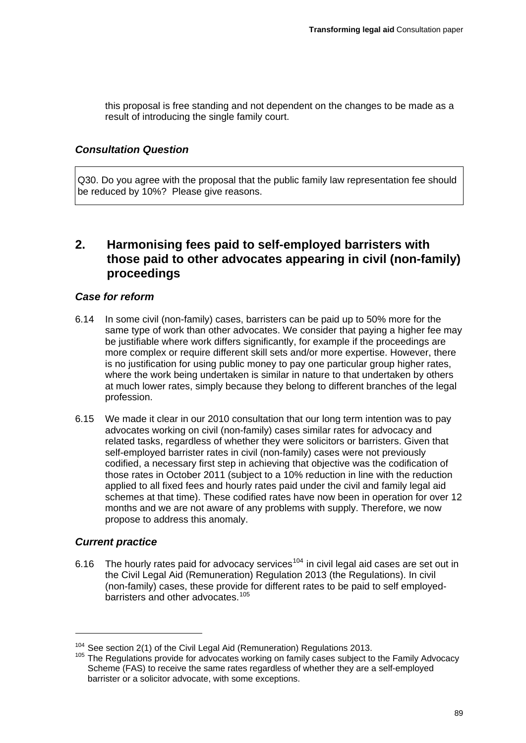this proposal is free standing and not dependent on the changes to be made as a result of introducing the single family court.

### *Consultation Question*

Q30. Do you agree with the proposal that the public family law representation fee should be reduced by 10%? Please give reasons.

## 2. Harmonising fees paid to self-employed barristers with those paid to other advocates appearing in civil (non-family) proceedings

### *Case for reform*

6.14 In some civil (non-family) cases, barristers can be paid up to 50% more for the same type of work than other advocates. We consider that paying a higher fee may be justifiable where work differs significantly, for example if the proceedings are more complex or require different skill sets and/or more expertise. However, there is no justification for using public money to pay one particular group higher rates, where the work being undertaken is similar in nature to that undertaken by others at much lower rates, simply because they belong to different branches of the legal profession.

6.15 We made it clear in our 2010 consultation that our long term intention was to pay advocates working on civil (non-family) cases similar rates for advocacy and related tasks, regardless of whether they were solicitors or barristers. Given that self-employed barrister rates in civil (non-family) cases were not previously codified, a necessary first step in achieving that objective was the codification of those rates in October 2011 (subject to a 10% reduction in line with the reduction applied to all fixed fees and hourly rates paid under the civil and family legal aid schemes at that time). These codified rates have now been in operation for over 12 months and we are not aware of any problems with supply. Therefore, we now propose to address this anomaly.

### *Current practice*

6.16 The hourly rates paid for advocacy services[104] in civil legal aid cases are set out in the Civil Legal Aid (Remuneration) Regulation 2013 (the Regulations). In civil (non-family) cases, these provide for different rates to be paid to self employed-barristers and other advocates.[105]

---

[104] See section 2(1) of the Civil Legal Aid (Remuneration) Regulations 2013.

[105] The Regulations provide for advocates working on family cases subject to the Family Advocacy Scheme (FAS) to receive the same rates regardless of whether they are a self-employed barrister or a solicitor advocate, with some exceptions.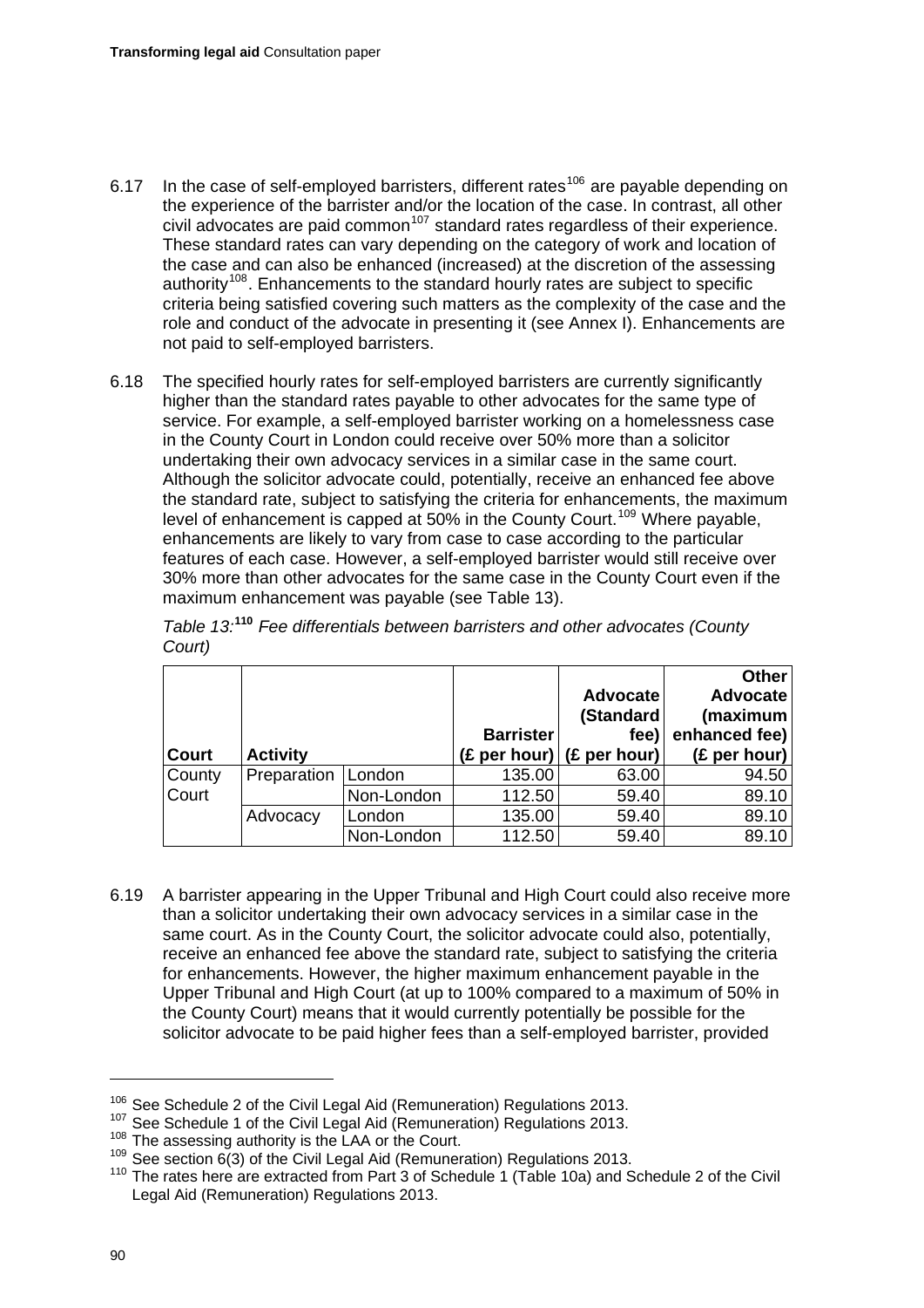6.17 In the case of self-employed barristers, different rates[106] are payable depending on the experience of the barrister and/or the location of the case. In contrast, all other civil advocates are paid common[107] standard rates regardless of their experience. These standard rates can vary depending on the category of work and location of the case and can also be enhanced (increased) at the discretion of the assessing authority[108]. Enhancements to the standard hourly rates are subject to specific criteria being satisfied covering such matters as the complexity of the case and the role and conduct of the advocate in presenting it (see Annex I). Enhancements are not paid to self-employed barristers.

6.18 The specified hourly rates for self-employed barristers are currently significantly higher than the standard rates payable to other advocates for the same type of service. For example, a self-employed barrister working on a homelessness case in the County Court in London could receive over 50% more than a solicitor undertaking their own advocacy services in a similar case in the same court. Although the solicitor advocate could, potentially, receive an enhanced fee above the standard rate, subject to satisfying the criteria for enhancements, the maximum level of enhancement is capped at 50% in the County Court.[109] Where payable, enhancements are likely to vary from case to case according to the particular features of each case. However, a self-employed barrister would still receive over 30% more than other advocates for the same case in the County Court even if the maximum enhancement was payable (see Table 13).

*Table 13:*[110] *Fee differentials between barristers and other advocates (County Court)*

| Court | Activity | | Barrister (£ per hour) | Advocate (Standard fee) (£ per hour) | Other Advocate (maximum enhanced fee) (£ per hour) |
|---|---|---|---|---|---|
| County Court | Preparation | London | 135.00 | 63.00 | 94.50 |
| | | Non-London | 112.50 | 59.40 | 89.10 |
| | Advocacy | London | 135.00 | 59.40 | 89.10 |
| | | Non-London | 112.50 | 59.40 | 89.10 |

6.19 A barrister appearing in the Upper Tribunal and High Court could also receive more than a solicitor undertaking their own advocacy services in a similar case in the same court. As in the County Court, the solicitor advocate could also, potentially, receive an enhanced fee above the standard rate, subject to satisfying the criteria for enhancements. However, the higher maximum enhancement payable in the Upper Tribunal and High Court (at up to 100% compared to a maximum of 50% in the County Court) means that it would currently potentially be possible for the solicitor advocate to be paid higher fees than a self-employed barrister, provided

---

[106] See Schedule 2 of the Civil Legal Aid (Remuneration) Regulations 2013.

[107] See Schedule 1 of the Civil Legal Aid (Remuneration) Regulations 2013.

[108] The assessing authority is the LAA or the Court.

[109] See section 6(3) of the Civil Legal Aid (Remuneration) Regulations 2013.

[110] The rates here are extracted from Part 3 of Schedule 1 (Table 10a) and Schedule 2 of the Civil Legal Aid (Remuneration) Regulations 2013.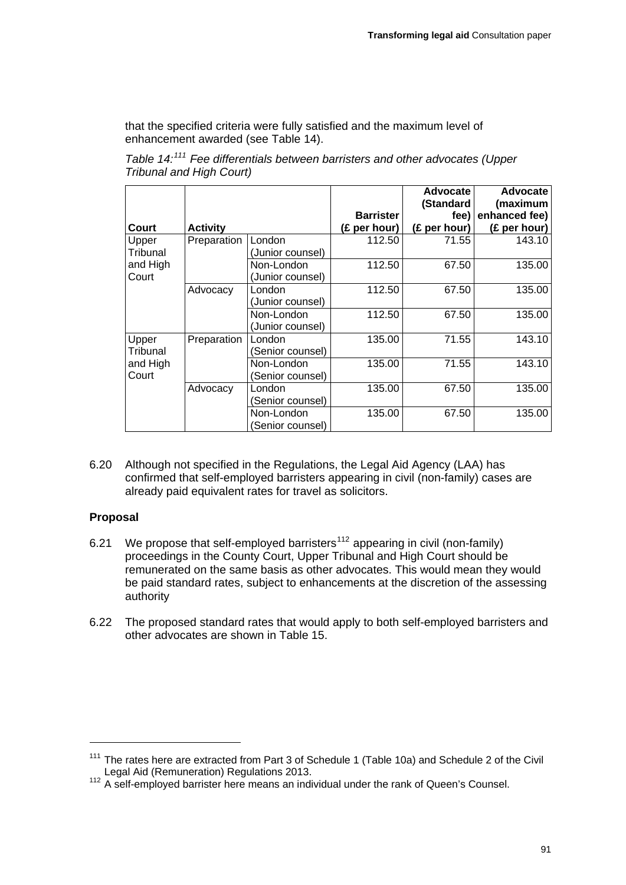that the specified criteria were fully satisfied and the maximum level of enhancement awarded (see Table 14).

*Table 14:[111] Fee differentials between barristers and other advocates (Upper Tribunal and High Court)*

| Court | Activity | | Barrister (£ per hour) | Advocate (Standard fee) (£ per hour) | Advocate (maximum enhanced fee) (£ per hour) |
|---|---|---|---|---|---|
| Upper Tribunal and High Court | Preparation | London (Junior counsel) | 112.50 | 71.55 | 143.10 |
| | | Non-London (Junior counsel) | 112.50 | 67.50 | 135.00 |
| | Advocacy | London (Junior counsel) | 112.50 | 67.50 | 135.00 |
| | | Non-London (Junior counsel) | 112.50 | 67.50 | 135.00 |
| Upper Tribunal and High Court | Preparation | London (Senior counsel) | 135.00 | 71.55 | 143.10 |
| | | Non-London (Senior counsel) | 135.00 | 71.55 | 143.10 |
| | Advocacy | London (Senior counsel) | 135.00 | 67.50 | 135.00 |
| | | Non-London (Senior counsel) | 135.00 | 67.50 | 135.00 |

6.20 Although not specified in the Regulations, the Legal Aid Agency (LAA) has confirmed that self-employed barristers appearing in civil (non-family) cases are already paid equivalent rates for travel as solicitors.

**Proposal**

6.21 We propose that self-employed barristers[112] appearing in civil (non-family) proceedings in the County Court, Upper Tribunal and High Court should be remunerated on the same basis as other advocates. This would mean they would be paid standard rates, subject to enhancements at the discretion of the assessing authority

6.22 The proposed standard rates that would apply to both self-employed barristers and other advocates are shown in Table 15.

---

[111] The rates here are extracted from Part 3 of Schedule 1 (Table 10a) and Schedule 2 of the Civil Legal Aid (Remuneration) Regulations 2013.

[112] A self-employed barrister here means an individual under the rank of Queen's Counsel.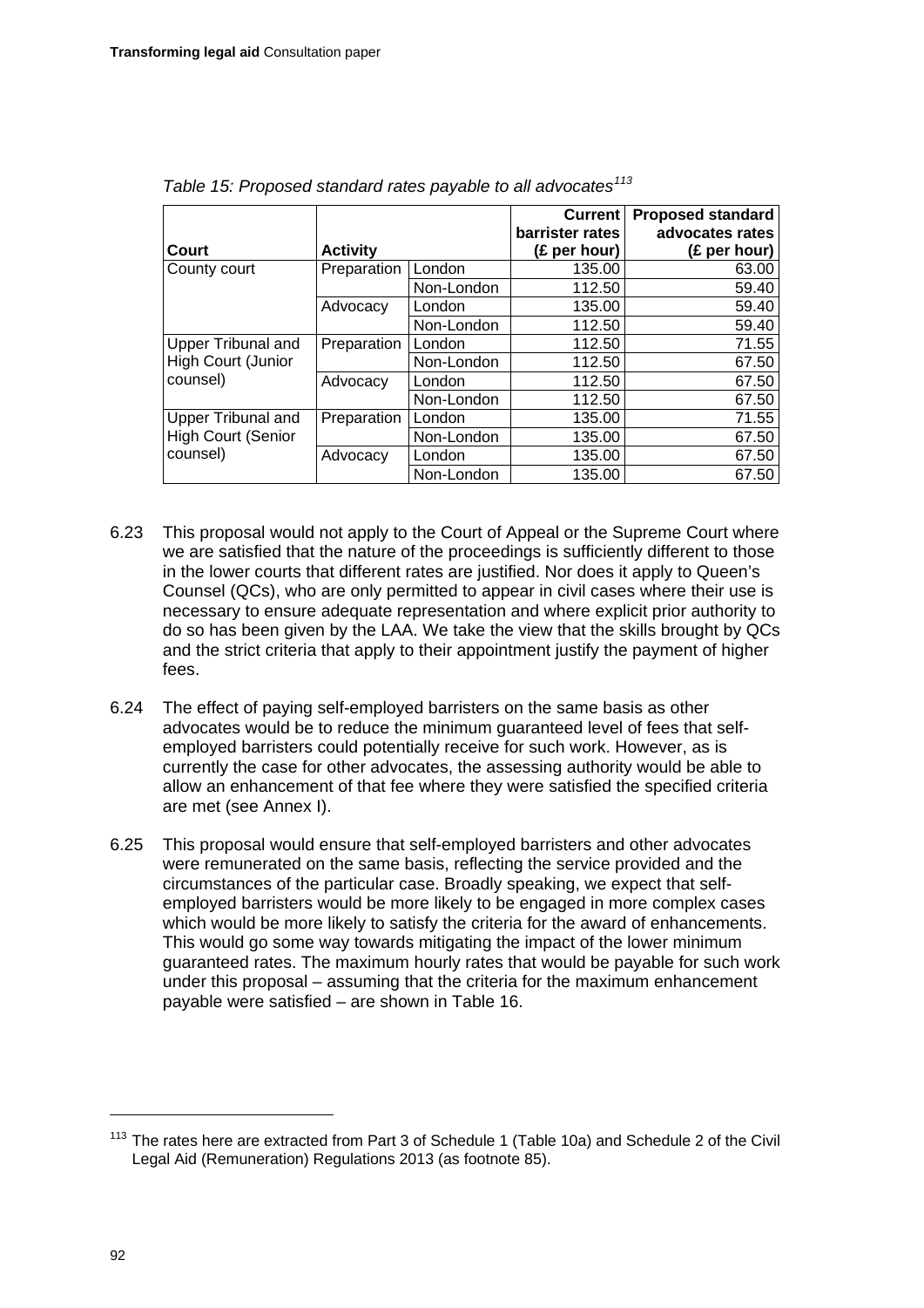*Table 15: Proposed standard rates payable to all advocates*[113]

| Court | Activity | | Current barrister rates (£ per hour) | Proposed standard advocates rates (£ per hour) |
|---|---|---|---|---|
| County court | Preparation | London | 135.00 | 63.00 |
| | | Non-London | 112.50 | 59.40 |
| | Advocacy | London | 135.00 | 59.40 |
| | | Non-London | 112.50 | 59.40 |
| Upper Tribunal and High Court (Junior counsel) | Preparation | London | 112.50 | 71.55 |
| | | Non-London | 112.50 | 67.50 |
| | Advocacy | London | 112.50 | 67.50 |
| | | Non-London | 112.50 | 67.50 |
| Upper Tribunal and High Court (Senior counsel) | Preparation | London | 135.00 | 71.55 |
| | | Non-London | 135.00 | 67.50 |
| | Advocacy | London | 135.00 | 67.50 |
| | | Non-London | 135.00 | 67.50 |

6.23 This proposal would not apply to the Court of Appeal or the Supreme Court where we are satisfied that the nature of the proceedings is sufficiently different to those in the lower courts that different rates are justified. Nor does it apply to Queen's Counsel (QCs), who are only permitted to appear in civil cases where their use is necessary to ensure adequate representation and where explicit prior authority to do so has been given by the LAA. We take the view that the skills brought by QCs and the strict criteria that apply to their appointment justify the payment of higher fees.

6.24 The effect of paying self-employed barristers on the same basis as other advocates would be to reduce the minimum guaranteed level of fees that self-employed barristers could potentially receive for such work. However, as is currently the case for other advocates, the assessing authority would be able to allow an enhancement of that fee where they were satisfied the specified criteria are met (see Annex I).

6.25 This proposal would ensure that self-employed barristers and other advocates were remunerated on the same basis, reflecting the service provided and the circumstances of the particular case. Broadly speaking, we expect that self-employed barristers would be more likely to be engaged in more complex cases which would be more likely to satisfy the criteria for the award of enhancements. This would go some way towards mitigating the impact of the lower minimum guaranteed rates. The maximum hourly rates that would be payable for such work under this proposal – assuming that the criteria for the maximum enhancement payable were satisfied – are shown in Table 16.

[113] The rates here are extracted from Part 3 of Schedule 1 (Table 10a) and Schedule 2 of the Civil Legal Aid (Remuneration) Regulations 2013 (as footnote 85).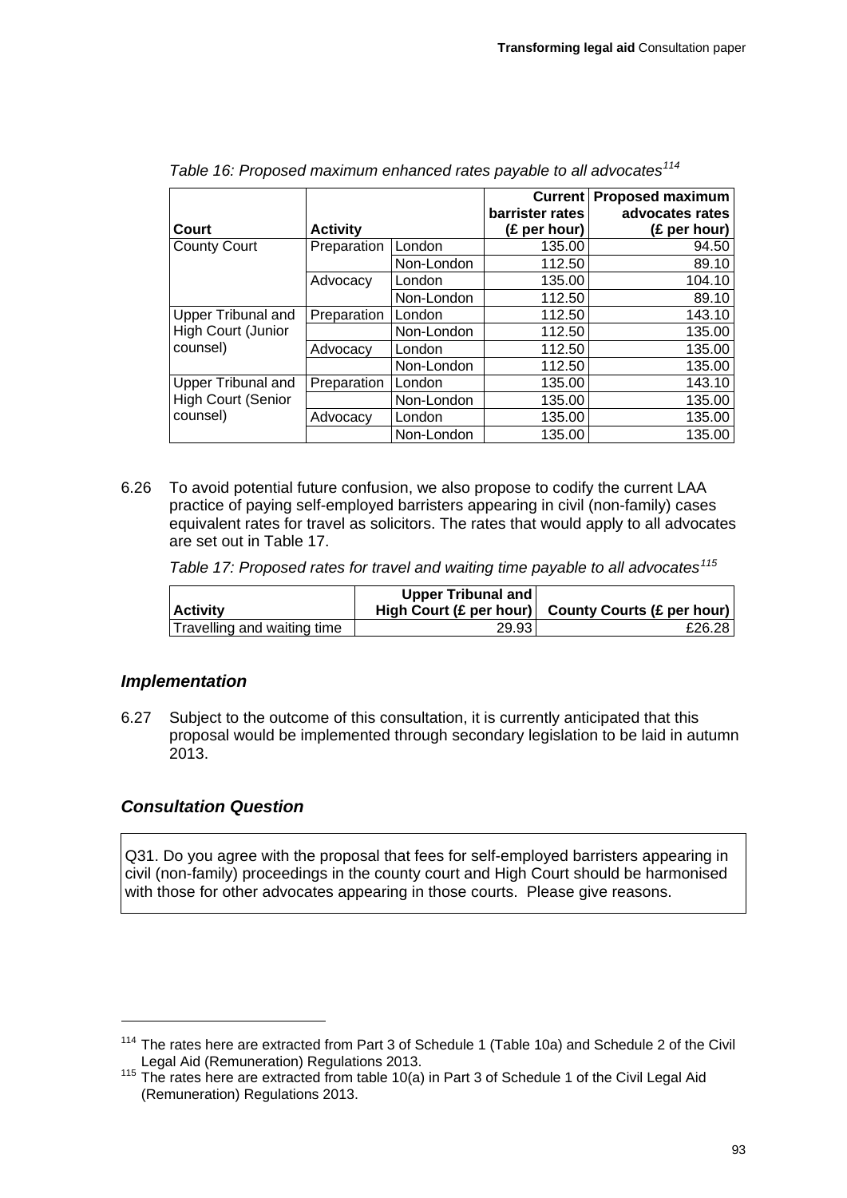*Table 16: Proposed maximum enhanced rates payable to all advocates*[114]

| Court | Activity | | Current barrister rates (£ per hour) | Proposed maximum advocates rates (£ per hour) |
|---|---|---|---|---|
| County Court | Preparation | London | 135.00 | 94.50 |
| | | Non-London | 112.50 | 89.10 |
| | Advocacy | London | 135.00 | 104.10 |
| | | Non-London | 112.50 | 89.10 |
| Upper Tribunal and High Court (Junior counsel) | Preparation | London | 112.50 | 143.10 |
| | | Non-London | 112.50 | 135.00 |
| | Advocacy | London | 112.50 | 135.00 |
| | | Non-London | 112.50 | 135.00 |
| Upper Tribunal and High Court (Senior counsel) | Preparation | London | 135.00 | 143.10 |
| | | Non-London | 135.00 | 135.00 |
| | Advocacy | London | 135.00 | 135.00 |
| | | Non-London | 135.00 | 135.00 |

6.26 To avoid potential future confusion, we also propose to codify the current LAA practice of paying self-employed barristers appearing in civil (non-family) cases equivalent rates for travel as solicitors. The rates that would apply to all advocates are set out in Table 17.

*Table 17: Proposed rates for travel and waiting time payable to all advocates*[115]

| Activity | Upper Tribunal and High Court (£ per hour) | County Courts (£ per hour) |
|---|---|---|
| Travelling and waiting time | 29.93 | £26.28 |

### *Implementation*

6.27 Subject to the outcome of this consultation, it is currently anticipated that this proposal would be implemented through secondary legislation to be laid in autumn 2013.

### *Consultation Question*

Q31. Do you agree with the proposal that fees for self-employed barristers appearing in civil (non-family) proceedings in the county court and High Court should be harmonised with those for other advocates appearing in those courts. Please give reasons.

---

[114] The rates here are extracted from Part 3 of Schedule 1 (Table 10a) and Schedule 2 of the Civil Legal Aid (Remuneration) Regulations 2013.

[115] The rates here are extracted from table 10(a) in Part 3 of Schedule 1 of the Civil Legal Aid (Remuneration) Regulations 2013.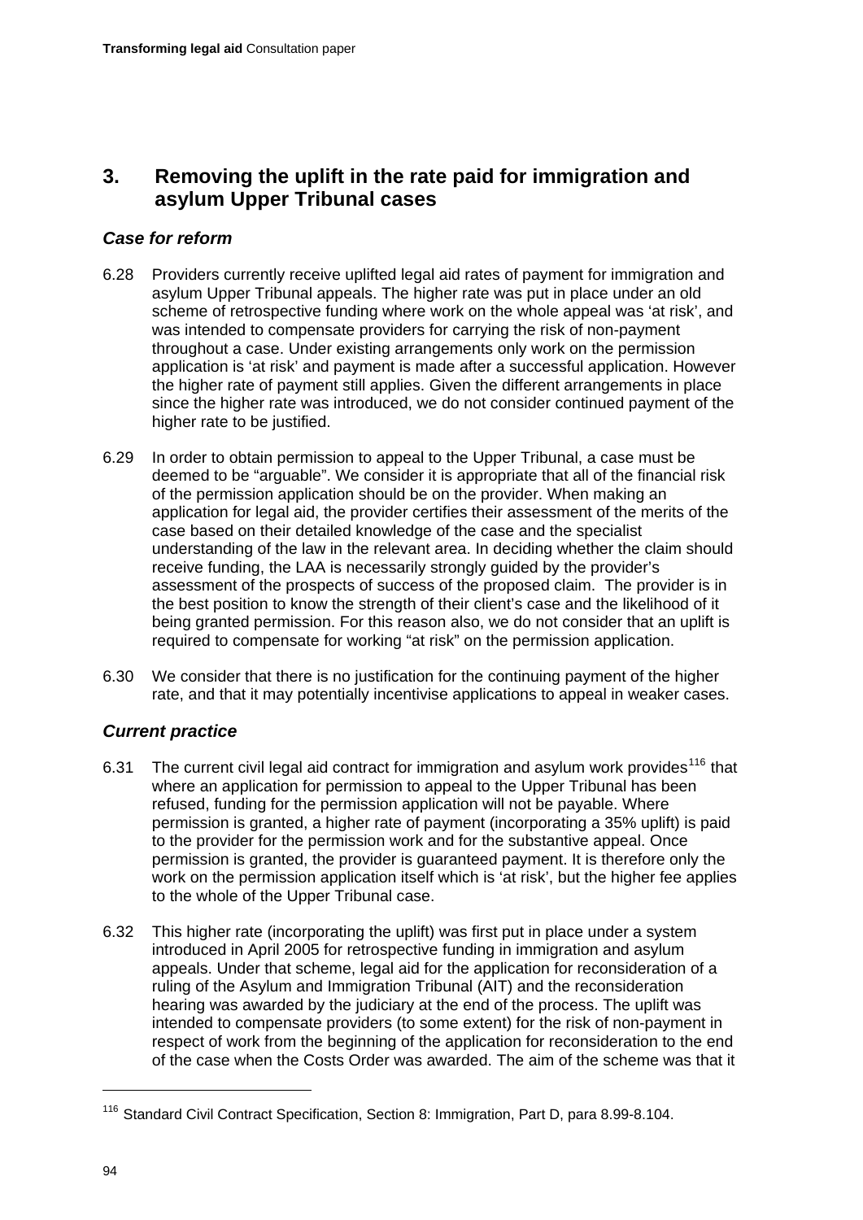## 3. Removing the uplift in the rate paid for immigration and asylum Upper Tribunal cases

### *Case for reform*

6.28 Providers currently receive uplifted legal aid rates of payment for immigration and asylum Upper Tribunal appeals. The higher rate was put in place under an old scheme of retrospective funding where work on the whole appeal was 'at risk', and was intended to compensate providers for carrying the risk of non-payment throughout a case. Under existing arrangements only work on the permission application is 'at risk' and payment is made after a successful application. However the higher rate of payment still applies. Given the different arrangements in place since the higher rate was introduced, we do not consider continued payment of the higher rate to be justified.

6.29 In order to obtain permission to appeal to the Upper Tribunal, a case must be deemed to be "arguable". We consider it is appropriate that all of the financial risk of the permission application should be on the provider. When making an application for legal aid, the provider certifies their assessment of the merits of the case based on their detailed knowledge of the case and the specialist understanding of the law in the relevant area. In deciding whether the claim should receive funding, the LAA is necessarily strongly guided by the provider's assessment of the prospects of success of the proposed claim. The provider is in the best position to know the strength of their client's case and the likelihood of it being granted permission. For this reason also, we do not consider that an uplift is required to compensate for working "at risk" on the permission application.

6.30 We consider that there is no justification for the continuing payment of the higher rate, and that it may potentially incentivise applications to appeal in weaker cases.

### *Current practice*

6.31 The current civil legal aid contract for immigration and asylum work provides[116] that where an application for permission to appeal to the Upper Tribunal has been refused, funding for the permission application will not be payable. Where permission is granted, a higher rate of payment (incorporating a 35% uplift) is paid to the provider for the permission work and for the substantive appeal. Once permission is granted, the provider is guaranteed payment. It is therefore only the work on the permission application itself which is 'at risk', but the higher fee applies to the whole of the Upper Tribunal case.

6.32 This higher rate (incorporating the uplift) was first put in place under a system introduced in April 2005 for retrospective funding in immigration and asylum appeals. Under that scheme, legal aid for the application for reconsideration of a ruling of the Asylum and Immigration Tribunal (AIT) and the reconsideration hearing was awarded by the judiciary at the end of the process. The uplift was intended to compensate providers (to some extent) for the risk of non-payment in respect of work from the beginning of the application for reconsideration to the end of the case when the Costs Order was awarded. The aim of the scheme was that it

---

[116] Standard Civil Contract Specification, Section 8: Immigration, Part D, para 8.99-8.104.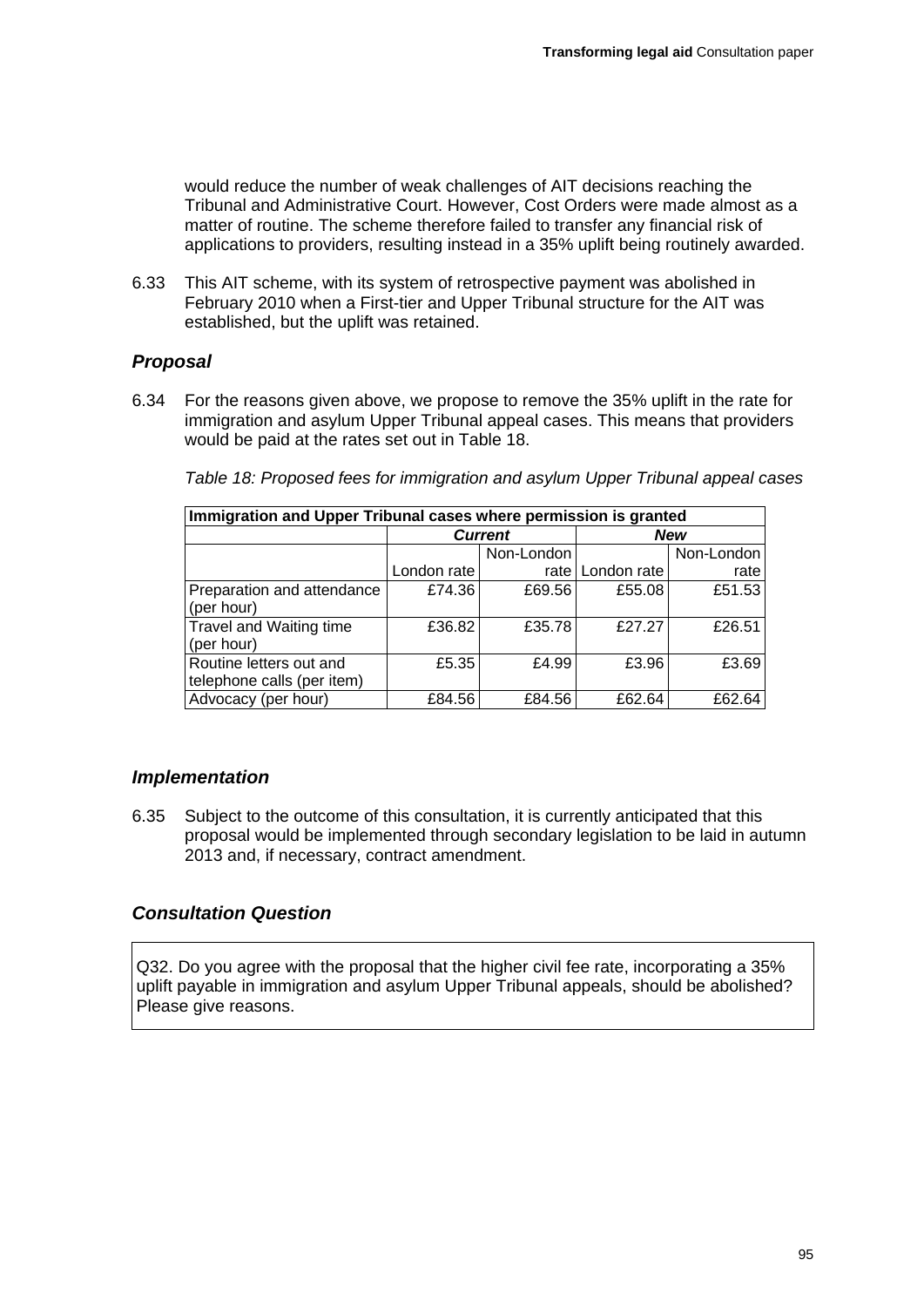would reduce the number of weak challenges of AIT decisions reaching the Tribunal and Administrative Court. However, Cost Orders were made almost as a matter of routine. The scheme therefore failed to transfer any financial risk of applications to providers, resulting instead in a 35% uplift being routinely awarded.

6.33 This AIT scheme, with its system of retrospective payment was abolished in February 2010 when a First-tier and Upper Tribunal structure for the AIT was established, but the uplift was retained.

### *Proposal*

6.34 For the reasons given above, we propose to remove the 35% uplift in the rate for immigration and asylum Upper Tribunal appeal cases. This means that providers would be paid at the rates set out in Table 18.

*Table 18: Proposed fees for immigration and asylum Upper Tribunal appeal cases*

| **Immigration and Upper Tribunal cases where permission is granted** | | | | |
|---|---|---|---|---|
| | ***Current*** | | ***New*** | |
| | London rate | Non-London rate | London rate | Non-London rate |
| Preparation and attendance (per hour) | £74.36 | £69.56 | £55.08 | £51.53 |
| Travel and Waiting time (per hour) | £36.82 | £35.78 | £27.27 | £26.51 |
| Routine letters out and telephone calls (per item) | £5.35 | £4.99 | £3.96 | £3.69 |
| Advocacy (per hour) | £84.56 | £84.56 | £62.64 | £62.64 |

### *Implementation*

6.35 Subject to the outcome of this consultation, it is currently anticipated that this proposal would be implemented through secondary legislation to be laid in autumn 2013 and, if necessary, contract amendment.

### *Consultation Question*

Q32. Do you agree with the proposal that the higher civil fee rate, incorporating a 35% uplift payable in immigration and asylum Upper Tribunal appeals, should be abolished? Please give reasons.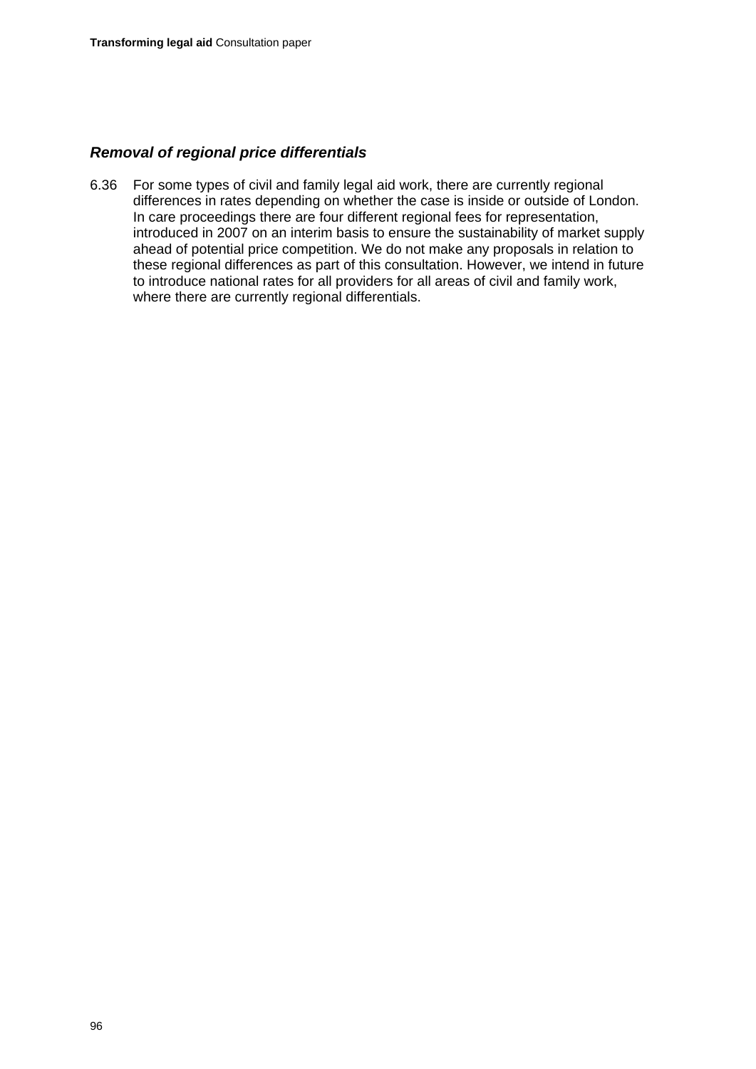### *Removal of regional price differentials*

6.36 For some types of civil and family legal aid work, there are currently regional differences in rates depending on whether the case is inside or outside of London. In care proceedings there are four different regional fees for representation, introduced in 2007 on an interim basis to ensure the sustainability of market supply ahead of potential price competition. We do not make any proposals in relation to these regional differences as part of this consultation. However, we intend in future to introduce national rates for all providers for all areas of civil and family work, where there are currently regional differentials.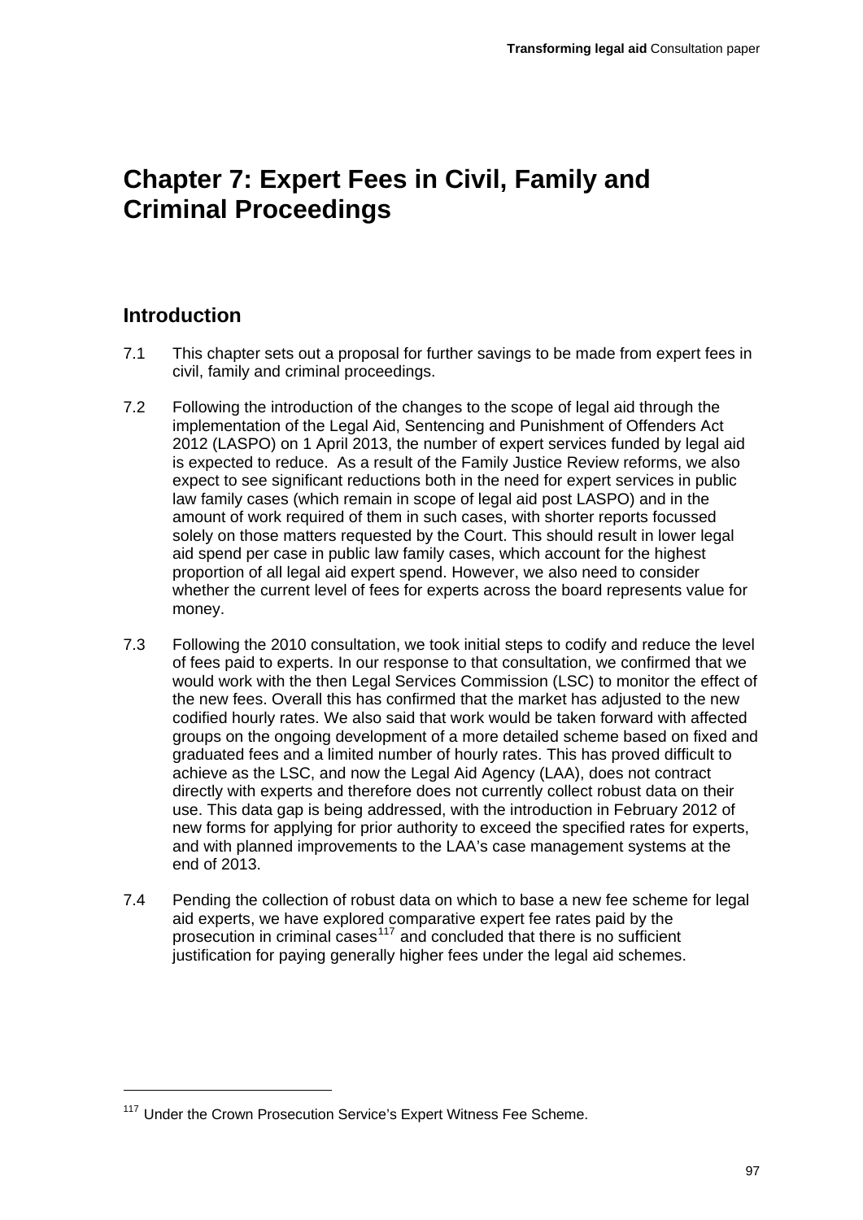# Chapter 7: Expert Fees in Civil, Family and Criminal Proceedings

## Introduction

7.1 This chapter sets out a proposal for further savings to be made from expert fees in civil, family and criminal proceedings.

7.2 Following the introduction of the changes to the scope of legal aid through the implementation of the Legal Aid, Sentencing and Punishment of Offenders Act 2012 (LASPO) on 1 April 2013, the number of expert services funded by legal aid is expected to reduce. As a result of the Family Justice Review reforms, we also expect to see significant reductions both in the need for expert services in public law family cases (which remain in scope of legal aid post LASPO) and in the amount of work required of them in such cases, with shorter reports focussed solely on those matters requested by the Court. This should result in lower legal aid spend per case in public law family cases, which account for the highest proportion of all legal aid expert spend. However, we also need to consider whether the current level of fees for experts across the board represents value for money.

7.3 Following the 2010 consultation, we took initial steps to codify and reduce the level of fees paid to experts. In our response to that consultation, we confirmed that we would work with the then Legal Services Commission (LSC) to monitor the effect of the new fees. Overall this has confirmed that the market has adjusted to the new codified hourly rates. We also said that work would be taken forward with affected groups on the ongoing development of a more detailed scheme based on fixed and graduated fees and a limited number of hourly rates. This has proved difficult to achieve as the LSC, and now the Legal Aid Agency (LAA), does not contract directly with experts and therefore does not currently collect robust data on their use. This data gap is being addressed, with the introduction in February 2012 of new forms for applying for prior authority to exceed the specified rates for experts, and with planned improvements to the LAA's case management systems at the end of 2013.

7.4 Pending the collection of robust data on which to base a new fee scheme for legal aid experts, we have explored comparative expert fee rates paid by the prosecution in criminal cases[117] and concluded that there is no sufficient justification for paying generally higher fees under the legal aid schemes.

[117] Under the Crown Prosecution Service's Expert Witness Fee Scheme.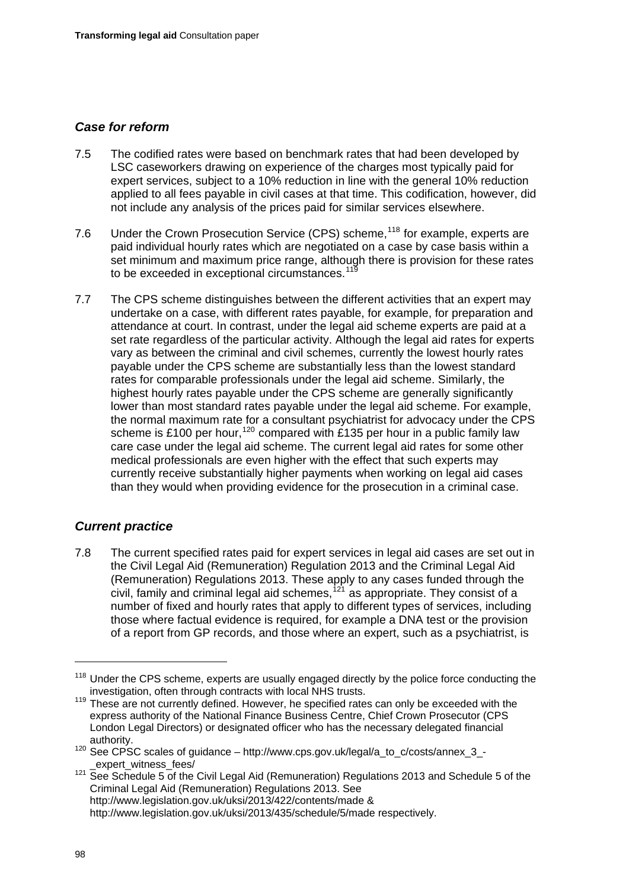### *Case for reform*

7.5 The codified rates were based on benchmark rates that had been developed by LSC caseworkers drawing on experience of the charges most typically paid for expert services, subject to a 10% reduction in line with the general 10% reduction applied to all fees payable in civil cases at that time. This codification, however, did not include any analysis of the prices paid for similar services elsewhere.

7.6 Under the Crown Prosecution Service (CPS) scheme,[118] for example, experts are paid individual hourly rates which are negotiated on a case by case basis within a set minimum and maximum price range, although there is provision for these rates to be exceeded in exceptional circumstances.[119]

7.7 The CPS scheme distinguishes between the different activities that an expert may undertake on a case, with different rates payable, for example, for preparation and attendance at court. In contrast, under the legal aid scheme experts are paid at a set rate regardless of the particular activity. Although the legal aid rates for experts vary as between the criminal and civil schemes, currently the lowest hourly rates payable under the CPS scheme are substantially less than the lowest standard rates for comparable professionals under the legal aid scheme. Similarly, the highest hourly rates payable under the CPS scheme are generally significantly lower than most standard rates payable under the legal aid scheme. For example, the normal maximum rate for a consultant psychiatrist for advocacy under the CPS scheme is £100 per hour,[120] compared with £135 per hour in a public family law care case under the legal aid scheme. The current legal aid rates for some other medical professionals are even higher with the effect that such experts may currently receive substantially higher payments when working on legal aid cases than they would when providing evidence for the prosecution in a criminal case.

### *Current practice*

7.8 The current specified rates paid for expert services in legal aid cases are set out in the Civil Legal Aid (Remuneration) Regulation 2013 and the Criminal Legal Aid (Remuneration) Regulations 2013. These apply to any cases funded through the civil, family and criminal legal aid schemes,[121] as appropriate. They consist of a number of fixed and hourly rates that apply to different types of services, including those where factual evidence is required, for example a DNA test or the provision of a report from GP records, and those where an expert, such as a psychiatrist, is

---

[118] Under the CPS scheme, experts are usually engaged directly by the police force conducting the investigation, often through contracts with local NHS trusts.

[119] These are not currently defined. However, he specified rates can only be exceeded with the express authority of the National Finance Business Centre, Chief Crown Prosecutor (CPS London Legal Directors) or designated officer who has the necessary delegated financial authority.

[120] See CPSC scales of guidance – http://www.cps.gov.uk/legal/a_to_c/costs/annex_3_-_expert_witness_fees/

[121] See Schedule 5 of the Civil Legal Aid (Remuneration) Regulations 2013 and Schedule 5 of the Criminal Legal Aid (Remuneration) Regulations 2013. See http://www.legislation.gov.uk/uksi/2013/422/contents/made & http://www.legislation.gov.uk/uksi/2013/435/schedule/5/made respectively.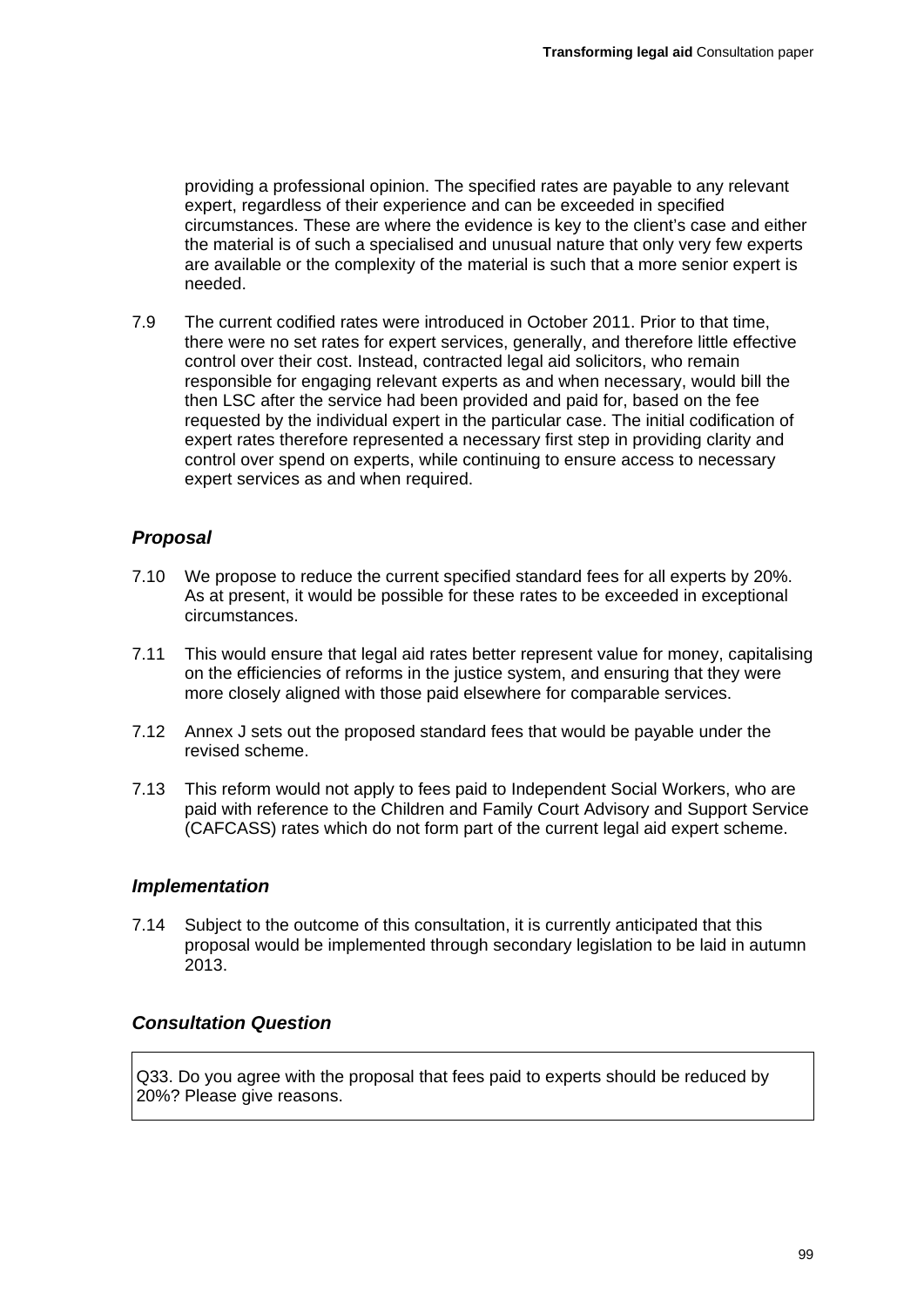providing a professional opinion. The specified rates are payable to any relevant expert, regardless of their experience and can be exceeded in specified circumstances. These are where the evidence is key to the client's case and either the material is of such a specialised and unusual nature that only very few experts are available or the complexity of the material is such that a more senior expert is needed.

7.9 The current codified rates were introduced in October 2011. Prior to that time, there were no set rates for expert services, generally, and therefore little effective control over their cost. Instead, contracted legal aid solicitors, who remain responsible for engaging relevant experts as and when necessary, would bill the then LSC after the service had been provided and paid for, based on the fee requested by the individual expert in the particular case. The initial codification of expert rates therefore represented a necessary first step in providing clarity and control over spend on experts, while continuing to ensure access to necessary expert services as and when required.

### *Proposal*

7.10 We propose to reduce the current specified standard fees for all experts by 20%. As at present, it would be possible for these rates to be exceeded in exceptional circumstances.

7.11 This would ensure that legal aid rates better represent value for money, capitalising on the efficiencies of reforms in the justice system, and ensuring that they were more closely aligned with those paid elsewhere for comparable services.

7.12 Annex J sets out the proposed standard fees that would be payable under the revised scheme.

7.13 This reform would not apply to fees paid to Independent Social Workers, who are paid with reference to the Children and Family Court Advisory and Support Service (CAFCASS) rates which do not form part of the current legal aid expert scheme.

### *Implementation*

7.14 Subject to the outcome of this consultation, it is currently anticipated that this proposal would be implemented through secondary legislation to be laid in autumn 2013.

### *Consultation Question*

Q33. Do you agree with the proposal that fees paid to experts should be reduced by 20%? Please give reasons.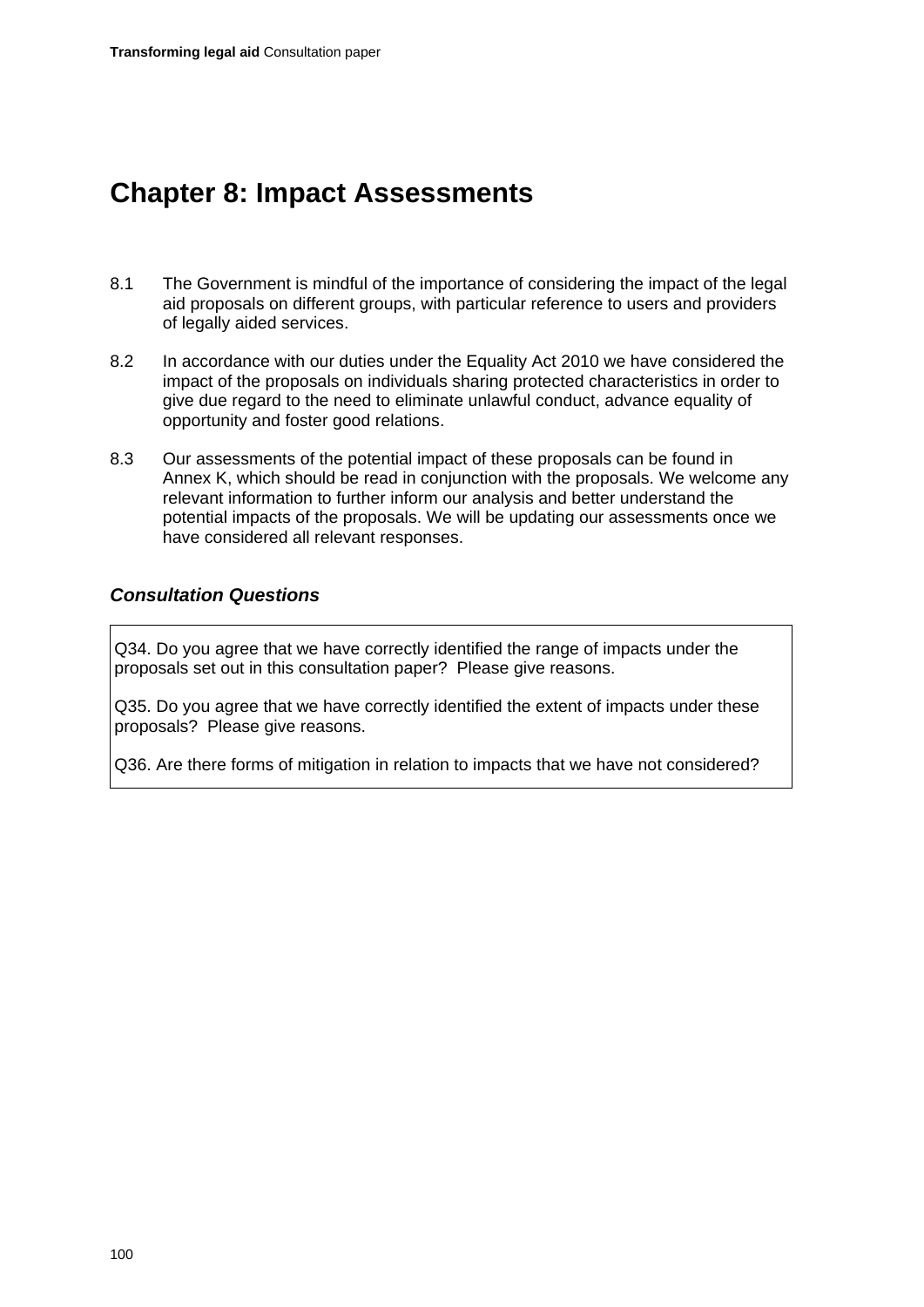# Chapter 8: Impact Assessments

8.1 The Government is mindful of the importance of considering the impact of the legal aid proposals on different groups, with particular reference to users and providers of legally aided services.

8.2 In accordance with our duties under the Equality Act 2010 we have considered the impact of the proposals on individuals sharing protected characteristics in order to give due regard to the need to eliminate unlawful conduct, advance equality of opportunity and foster good relations.

8.3 Our assessments of the potential impact of these proposals can be found in Annex K, which should be read in conjunction with the proposals. We welcome any relevant information to further inform our analysis and better understand the potential impacts of the proposals. We will be updating our assessments once we have considered all relevant responses.

## *Consultation Questions*

Q34. Do you agree that we have correctly identified the range of impacts under the proposals set out in this consultation paper? Please give reasons.

Q35. Do you agree that we have correctly identified the extent of impacts under these proposals? Please give reasons.

Q36. Are there forms of mitigation in relation to impacts that we have not considered?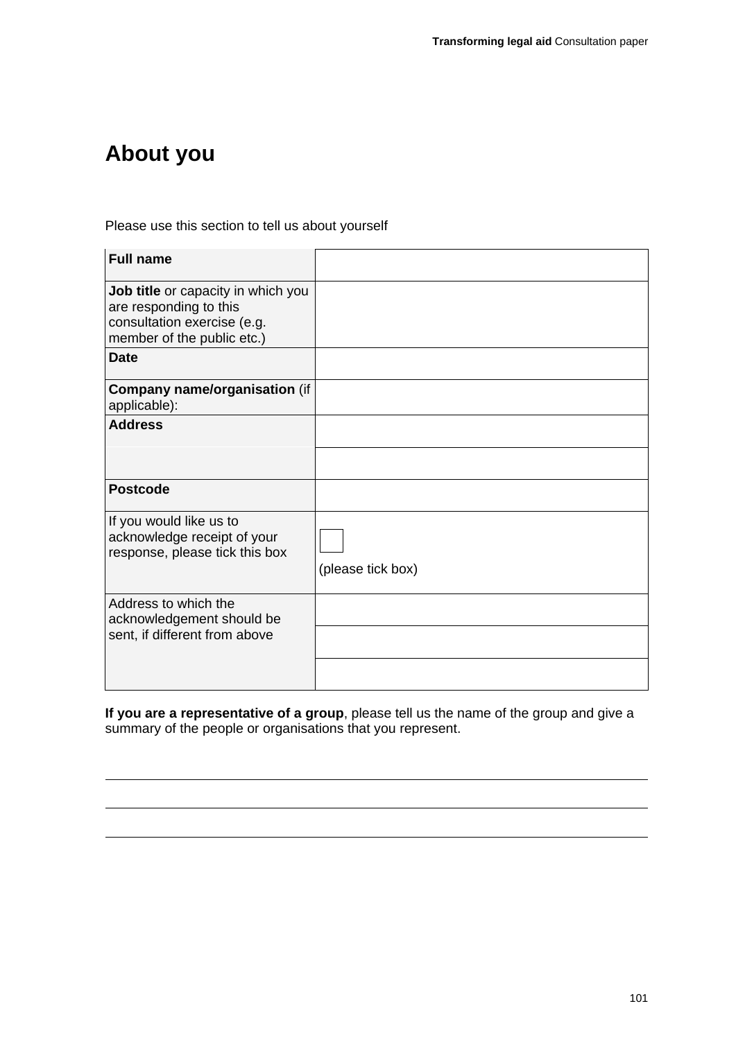# About you

Please use this section to tell us about yourself

| **Full name** | |
|---|---|
| **Job title** or capacity in which you are responding to this consultation exercise (e.g. member of the public etc.) | |
| **Date** | |
| **Company name/organisation** (if applicable): | |
| **Address** | |
| | |
| **Postcode** | |
| If you would like us to acknowledge receipt of your response, please tick this box | ☐ (please tick box) |
| Address to which the acknowledgement should be sent, if different from above | |
| | |
| | |

**If you are a representative of a group**, please tell us the name of the group and give a summary of the people or organisations that you represent.

---

---

---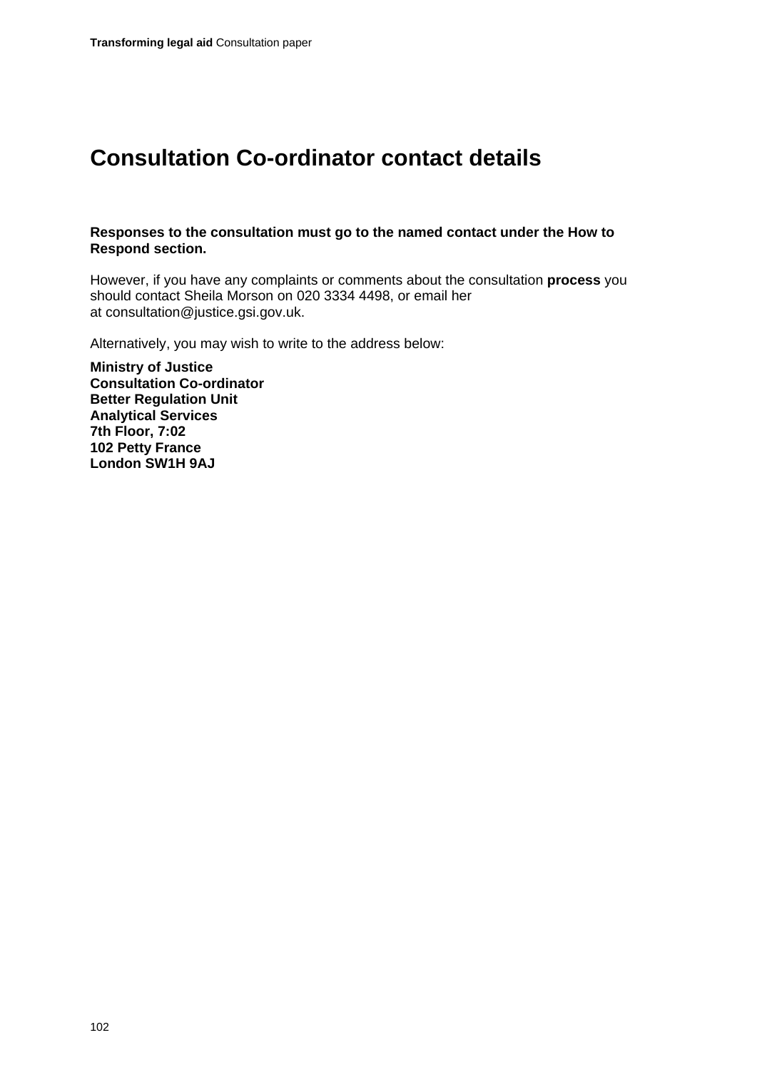# Consultation Co-ordinator contact details

**Responses to the consultation must go to the named contact under the How to Respond section.**

However, if you have any complaints or comments about the consultation **process** you should contact Sheila Morson on 020 3334 4498, or email her at consultation@justice.gsi.gov.uk.

Alternatively, you may wish to write to the address below:

**Ministry of Justice**
**Consultation Co-ordinator**
**Better Regulation Unit**
**Analytical Services**
**7th Floor, 7:02**
**102 Petty France**
**London SW1H 9AJ**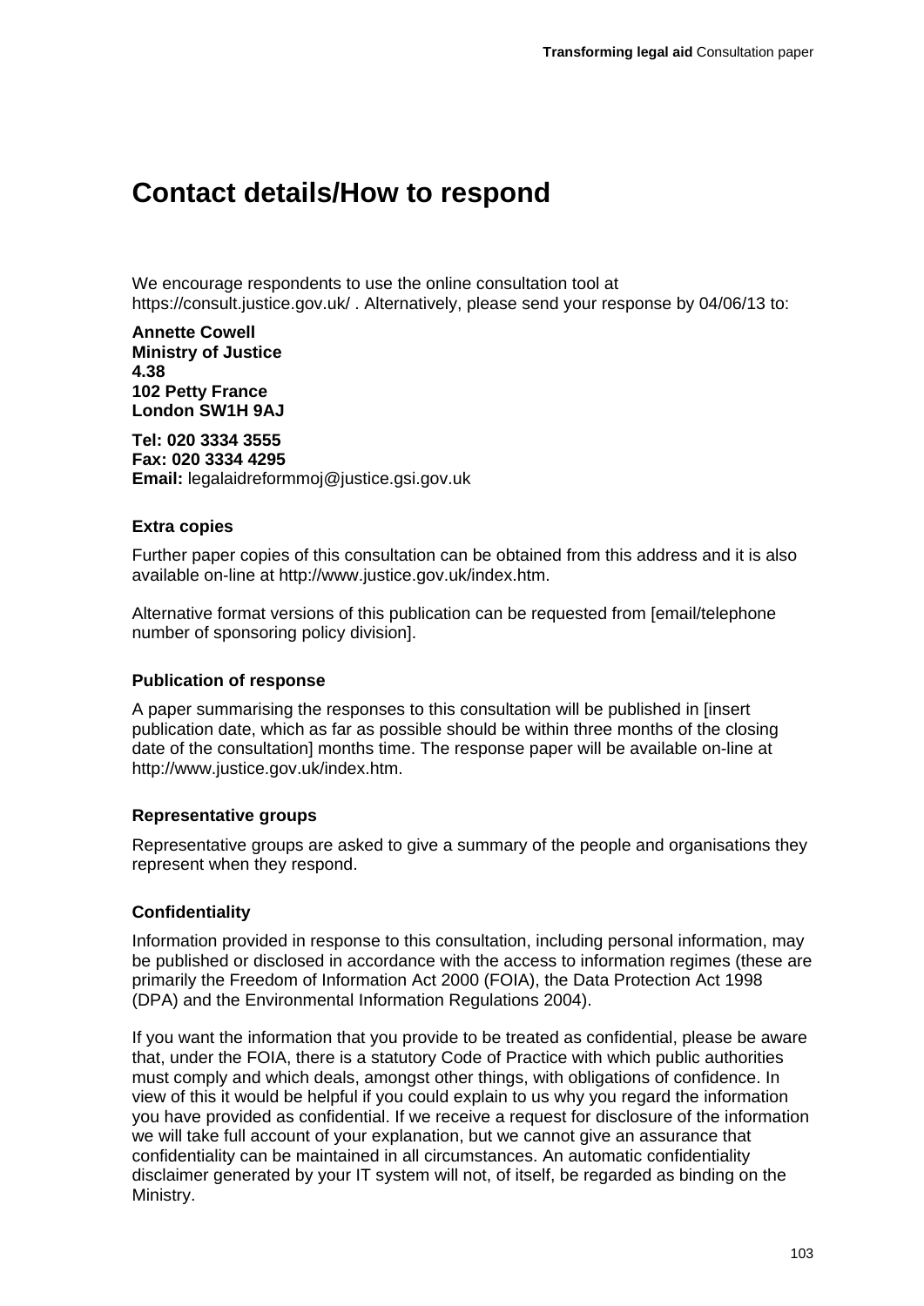# Contact details/How to respond

We encourage respondents to use the online consultation tool at https://consult.justice.gov.uk/ . Alternatively, please send your response by 04/06/13 to:

**Annette Cowell**
**Ministry of Justice**
**4.38**
**102 Petty France**
**London SW1H 9AJ**

**Tel: 020 3334 3555**
**Fax: 020 3334 4295**
**Email:** legalaidreformmoj@justice.gsi.gov.uk

### Extra copies

Further paper copies of this consultation can be obtained from this address and it is also available on-line at http://www.justice.gov.uk/index.htm.

Alternative format versions of this publication can be requested from [email/telephone number of sponsoring policy division].

### Publication of response

A paper summarising the responses to this consultation will be published in [insert publication date, which as far as possible should be within three months of the closing date of the consultation] months time. The response paper will be available on-line at http://www.justice.gov.uk/index.htm.

### Representative groups

Representative groups are asked to give a summary of the people and organisations they represent when they respond.

### Confidentiality

Information provided in response to this consultation, including personal information, may be published or disclosed in accordance with the access to information regimes (these are primarily the Freedom of Information Act 2000 (FOIA), the Data Protection Act 1998 (DPA) and the Environmental Information Regulations 2004).

If you want the information that you provide to be treated as confidential, please be aware that, under the FOIA, there is a statutory Code of Practice with which public authorities must comply and which deals, amongst other things, with obligations of confidence. In view of this it would be helpful if you could explain to us why you regard the information you have provided as confidential. If we receive a request for disclosure of the information we will take full account of your explanation, but we cannot give an assurance that confidentiality can be maintained in all circumstances. An automatic confidentiality disclaimer generated by your IT system will not, of itself, be regarded as binding on the Ministry.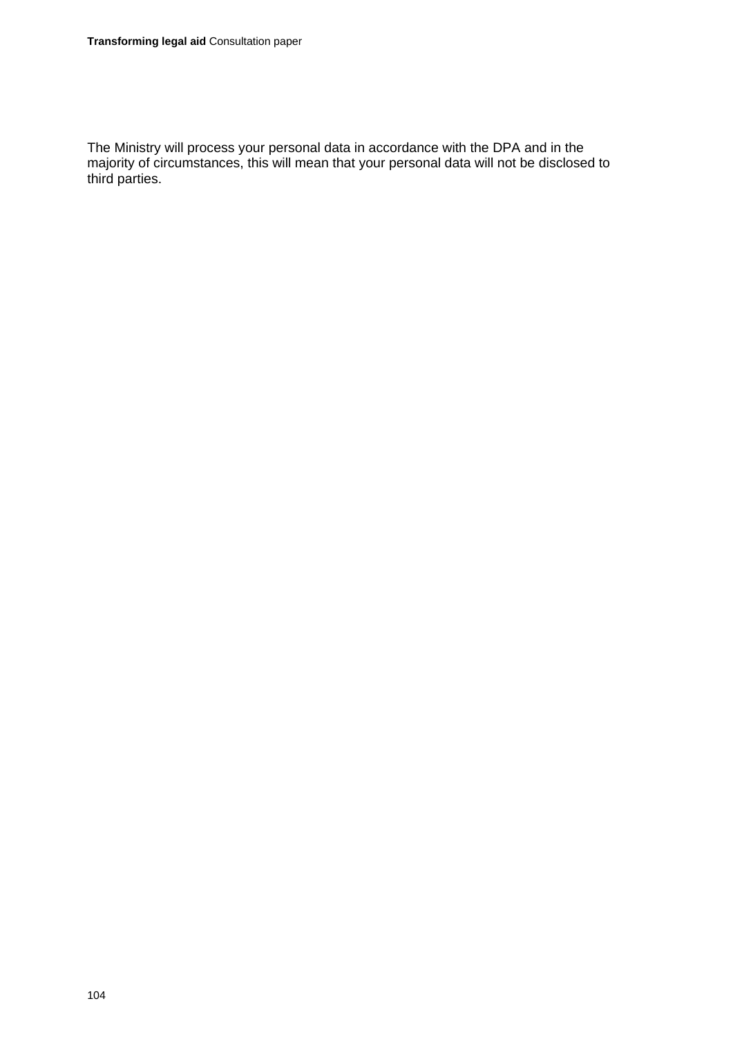The Ministry will process your personal data in accordance with the DPA and in the majority of circumstances, this will mean that your personal data will not be disclosed to third parties.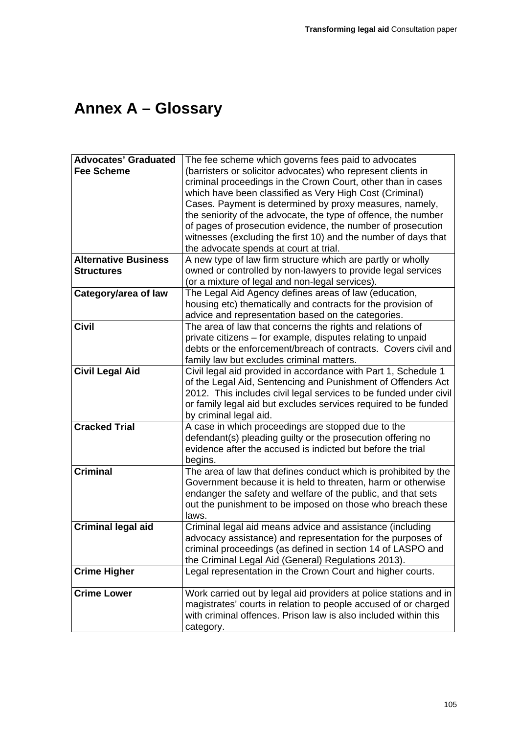# Annex A – Glossary

| | |
|---|---|
| **Advocates' Graduated Fee Scheme** | The fee scheme which governs fees paid to advocates (barristers or solicitor advocates) who represent clients in criminal proceedings in the Crown Court, other than in cases which have been classified as Very High Cost (Criminal) Cases. Payment is determined by proxy measures, namely, the seniority of the advocate, the type of offence, the number of pages of prosecution evidence, the number of prosecution witnesses (excluding the first 10) and the number of days that the advocate spends at court at trial. |
| **Alternative Business Structures** | A new type of law firm structure which are partly or wholly owned or controlled by non-lawyers to provide legal services (or a mixture of legal and non-legal services). |
| **Category/area of law** | The Legal Aid Agency defines areas of law (education, housing etc) thematically and contracts for the provision of advice and representation based on the categories. |
| **Civil** | The area of law that concerns the rights and relations of private citizens – for example, disputes relating to unpaid debts or the enforcement/breach of contracts. Covers civil and family law but excludes criminal matters. |
| **Civil Legal Aid** | Civil legal aid provided in accordance with Part 1, Schedule 1 of the Legal Aid, Sentencing and Punishment of Offenders Act 2012. This includes civil legal services to be funded under civil or family legal aid but excludes services required to be funded by criminal legal aid. |
| **Cracked Trial** | A case in which proceedings are stopped due to the defendant(s) pleading guilty or the prosecution offering no evidence after the accused is indicted but before the trial begins. |
| **Criminal** | The area of law that defines conduct which is prohibited by the Government because it is held to threaten, harm or otherwise endanger the safety and welfare of the public, and that sets out the punishment to be imposed on those who breach these laws. |
| **Criminal legal aid** | Criminal legal aid means advice and assistance (including advocacy assistance) and representation for the purposes of criminal proceedings (as defined in section 14 of LASPO and the Criminal Legal Aid (General) Regulations 2013). |
| **Crime Higher** | Legal representation in the Crown Court and higher courts. |
| **Crime Lower** | Work carried out by legal aid providers at police stations and in magistrates' courts in relation to people accused of or charged with criminal offences. Prison law is also included within this category. |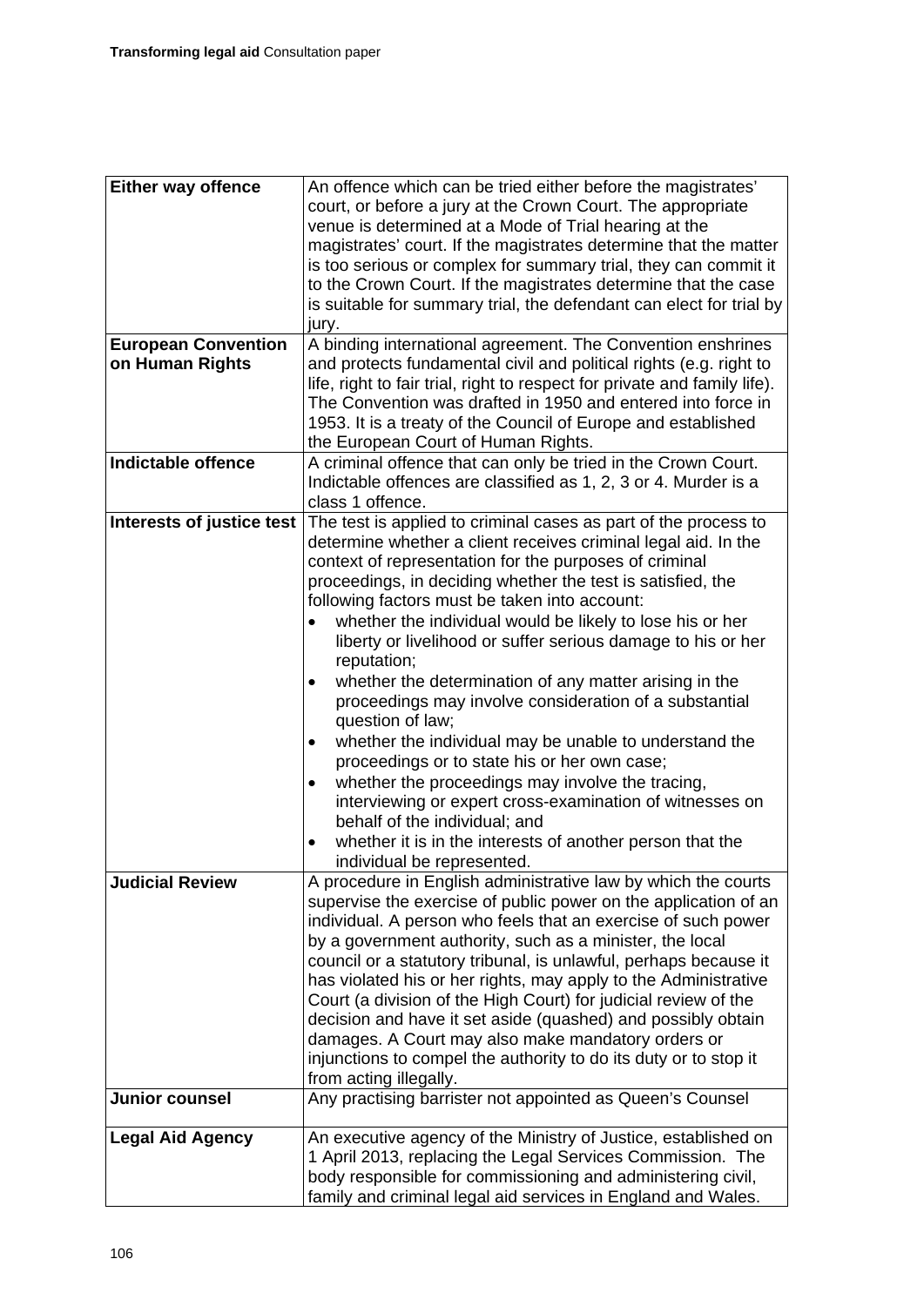| | |
|---|---|
| **Either way offence** | An offence which can be tried either before the magistrates' court, or before a jury at the Crown Court. The appropriate venue is determined at a Mode of Trial hearing at the magistrates' court. If the magistrates determine that the matter is too serious or complex for summary trial, they can commit it to the Crown Court. If the magistrates determine that the case is suitable for summary trial, the defendant can elect for trial by jury. |
| **European Convention on Human Rights** | A binding international agreement. The Convention enshrines and protects fundamental civil and political rights (e.g. right to life, right to fair trial, right to respect for private and family life). The Convention was drafted in 1950 and entered into force in 1953. It is a treaty of the Council of Europe and established the European Court of Human Rights. |
| **Indictable offence** | A criminal offence that can only be tried in the Crown Court. Indictable offences are classified as 1, 2, 3 or 4. Murder is a class 1 offence. |
| **Interests of justice test** | The test is applied to criminal cases as part of the process to determine whether a client receives criminal legal aid. In the context of representation for the purposes of criminal proceedings, in deciding whether the test is satisfied, the following factors must be taken into account:<br>• whether the individual would be likely to lose his or her liberty or livelihood or suffer serious damage to his or her reputation;<br>• whether the determination of any matter arising in the proceedings may involve consideration of a substantial question of law;<br>• whether the individual may be unable to understand the proceedings or to state his or her own case;<br>• whether the proceedings may involve the tracing, interviewing or expert cross-examination of witnesses on behalf of the individual; and<br>• whether it is in the interests of another person that the individual be represented. |
| **Judicial Review** | A procedure in English administrative law by which the courts supervise the exercise of public power on the application of an individual. A person who feels that an exercise of such power by a government authority, such as a minister, the local council or a statutory tribunal, is unlawful, perhaps because it has violated his or her rights, may apply to the Administrative Court (a division of the High Court) for judicial review of the decision and have it set aside (quashed) and possibly obtain damages. A Court may also make mandatory orders or injunctions to compel the authority to do its duty or to stop it from acting illegally. |
| **Junior counsel** | Any practising barrister not appointed as Queen's Counsel |
| **Legal Aid Agency** | An executive agency of the Ministry of Justice, established on 1 April 2013, replacing the Legal Services Commission. The body responsible for commissioning and administering civil, family and criminal legal aid services in England and Wales. |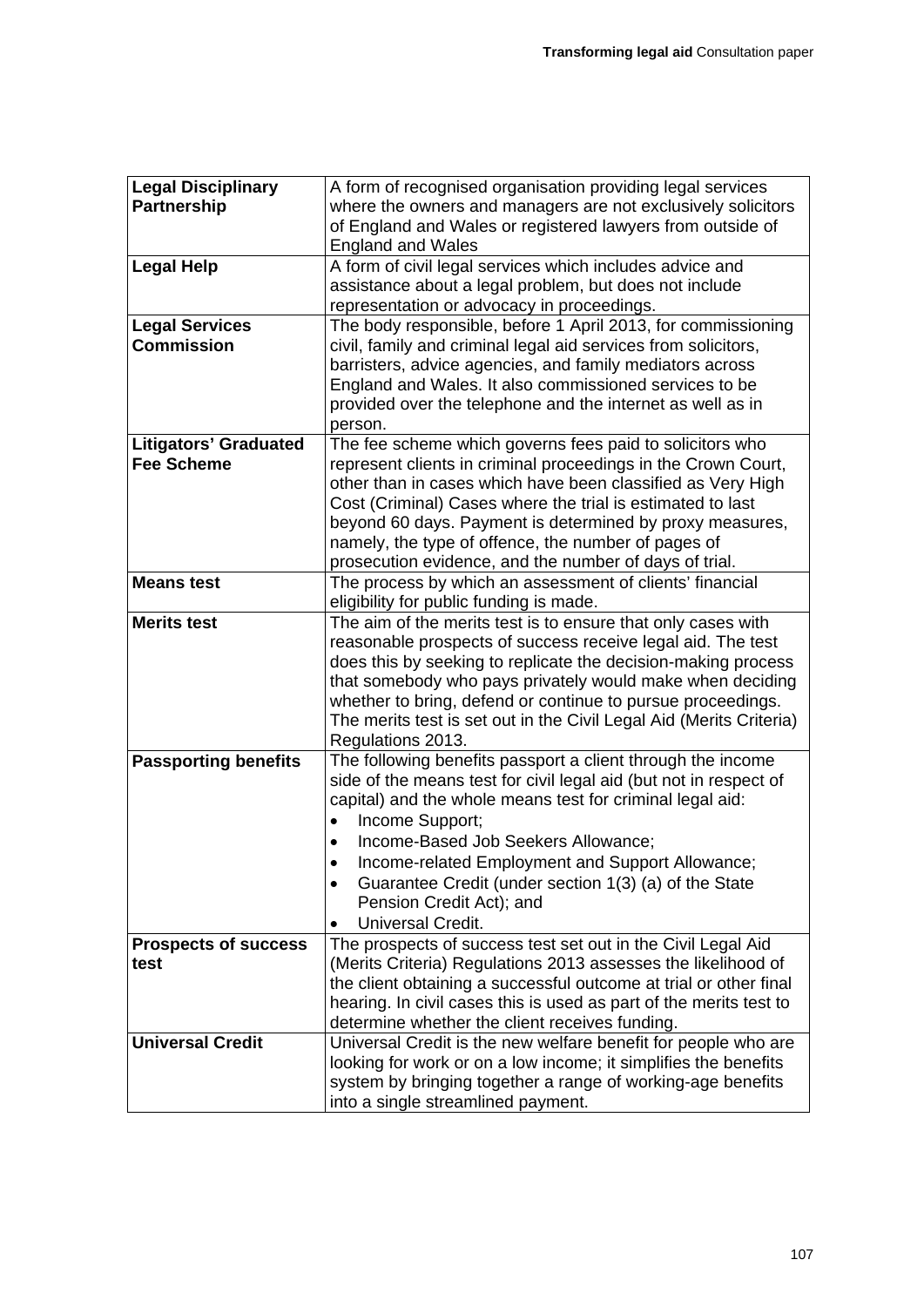| | |
|---|---|
| **Legal Disciplinary Partnership** | A form of recognised organisation providing legal services where the owners and managers are not exclusively solicitors of England and Wales or registered lawyers from outside of England and Wales |
| **Legal Help** | A form of civil legal services which includes advice and assistance about a legal problem, but does not include representation or advocacy in proceedings. |
| **Legal Services Commission** | The body responsible, before 1 April 2013, for commissioning civil, family and criminal legal aid services from solicitors, barristers, advice agencies, and family mediators across England and Wales. It also commissioned services to be provided over the telephone and the internet as well as in person. |
| **Litigators' Graduated Fee Scheme** | The fee scheme which governs fees paid to solicitors who represent clients in criminal proceedings in the Crown Court, other than in cases which have been classified as Very High Cost (Criminal) Cases where the trial is estimated to last beyond 60 days. Payment is determined by proxy measures, namely, the type of offence, the number of pages of prosecution evidence, and the number of days of trial. |
| **Means test** | The process by which an assessment of clients' financial eligibility for public funding is made. |
| **Merits test** | The aim of the merits test is to ensure that only cases with reasonable prospects of success receive legal aid. The test does this by seeking to replicate the decision-making process that somebody who pays privately would make when deciding whether to bring, defend or continue to pursue proceedings. The merits test is set out in the Civil Legal Aid (Merits Criteria) Regulations 2013. |
| **Passporting benefits** | The following benefits passport a client through the income side of the means test for civil legal aid (but not in respect of capital) and the whole means test for criminal legal aid: <br>• Income Support; <br>• Income-Based Job Seekers Allowance; <br>• Income-related Employment and Support Allowance; <br>• Guarantee Credit (under section 1(3) (a) of the State Pension Credit Act); and <br>• Universal Credit. |
| **Prospects of success test** | The prospects of success test set out in the Civil Legal Aid (Merits Criteria) Regulations 2013 assesses the likelihood of the client obtaining a successful outcome at trial or other final hearing. In civil cases this is used as part of the merits test to determine whether the client receives funding. |
| **Universal Credit** | Universal Credit is the new welfare benefit for people who are looking for work or on a low income; it simplifies the benefits system by bringing together a range of working-age benefits into a single streamlined payment. |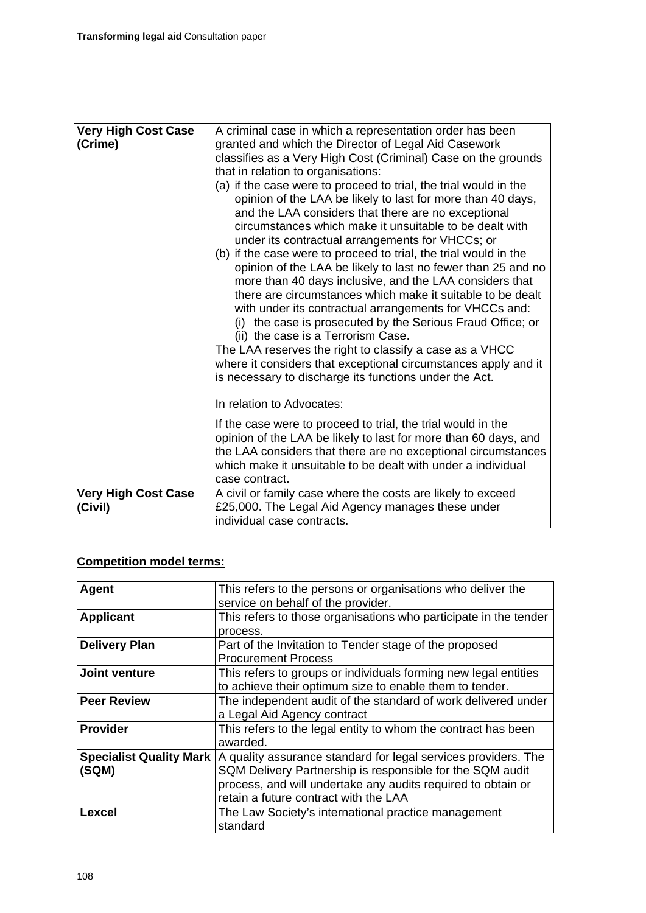| | |
|---|---|
| **Very High Cost Case (Crime)** | A criminal case in which a representation order has been granted and which the Director of Legal Aid Casework classifies as a Very High Cost (Criminal) Case on the grounds that in relation to organisations:<br>(a) if the case were to proceed to trial, the trial would in the opinion of the LAA be likely to last for more than 40 days, and the LAA considers that there are no exceptional circumstances which make it unsuitable to be dealt with under its contractual arrangements for VHCCs; or<br>(b) if the case were to proceed to trial, the trial would in the opinion of the LAA be likely to last no fewer than 25 and no more than 40 days inclusive, and the LAA considers that there are circumstances which make it suitable to be dealt with under its contractual arrangements for VHCCs and:<br>(i) the case is prosecuted by the Serious Fraud Office; or<br>(ii) the case is a Terrorism Case.<br>The LAA reserves the right to classify a case as a VHCC where it considers that exceptional circumstances apply and it is necessary to discharge its functions under the Act.<br><br>In relation to Advocates:<br><br>If the case were to proceed to trial, the trial would in the opinion of the LAA be likely to last for more than 60 days, and the LAA considers that there are no exceptional circumstances which make it unsuitable to be dealt with under a individual case contract. |
| **Very High Cost Case (Civil)** | A civil or family case where the costs are likely to exceed £25,000. The Legal Aid Agency manages these under individual case contracts. |

**Competition model terms:**

| | |
|---|---|
| **Agent** | This refers to the persons or organisations who deliver the service on behalf of the provider. |
| **Applicant** | This refers to those organisations who participate in the tender process. |
| **Delivery Plan** | Part of the Invitation to Tender stage of the proposed Procurement Process |
| **Joint venture** | This refers to groups or individuals forming new legal entities to achieve their optimum size to enable them to tender. |
| **Peer Review** | The independent audit of the standard of work delivered under a Legal Aid Agency contract |
| **Provider** | This refers to the legal entity to whom the contract has been awarded. |
| **Specialist Quality Mark (SQM)** | A quality assurance standard for legal services providers. The SQM Delivery Partnership is responsible for the SQM audit process, and will undertake any audits required to obtain or retain a future contract with the LAA |
| **Lexcel** | The Law Society's international practice management standard |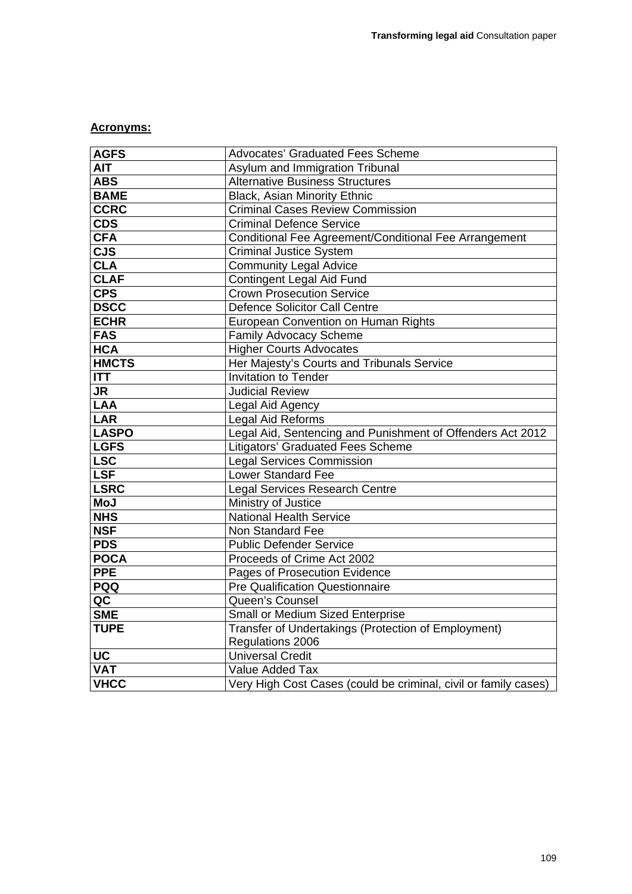**Acronyms:**

| | |
|---|---|
| **AGFS** | Advocates' Graduated Fees Scheme |
| **AIT** | Asylum and Immigration Tribunal |
| **ABS** | Alternative Business Structures |
| **BAME** | Black, Asian Minority Ethnic |
| **CCRC** | Criminal Cases Review Commission |
| **CDS** | Criminal Defence Service |
| **CFA** | Conditional Fee Agreement/Conditional Fee Arrangement |
| **CJS** | Criminal Justice System |
| **CLA** | Community Legal Advice |
| **CLAF** | Contingent Legal Aid Fund |
| **CPS** | Crown Prosecution Service |
| **DSCC** | Defence Solicitor Call Centre |
| **ECHR** | European Convention on Human Rights |
| **FAS** | Family Advocacy Scheme |
| **HCA** | Higher Courts Advocates |
| **HMCTS** | Her Majesty's Courts and Tribunals Service |
| **ITT** | Invitation to Tender |
| **JR** | Judicial Review |
| **LAA** | Legal Aid Agency |
| **LAR** | Legal Aid Reforms |
| **LASPO** | Legal Aid, Sentencing and Punishment of Offenders Act 2012 |
| **LGFS** | Litigators' Graduated Fees Scheme |
| **LSC** | Legal Services Commission |
| **LSF** | Lower Standard Fee |
| **LSRC** | Legal Services Research Centre |
| **MoJ** | Ministry of Justice |
| **NHS** | National Health Service |
| **NSF** | Non Standard Fee |
| **PDS** | Public Defender Service |
| **POCA** | Proceeds of Crime Act 2002 |
| **PPE** | Pages of Prosecution Evidence |
| **PQQ** | Pre Qualification Questionnaire |
| **QC** | Queen's Counsel |
| **SME** | Small or Medium Sized Enterprise |
| **TUPE** | Transfer of Undertakings (Protection of Employment) Regulations 2006 |
| **UC** | Universal Credit |
| **VAT** | Value Added Tax |
| **VHCC** | Very High Cost Cases (could be criminal, civil or family cases) |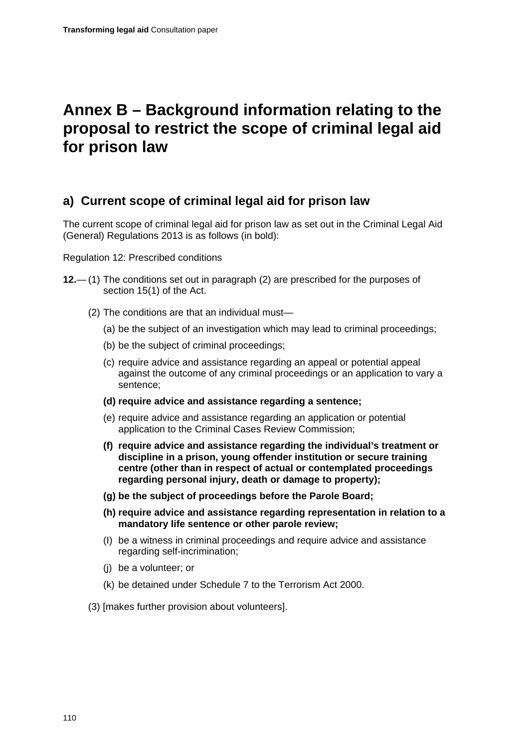# Annex B – Background information relating to the proposal to restrict the scope of criminal legal aid for prison law

## a) Current scope of criminal legal aid for prison law

The current scope of criminal legal aid for prison law as set out in the Criminal Legal Aid (General) Regulations 2013 is as follows (in bold):

Regulation 12: Prescribed conditions

**12.**— (1) The conditions set out in paragraph (2) are prescribed for the purposes of section 15(1) of the Act.

(2) The conditions are that an individual must—

(a) be the subject of an investigation which may lead to criminal proceedings;

(b) be the subject of criminal proceedings;

(c) require advice and assistance regarding an appeal or potential appeal against the outcome of any criminal proceedings or an application to vary a sentence;

**(d) require advice and assistance regarding a sentence;**

(e) require advice and assistance regarding an application or potential application to the Criminal Cases Review Commission;

**(f) require advice and assistance regarding the individual's treatment or discipline in a prison, young offender institution or secure training centre (other than in respect of actual or contemplated proceedings regarding personal injury, death or damage to property);**

**(g) be the subject of proceedings before the Parole Board;**

**(h) require advice and assistance regarding representation in relation to a mandatory life sentence or other parole review;**

(I) be a witness in criminal proceedings and require advice and assistance regarding self-incrimination;

(j) be a volunteer; or

(k) be detained under Schedule 7 to the Terrorism Act 2000.

(3) [makes further provision about volunteers].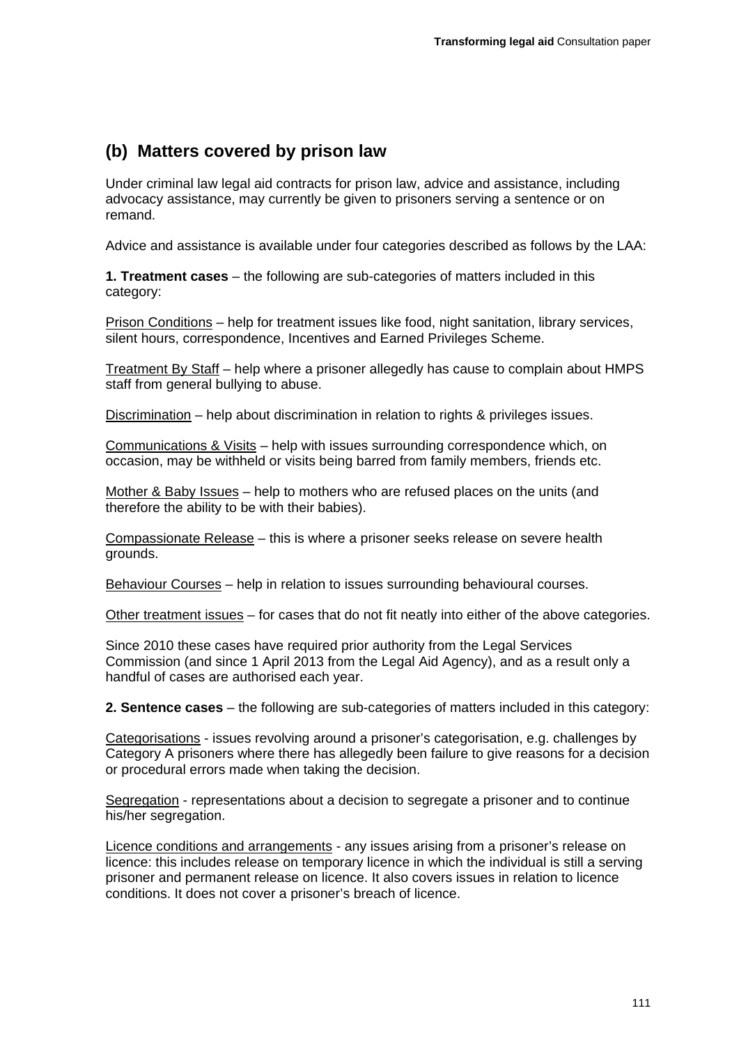## (b) Matters covered by prison law

Under criminal law legal aid contracts for prison law, advice and assistance, including advocacy assistance, may currently be given to prisoners serving a sentence or on remand.

Advice and assistance is available under four categories described as follows by the LAA:

**1. Treatment cases** – the following are sub-categories of matters included in this category:

<u>Prison Conditions</u> – help for treatment issues like food, night sanitation, library services, silent hours, correspondence, Incentives and Earned Privileges Scheme.

<u>Treatment By Staff</u> – help where a prisoner allegedly has cause to complain about HMPS staff from general bullying to abuse.

<u>Discrimination</u> – help about discrimination in relation to rights & privileges issues.

<u>Communications & Visits</u> – help with issues surrounding correspondence which, on occasion, may be withheld or visits being barred from family members, friends etc.

<u>Mother & Baby Issues</u> – help to mothers who are refused places on the units (and therefore the ability to be with their babies).

<u>Compassionate Release</u> – this is where a prisoner seeks release on severe health grounds.

<u>Behaviour Courses</u> – help in relation to issues surrounding behavioural courses.

<u>Other treatment issues</u> – for cases that do not fit neatly into either of the above categories.

Since 2010 these cases have required prior authority from the Legal Services Commission (and since 1 April 2013 from the Legal Aid Agency), and as a result only a handful of cases are authorised each year.

**2. Sentence cases** – the following are sub-categories of matters included in this category:

<u>Categorisations</u> - issues revolving around a prisoner's categorisation, e.g. challenges by Category A prisoners where there has allegedly been failure to give reasons for a decision or procedural errors made when taking the decision.

<u>Segregation</u> - representations about a decision to segregate a prisoner and to continue his/her segregation.

<u>Licence conditions and arrangements</u> - any issues arising from a prisoner's release on licence: this includes release on temporary licence in which the individual is still a serving prisoner and permanent release on licence. It also covers issues in relation to licence conditions. It does not cover a prisoner's breach of licence.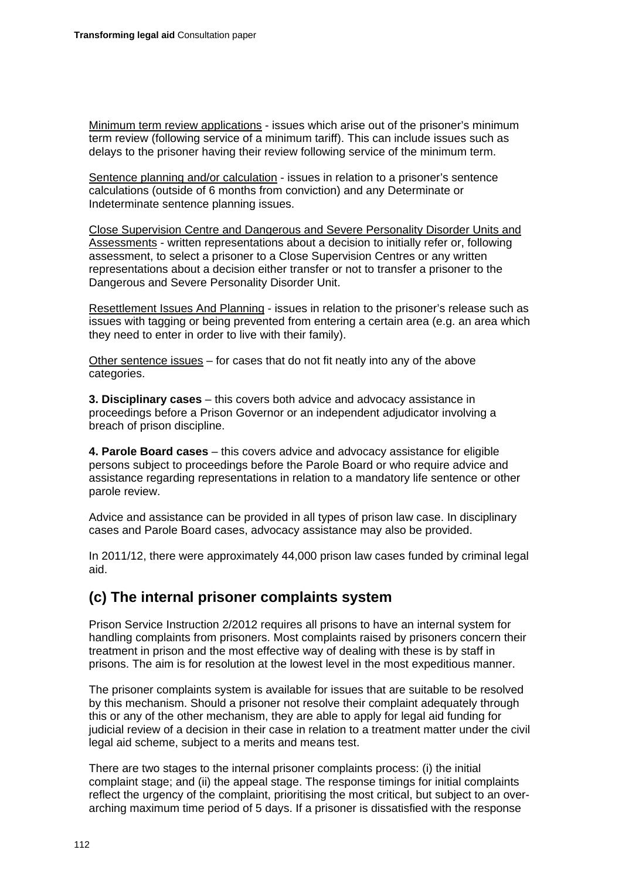Minimum term review applications - issues which arise out of the prisoner's minimum term review (following service of a minimum tariff). This can include issues such as delays to the prisoner having their review following service of the minimum term.

Sentence planning and/or calculation - issues in relation to a prisoner's sentence calculations (outside of 6 months from conviction) and any Determinate or Indeterminate sentence planning issues.

Close Supervision Centre and Dangerous and Severe Personality Disorder Units and Assessments - written representations about a decision to initially refer or, following assessment, to select a prisoner to a Close Supervision Centres or any written representations about a decision either transfer or not to transfer a prisoner to the Dangerous and Severe Personality Disorder Unit.

Resettlement Issues And Planning - issues in relation to the prisoner's release such as issues with tagging or being prevented from entering a certain area (e.g. an area which they need to enter in order to live with their family).

Other sentence issues – for cases that do not fit neatly into any of the above categories.

**3. Disciplinary cases** – this covers both advice and advocacy assistance in proceedings before a Prison Governor or an independent adjudicator involving a breach of prison discipline.

**4. Parole Board cases** – this covers advice and advocacy assistance for eligible persons subject to proceedings before the Parole Board or who require advice and assistance regarding representations in relation to a mandatory life sentence or other parole review.

Advice and assistance can be provided in all types of prison law case. In disciplinary cases and Parole Board cases, advocacy assistance may also be provided.

In 2011/12, there were approximately 44,000 prison law cases funded by criminal legal aid.

## (c) The internal prisoner complaints system

Prison Service Instruction 2/2012 requires all prisons to have an internal system for handling complaints from prisoners. Most complaints raised by prisoners concern their treatment in prison and the most effective way of dealing with these is by staff in prisons. The aim is for resolution at the lowest level in the most expeditious manner.

The prisoner complaints system is available for issues that are suitable to be resolved by this mechanism. Should a prisoner not resolve their complaint adequately through this or any of the other mechanism, they are able to apply for legal aid funding for judicial review of a decision in their case in relation to a treatment matter under the civil legal aid scheme, subject to a merits and means test.

There are two stages to the internal prisoner complaints process: (i) the initial complaint stage; and (ii) the appeal stage. The response timings for initial complaints reflect the urgency of the complaint, prioritising the most critical, but subject to an over-arching maximum time period of 5 days. If a prisoner is dissatisfied with the response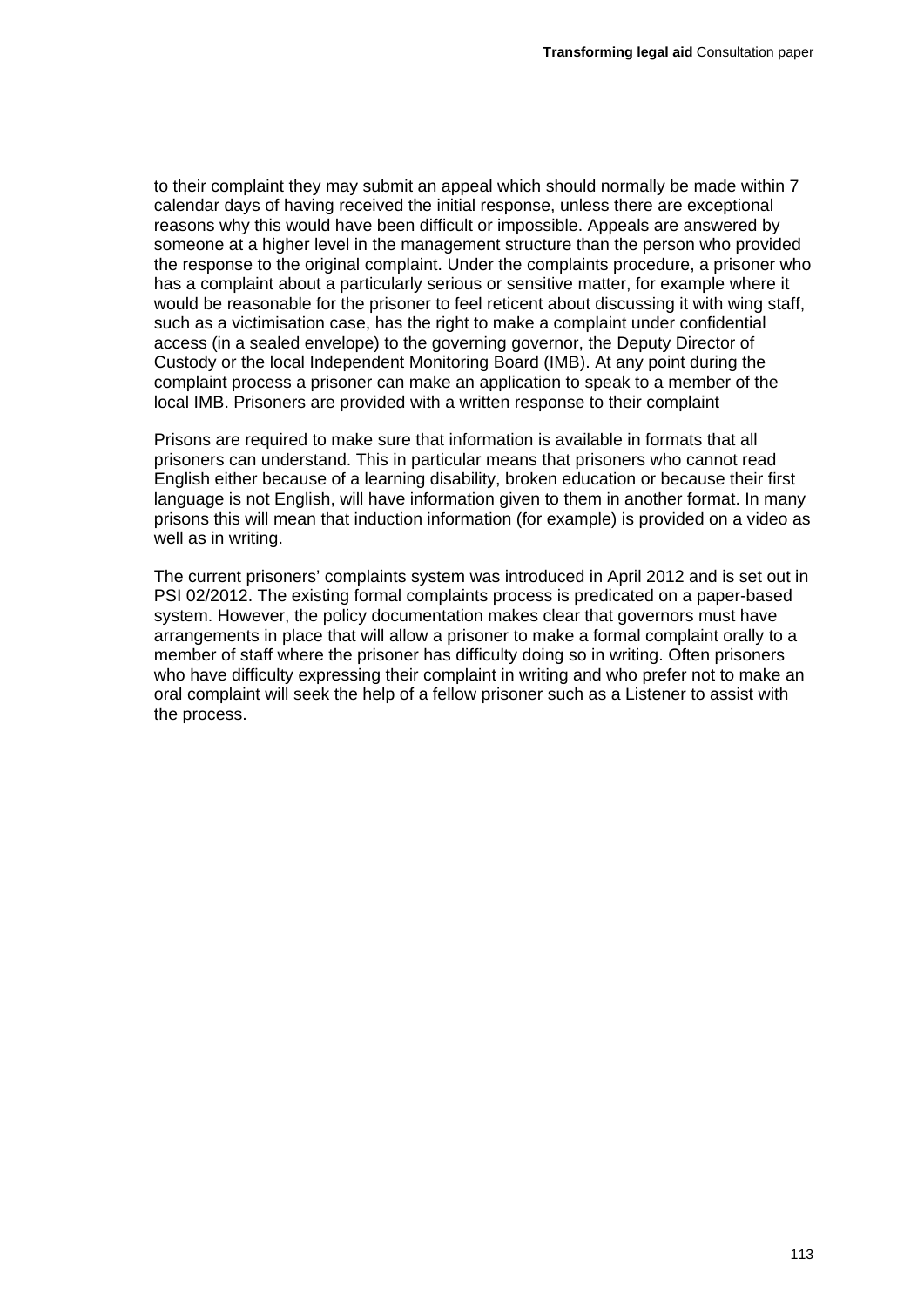to their complaint they may submit an appeal which should normally be made within 7 calendar days of having received the initial response, unless there are exceptional reasons why this would have been difficult or impossible. Appeals are answered by someone at a higher level in the management structure than the person who provided the response to the original complaint. Under the complaints procedure, a prisoner who has a complaint about a particularly serious or sensitive matter, for example where it would be reasonable for the prisoner to feel reticent about discussing it with wing staff, such as a victimisation case, has the right to make a complaint under confidential access (in a sealed envelope) to the governing governor, the Deputy Director of Custody or the local Independent Monitoring Board (IMB). At any point during the complaint process a prisoner can make an application to speak to a member of the local IMB. Prisoners are provided with a written response to their complaint

Prisons are required to make sure that information is available in formats that all prisoners can understand. This in particular means that prisoners who cannot read English either because of a learning disability, broken education or because their first language is not English, will have information given to them in another format. In many prisons this will mean that induction information (for example) is provided on a video as well as in writing.

The current prisoners' complaints system was introduced in April 2012 and is set out in PSI 02/2012. The existing formal complaints process is predicated on a paper-based system. However, the policy documentation makes clear that governors must have arrangements in place that will allow a prisoner to make a formal complaint orally to a member of staff where the prisoner has difficulty doing so in writing. Often prisoners who have difficulty expressing their complaint in writing and who prefer not to make an oral complaint will seek the help of a fellow prisoner such as a Listener to assist with the process.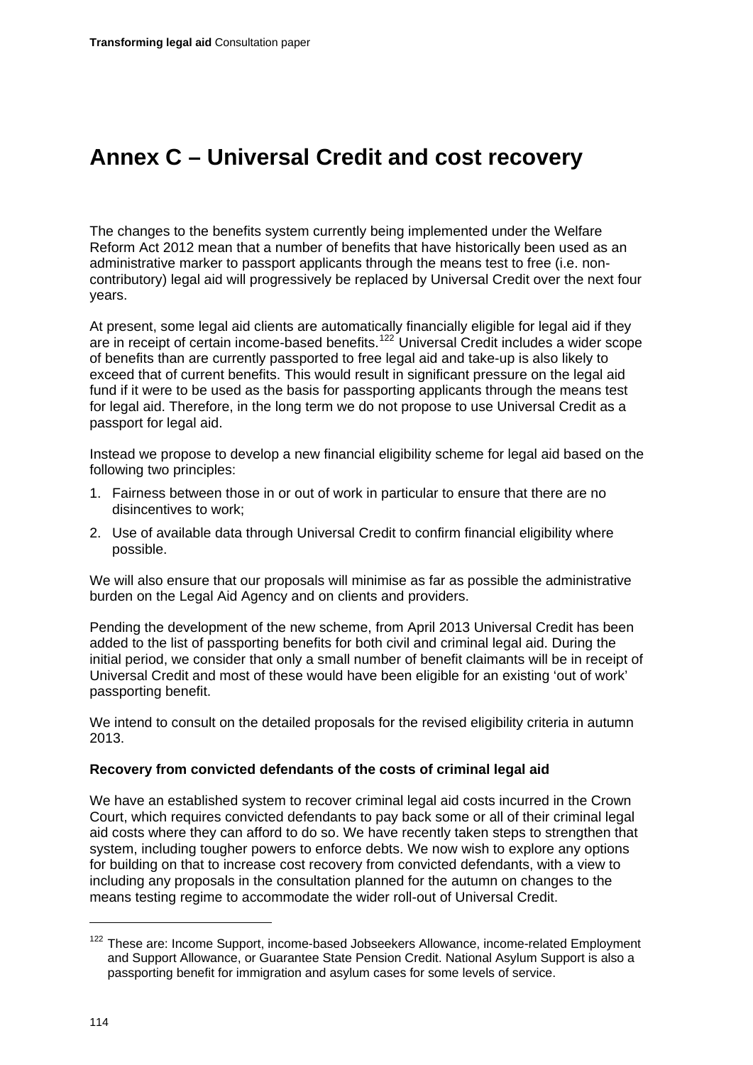# Annex C – Universal Credit and cost recovery

The changes to the benefits system currently being implemented under the Welfare Reform Act 2012 mean that a number of benefits that have historically been used as an administrative marker to passport applicants through the means test to free (i.e. non-contributory) legal aid will progressively be replaced by Universal Credit over the next four years.

At present, some legal aid clients are automatically financially eligible for legal aid if they are in receipt of certain income-based benefits.[122] Universal Credit includes a wider scope of benefits than are currently passported to free legal aid and take-up is also likely to exceed that of current benefits. This would result in significant pressure on the legal aid fund if it were to be used as the basis for passporting applicants through the means test for legal aid. Therefore, in the long term we do not propose to use Universal Credit as a passport for legal aid.

Instead we propose to develop a new financial eligibility scheme for legal aid based on the following two principles:

1. Fairness between those in or out of work in particular to ensure that there are no disincentives to work;
2. Use of available data through Universal Credit to confirm financial eligibility where possible.

We will also ensure that our proposals will minimise as far as possible the administrative burden on the Legal Aid Agency and on clients and providers.

Pending the development of the new scheme, from April 2013 Universal Credit has been added to the list of passporting benefits for both civil and criminal legal aid. During the initial period, we consider that only a small number of benefit claimants will be in receipt of Universal Credit and most of these would have been eligible for an existing 'out of work' passporting benefit.

We intend to consult on the detailed proposals for the revised eligibility criteria in autumn 2013.

**Recovery from convicted defendants of the costs of criminal legal aid**

We have an established system to recover criminal legal aid costs incurred in the Crown Court, which requires convicted defendants to pay back some or all of their criminal legal aid costs where they can afford to do so. We have recently taken steps to strengthen that system, including tougher powers to enforce debts. We now wish to explore any options for building on that to increase cost recovery from convicted defendants, with a view to including any proposals in the consultation planned for the autumn on changes to the means testing regime to accommodate the wider roll-out of Universal Credit.

---

[122] These are: Income Support, income-based Jobseekers Allowance, income-related Employment and Support Allowance, or Guarantee State Pension Credit. National Asylum Support is also a passporting benefit for immigration and asylum cases for some levels of service.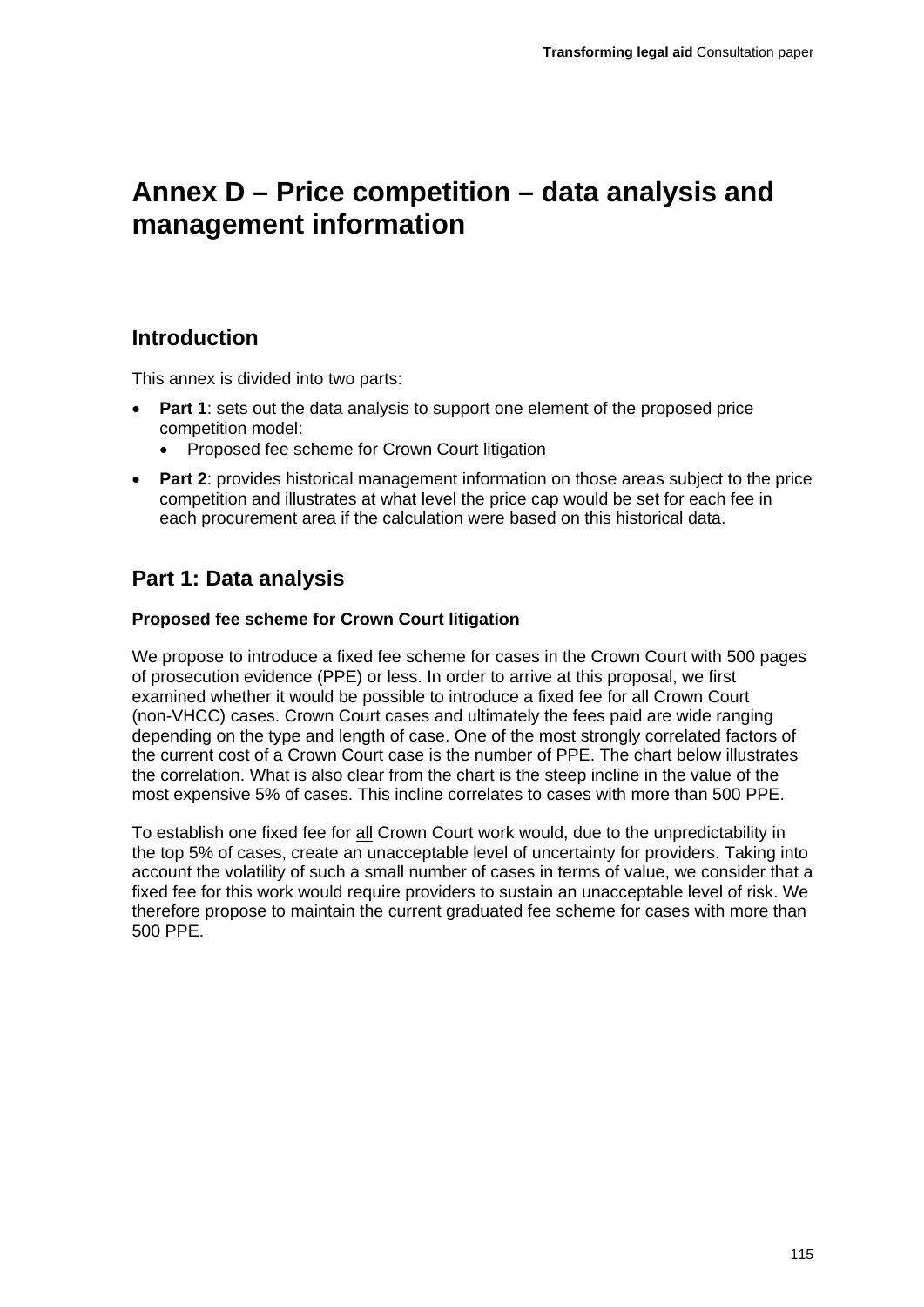# Annex D – Price competition – data analysis and management information

## Introduction

This annex is divided into two parts:

- **Part 1**: sets out the data analysis to support one element of the proposed price competition model:
  - Proposed fee scheme for Crown Court litigation
- **Part 2**: provides historical management information on those areas subject to the price competition and illustrates at what level the price cap would be set for each fee in each procurement area if the calculation were based on this historical data.

## Part 1: Data analysis

### Proposed fee scheme for Crown Court litigation

We propose to introduce a fixed fee scheme for cases in the Crown Court with 500 pages of prosecution evidence (PPE) or less. In order to arrive at this proposal, we first examined whether it would be possible to introduce a fixed fee for all Crown Court (non-VHCC) cases. Crown Court cases and ultimately the fees paid are wide ranging depending on the type and length of case. One of the most strongly correlated factors of the current cost of a Crown Court case is the number of PPE. The chart below illustrates the correlation. What is also clear from the chart is the steep incline in the value of the most expensive 5% of cases. This incline correlates to cases with more than 500 PPE.

To establish one fixed fee for <u>all</u> Crown Court work would, due to the unpredictability in the top 5% of cases, create an unacceptable level of uncertainty for providers. Taking into account the volatility of such a small number of cases in terms of value, we consider that a fixed fee for this work would require providers to sustain an unacceptable level of risk. We therefore propose to maintain the current graduated fee scheme for cases with more than 500 PPE.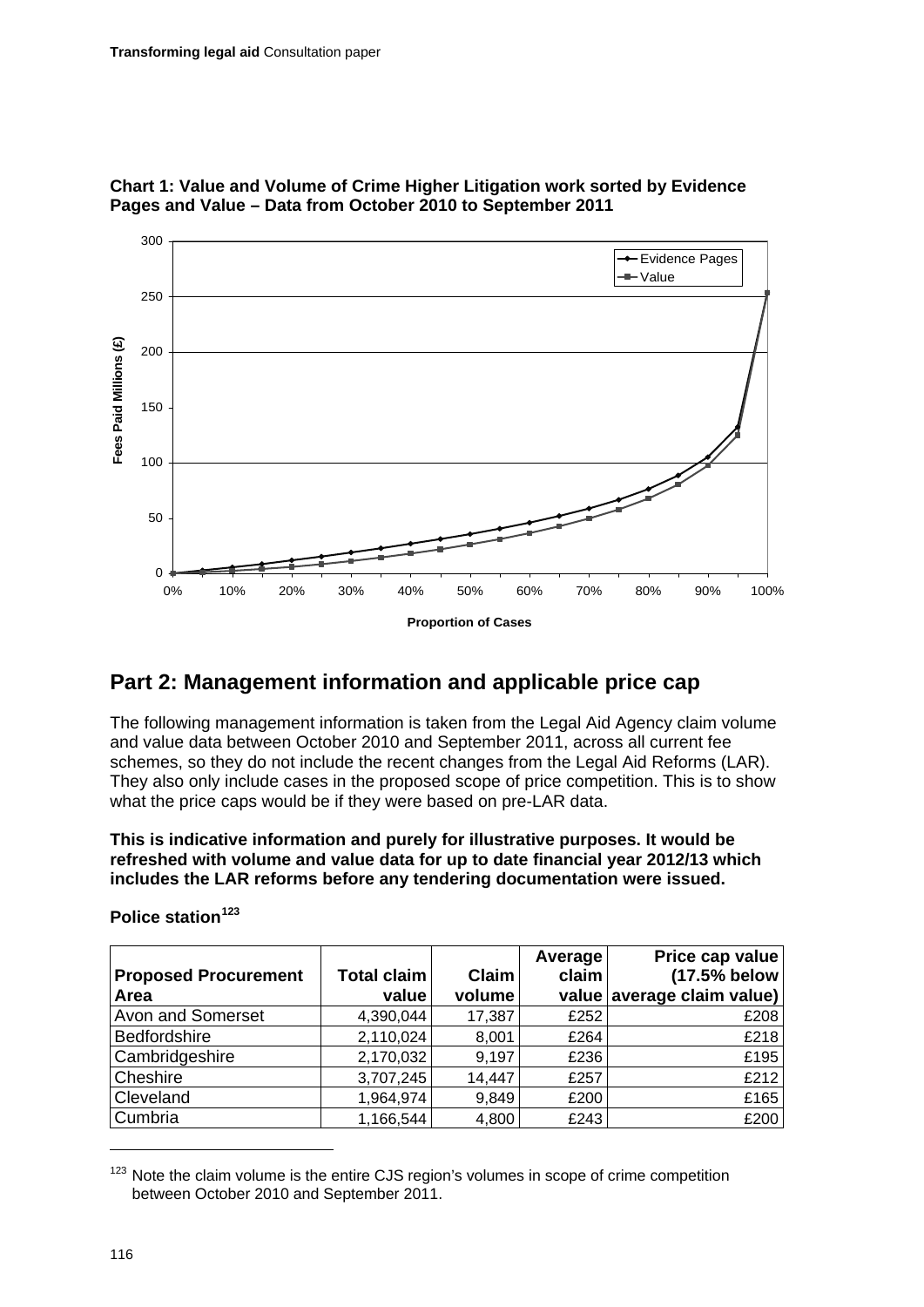**Chart 1: Value and Volume of Crime Higher Litigation work sorted by Evidence Pages and Value – Data from October 2010 to September 2011**

## Part 2: Management information and applicable price cap

The following management information is taken from the Legal Aid Agency claim volume and value data between October 2010 and September 2011, across all current fee schemes, so they do not include the recent changes from the Legal Aid Reforms (LAR). They also only include cases in the proposed scope of price competition. This is to show what the price caps would be if they were based on pre-LAR data.

**This is indicative information and purely for illustrative purposes. It would be refreshed with volume and value data for up to date financial year 2012/13 which includes the LAR reforms before any tendering documentation were issued.**

**Police station**[123]

| Proposed Procurement Area | Total claim value | Claim volume | Average claim value | Price cap value (17.5% below average claim value) |
|---|---|---|---|---|
| Avon and Somerset | 4,390,044 | 17,387 | £252 | £208 |
| Bedfordshire | 2,110,024 | 8,001 | £264 | £218 |
| Cambridgeshire | 2,170,032 | 9,197 | £236 | £195 |
| Cheshire | 3,707,245 | 14,447 | £257 | £212 |
| Cleveland | 1,964,974 | 9,849 | £200 | £165 |
| Cumbria | 1,166,544 | 4,800 | £243 | £200 |

[123] Note the claim volume is the entire CJS region's volumes in scope of crime competition between October 2010 and September 2011.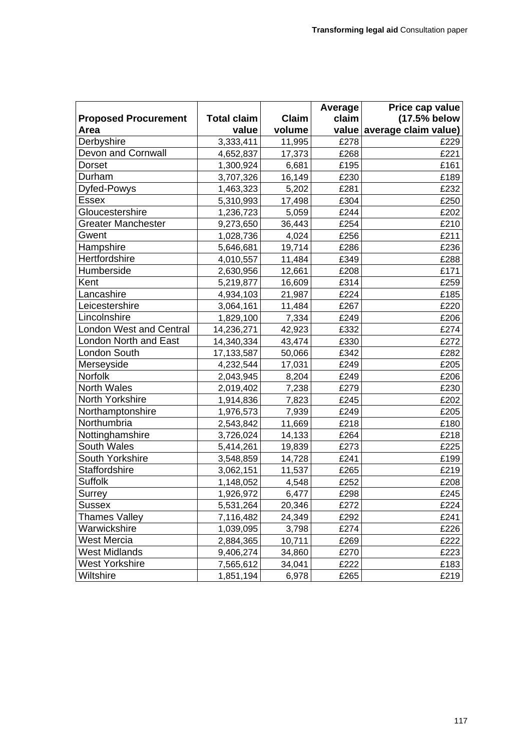| Proposed Procurement Area | Total claim value | Claim volume | Average claim value | Price cap value (17.5% below average claim value) |
|---|---|---|---|---|
| Derbyshire | 3,333,411 | 11,995 | £278 | £229 |
| Devon and Cornwall | 4,652,837 | 17,373 | £268 | £221 |
| Dorset | 1,300,924 | 6,681 | £195 | £161 |
| Durham | 3,707,326 | 16,149 | £230 | £189 |
| Dyfed-Powys | 1,463,323 | 5,202 | £281 | £232 |
| Essex | 5,310,993 | 17,498 | £304 | £250 |
| Gloucestershire | 1,236,723 | 5,059 | £244 | £202 |
| Greater Manchester | 9,273,650 | 36,443 | £254 | £210 |
| Gwent | 1,028,736 | 4,024 | £256 | £211 |
| Hampshire | 5,646,681 | 19,714 | £286 | £236 |
| Hertfordshire | 4,010,557 | 11,484 | £349 | £288 |
| Humberside | 2,630,956 | 12,661 | £208 | £171 |
| Kent | 5,219,877 | 16,609 | £314 | £259 |
| Lancashire | 4,934,103 | 21,987 | £224 | £185 |
| Leicestershire | 3,064,161 | 11,484 | £267 | £220 |
| Lincolnshire | 1,829,100 | 7,334 | £249 | £206 |
| London West and Central | 14,236,271 | 42,923 | £332 | £274 |
| London North and East | 14,340,334 | 43,474 | £330 | £272 |
| London South | 17,133,587 | 50,066 | £342 | £282 |
| Merseyside | 4,232,544 | 17,031 | £249 | £205 |
| Norfolk | 2,043,945 | 8,204 | £249 | £206 |
| North Wales | 2,019,402 | 7,238 | £279 | £230 |
| North Yorkshire | 1,914,836 | 7,823 | £245 | £202 |
| Northamptonshire | 1,976,573 | 7,939 | £249 | £205 |
| Northumbria | 2,543,842 | 11,669 | £218 | £180 |
| Nottinghamshire | 3,726,024 | 14,133 | £264 | £218 |
| South Wales | 5,414,261 | 19,839 | £273 | £225 |
| South Yorkshire | 3,548,859 | 14,728 | £241 | £199 |
| Staffordshire | 3,062,151 | 11,537 | £265 | £219 |
| Suffolk | 1,148,052 | 4,548 | £252 | £208 |
| Surrey | 1,926,972 | 6,477 | £298 | £245 |
| Sussex | 5,531,264 | 20,346 | £272 | £224 |
| Thames Valley | 7,116,482 | 24,349 | £292 | £241 |
| Warwickshire | 1,039,095 | 3,798 | £274 | £226 |
| West Mercia | 2,884,365 | 10,711 | £269 | £222 |
| West Midlands | 9,406,274 | 34,860 | £270 | £223 |
| West Yorkshire | 7,565,612 | 34,041 | £222 | £183 |
| Wiltshire | 1,851,194 | 6,978 | £265 | £219 |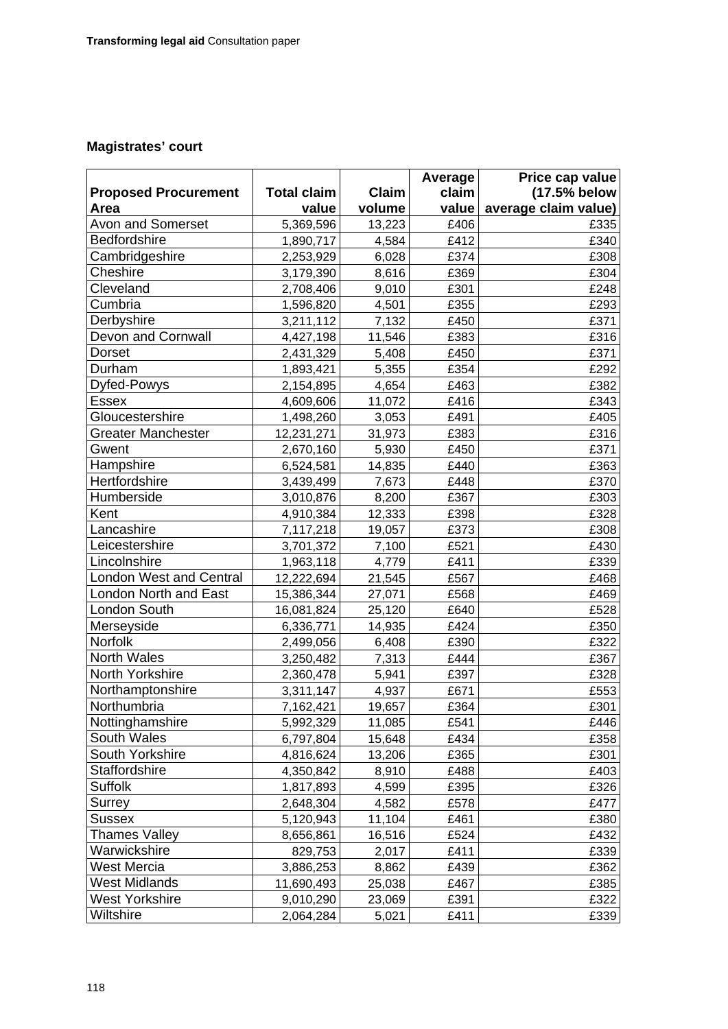### Magistrates' court

| Proposed Procurement Area | Total claim value | Claim volume | Average claim value | Price cap value (17.5% below average claim value) |
|---|---|---|---|---|
| Avon and Somerset | 5,369,596 | 13,223 | £406 | £335 |
| Bedfordshire | 1,890,717 | 4,584 | £412 | £340 |
| Cambridgeshire | 2,253,929 | 6,028 | £374 | £308 |
| Cheshire | 3,179,390 | 8,616 | £369 | £304 |
| Cleveland | 2,708,406 | 9,010 | £301 | £248 |
| Cumbria | 1,596,820 | 4,501 | £355 | £293 |
| Derbyshire | 3,211,112 | 7,132 | £450 | £371 |
| Devon and Cornwall | 4,427,198 | 11,546 | £383 | £316 |
| Dorset | 2,431,329 | 5,408 | £450 | £371 |
| Durham | 1,893,421 | 5,355 | £354 | £292 |
| Dyfed-Powys | 2,154,895 | 4,654 | £463 | £382 |
| Essex | 4,609,606 | 11,072 | £416 | £343 |
| Gloucestershire | 1,498,260 | 3,053 | £491 | £405 |
| Greater Manchester | 12,231,271 | 31,973 | £383 | £316 |
| Gwent | 2,670,160 | 5,930 | £450 | £371 |
| Hampshire | 6,524,581 | 14,835 | £440 | £363 |
| Hertfordshire | 3,439,499 | 7,673 | £448 | £370 |
| Humberside | 3,010,876 | 8,200 | £367 | £303 |
| Kent | 4,910,384 | 12,333 | £398 | £328 |
| Lancashire | 7,117,218 | 19,057 | £373 | £308 |
| Leicestershire | 3,701,372 | 7,100 | £521 | £430 |
| Lincolnshire | 1,963,118 | 4,779 | £411 | £339 |
| London West and Central | 12,222,694 | 21,545 | £567 | £468 |
| London North and East | 15,386,344 | 27,071 | £568 | £469 |
| London South | 16,081,824 | 25,120 | £640 | £528 |
| Merseyside | 6,336,771 | 14,935 | £424 | £350 |
| Norfolk | 2,499,056 | 6,408 | £390 | £322 |
| North Wales | 3,250,482 | 7,313 | £444 | £367 |
| North Yorkshire | 2,360,478 | 5,941 | £397 | £328 |
| Northamptonshire | 3,311,147 | 4,937 | £671 | £553 |
| Northumbria | 7,162,421 | 19,657 | £364 | £301 |
| Nottinghamshire | 5,992,329 | 11,085 | £541 | £446 |
| South Wales | 6,797,804 | 15,648 | £434 | £358 |
| South Yorkshire | 4,816,624 | 13,206 | £365 | £301 |
| Staffordshire | 4,350,842 | 8,910 | £488 | £403 |
| Suffolk | 1,817,893 | 4,599 | £395 | £326 |
| Surrey | 2,648,304 | 4,582 | £578 | £477 |
| Sussex | 5,120,943 | 11,104 | £461 | £380 |
| Thames Valley | 8,656,861 | 16,516 | £524 | £432 |
| Warwickshire | 829,753 | 2,017 | £411 | £339 |
| West Mercia | 3,886,253 | 8,862 | £439 | £362 |
| West Midlands | 11,690,493 | 25,038 | £467 | £385 |
| West Yorkshire | 9,010,290 | 23,069 | £391 | £322 |
| Wiltshire | 2,064,284 | 5,021 | £411 | £339 |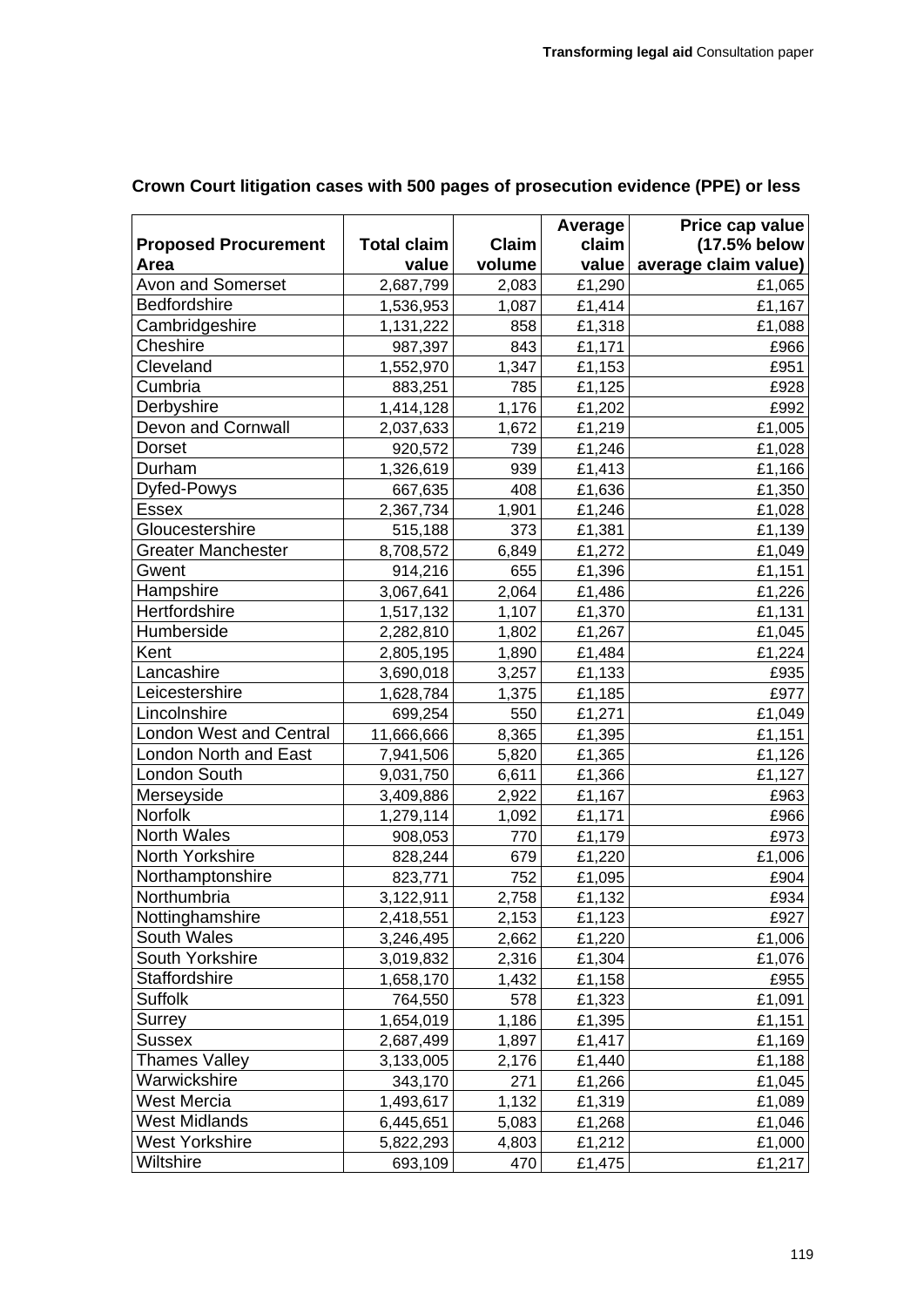**Crown Court litigation cases with 500 pages of prosecution evidence (PPE) or less**

| Proposed Procurement Area | Total claim value | Claim volume | Average claim value | Price cap value (17.5% below average claim value) |
|---|---|---|---|---|
| Avon and Somerset | 2,687,799 | 2,083 | £1,290 | £1,065 |
| Bedfordshire | 1,536,953 | 1,087 | £1,414 | £1,167 |
| Cambridgeshire | 1,131,222 | 858 | £1,318 | £1,088 |
| Cheshire | 987,397 | 843 | £1,171 | £966 |
| Cleveland | 1,552,970 | 1,347 | £1,153 | £951 |
| Cumbria | 883,251 | 785 | £1,125 | £928 |
| Derbyshire | 1,414,128 | 1,176 | £1,202 | £992 |
| Devon and Cornwall | 2,037,633 | 1,672 | £1,219 | £1,005 |
| Dorset | 920,572 | 739 | £1,246 | £1,028 |
| Durham | 1,326,619 | 939 | £1,413 | £1,166 |
| Dyfed-Powys | 667,635 | 408 | £1,636 | £1,350 |
| Essex | 2,367,734 | 1,901 | £1,246 | £1,028 |
| Gloucestershire | 515,188 | 373 | £1,381 | £1,139 |
| Greater Manchester | 8,708,572 | 6,849 | £1,272 | £1,049 |
| Gwent | 914,216 | 655 | £1,396 | £1,151 |
| Hampshire | 3,067,641 | 2,064 | £1,486 | £1,226 |
| Hertfordshire | 1,517,132 | 1,107 | £1,370 | £1,131 |
| Humberside | 2,282,810 | 1,802 | £1,267 | £1,045 |
| Kent | 2,805,195 | 1,890 | £1,484 | £1,224 |
| Lancashire | 3,690,018 | 3,257 | £1,133 | £935 |
| Leicestershire | 1,628,784 | 1,375 | £1,185 | £977 |
| Lincolnshire | 699,254 | 550 | £1,271 | £1,049 |
| London West and Central | 11,666,666 | 8,365 | £1,395 | £1,151 |
| London North and East | 7,941,506 | 5,820 | £1,365 | £1,126 |
| London South | 9,031,750 | 6,611 | £1,366 | £1,127 |
| Merseyside | 3,409,886 | 2,922 | £1,167 | £963 |
| Norfolk | 1,279,114 | 1,092 | £1,171 | £966 |
| North Wales | 908,053 | 770 | £1,179 | £973 |
| North Yorkshire | 828,244 | 679 | £1,220 | £1,006 |
| Northamptonshire | 823,771 | 752 | £1,095 | £904 |
| Northumbria | 3,122,911 | 2,758 | £1,132 | £934 |
| Nottinghamshire | 2,418,551 | 2,153 | £1,123 | £927 |
| South Wales | 3,246,495 | 2,662 | £1,220 | £1,006 |
| South Yorkshire | 3,019,832 | 2,316 | £1,304 | £1,076 |
| Staffordshire | 1,658,170 | 1,432 | £1,158 | £955 |
| Suffolk | 764,550 | 578 | £1,323 | £1,091 |
| Surrey | 1,654,019 | 1,186 | £1,395 | £1,151 |
| Sussex | 2,687,499 | 1,897 | £1,417 | £1,169 |
| Thames Valley | 3,133,005 | 2,176 | £1,440 | £1,188 |
| Warwickshire | 343,170 | 271 | £1,266 | £1,045 |
| West Mercia | 1,493,617 | 1,132 | £1,319 | £1,089 |
| West Midlands | 6,445,651 | 5,083 | £1,268 | £1,046 |
| West Yorkshire | 5,822,293 | 4,803 | £1,212 | £1,000 |
| Wiltshire | 693,109 | 470 | £1,475 | £1,217 |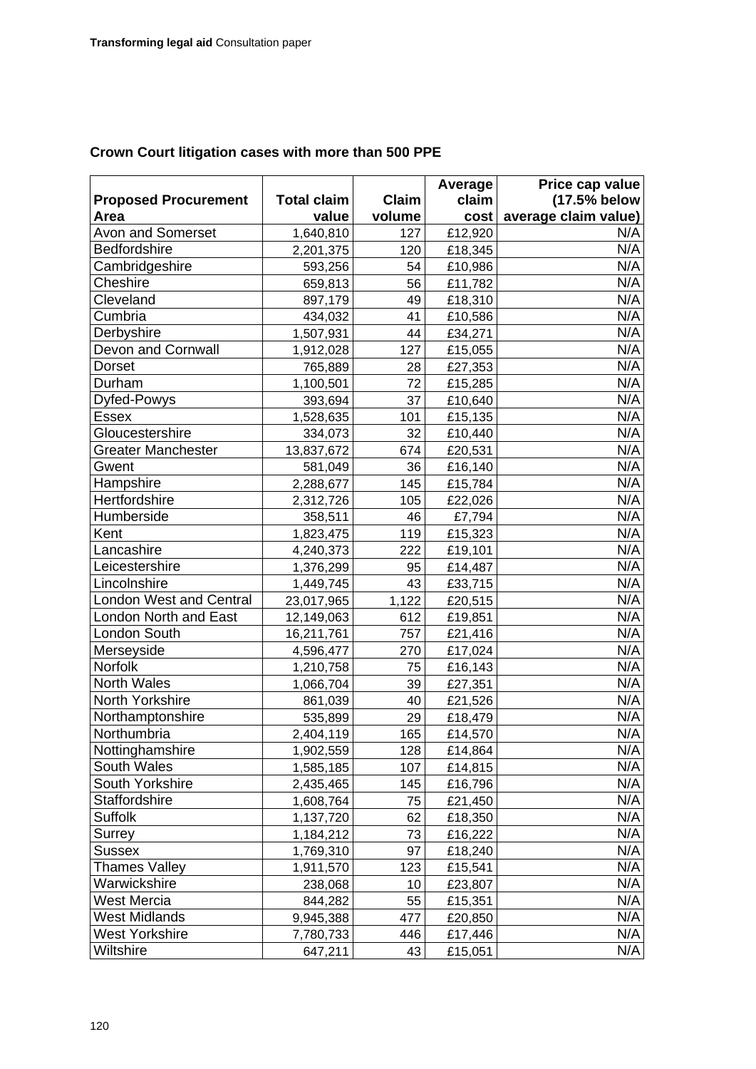### Crown Court litigation cases with more than 500 PPE

| Proposed Procurement Area | Total claim value | Claim volume | Average claim cost | Price cap value (17.5% below average claim value) |
|---|---|---|---|---|
| Avon and Somerset | 1,640,810 | 127 | £12,920 | N/A |
| Bedfordshire | 2,201,375 | 120 | £18,345 | N/A |
| Cambridgeshire | 593,256 | 54 | £10,986 | N/A |
| Cheshire | 659,813 | 56 | £11,782 | N/A |
| Cleveland | 897,179 | 49 | £18,310 | N/A |
| Cumbria | 434,032 | 41 | £10,586 | N/A |
| Derbyshire | 1,507,931 | 44 | £34,271 | N/A |
| Devon and Cornwall | 1,912,028 | 127 | £15,055 | N/A |
| Dorset | 765,889 | 28 | £27,353 | N/A |
| Durham | 1,100,501 | 72 | £15,285 | N/A |
| Dyfed-Powys | 393,694 | 37 | £10,640 | N/A |
| Essex | 1,528,635 | 101 | £15,135 | N/A |
| Gloucestershire | 334,073 | 32 | £10,440 | N/A |
| Greater Manchester | 13,837,672 | 674 | £20,531 | N/A |
| Gwent | 581,049 | 36 | £16,140 | N/A |
| Hampshire | 2,288,677 | 145 | £15,784 | N/A |
| Hertfordshire | 2,312,726 | 105 | £22,026 | N/A |
| Humberside | 358,511 | 46 | £7,794 | N/A |
| Kent | 1,823,475 | 119 | £15,323 | N/A |
| Lancashire | 4,240,373 | 222 | £19,101 | N/A |
| Leicestershire | 1,376,299 | 95 | £14,487 | N/A |
| Lincolnshire | 1,449,745 | 43 | £33,715 | N/A |
| London West and Central | 23,017,965 | 1,122 | £20,515 | N/A |
| London North and East | 12,149,063 | 612 | £19,851 | N/A |
| London South | 16,211,761 | 757 | £21,416 | N/A |
| Merseyside | 4,596,477 | 270 | £17,024 | N/A |
| Norfolk | 1,210,758 | 75 | £16,143 | N/A |
| North Wales | 1,066,704 | 39 | £27,351 | N/A |
| North Yorkshire | 861,039 | 40 | £21,526 | N/A |
| Northamptonshire | 535,899 | 29 | £18,479 | N/A |
| Northumbria | 2,404,119 | 165 | £14,570 | N/A |
| Nottinghamshire | 1,902,559 | 128 | £14,864 | N/A |
| South Wales | 1,585,185 | 107 | £14,815 | N/A |
| South Yorkshire | 2,435,465 | 145 | £16,796 | N/A |
| Staffordshire | 1,608,764 | 75 | £21,450 | N/A |
| Suffolk | 1,137,720 | 62 | £18,350 | N/A |
| Surrey | 1,184,212 | 73 | £16,222 | N/A |
| Sussex | 1,769,310 | 97 | £18,240 | N/A |
| Thames Valley | 1,911,570 | 123 | £15,541 | N/A |
| Warwickshire | 238,068 | 10 | £23,807 | N/A |
| West Mercia | 844,282 | 55 | £15,351 | N/A |
| West Midlands | 9,945,388 | 477 | £20,850 | N/A |
| West Yorkshire | 7,780,733 | 446 | £17,446 | N/A |
| Wiltshire | 647,211 | 43 | £15,051 | N/A |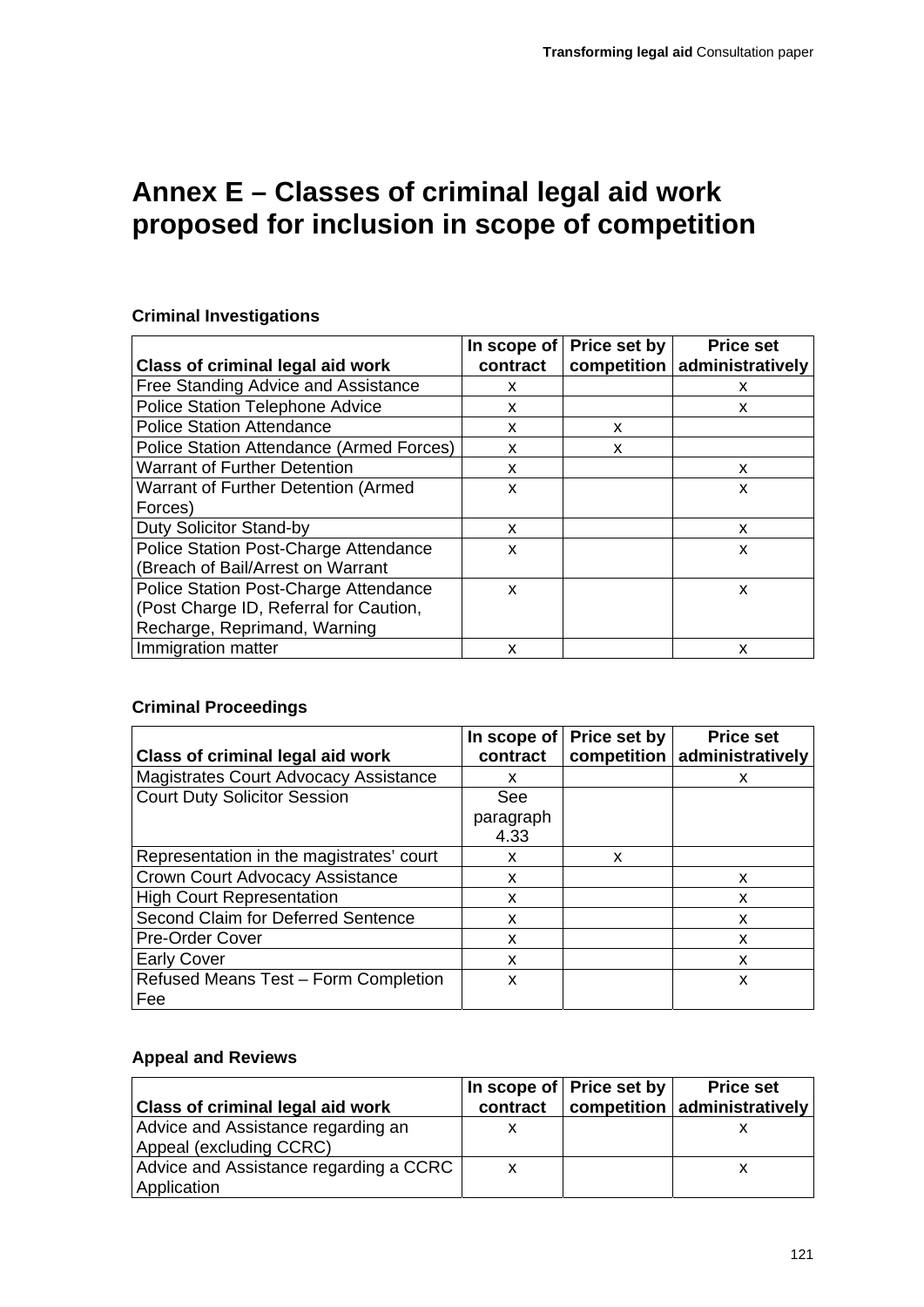# Annex E – Classes of criminal legal aid work proposed for inclusion in scope of competition

**Criminal Investigations**

| Class of criminal legal aid work | In scope of contract | Price set by competition | Price set administratively |
|---|---|---|---|
| Free Standing Advice and Assistance | x | | x |
| Police Station Telephone Advice | x | | x |
| Police Station Attendance | x | x | |
| Police Station Attendance (Armed Forces) | x | x | |
| Warrant of Further Detention | x | | x |
| Warrant of Further Detention (Armed Forces) | x | | x |
| Duty Solicitor Stand-by | x | | x |
| Police Station Post-Charge Attendance (Breach of Bail/Arrest on Warrant | x | | x |
| Police Station Post-Charge Attendance (Post Charge ID, Referral for Caution, Recharge, Reprimand, Warning | x | | x |
| Immigration matter | x | | x |

**Criminal Proceedings**

| Class of criminal legal aid work | In scope of contract | Price set by competition | Price set administratively |
|---|---|---|---|
| Magistrates Court Advocacy Assistance | x | | x |
| Court Duty Solicitor Session | See paragraph 4.33 | | |
| Representation in the magistrates' court | x | x | |
| Crown Court Advocacy Assistance | x | | x |
| High Court Representation | x | | x |
| Second Claim for Deferred Sentence | x | | x |
| Pre-Order Cover | x | | x |
| Early Cover | x | | x |
| Refused Means Test – Form Completion Fee | x | | x |

**Appeal and Reviews**

| Class of criminal legal aid work | In scope of contract | Price set by competition | Price set administratively |
|---|---|---|---|
| Advice and Assistance regarding an Appeal (excluding CCRC) | x | | x |
| Advice and Assistance regarding a CCRC Application | x | | x |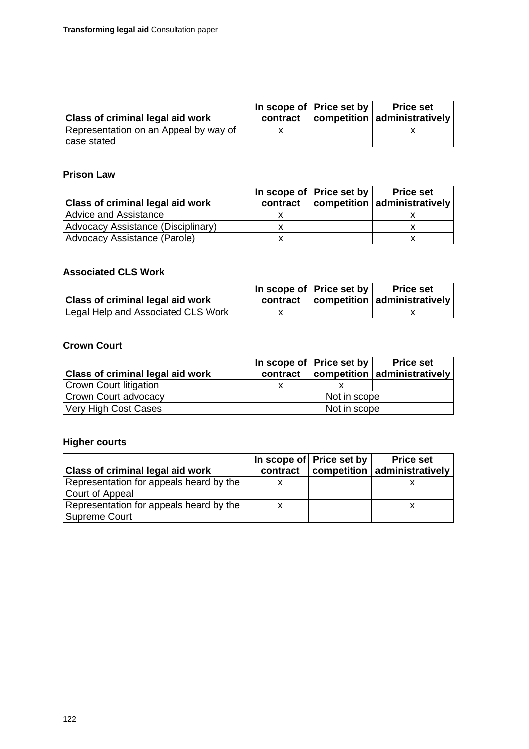| Class of criminal legal aid work | In scope of contract | Price set by competition | Price set administratively |
|---|---|---|---|
| Representation on an Appeal by way of case stated | x | | x |

**Prison Law**

| Class of criminal legal aid work | In scope of contract | Price set by competition | Price set administratively |
|---|---|---|---|
| Advice and Assistance | x | | x |
| Advocacy Assistance (Disciplinary) | x | | x |
| Advocacy Assistance (Parole) | x | | x |

**Associated CLS Work**

| Class of criminal legal aid work | In scope of contract | Price set by competition | Price set administratively |
|---|---|---|---|
| Legal Help and Associated CLS Work | x | | x |

**Crown Court**

| Class of criminal legal aid work | In scope of contract | Price set by competition | Price set administratively |
|---|---|---|---|
| Crown Court litigation | x | x | |
| Crown Court advocacy | Not in scope | | |
| Very High Cost Cases | Not in scope | | |

**Higher courts**

| Class of criminal legal aid work | In scope of contract | Price set by competition | Price set administratively |
|---|---|---|---|
| Representation for appeals heard by the Court of Appeal | x | | x |
| Representation for appeals heard by the Supreme Court | x | | x |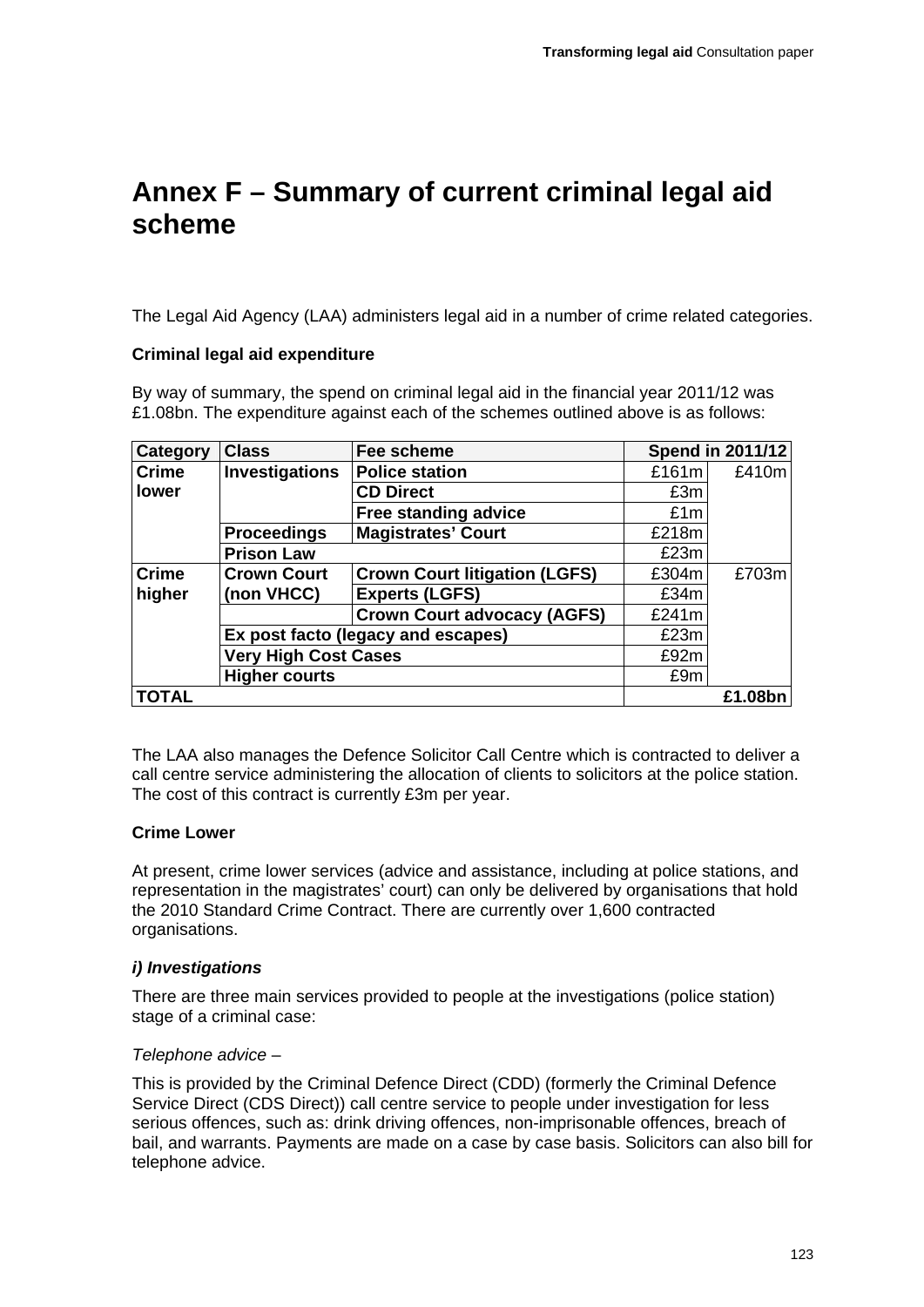# Annex F – Summary of current criminal legal aid scheme

The Legal Aid Agency (LAA) administers legal aid in a number of crime related categories.

**Criminal legal aid expenditure**

By way of summary, the spend on criminal legal aid in the financial year 2011/12 was £1.08bn. The expenditure against each of the schemes outlined above is as follows:

| Category | Class | Fee scheme | Spend in 2011/12 | |
|---|---|---|---|---|
| **Crime lower** | **Investigations** | **Police station** | £161m | £410m |
| | | **CD Direct** | £3m | |
| | | **Free standing advice** | £1m | |
| | **Proceedings** | **Magistrates' Court** | £218m | |
| | **Prison Law** | | £23m | |
| **Crime higher** | **Crown Court (non VHCC)** | **Crown Court litigation (LGFS)** | £304m | £703m |
| | | **Experts (LGFS)** | £34m | |
| | | **Crown Court advocacy (AGFS)** | £241m | |
| | **Ex post facto (legacy and escapes)** | | £23m | |
| | **Very High Cost Cases** | | £92m | |
| | **Higher courts** | | £9m | |
| **TOTAL** | | | | **£1.08bn** |

The LAA also manages the Defence Solicitor Call Centre which is contracted to deliver a call centre service administering the allocation of clients to solicitors at the police station. The cost of this contract is currently £3m per year.

**Crime Lower**

At present, crime lower services (advice and assistance, including at police stations, and representation in the magistrates' court) can only be delivered by organisations that hold the 2010 Standard Crime Contract. There are currently over 1,600 contracted organisations.

***i) Investigations***

There are three main services provided to people at the investigations (police station) stage of a criminal case:

*Telephone advice –*

This is provided by the Criminal Defence Direct (CDD) (formerly the Criminal Defence Service Direct (CDS Direct)) call centre service to people under investigation for less serious offences, such as: drink driving offences, non-imprisonable offences, breach of bail, and warrants. Payments are made on a case by case basis. Solicitors can also bill for telephone advice.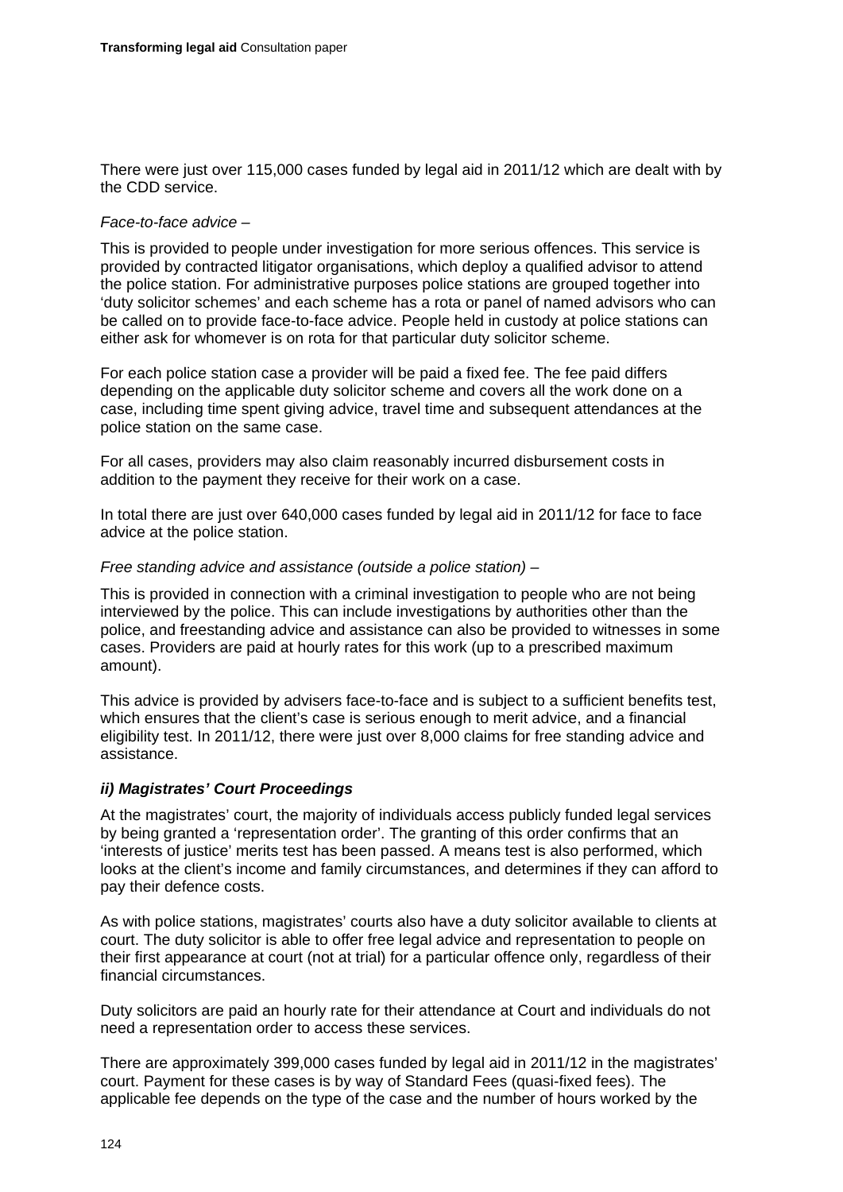There were just over 115,000 cases funded by legal aid in 2011/12 which are dealt with by the CDD service.

*Face-to-face advice* –

This is provided to people under investigation for more serious offences. This service is provided by contracted litigator organisations, which deploy a qualified advisor to attend the police station. For administrative purposes police stations are grouped together into 'duty solicitor schemes' and each scheme has a rota or panel of named advisors who can be called on to provide face-to-face advice. People held in custody at police stations can either ask for whomever is on rota for that particular duty solicitor scheme.

For each police station case a provider will be paid a fixed fee. The fee paid differs depending on the applicable duty solicitor scheme and covers all the work done on a case, including time spent giving advice, travel time and subsequent attendances at the police station on the same case.

For all cases, providers may also claim reasonably incurred disbursement costs in addition to the payment they receive for their work on a case.

In total there are just over 640,000 cases funded by legal aid in 2011/12 for face to face advice at the police station.

*Free standing advice and assistance (outside a police station)* –

This is provided in connection with a criminal investigation to people who are not being interviewed by the police. This can include investigations by authorities other than the police, and freestanding advice and assistance can also be provided to witnesses in some cases. Providers are paid at hourly rates for this work (up to a prescribed maximum amount).

This advice is provided by advisers face-to-face and is subject to a sufficient benefits test, which ensures that the client's case is serious enough to merit advice, and a financial eligibility test. In 2011/12, there were just over 8,000 claims for free standing advice and assistance.

### *ii) Magistrates' Court Proceedings*

At the magistrates' court, the majority of individuals access publicly funded legal services by being granted a 'representation order'. The granting of this order confirms that an 'interests of justice' merits test has been passed. A means test is also performed, which looks at the client's income and family circumstances, and determines if they can afford to pay their defence costs.

As with police stations, magistrates' courts also have a duty solicitor available to clients at court. The duty solicitor is able to offer free legal advice and representation to people on their first appearance at court (not at trial) for a particular offence only, regardless of their financial circumstances.

Duty solicitors are paid an hourly rate for their attendance at Court and individuals do not need a representation order to access these services.

There are approximately 399,000 cases funded by legal aid in 2011/12 in the magistrates' court. Payment for these cases is by way of Standard Fees (quasi-fixed fees). The applicable fee depends on the type of the case and the number of hours worked by the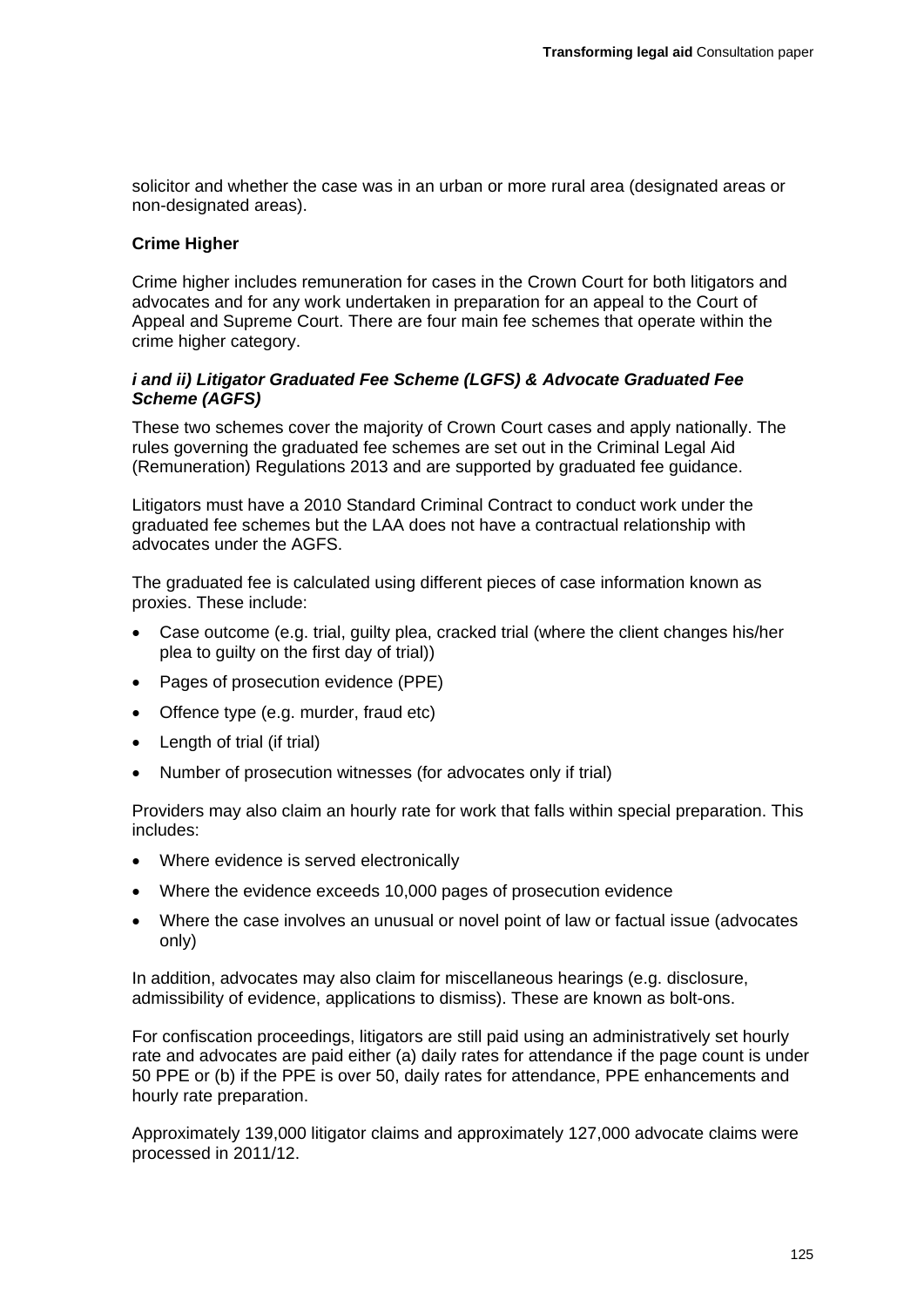solicitor and whether the case was in an urban or more rural area (designated areas or non-designated areas).

### Crime Higher

Crime higher includes remuneration for cases in the Crown Court for both litigators and advocates and for any work undertaken in preparation for an appeal to the Court of Appeal and Supreme Court. There are four main fee schemes that operate within the crime higher category.

#### *i and ii) Litigator Graduated Fee Scheme (LGFS) & Advocate Graduated Fee Scheme (AGFS)*

These two schemes cover the majority of Crown Court cases and apply nationally. The rules governing the graduated fee schemes are set out in the Criminal Legal Aid (Remuneration) Regulations 2013 and are supported by graduated fee guidance.

Litigators must have a 2010 Standard Criminal Contract to conduct work under the graduated fee schemes but the LAA does not have a contractual relationship with advocates under the AGFS.

The graduated fee is calculated using different pieces of case information known as proxies. These include:

- Case outcome (e.g. trial, guilty plea, cracked trial (where the client changes his/her plea to guilty on the first day of trial))
- Pages of prosecution evidence (PPE)
- Offence type (e.g. murder, fraud etc)
- Length of trial (if trial)
- Number of prosecution witnesses (for advocates only if trial)

Providers may also claim an hourly rate for work that falls within special preparation. This includes:

- Where evidence is served electronically
- Where the evidence exceeds 10,000 pages of prosecution evidence
- Where the case involves an unusual or novel point of law or factual issue (advocates only)

In addition, advocates may also claim for miscellaneous hearings (e.g. disclosure, admissibility of evidence, applications to dismiss). These are known as bolt-ons.

For confiscation proceedings, litigators are still paid using an administratively set hourly rate and advocates are paid either (a) daily rates for attendance if the page count is under 50 PPE or (b) if the PPE is over 50, daily rates for attendance, PPE enhancements and hourly rate preparation.

Approximately 139,000 litigator claims and approximately 127,000 advocate claims were processed in 2011/12.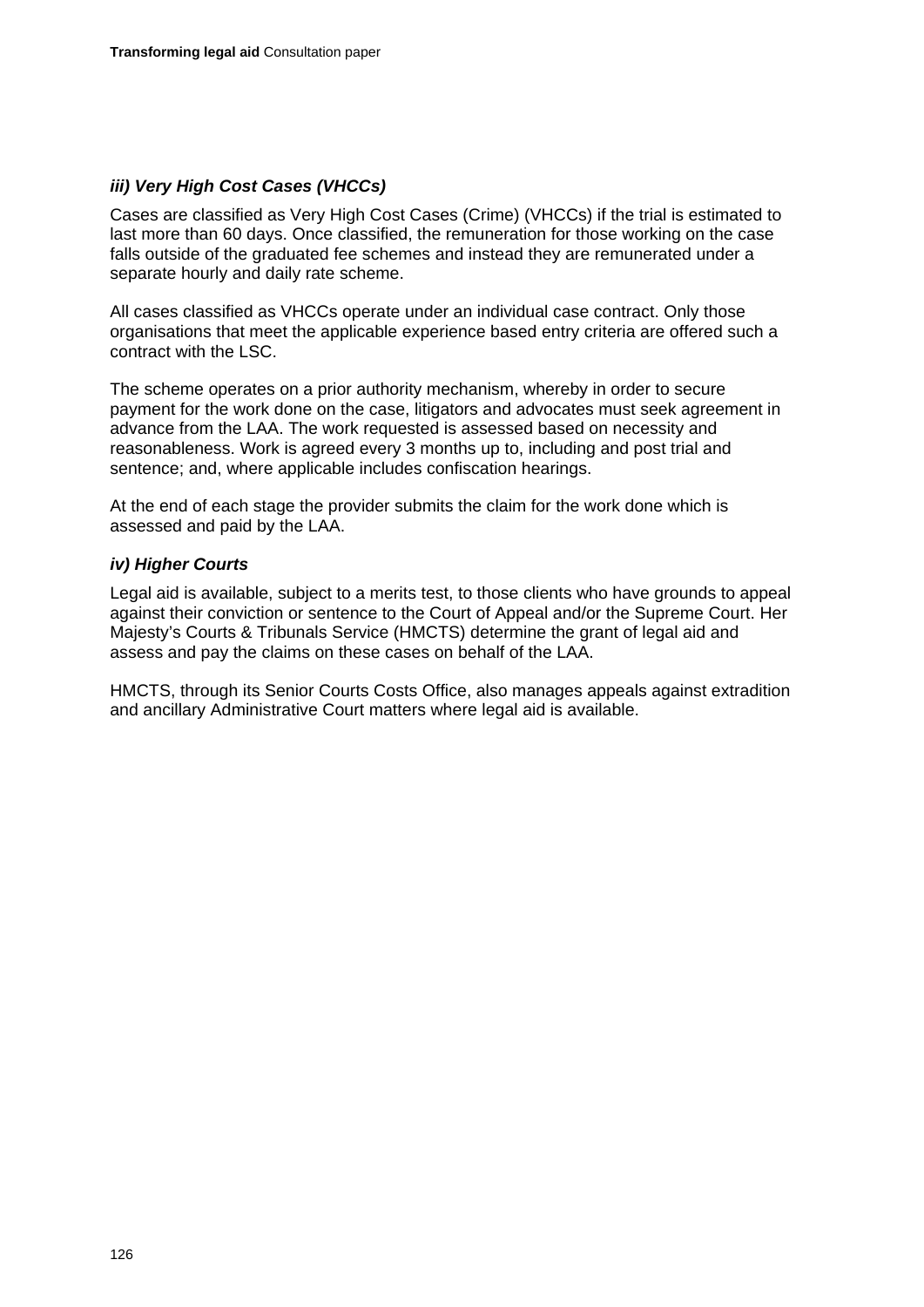### *iii) Very High Cost Cases (VHCCs)*

Cases are classified as Very High Cost Cases (Crime) (VHCCs) if the trial is estimated to last more than 60 days. Once classified, the remuneration for those working on the case falls outside of the graduated fee schemes and instead they are remunerated under a separate hourly and daily rate scheme.

All cases classified as VHCCs operate under an individual case contract. Only those organisations that meet the applicable experience based entry criteria are offered such a contract with the LSC.

The scheme operates on a prior authority mechanism, whereby in order to secure payment for the work done on the case, litigators and advocates must seek agreement in advance from the LAA. The work requested is assessed based on necessity and reasonableness. Work is agreed every 3 months up to, including and post trial and sentence; and, where applicable includes confiscation hearings.

At the end of each stage the provider submits the claim for the work done which is assessed and paid by the LAA.

### *iv) Higher Courts*

Legal aid is available, subject to a merits test, to those clients who have grounds to appeal against their conviction or sentence to the Court of Appeal and/or the Supreme Court. Her Majesty's Courts & Tribunals Service (HMCTS) determine the grant of legal aid and assess and pay the claims on these cases on behalf of the LAA.

HMCTS, through its Senior Courts Costs Office, also manages appeals against extradition and ancillary Administrative Court matters where legal aid is available.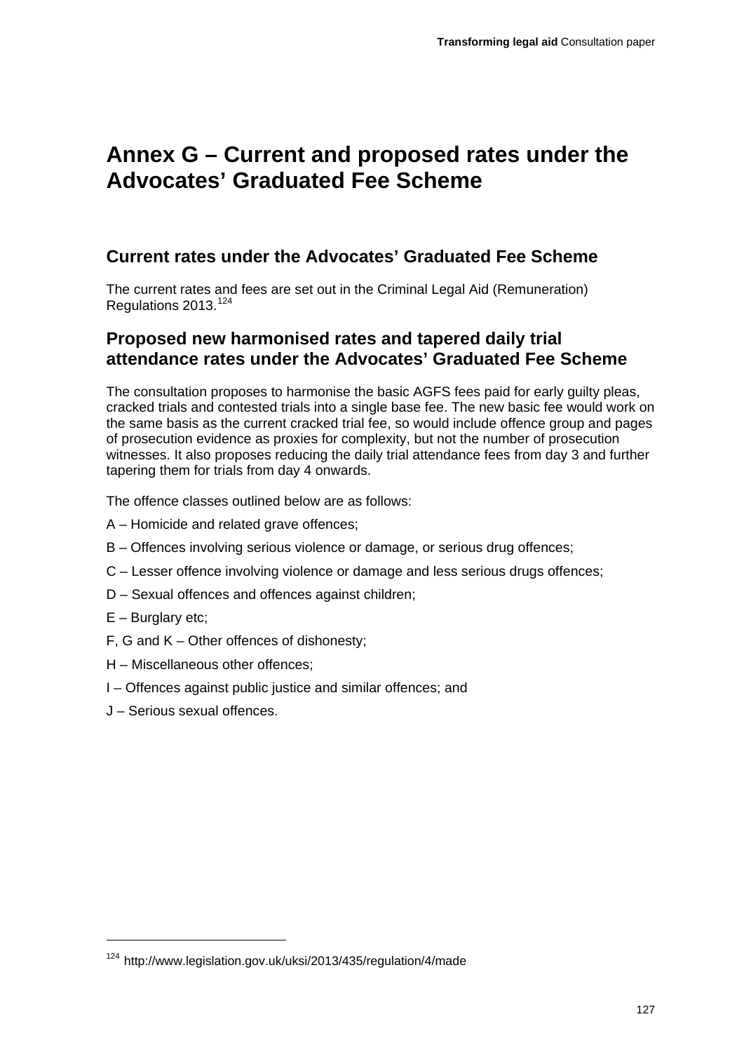# Annex G – Current and proposed rates under the Advocates' Graduated Fee Scheme

## Current rates under the Advocates' Graduated Fee Scheme

The current rates and fees are set out in the Criminal Legal Aid (Remuneration) Regulations 2013.[124]

## Proposed new harmonised rates and tapered daily trial attendance rates under the Advocates' Graduated Fee Scheme

The consultation proposes to harmonise the basic AGFS fees paid for early guilty pleas, cracked trials and contested trials into a single base fee. The new basic fee would work on the same basis as the current cracked trial fee, so would include offence group and pages of prosecution evidence as proxies for complexity, but not the number of prosecution witnesses. It also proposes reducing the daily trial attendance fees from day 3 and further tapering them for trials from day 4 onwards.

The offence classes outlined below are as follows:

A – Homicide and related grave offences;

B – Offences involving serious violence or damage, or serious drug offences;

C – Lesser offence involving violence or damage and less serious drugs offences;

D – Sexual offences and offences against children;

E – Burglary etc;

F, G and K – Other offences of dishonesty;

H – Miscellaneous other offences;

I – Offences against public justice and similar offences; and

J – Serious sexual offences.

[124] http://www.legislation.gov.uk/uksi/2013/435/regulation/4/made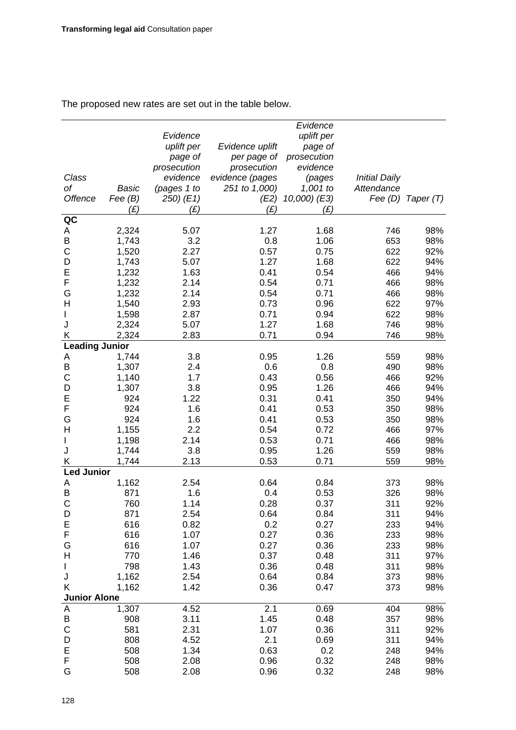The proposed new rates are set out in the table below.

| Class of Offence | Basic Fee (B) (£) | Evidence uplift per page of prosecution evidence (pages 1 to 250) (E1) (£) | Evidence uplift per page of prosecution evidence (pages 251 to 1,000) (E2) (£) | Evidence uplift per page of prosecution evidence (pages 1,001 to 10,000) (E3) (£) | Initial Daily Attendance Fee (D) | Taper (T) |
|---|---|---|---|---|---|---|
| **QC** | | | | | | |
| A | 2,324 | 5.07 | 1.27 | 1.68 | 746 | 98% |
| B | 1,743 | 3.2 | 0.8 | 1.06 | 653 | 98% |
| C | 1,520 | 2.27 | 0.57 | 0.75 | 622 | 92% |
| D | 1,743 | 5.07 | 1.27 | 1.68 | 622 | 94% |
| E | 1,232 | 1.63 | 0.41 | 0.54 | 466 | 94% |
| F | 1,232 | 2.14 | 0.54 | 0.71 | 466 | 98% |
| G | 1,232 | 2.14 | 0.54 | 0.71 | 466 | 98% |
| H | 1,540 | 2.93 | 0.73 | 0.96 | 622 | 97% |
| I | 1,598 | 2.87 | 0.71 | 0.94 | 622 | 98% |
| J | 2,324 | 5.07 | 1.27 | 1.68 | 746 | 98% |
| K | 2,324 | 2.83 | 0.71 | 0.94 | 746 | 98% |
| **Leading Junior** | | | | | | |
| A | 1,744 | 3.8 | 0.95 | 1.26 | 559 | 98% |
| B | 1,307 | 2.4 | 0.6 | 0.8 | 490 | 98% |
| C | 1,140 | 1.7 | 0.43 | 0.56 | 466 | 92% |
| D | 1,307 | 3.8 | 0.95 | 1.26 | 466 | 94% |
| E | 924 | 1.22 | 0.31 | 0.41 | 350 | 94% |
| F | 924 | 1.6 | 0.41 | 0.53 | 350 | 98% |
| G | 924 | 1.6 | 0.41 | 0.53 | 350 | 98% |
| H | 1,155 | 2.2 | 0.54 | 0.72 | 466 | 97% |
| I | 1,198 | 2.14 | 0.53 | 0.71 | 466 | 98% |
| J | 1,744 | 3.8 | 0.95 | 1.26 | 559 | 98% |
| K | 1,744 | 2.13 | 0.53 | 0.71 | 559 | 98% |
| **Led Junior** | | | | | | |
| A | 1,162 | 2.54 | 0.64 | 0.84 | 373 | 98% |
| B | 871 | 1.6 | 0.4 | 0.53 | 326 | 98% |
| C | 760 | 1.14 | 0.28 | 0.37 | 311 | 92% |
| D | 871 | 2.54 | 0.64 | 0.84 | 311 | 94% |
| E | 616 | 0.82 | 0.2 | 0.27 | 233 | 94% |
| F | 616 | 1.07 | 0.27 | 0.36 | 233 | 98% |
| G | 616 | 1.07 | 0.27 | 0.36 | 233 | 98% |
| H | 770 | 1.46 | 0.37 | 0.48 | 311 | 97% |
| I | 798 | 1.43 | 0.36 | 0.48 | 311 | 98% |
| J | 1,162 | 2.54 | 0.64 | 0.84 | 373 | 98% |
| K | 1,162 | 1.42 | 0.36 | 0.47 | 373 | 98% |
| **Junior Alone** | | | | | | |
| A | 1,307 | 4.52 | 2.1 | 0.69 | 404 | 98% |
| B | 908 | 3.11 | 1.45 | 0.48 | 357 | 98% |
| C | 581 | 2.31 | 1.07 | 0.36 | 311 | 92% |
| D | 808 | 4.52 | 2.1 | 0.69 | 311 | 94% |
| E | 508 | 1.34 | 0.63 | 0.2 | 248 | 94% |
| F | 508 | 2.08 | 0.96 | 0.32 | 248 | 98% |
| G | 508 | 2.08 | 0.96 | 0.32 | 248 | 98% |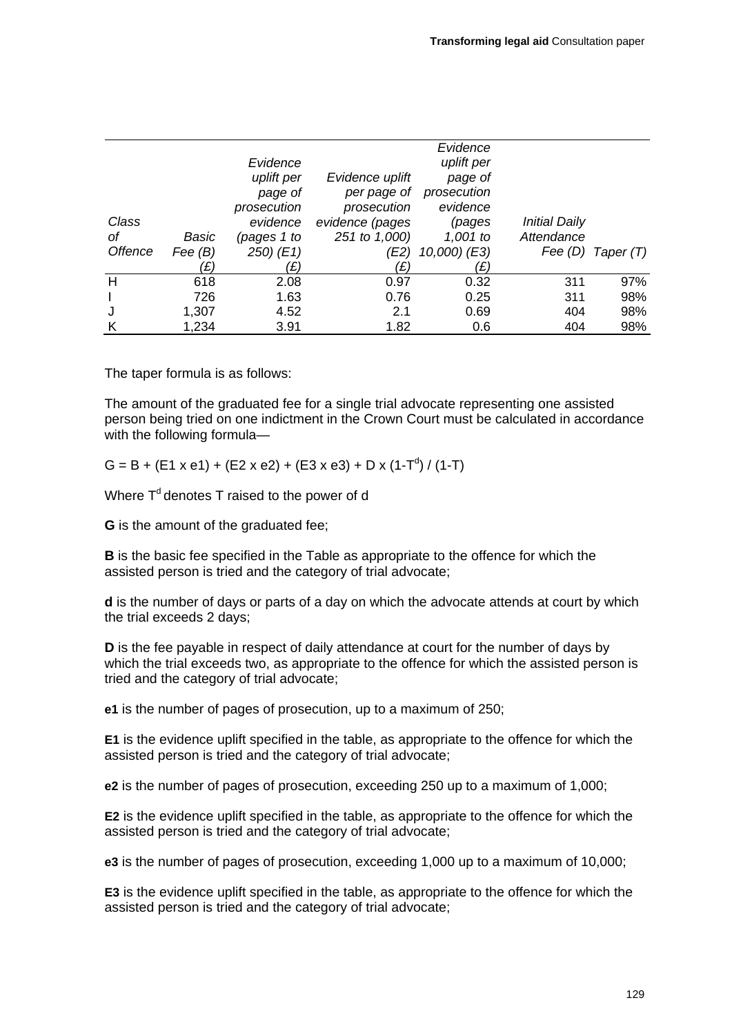| Class of Offence | Basic Fee (B) (£) | Evidence uplift per page of prosecution evidence (pages 1 to 250) (E1) (£) | Evidence uplift per page of prosecution evidence (pages 251 to 1,000) (E2) (£) | Evidence uplift per page of prosecution evidence (pages 1,001 to 10,000) (E3) (£) | Initial Daily Attendance Fee (D) | Taper (T) |
|---|---|---|---|---|---|---|
| H | 618 | 2.08 | 0.97 | 0.32 | 311 | 97% |
| I | 726 | 1.63 | 0.76 | 0.25 | 311 | 98% |
| J | 1,307 | 4.52 | 2.1 | 0.69 | 404 | 98% |
| K | 1,234 | 3.91 | 1.82 | 0.6 | 404 | 98% |

The taper formula is as follows:

The amount of the graduated fee for a single trial advocate representing one assisted person being tried on one indictment in the Crown Court must be calculated in accordance with the following formula—

$$G = B + (E1 \times e1) + (E2 \times e2) + (E3 \times e3) + D \times (1-T^{d}) / (1-T)$$

Where $T^{d}$ denotes T raised to the power of d

**G** is the amount of the graduated fee;

**B** is the basic fee specified in the Table as appropriate to the offence for which the assisted person is tried and the category of trial advocate;

**d** is the number of days or parts of a day on which the advocate attends at court by which the trial exceeds 2 days;

**D** is the fee payable in respect of daily attendance at court for the number of days by which the trial exceeds two, as appropriate to the offence for which the assisted person is tried and the category of trial advocate;

**e1** is the number of pages of prosecution, up to a maximum of 250;

**E1** is the evidence uplift specified in the table, as appropriate to the offence for which the assisted person is tried and the category of trial advocate;

**e2** is the number of pages of prosecution, exceeding 250 up to a maximum of 1,000;

**E2** is the evidence uplift specified in the table, as appropriate to the offence for which the assisted person is tried and the category of trial advocate;

**e3** is the number of pages of prosecution, exceeding 1,000 up to a maximum of 10,000;

**E3** is the evidence uplift specified in the table, as appropriate to the offence for which the assisted person is tried and the category of trial advocate;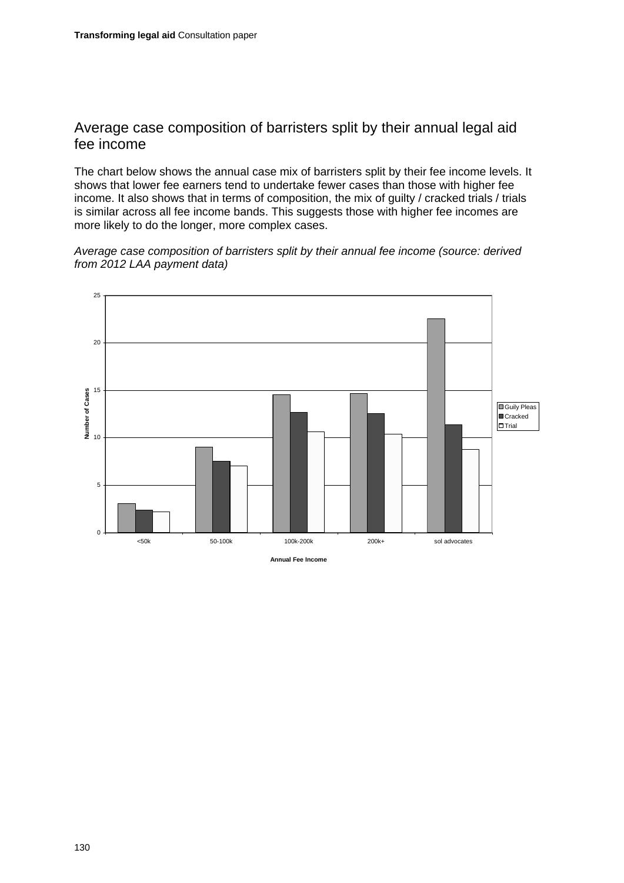## Average case composition of barristers split by their annual legal aid fee income

The chart below shows the annual case mix of barristers split by their fee income levels. It shows that lower fee earners tend to undertake fewer cases than those with higher fee income. It also shows that in terms of composition, the mix of guilty / cracked trials / trials is similar across all fee income bands. This suggests those with higher fee incomes are more likely to do the longer, more complex cases.

*Average case composition of barristers split by their annual fee income (source: derived from 2012 LAA payment data)*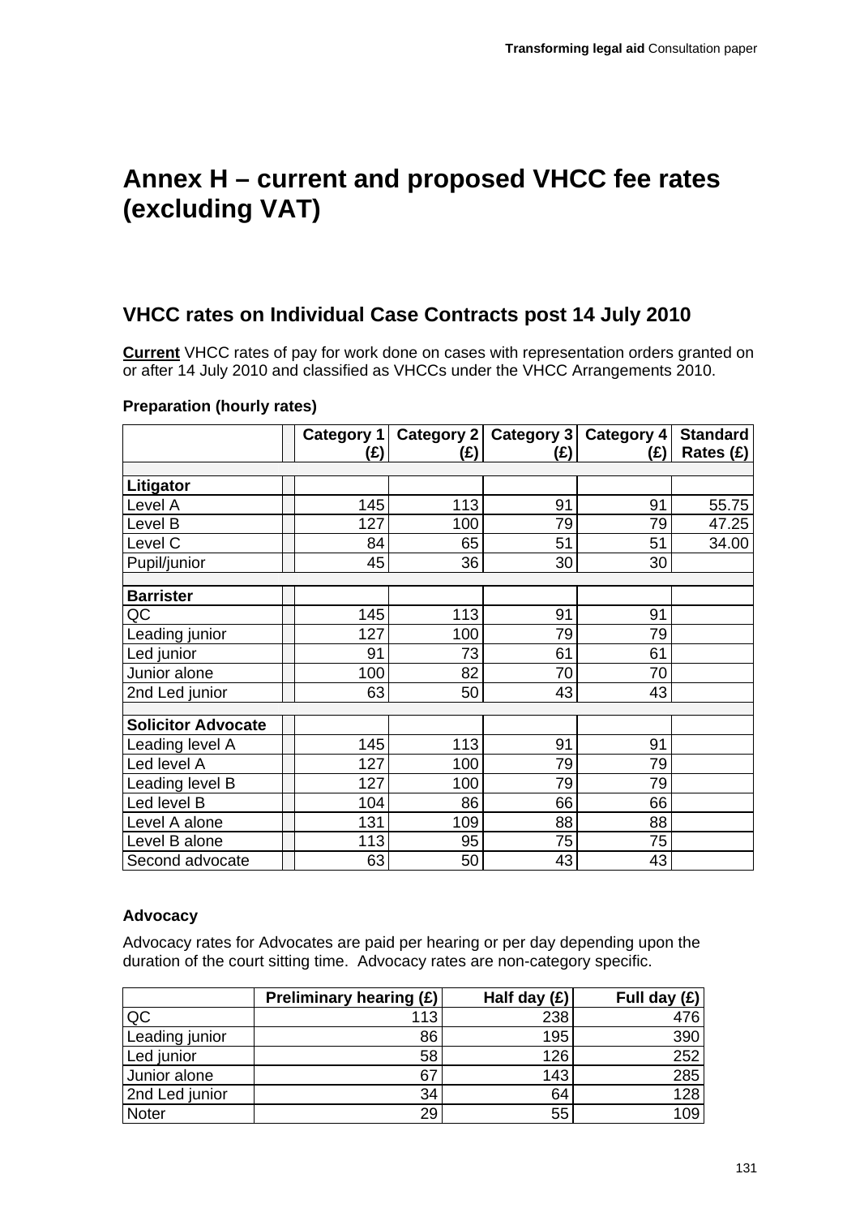# Annex H – current and proposed VHCC fee rates (excluding VAT)

## VHCC rates on Individual Case Contracts post 14 July 2010

**Current** VHCC rates of pay for work done on cases with representation orders granted on or after 14 July 2010 and classified as VHCCs under the VHCC Arrangements 2010.

### Preparation (hourly rates)

| | | Category 1 (£) | Category 2 (£) | Category 3 (£) | Category 4 (£) | Standard Rates (£) |
|---|---|---|---|---|---|---|
| **Litigator** | | | | | | |
| Level A | | 145 | 113 | 91 | 91 | 55.75 |
| Level B | | 127 | 100 | 79 | 79 | 47.25 |
| Level C | | 84 | 65 | 51 | 51 | 34.00 |
| Pupil/junior | | 45 | 36 | 30 | 30 | |
| **Barrister** | | | | | | |
| QC | | 145 | 113 | 91 | 91 | |
| Leading junior | | 127 | 100 | 79 | 79 | |
| Led junior | | 91 | 73 | 61 | 61 | |
| Junior alone | | 100 | 82 | 70 | 70 | |
| 2nd Led junior | | 63 | 50 | 43 | 43 | |
| **Solicitor Advocate** | | | | | | |
| Leading level A | | 145 | 113 | 91 | 91 | |
| Led level A | | 127 | 100 | 79 | 79 | |
| Leading level B | | 127 | 100 | 79 | 79 | |
| Led level B | | 104 | 86 | 66 | 66 | |
| Level A alone | | 131 | 109 | 88 | 88 | |
| Level B alone | | 113 | 95 | 75 | 75 | |
| Second advocate | | 63 | 50 | 43 | 43 | |

### Advocacy

Advocacy rates for Advocates are paid per hearing or per day depending upon the duration of the court sitting time. Advocacy rates are non-category specific.

| | Preliminary hearing (£) | Half day (£) | Full day (£) |
|---|---|---|---|
| QC | 113 | 238 | 476 |
| Leading junior | 86 | 195 | 390 |
| Led junior | 58 | 126 | 252 |
| Junior alone | 67 | 143 | 285 |
| 2nd Led junior | 34 | 64 | 128 |
| Noter | 29 | 55 | 109 |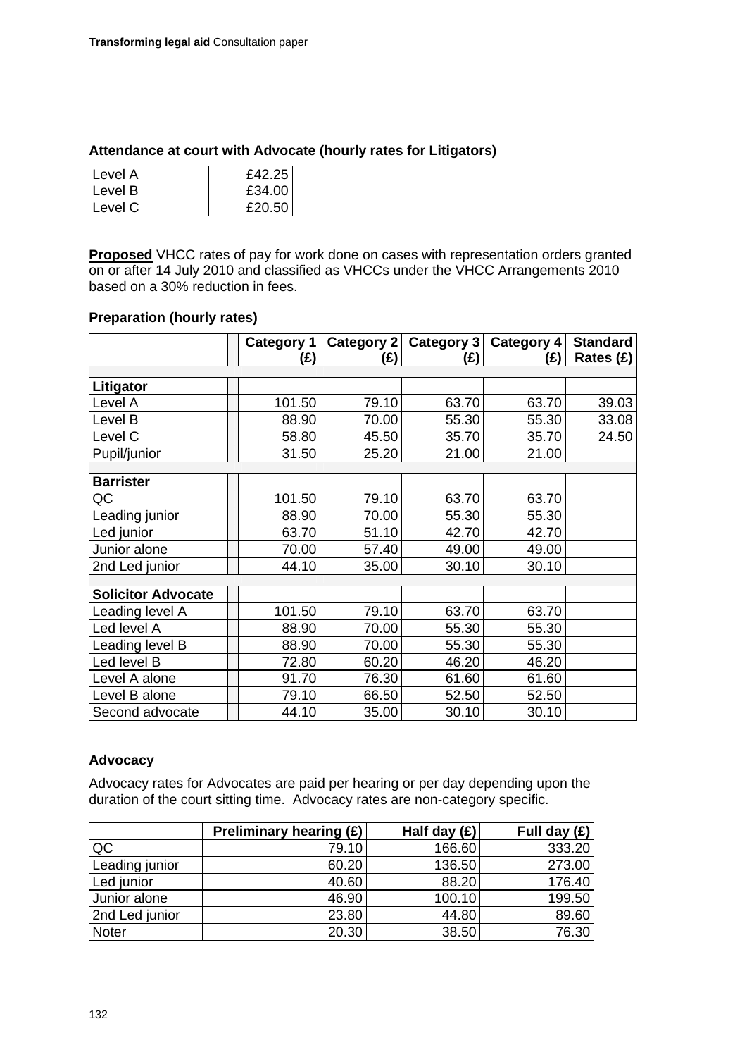**Attendance at court with Advocate (hourly rates for Litigators)**

| | |
|---|---|
| Level A | £42.25 |
| Level B | £34.00 |
| Level C | £20.50 |

**Proposed** VHCC rates of pay for work done on cases with representation orders granted on or after 14 July 2010 and classified as VHCCs under the VHCC Arrangements 2010 based on a 30% reduction in fees.

**Preparation (hourly rates)**

| | Category 1 (£) | Category 2 (£) | Category 3 (£) | Category 4 (£) | Standard Rates (£) |
|---|---|---|---|---|---|
| **Litigator** | | | | | |
| Level A | 101.50 | 79.10 | 63.70 | 63.70 | 39.03 |
| Level B | 88.90 | 70.00 | 55.30 | 55.30 | 33.08 |
| Level C | 58.80 | 45.50 | 35.70 | 35.70 | 24.50 |
| Pupil/junior | 31.50 | 25.20 | 21.00 | 21.00 | |
| **Barrister** | | | | | |
| QC | 101.50 | 79.10 | 63.70 | 63.70 | |
| Leading junior | 88.90 | 70.00 | 55.30 | 55.30 | |
| Led junior | 63.70 | 51.10 | 42.70 | 42.70 | |
| Junior alone | 70.00 | 57.40 | 49.00 | 49.00 | |
| 2nd Led junior | 44.10 | 35.00 | 30.10 | 30.10 | |
| **Solicitor Advocate** | | | | | |
| Leading level A | 101.50 | 79.10 | 63.70 | 63.70 | |
| Led level A | 88.90 | 70.00 | 55.30 | 55.30 | |
| Leading level B | 88.90 | 70.00 | 55.30 | 55.30 | |
| Led level B | 72.80 | 60.20 | 46.20 | 46.20 | |
| Level A alone | 91.70 | 76.30 | 61.60 | 61.60 | |
| Level B alone | 79.10 | 66.50 | 52.50 | 52.50 | |
| Second advocate | 44.10 | 35.00 | 30.10 | 30.10 | |

**Advocacy**

Advocacy rates for Advocates are paid per hearing or per day depending upon the duration of the court sitting time. Advocacy rates are non-category specific.

| | Preliminary hearing (£) | Half day (£) | Full day (£) |
|---|---|---|---|
| QC | 79.10 | 166.60 | 333.20 |
| Leading junior | 60.20 | 136.50 | 273.00 |
| Led junior | 40.60 | 88.20 | 176.40 |
| Junior alone | 46.90 | 100.10 | 199.50 |
| 2nd Led junior | 23.80 | 44.80 | 89.60 |
| Noter | 20.30 | 38.50 | 76.30 |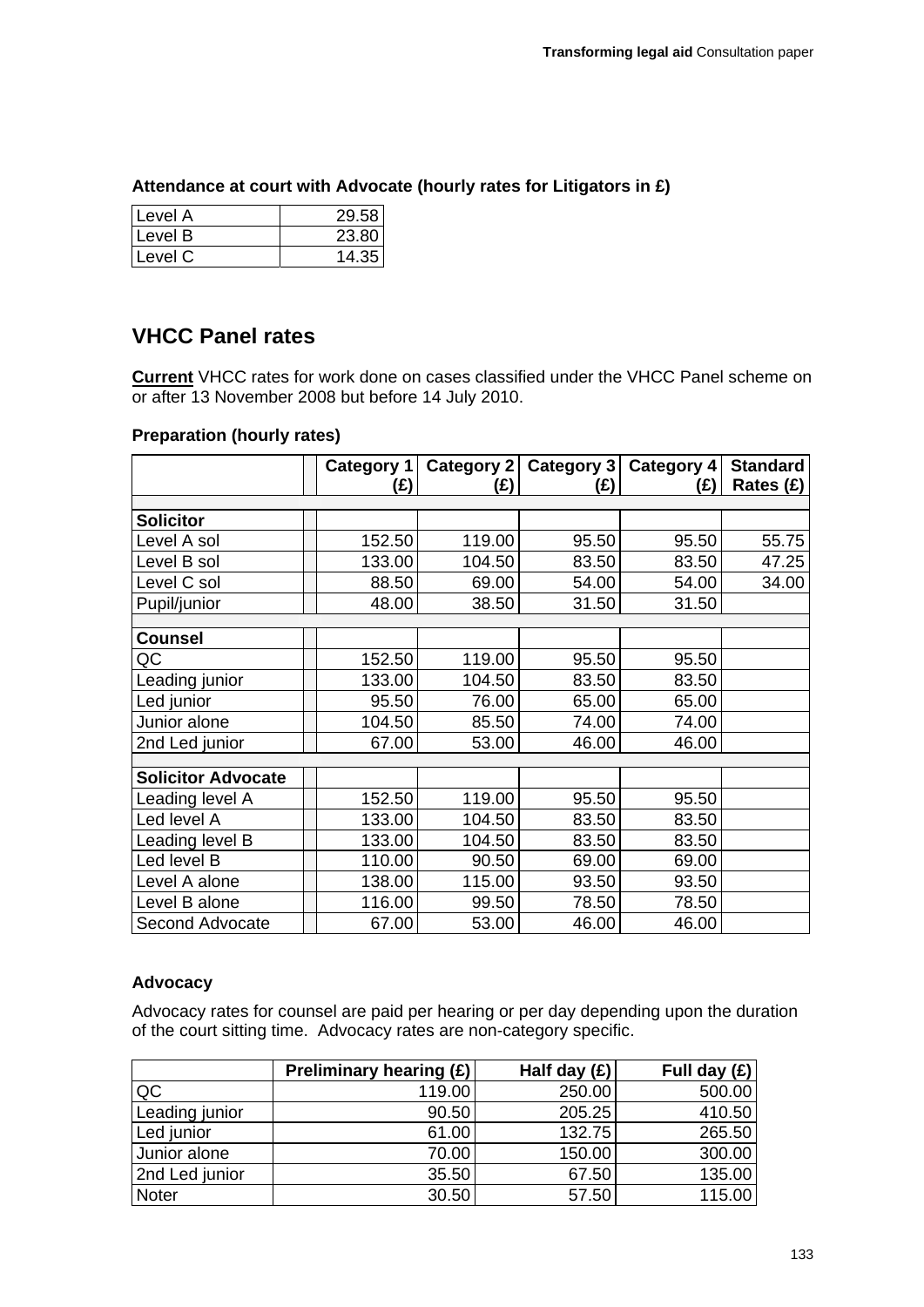**Attendance at court with Advocate (hourly rates for Litigators in £)**

| | |
|---|---|
| Level A | 29.58 |
| Level B | 23.80 |
| Level C | 14.35 |

## VHCC Panel rates

**Current** VHCC rates for work done on cases classified under the VHCC Panel scheme on or after 13 November 2008 but before 14 July 2010.

**Preparation (hourly rates)**

| | | Category 1 (£) | Category 2 (£) | Category 3 (£) | Category 4 (£) | Standard Rates (£) |
|---|---|---|---|---|---|---|
| **Solicitor** | | | | | | |
| Level A sol | | 152.50 | 119.00 | 95.50 | 95.50 | 55.75 |
| Level B sol | | 133.00 | 104.50 | 83.50 | 83.50 | 47.25 |
| Level C sol | | 88.50 | 69.00 | 54.00 | 54.00 | 34.00 |
| Pupil/junior | | 48.00 | 38.50 | 31.50 | 31.50 | |
| **Counsel** | | | | | | |
| QC | | 152.50 | 119.00 | 95.50 | 95.50 | |
| Leading junior | | 133.00 | 104.50 | 83.50 | 83.50 | |
| Led junior | | 95.50 | 76.00 | 65.00 | 65.00 | |
| Junior alone | | 104.50 | 85.50 | 74.00 | 74.00 | |
| 2nd Led junior | | 67.00 | 53.00 | 46.00 | 46.00 | |
| **Solicitor Advocate** | | | | | | |
| Leading level A | | 152.50 | 119.00 | 95.50 | 95.50 | |
| Led level A | | 133.00 | 104.50 | 83.50 | 83.50 | |
| Leading level B | | 133.00 | 104.50 | 83.50 | 83.50 | |
| Led level B | | 110.00 | 90.50 | 69.00 | 69.00 | |
| Level A alone | | 138.00 | 115.00 | 93.50 | 93.50 | |
| Level B alone | | 116.00 | 99.50 | 78.50 | 78.50 | |
| Second Advocate | | 67.00 | 53.00 | 46.00 | 46.00 | |

**Advocacy**

Advocacy rates for counsel are paid per hearing or per day depending upon the duration of the court sitting time. Advocacy rates are non-category specific.

| | Preliminary hearing (£) | Half day (£) | Full day (£) |
|---|---|---|---|
| QC | 119.00 | 250.00 | 500.00 |
| Leading junior | 90.50 | 205.25 | 410.50 |
| Led junior | 61.00 | 132.75 | 265.50 |
| Junior alone | 70.00 | 150.00 | 300.00 |
| 2nd Led junior | 35.50 | 67.50 | 135.00 |
| Noter | 30.50 | 57.50 | 115.00 |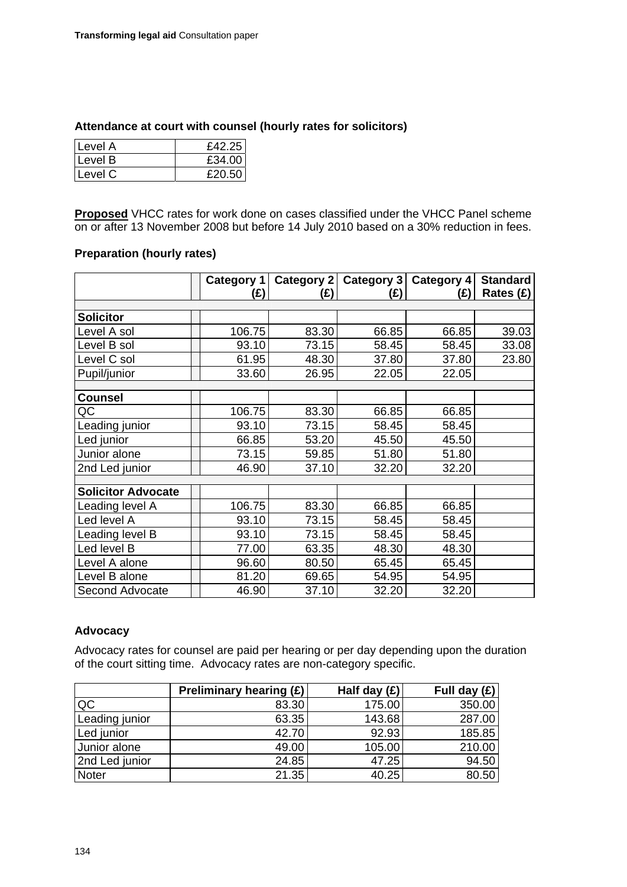### Attendance at court with counsel (hourly rates for solicitors)

| | |
|---|---|
| Level A | £42.25 |
| Level B | £34.00 |
| Level C | £20.50 |

**<u>Proposed</u>** VHCC rates for work done on cases classified under the VHCC Panel scheme on or after 13 November 2008 but before 14 July 2010 based on a 30% reduction in fees.

### Preparation (hourly rates)

| | Category 1 (£) | Category 2 (£) | Category 3 (£) | Category 4 (£) | Standard Rates (£) |
|---|---|---|---|---|---|
| **Solicitor** | | | | | |
| Level A sol | 106.75 | 83.30 | 66.85 | 66.85 | 39.03 |
| Level B sol | 93.10 | 73.15 | 58.45 | 58.45 | 33.08 |
| Level C sol | 61.95 | 48.30 | 37.80 | 37.80 | 23.80 |
| Pupil/junior | 33.60 | 26.95 | 22.05 | 22.05 | |
| **Counsel** | | | | | |
| QC | 106.75 | 83.30 | 66.85 | 66.85 | |
| Leading junior | 93.10 | 73.15 | 58.45 | 58.45 | |
| Led junior | 66.85 | 53.20 | 45.50 | 45.50 | |
| Junior alone | 73.15 | 59.85 | 51.80 | 51.80 | |
| 2nd Led junior | 46.90 | 37.10 | 32.20 | 32.20 | |
| **Solicitor Advocate** | | | | | |
| Leading level A | 106.75 | 83.30 | 66.85 | 66.85 | |
| Led level A | 93.10 | 73.15 | 58.45 | 58.45 | |
| Leading level B | 93.10 | 73.15 | 58.45 | 58.45 | |
| Led level B | 77.00 | 63.35 | 48.30 | 48.30 | |
| Level A alone | 96.60 | 80.50 | 65.45 | 65.45 | |
| Level B alone | 81.20 | 69.65 | 54.95 | 54.95 | |
| Second Advocate | 46.90 | 37.10 | 32.20 | 32.20 | |

### Advocacy

Advocacy rates for counsel are paid per hearing or per day depending upon the duration of the court sitting time. Advocacy rates are non-category specific.

| | Preliminary hearing (£) | Half day (£) | Full day (£) |
|---|---|---|---|
| QC | 83.30 | 175.00 | 350.00 |
| Leading junior | 63.35 | 143.68 | 287.00 |
| Led junior | 42.70 | 92.93 | 185.85 |
| Junior alone | 49.00 | 105.00 | 210.00 |
| 2nd Led junior | 24.85 | 47.25 | 94.50 |
| Noter | 21.35 | 40.25 | 80.50 |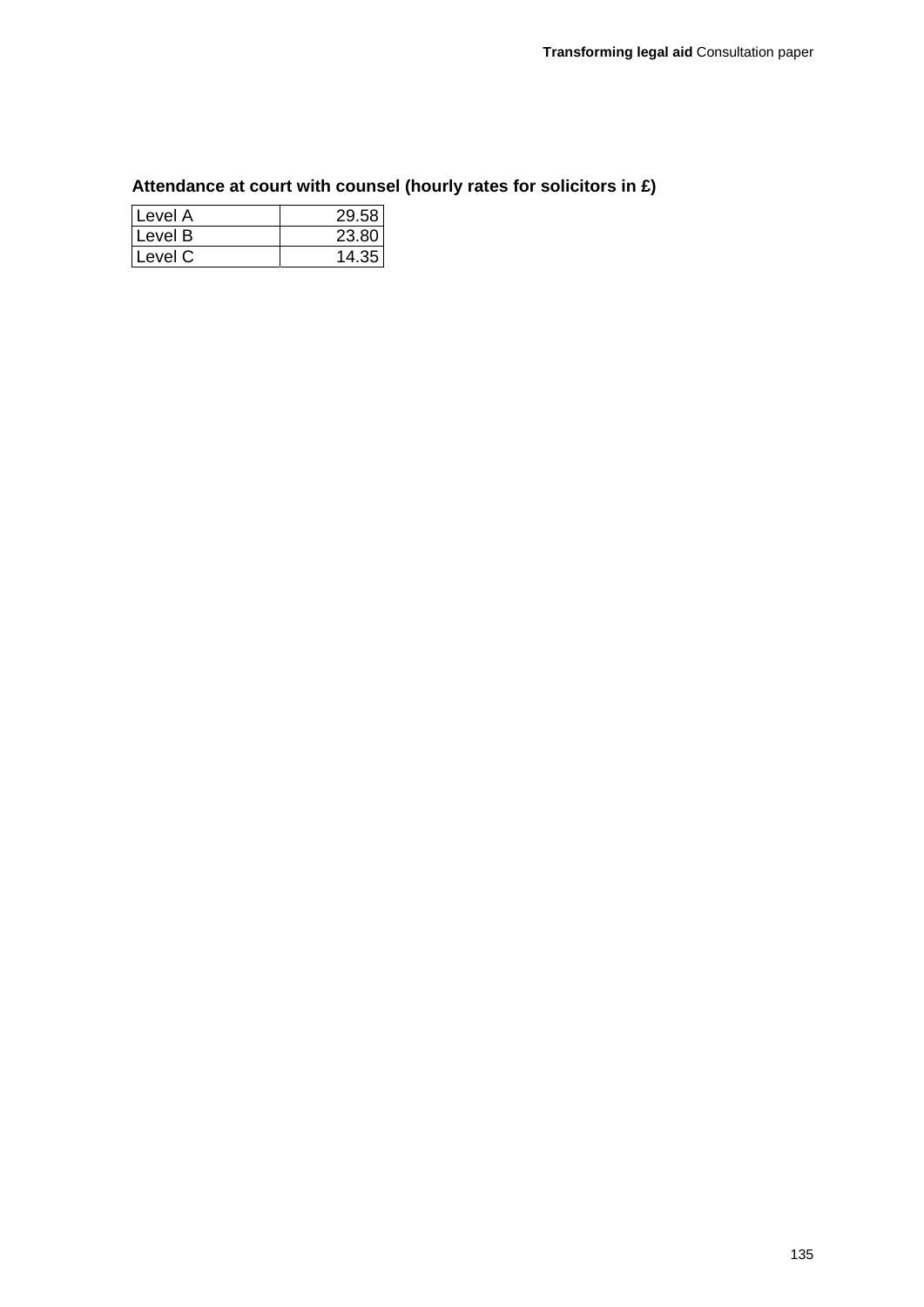**Attendance at court with counsel (hourly rates for solicitors in £)**

| | |
|---|---|
| Level A | 29.58 |
| Level B | 23.80 |
| Level C | 14.35 |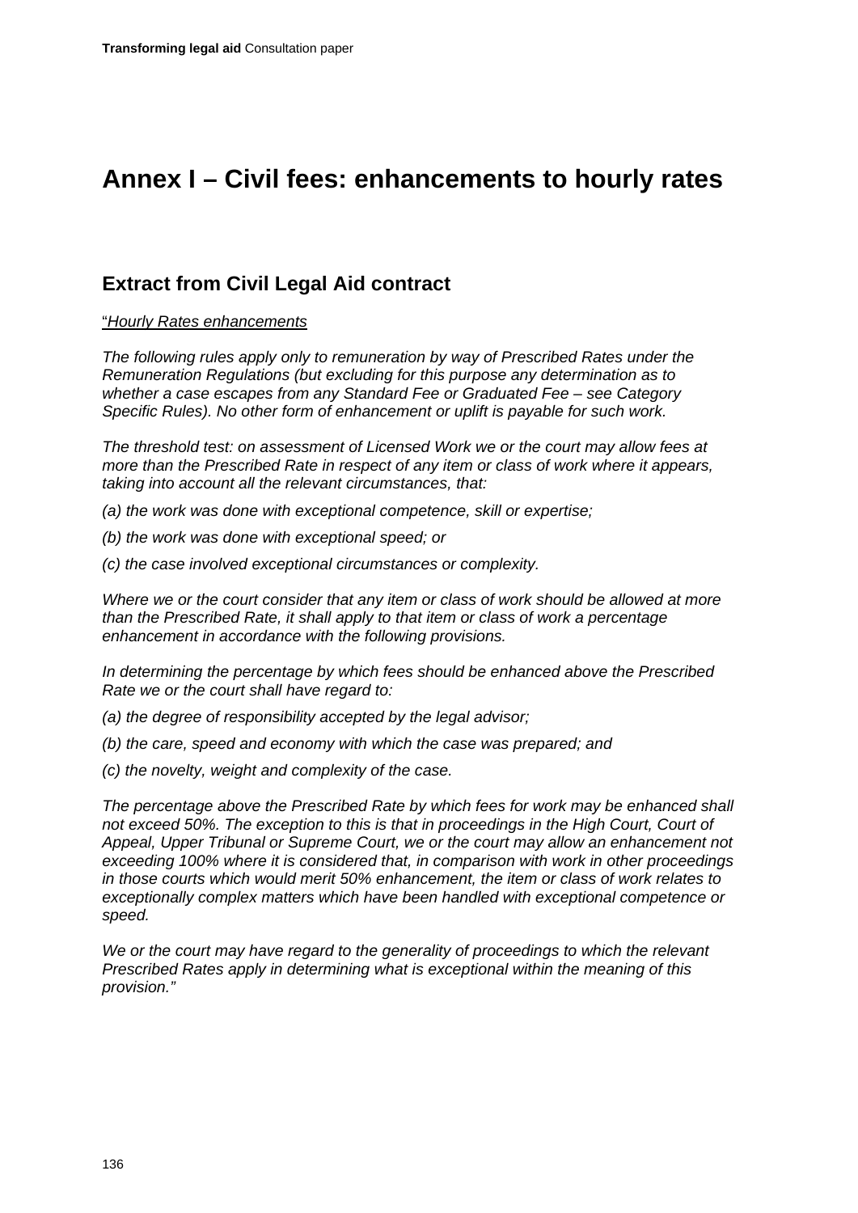# Annex I – Civil fees: enhancements to hourly rates

## Extract from Civil Legal Aid contract

"*Hourly Rates enhancements*

*The following rules apply only to remuneration by way of Prescribed Rates under the Remuneration Regulations (but excluding for this purpose any determination as to whether a case escapes from any Standard Fee or Graduated Fee – see Category Specific Rules). No other form of enhancement or uplift is payable for such work.*

*The threshold test: on assessment of Licensed Work we or the court may allow fees at more than the Prescribed Rate in respect of any item or class of work where it appears, taking into account all the relevant circumstances, that:*

*(a) the work was done with exceptional competence, skill or expertise;*

*(b) the work was done with exceptional speed; or*

*(c) the case involved exceptional circumstances or complexity.*

*Where we or the court consider that any item or class of work should be allowed at more than the Prescribed Rate, it shall apply to that item or class of work a percentage enhancement in accordance with the following provisions.*

*In determining the percentage by which fees should be enhanced above the Prescribed Rate we or the court shall have regard to:*

*(a) the degree of responsibility accepted by the legal advisor;*

*(b) the care, speed and economy with which the case was prepared; and*

*(c) the novelty, weight and complexity of the case.*

*The percentage above the Prescribed Rate by which fees for work may be enhanced shall not exceed 50%. The exception to this is that in proceedings in the High Court, Court of Appeal, Upper Tribunal or Supreme Court, we or the court may allow an enhancement not exceeding 100% where it is considered that, in comparison with work in other proceedings in those courts which would merit 50% enhancement, the item or class of work relates to exceptionally complex matters which have been handled with exceptional competence or speed.*

*We or the court may have regard to the generality of proceedings to which the relevant Prescribed Rates apply in determining what is exceptional within the meaning of this provision."*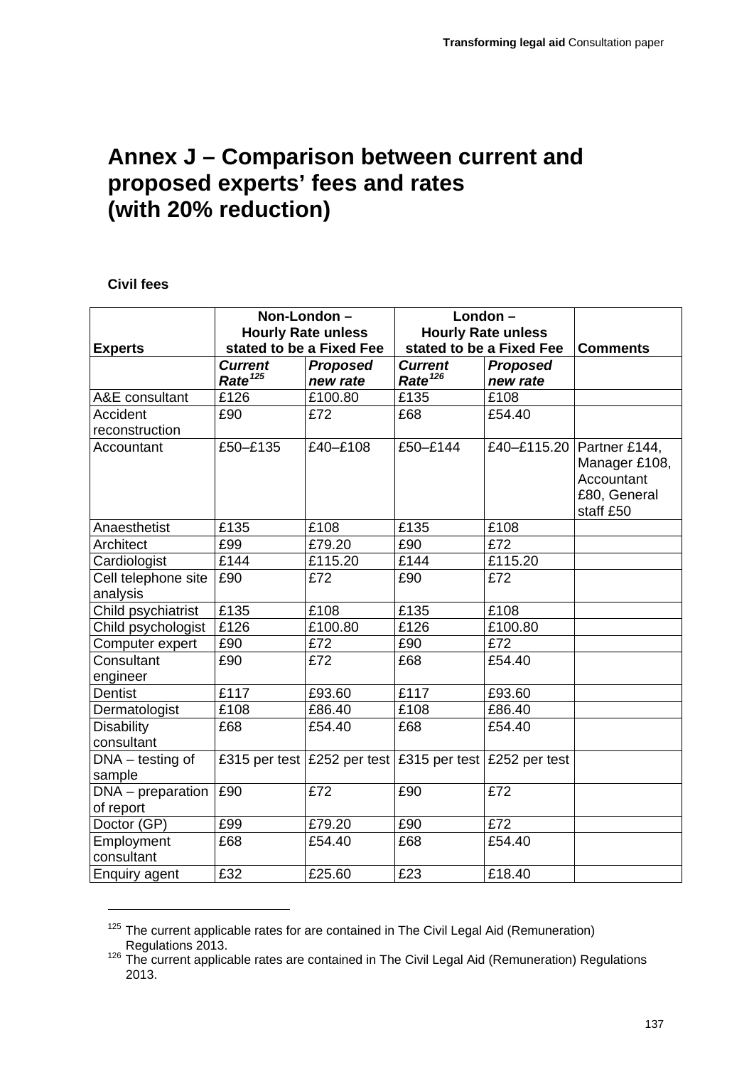# Annex J – Comparison between current and proposed experts' fees and rates (with 20% reduction)

**Civil fees**

| Experts | Non-London – Hourly Rate unless stated to be a Fixed Fee | | London – Hourly Rate unless stated to be a Fixed Fee | | Comments |
|---|---|---|---|---|---|
| | *Current Rate*[125] | *Proposed new rate* | *Current Rate*[126] | *Proposed new rate* | |
| A&E consultant | £126 | £100.80 | £135 | £108 | |
| Accident reconstruction | £90 | £72 | £68 | £54.40 | |
| Accountant | £50–£135 | £40–£108 | £50–£144 | £40–£115.20 | Partner £144, Manager £108, Accountant £80, General staff £50 |
| Anaesthetist | £135 | £108 | £135 | £108 | |
| Architect | £99 | £79.20 | £90 | £72 | |
| Cardiologist | £144 | £115.20 | £144 | £115.20 | |
| Cell telephone site analysis | £90 | £72 | £90 | £72 | |
| Child psychiatrist | £135 | £108 | £135 | £108 | |
| Child psychologist | £126 | £100.80 | £126 | £100.80 | |
| Computer expert | £90 | £72 | £90 | £72 | |
| Consultant engineer | £90 | £72 | £68 | £54.40 | |
| Dentist | £117 | £93.60 | £117 | £93.60 | |
| Dermatologist | £108 | £86.40 | £108 | £86.40 | |
| Disability consultant | £68 | £54.40 | £68 | £54.40 | |
| DNA – testing of sample | £315 per test | £252 per test | £315 per test | £252 per test | |
| DNA – preparation of report | £90 | £72 | £90 | £72 | |
| Doctor (GP) | £99 | £79.20 | £90 | £72 | |
| Employment consultant | £68 | £54.40 | £68 | £54.40 | |
| Enquiry agent | £32 | £25.60 | £23 | £18.40 | |

[125] The current applicable rates for are contained in The Civil Legal Aid (Remuneration) Regulations 2013.

[126] The current applicable rates are contained in The Civil Legal Aid (Remuneration) Regulations 2013.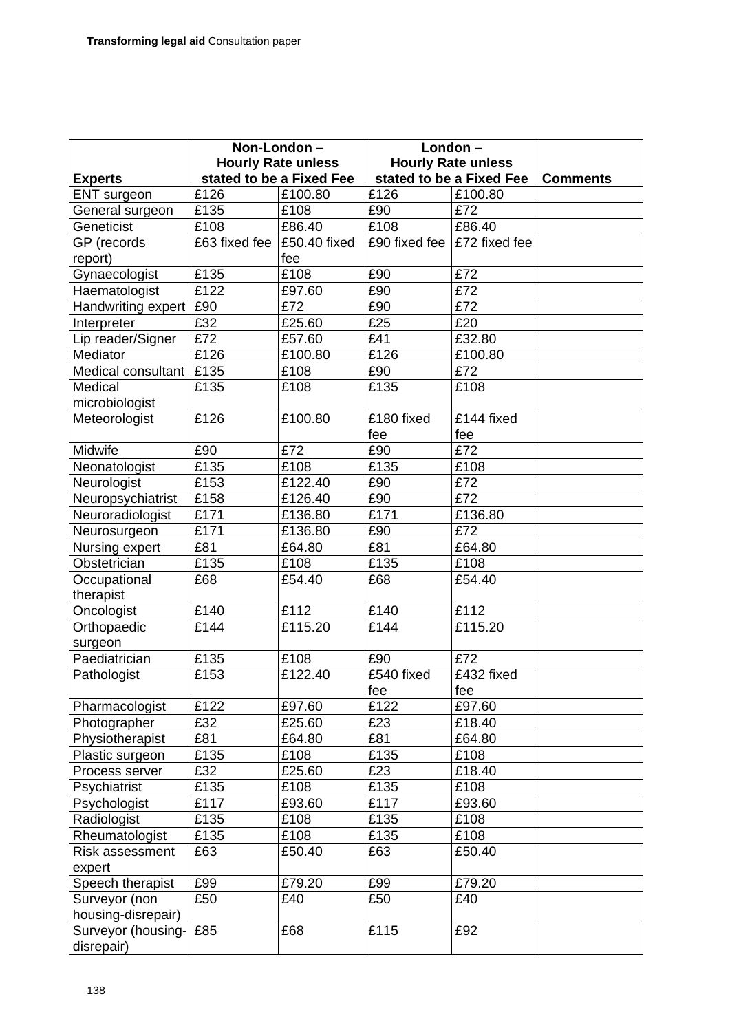| Experts | Non-London – Hourly Rate unless stated to be a Fixed Fee | | London – Hourly Rate unless stated to be a Fixed Fee | | Comments |
|---|---|---|---|---|---|
| ENT surgeon | £126 | £100.80 | £126 | £100.80 | |
| General surgeon | £135 | £108 | £90 | £72 | |
| Geneticist | £108 | £86.40 | £108 | £86.40 | |
| GP (records report) | £63 fixed fee | £50.40 fixed fee | £90 fixed fee | £72 fixed fee | |
| Gynaecologist | £135 | £108 | £90 | £72 | |
| Haematologist | £122 | £97.60 | £90 | £72 | |
| Handwriting expert | £90 | £72 | £90 | £72 | |
| Interpreter | £32 | £25.60 | £25 | £20 | |
| Lip reader/Signer | £72 | £57.60 | £41 | £32.80 | |
| Mediator | £126 | £100.80 | £126 | £100.80 | |
| Medical consultant | £135 | £108 | £90 | £72 | |
| Medical microbiologist | £135 | £108 | £135 | £108 | |
| Meteorologist | £126 | £100.80 | £180 fixed fee | £144 fixed fee | |
| Midwife | £90 | £72 | £90 | £72 | |
| Neonatologist | £135 | £108 | £135 | £108 | |
| Neurologist | £153 | £122.40 | £90 | £72 | |
| Neuropsychiatrist | £158 | £126.40 | £90 | £72 | |
| Neuroradiologist | £171 | £136.80 | £171 | £136.80 | |
| Neurosurgeon | £171 | £136.80 | £90 | £72 | |
| Nursing expert | £81 | £64.80 | £81 | £64.80 | |
| Obstetrician | £135 | £108 | £135 | £108 | |
| Occupational therapist | £68 | £54.40 | £68 | £54.40 | |
| Oncologist | £140 | £112 | £140 | £112 | |
| Orthopaedic surgeon | £144 | £115.20 | £144 | £115.20 | |
| Paediatrician | £135 | £108 | £90 | £72 | |
| Pathologist | £153 | £122.40 | £540 fixed fee | £432 fixed fee | |
| Pharmacologist | £122 | £97.60 | £122 | £97.60 | |
| Photographer | £32 | £25.60 | £23 | £18.40 | |
| Physiotherapist | £81 | £64.80 | £81 | £64.80 | |
| Plastic surgeon | £135 | £108 | £135 | £108 | |
| Process server | £32 | £25.60 | £23 | £18.40 | |
| Psychiatrist | £135 | £108 | £135 | £108 | |
| Psychologist | £117 | £93.60 | £117 | £93.60 | |
| Radiologist | £135 | £108 | £135 | £108 | |
| Rheumatologist | £135 | £108 | £135 | £108 | |
| Risk assessment expert | £63 | £50.40 | £63 | £50.40 | |
| Speech therapist | £99 | £79.20 | £99 | £79.20 | |
| Surveyor (non housing-disrepair) | £50 | £40 | £50 | £40 | |
| Surveyor (housing-disrepair) | £85 | £68 | £115 | £92 | |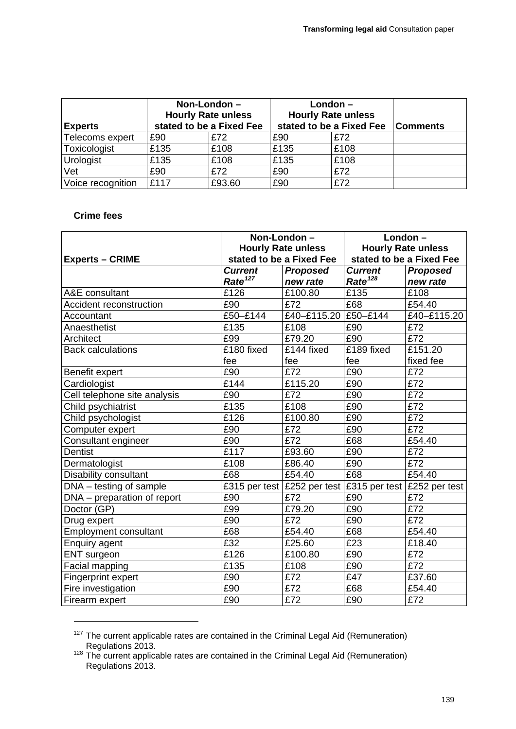| Experts | Non-London – Hourly Rate unless stated to be a Fixed Fee | | London – Hourly Rate unless stated to be a Fixed Fee | | Comments |
|---|---|---|---|---|---|
| Telecoms expert | £90 | £72 | £90 | £72 | |
| Toxicologist | £135 | £108 | £135 | £108 | |
| Urologist | £135 | £108 | £135 | £108 | |
| Vet | £90 | £72 | £90 | £72 | |
| Voice recognition | £117 | £93.60 | £90 | £72 | |

**Crime fees**

| Experts – CRIME | Non-London – Hourly Rate unless stated to be a Fixed Fee | | London – Hourly Rate unless stated to be a Fixed Fee | |
|---|---|---|---|---|
| | ***Current Rate***[127] | ***Proposed new rate*** | ***Current Rate***[128] | ***Proposed new rate*** |
| A&E consultant | £126 | £100.80 | £135 | £108 |
| Accident reconstruction | £90 | £72 | £68 | £54.40 |
| Accountant | £50–£144 | £40–£115.20 | £50–£144 | £40–£115.20 |
| Anaesthetist | £135 | £108 | £90 | £72 |
| Architect | £99 | £79.20 | £90 | £72 |
| Back calculations | £180 fixed fee | £144 fixed fee | £189 fixed fee | £151.20 fixed fee |
| Benefit expert | £90 | £72 | £90 | £72 |
| Cardiologist | £144 | £115.20 | £90 | £72 |
| Cell telephone site analysis | £90 | £72 | £90 | £72 |
| Child psychiatrist | £135 | £108 | £90 | £72 |
| Child psychologist | £126 | £100.80 | £90 | £72 |
| Computer expert | £90 | £72 | £90 | £72 |
| Consultant engineer | £90 | £72 | £68 | £54.40 |
| Dentist | £117 | £93.60 | £90 | £72 |
| Dermatologist | £108 | £86.40 | £90 | £72 |
| Disability consultant | £68 | £54.40 | £68 | £54.40 |
| DNA – testing of sample | £315 per test | £252 per test | £315 per test | £252 per test |
| DNA – preparation of report | £90 | £72 | £90 | £72 |
| Doctor (GP) | £99 | £79.20 | £90 | £72 |
| Drug expert | £90 | £72 | £90 | £72 |
| Employment consultant | £68 | £54.40 | £68 | £54.40 |
| Enquiry agent | £32 | £25.60 | £23 | £18.40 |
| ENT surgeon | £126 | £100.80 | £90 | £72 |
| Facial mapping | £135 | £108 | £90 | £72 |
| Fingerprint expert | £90 | £72 | £47 | £37.60 |
| Fire investigation | £90 | £72 | £68 | £54.40 |
| Firearm expert | £90 | £72 | £90 | £72 |

[127] The current applicable rates are contained in the Criminal Legal Aid (Remuneration) Regulations 2013.

[128] The current applicable rates are contained in the Criminal Legal Aid (Remuneration) Regulations 2013.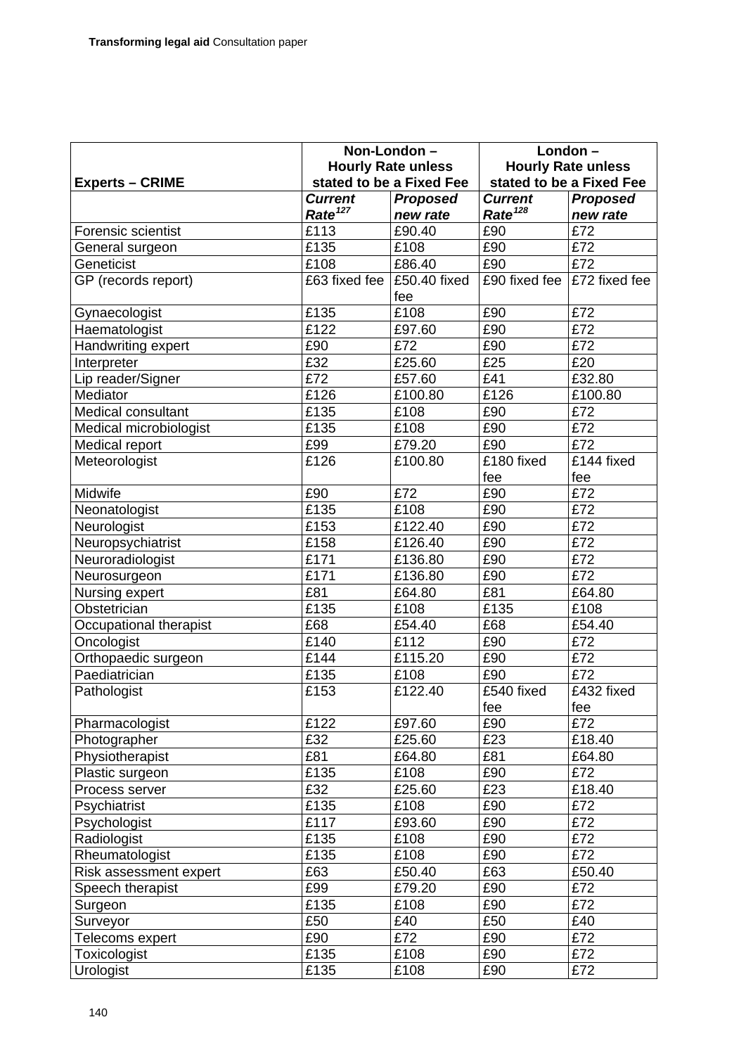| Experts – CRIME | Non-London – Hourly Rate unless stated to be a Fixed Fee | | London – Hourly Rate unless stated to be a Fixed Fee | |
|---|---|---|---|---|
| | ***Current Rate***[127] | ***Proposed new rate*** | ***Current Rate***[128] | ***Proposed new rate*** |
| Forensic scientist | £113 | £90.40 | £90 | £72 |
| General surgeon | £135 | £108 | £90 | £72 |
| Geneticist | £108 | £86.40 | £90 | £72 |
| GP (records report) | £63 fixed fee | £50.40 fixed fee | £90 fixed fee | £72 fixed fee |
| Gynaecologist | £135 | £108 | £90 | £72 |
| Haematologist | £122 | £97.60 | £90 | £72 |
| Handwriting expert | £90 | £72 | £90 | £72 |
| Interpreter | £32 | £25.60 | £25 | £20 |
| Lip reader/Signer | £72 | £57.60 | £41 | £32.80 |
| Mediator | £126 | £100.80 | £126 | £100.80 |
| Medical consultant | £135 | £108 | £90 | £72 |
| Medical microbiologist | £135 | £108 | £90 | £72 |
| Medical report | £99 | £79.20 | £90 | £72 |
| Meteorologist | £126 | £100.80 | £180 fixed fee | £144 fixed fee |
| Midwife | £90 | £72 | £90 | £72 |
| Neonatologist | £135 | £108 | £90 | £72 |
| Neurologist | £153 | £122.40 | £90 | £72 |
| Neuropsychiatrist | £158 | £126.40 | £90 | £72 |
| Neuroradiologist | £171 | £136.80 | £90 | £72 |
| Neurosurgeon | £171 | £136.80 | £90 | £72 |
| Nursing expert | £81 | £64.80 | £81 | £64.80 |
| Obstetrician | £135 | £108 | £135 | £108 |
| Occupational therapist | £68 | £54.40 | £68 | £54.40 |
| Oncologist | £140 | £112 | £90 | £72 |
| Orthopaedic surgeon | £144 | £115.20 | £90 | £72 |
| Paediatrician | £135 | £108 | £90 | £72 |
| Pathologist | £153 | £122.40 | £540 fixed fee | £432 fixed fee |
| Pharmacologist | £122 | £97.60 | £90 | £72 |
| Photographer | £32 | £25.60 | £23 | £18.40 |
| Physiotherapist | £81 | £64.80 | £81 | £64.80 |
| Plastic surgeon | £135 | £108 | £90 | £72 |
| Process server | £32 | £25.60 | £23 | £18.40 |
| Psychiatrist | £135 | £108 | £90 | £72 |
| Psychologist | £117 | £93.60 | £90 | £72 |
| Radiologist | £135 | £108 | £90 | £72 |
| Rheumatologist | £135 | £108 | £90 | £72 |
| Risk assessment expert | £63 | £50.40 | £63 | £50.40 |
| Speech therapist | £99 | £79.20 | £90 | £72 |
| Surgeon | £135 | £108 | £90 | £72 |
| Surveyor | £50 | £40 | £50 | £40 |
| Telecoms expert | £90 | £72 | £90 | £72 |
| Toxicologist | £135 | £108 | £90 | £72 |
| Urologist | £135 | £108 | £90 | £72 |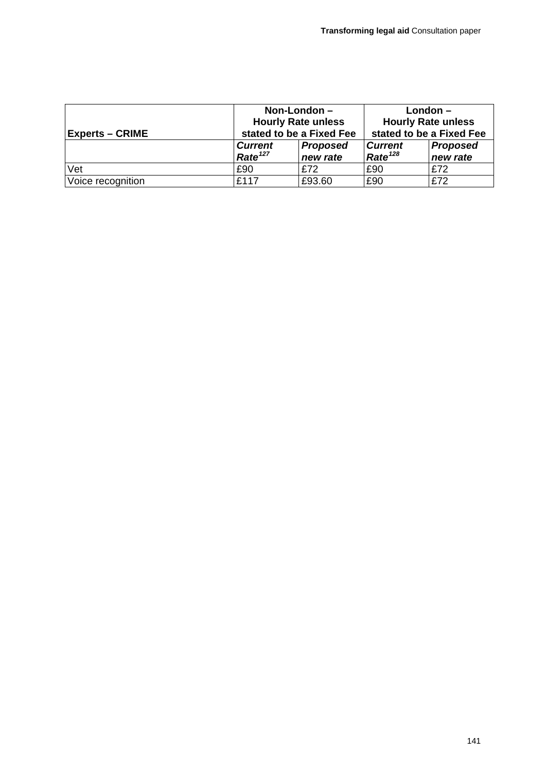| Experts – CRIME | Non-London – Hourly Rate unless stated to be a Fixed Fee | | London – Hourly Rate unless stated to be a Fixed Fee | |
|---|---|---|---|---|
| | ***Current Rate***[127] | ***Proposed new rate*** | ***Current Rate***[128] | ***Proposed new rate*** |
| Vet | £90 | £72 | £90 | £72 |
| Voice recognition | £117 | £93.60 | £90 | £72 |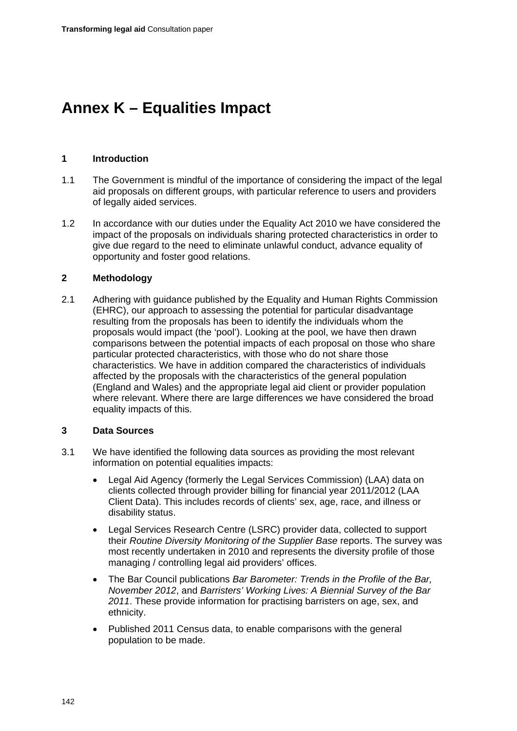# Annex K – Equalities Impact

## 1 Introduction

1.1 The Government is mindful of the importance of considering the impact of the legal aid proposals on different groups, with particular reference to users and providers of legally aided services.

1.2 In accordance with our duties under the Equality Act 2010 we have considered the impact of the proposals on individuals sharing protected characteristics in order to give due regard to the need to eliminate unlawful conduct, advance equality of opportunity and foster good relations.

## 2 Methodology

2.1 Adhering with guidance published by the Equality and Human Rights Commission (EHRC), our approach to assessing the potential for particular disadvantage resulting from the proposals has been to identify the individuals whom the proposals would impact (the 'pool'). Looking at the pool, we have then drawn comparisons between the potential impacts of each proposal on those who share particular protected characteristics, with those who do not share those characteristics. We have in addition compared the characteristics of individuals affected by the proposals with the characteristics of the general population (England and Wales) and the appropriate legal aid client or provider population where relevant. Where there are large differences we have considered the broad equality impacts of this.

## 3 Data Sources

3.1 We have identified the following data sources as providing the most relevant information on potential equalities impacts:

- Legal Aid Agency (formerly the Legal Services Commission) (LAA) data on clients collected through provider billing for financial year 2011/2012 (LAA Client Data). This includes records of clients' sex, age, race, and illness or disability status.
- Legal Services Research Centre (LSRC) provider data, collected to support their *Routine Diversity Monitoring of the Supplier Base* reports. The survey was most recently undertaken in 2010 and represents the diversity profile of those managing / controlling legal aid providers' offices.
- The Bar Council publications *Bar Barometer: Trends in the Profile of the Bar, November 2012*, and *Barristers' Working Lives: A Biennial Survey of the Bar 2011*. These provide information for practising barristers on age, sex, and ethnicity.
- Published 2011 Census data, to enable comparisons with the general population to be made.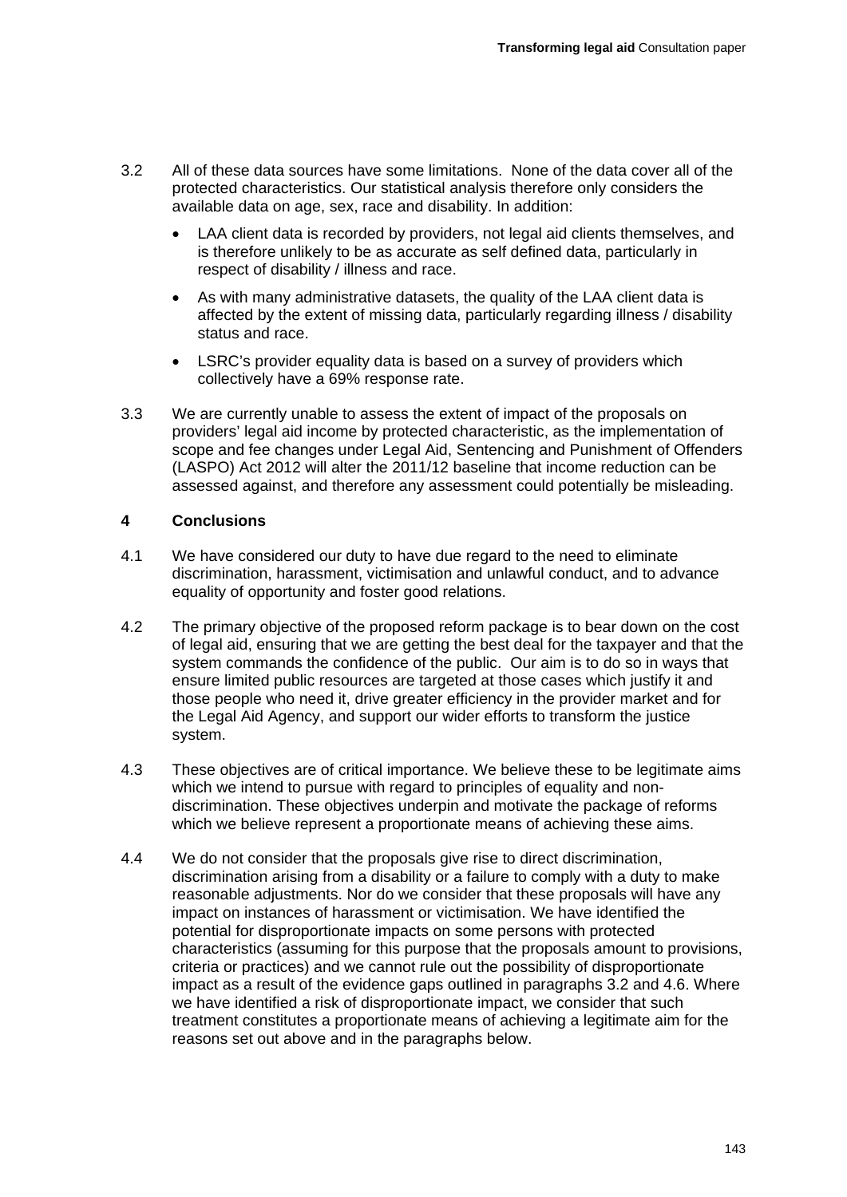3.2 All of these data sources have some limitations. None of the data cover all of the protected characteristics. Our statistical analysis therefore only considers the available data on age, sex, race and disability. In addition:

- LAA client data is recorded by providers, not legal aid clients themselves, and is therefore unlikely to be as accurate as self defined data, particularly in respect of disability / illness and race.
- As with many administrative datasets, the quality of the LAA client data is affected by the extent of missing data, particularly regarding illness / disability status and race.
- LSRC's provider equality data is based on a survey of providers which collectively have a 69% response rate.

3.3 We are currently unable to assess the extent of impact of the proposals on providers' legal aid income by protected characteristic, as the implementation of scope and fee changes under Legal Aid, Sentencing and Punishment of Offenders (LASPO) Act 2012 will alter the 2011/12 baseline that income reduction can be assessed against, and therefore any assessment could potentially be misleading.

## 4 Conclusions

4.1 We have considered our duty to have due regard to the need to eliminate discrimination, harassment, victimisation and unlawful conduct, and to advance equality of opportunity and foster good relations.

4.2 The primary objective of the proposed reform package is to bear down on the cost of legal aid, ensuring that we are getting the best deal for the taxpayer and that the system commands the confidence of the public. Our aim is to do so in ways that ensure limited public resources are targeted at those cases which justify it and those people who need it, drive greater efficiency in the provider market and for the Legal Aid Agency, and support our wider efforts to transform the justice system.

4.3 These objectives are of critical importance. We believe these to be legitimate aims which we intend to pursue with regard to principles of equality and non-discrimination. These objectives underpin and motivate the package of reforms which we believe represent a proportionate means of achieving these aims.

4.4 We do not consider that the proposals give rise to direct discrimination, discrimination arising from a disability or a failure to comply with a duty to make reasonable adjustments. Nor do we consider that these proposals will have any impact on instances of harassment or victimisation. We have identified the potential for disproportionate impacts on some persons with protected characteristics (assuming for this purpose that the proposals amount to provisions, criteria or practices) and we cannot rule out the possibility of disproportionate impact as a result of the evidence gaps outlined in paragraphs 3.2 and 4.6. Where we have identified a risk of disproportionate impact, we consider that such treatment constitutes a proportionate means of achieving a legitimate aim for the reasons set out above and in the paragraphs below.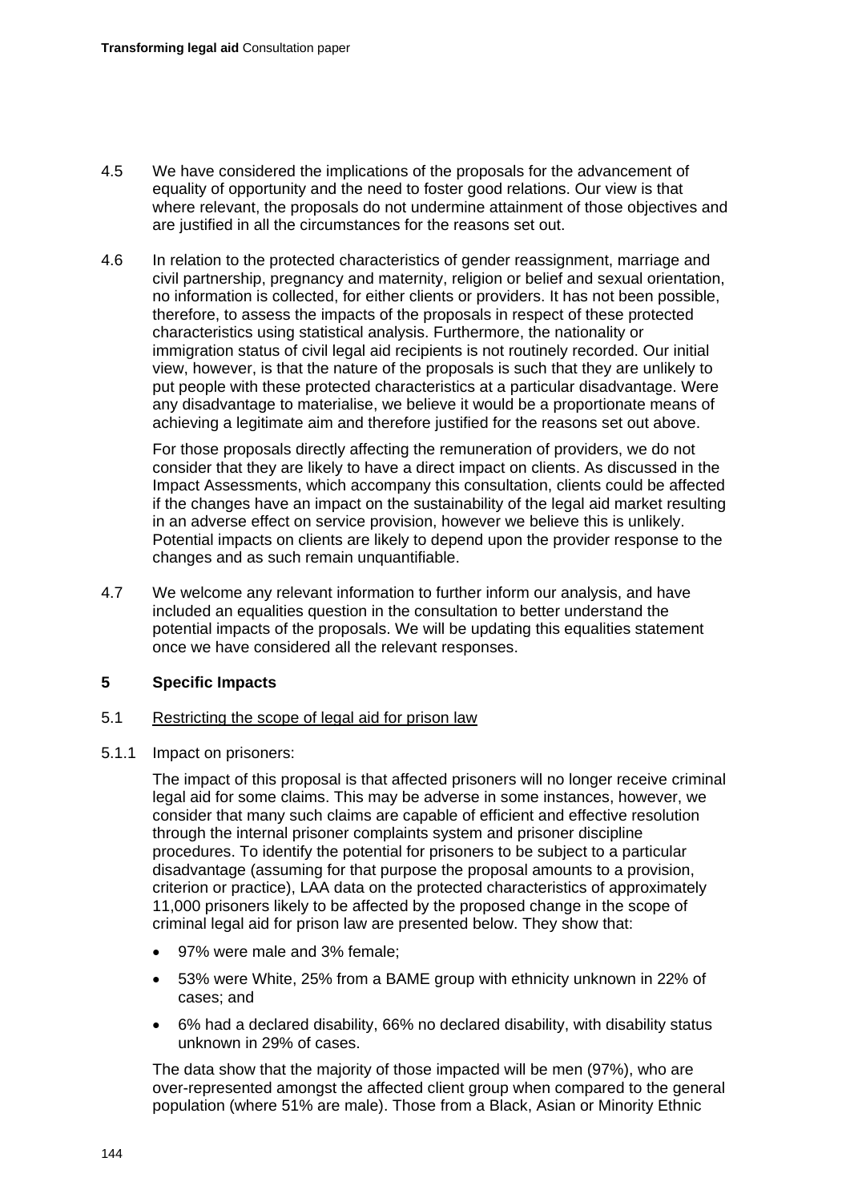4.5 We have considered the implications of the proposals for the advancement of equality of opportunity and the need to foster good relations. Our view is that where relevant, the proposals do not undermine attainment of those objectives and are justified in all the circumstances for the reasons set out.

4.6 In relation to the protected characteristics of gender reassignment, marriage and civil partnership, pregnancy and maternity, religion or belief and sexual orientation, no information is collected, for either clients or providers. It has not been possible, therefore, to assess the impacts of the proposals in respect of these protected characteristics using statistical analysis. Furthermore, the nationality or immigration status of civil legal aid recipients is not routinely recorded. Our initial view, however, is that the nature of the proposals is such that they are unlikely to put people with these protected characteristics at a particular disadvantage. Were any disadvantage to materialise, we believe it would be a proportionate means of achieving a legitimate aim and therefore justified for the reasons set out above.

For those proposals directly affecting the remuneration of providers, we do not consider that they are likely to have a direct impact on clients. As discussed in the Impact Assessments, which accompany this consultation, clients could be affected if the changes have an impact on the sustainability of the legal aid market resulting in an adverse effect on service provision, however we believe this is unlikely. Potential impacts on clients are likely to depend upon the provider response to the changes and as such remain unquantifiable.

4.7 We welcome any relevant information to further inform our analysis, and have included an equalities question in the consultation to better understand the potential impacts of the proposals. We will be updating this equalities statement once we have considered all the relevant responses.

## 5 Specific Impacts

5.1 Restricting the scope of legal aid for prison law

5.1.1 Impact on prisoners:

The impact of this proposal is that affected prisoners will no longer receive criminal legal aid for some claims. This may be adverse in some instances, however, we consider that many such claims are capable of efficient and effective resolution through the internal prisoner complaints system and prisoner discipline procedures. To identify the potential for prisoners to be subject to a particular disadvantage (assuming for that purpose the proposal amounts to a provision, criterion or practice), LAA data on the protected characteristics of approximately 11,000 prisoners likely to be affected by the proposed change in the scope of criminal legal aid for prison law are presented below. They show that:

- 97% were male and 3% female;
- 53% were White, 25% from a BAME group with ethnicity unknown in 22% of cases; and
- 6% had a declared disability, 66% no declared disability, with disability status unknown in 29% of cases.

The data show that the majority of those impacted will be men (97%), who are over-represented amongst the affected client group when compared to the general population (where 51% are male). Those from a Black, Asian or Minority Ethnic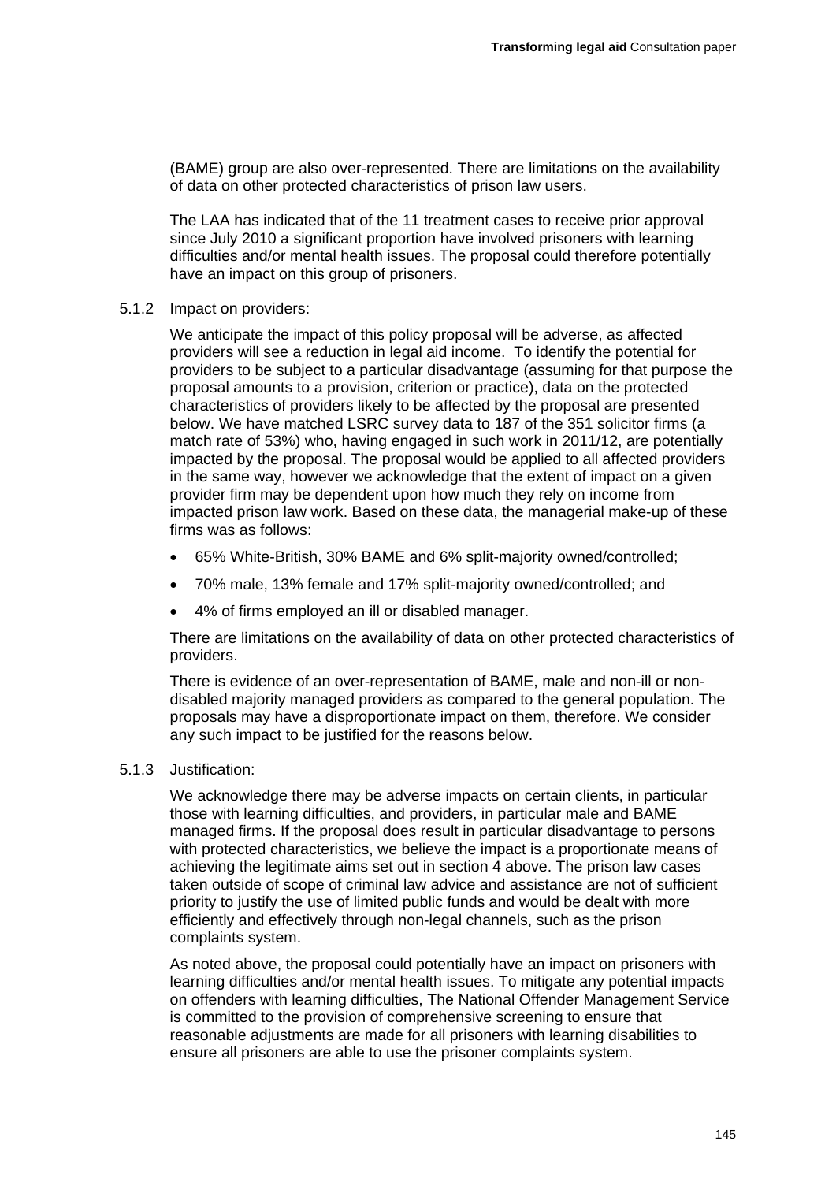(BAME) group are also over-represented. There are limitations on the availability of data on other protected characteristics of prison law users.

The LAA has indicated that of the 11 treatment cases to receive prior approval since July 2010 a significant proportion have involved prisoners with learning difficulties and/or mental health issues. The proposal could therefore potentially have an impact on this group of prisoners.

5.1.2 Impact on providers:

We anticipate the impact of this policy proposal will be adverse, as affected providers will see a reduction in legal aid income. To identify the potential for providers to be subject to a particular disadvantage (assuming for that purpose the proposal amounts to a provision, criterion or practice), data on the protected characteristics of providers likely to be affected by the proposal are presented below. We have matched LSRC survey data to 187 of the 351 solicitor firms (a match rate of 53%) who, having engaged in such work in 2011/12, are potentially impacted by the proposal. The proposal would be applied to all affected providers in the same way, however we acknowledge that the extent of impact on a given provider firm may be dependent upon how much they rely on income from impacted prison law work. Based on these data, the managerial make-up of these firms was as follows:

- 65% White-British, 30% BAME and 6% split-majority owned/controlled;
- 70% male, 13% female and 17% split-majority owned/controlled; and
- 4% of firms employed an ill or disabled manager.

There are limitations on the availability of data on other protected characteristics of providers.

There is evidence of an over-representation of BAME, male and non-ill or non-disabled majority managed providers as compared to the general population. The proposals may have a disproportionate impact on them, therefore. We consider any such impact to be justified for the reasons below.

5.1.3 Justification:

We acknowledge there may be adverse impacts on certain clients, in particular those with learning difficulties, and providers, in particular male and BAME managed firms. If the proposal does result in particular disadvantage to persons with protected characteristics, we believe the impact is a proportionate means of achieving the legitimate aims set out in section 4 above. The prison law cases taken outside of scope of criminal law advice and assistance are not of sufficient priority to justify the use of limited public funds and would be dealt with more efficiently and effectively through non-legal channels, such as the prison complaints system.

As noted above, the proposal could potentially have an impact on prisoners with learning difficulties and/or mental health issues. To mitigate any potential impacts on offenders with learning difficulties, The National Offender Management Service is committed to the provision of comprehensive screening to ensure that reasonable adjustments are made for all prisoners with learning disabilities to ensure all prisoners are able to use the prisoner complaints system.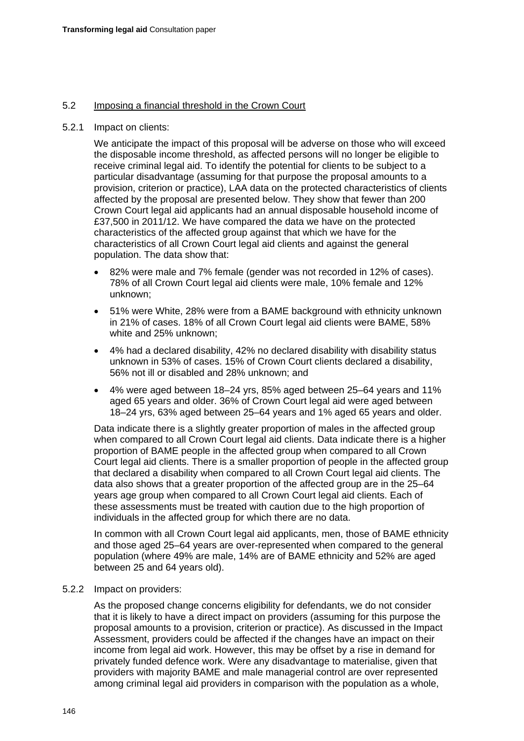### 5.2 Imposing a financial threshold in the Crown Court

#### 5.2.1 Impact on clients:

We anticipate the impact of this proposal will be adverse on those who will exceed the disposable income threshold, as affected persons will no longer be eligible to receive criminal legal aid. To identify the potential for clients to be subject to a particular disadvantage (assuming for that purpose the proposal amounts to a provision, criterion or practice), LAA data on the protected characteristics of clients affected by the proposal are presented below. They show that fewer than 200 Crown Court legal aid applicants had an annual disposable household income of £37,500 in 2011/12. We have compared the data we have on the protected characteristics of the affected group against that which we have for the characteristics of all Crown Court legal aid clients and against the general population. The data show that:

- 82% were male and 7% female (gender was not recorded in 12% of cases). 78% of all Crown Court legal aid clients were male, 10% female and 12% unknown;
- 51% were White, 28% were from a BAME background with ethnicity unknown in 21% of cases. 18% of all Crown Court legal aid clients were BAME, 58% white and 25% unknown;
- 4% had a declared disability, 42% no declared disability with disability status unknown in 53% of cases. 15% of Crown Court clients declared a disability, 56% not ill or disabled and 28% unknown; and
- 4% were aged between 18–24 yrs, 85% aged between 25–64 years and 11% aged 65 years and older. 36% of Crown Court legal aid were aged between 18–24 yrs, 63% aged between 25–64 years and 1% aged 65 years and older.

Data indicate there is a slightly greater proportion of males in the affected group when compared to all Crown Court legal aid clients. Data indicate there is a higher proportion of BAME people in the affected group when compared to all Crown Court legal aid clients. There is a smaller proportion of people in the affected group that declared a disability when compared to all Crown Court legal aid clients. The data also shows that a greater proportion of the affected group are in the 25–64 years age group when compared to all Crown Court legal aid clients. Each of these assessments must be treated with caution due to the high proportion of individuals in the affected group for which there are no data.

In common with all Crown Court legal aid applicants, men, those of BAME ethnicity and those aged 25–64 years are over-represented when compared to the general population (where 49% are male, 14% are of BAME ethnicity and 52% are aged between 25 and 64 years old).

#### 5.2.2 Impact on providers:

As the proposed change concerns eligibility for defendants, we do not consider that it is likely to have a direct impact on providers (assuming for this purpose the proposal amounts to a provision, criterion or practice). As discussed in the Impact Assessment, providers could be affected if the changes have an impact on their income from legal aid work. However, this may be offset by a rise in demand for privately funded defence work. Were any disadvantage to materialise, given that providers with majority BAME and male managerial control are over represented among criminal legal aid providers in comparison with the population as a whole,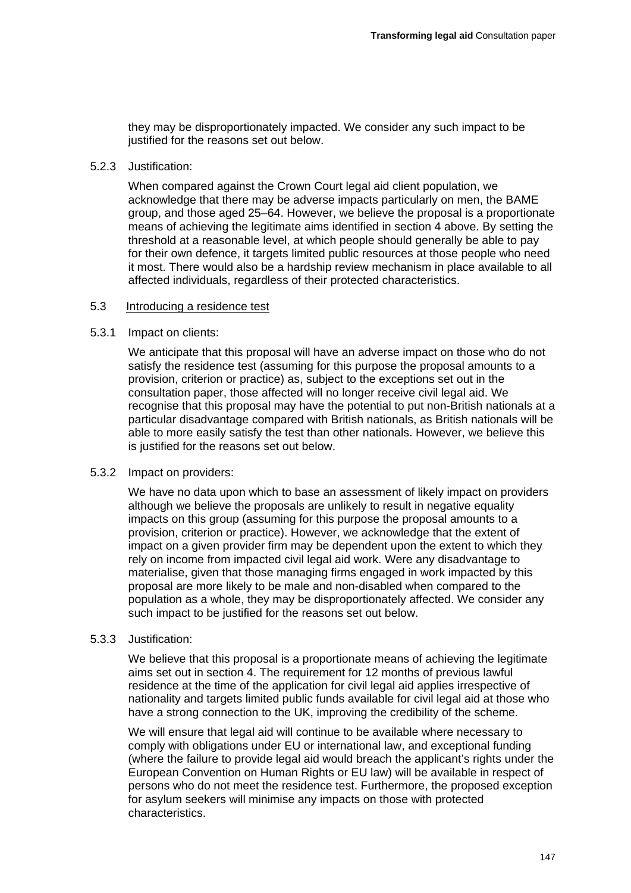they may be disproportionately impacted. We consider any such impact to be justified for the reasons set out below.

5.2.3 Justification:

When compared against the Crown Court legal aid client population, we acknowledge that there may be adverse impacts particularly on men, the BAME group, and those aged 25–64. However, we believe the proposal is a proportionate means of achieving the legitimate aims identified in section 4 above. By setting the threshold at a reasonable level, at which people should generally be able to pay for their own defence, it targets limited public resources at those people who need it most. There would also be a hardship review mechanism in place available to all affected individuals, regardless of their protected characteristics.

5.3 Introducing a residence test

5.3.1 Impact on clients:

We anticipate that this proposal will have an adverse impact on those who do not satisfy the residence test (assuming for this purpose the proposal amounts to a provision, criterion or practice) as, subject to the exceptions set out in the consultation paper, those affected will no longer receive civil legal aid. We recognise that this proposal may have the potential to put non-British nationals at a particular disadvantage compared with British nationals, as British nationals will be able to more easily satisfy the test than other nationals. However, we believe this is justified for the reasons set out below.

5.3.2 Impact on providers:

We have no data upon which to base an assessment of likely impact on providers although we believe the proposals are unlikely to result in negative equality impacts on this group (assuming for this purpose the proposal amounts to a provision, criterion or practice). However, we acknowledge that the extent of impact on a given provider firm may be dependent upon the extent to which they rely on income from impacted civil legal aid work. Were any disadvantage to materialise, given that those managing firms engaged in work impacted by this proposal are more likely to be male and non-disabled when compared to the population as a whole, they may be disproportionately affected. We consider any such impact to be justified for the reasons set out below.

5.3.3 Justification:

We believe that this proposal is a proportionate means of achieving the legitimate aims set out in section 4. The requirement for 12 months of previous lawful residence at the time of the application for civil legal aid applies irrespective of nationality and targets limited public funds available for civil legal aid at those who have a strong connection to the UK, improving the credibility of the scheme.

We will ensure that legal aid will continue to be available where necessary to comply with obligations under EU or international law, and exceptional funding (where the failure to provide legal aid would breach the applicant's rights under the European Convention on Human Rights or EU law) will be available in respect of persons who do not meet the residence test. Furthermore, the proposed exception for asylum seekers will minimise any impacts on those with protected characteristics.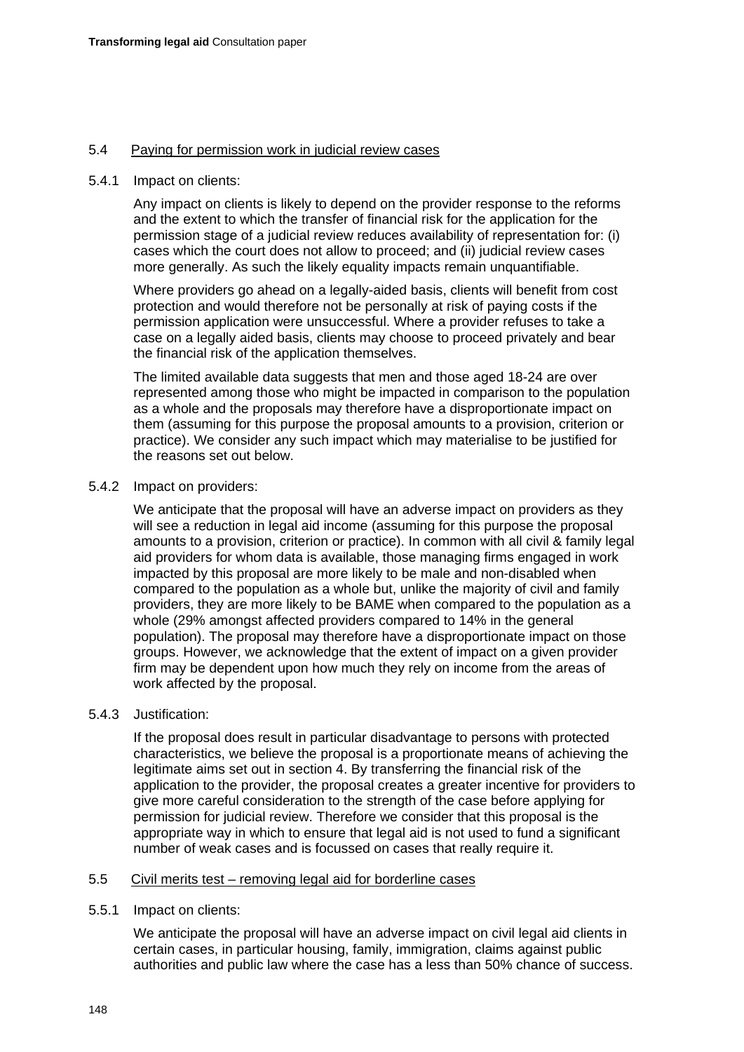### 5.4 Paying for permission work in judicial review cases

#### 5.4.1 Impact on clients:

Any impact on clients is likely to depend on the provider response to the reforms and the extent to which the transfer of financial risk for the application for the permission stage of a judicial review reduces availability of representation for: (i) cases which the court does not allow to proceed; and (ii) judicial review cases more generally. As such the likely equality impacts remain unquantifiable.

Where providers go ahead on a legally-aided basis, clients will benefit from cost protection and would therefore not be personally at risk of paying costs if the permission application were unsuccessful. Where a provider refuses to take a case on a legally aided basis, clients may choose to proceed privately and bear the financial risk of the application themselves.

The limited available data suggests that men and those aged 18-24 are over represented among those who might be impacted in comparison to the population as a whole and the proposals may therefore have a disproportionate impact on them (assuming for this purpose the proposal amounts to a provision, criterion or practice). We consider any such impact which may materialise to be justified for the reasons set out below.

#### 5.4.2 Impact on providers:

We anticipate that the proposal will have an adverse impact on providers as they will see a reduction in legal aid income (assuming for this purpose the proposal amounts to a provision, criterion or practice). In common with all civil & family legal aid providers for whom data is available, those managing firms engaged in work impacted by this proposal are more likely to be male and non-disabled when compared to the population as a whole but, unlike the majority of civil and family providers, they are more likely to be BAME when compared to the population as a whole (29% amongst affected providers compared to 14% in the general population). The proposal may therefore have a disproportionate impact on those groups. However, we acknowledge that the extent of impact on a given provider firm may be dependent upon how much they rely on income from the areas of work affected by the proposal.

#### 5.4.3 Justification:

If the proposal does result in particular disadvantage to persons with protected characteristics, we believe the proposal is a proportionate means of achieving the legitimate aims set out in section 4. By transferring the financial risk of the application to the provider, the proposal creates a greater incentive for providers to give more careful consideration to the strength of the case before applying for permission for judicial review. Therefore we consider that this proposal is the appropriate way in which to ensure that legal aid is not used to fund a significant number of weak cases and is focussed on cases that really require it.

### 5.5 Civil merits test – removing legal aid for borderline cases

#### 5.5.1 Impact on clients:

We anticipate the proposal will have an adverse impact on civil legal aid clients in certain cases, in particular housing, family, immigration, claims against public authorities and public law where the case has a less than 50% chance of success.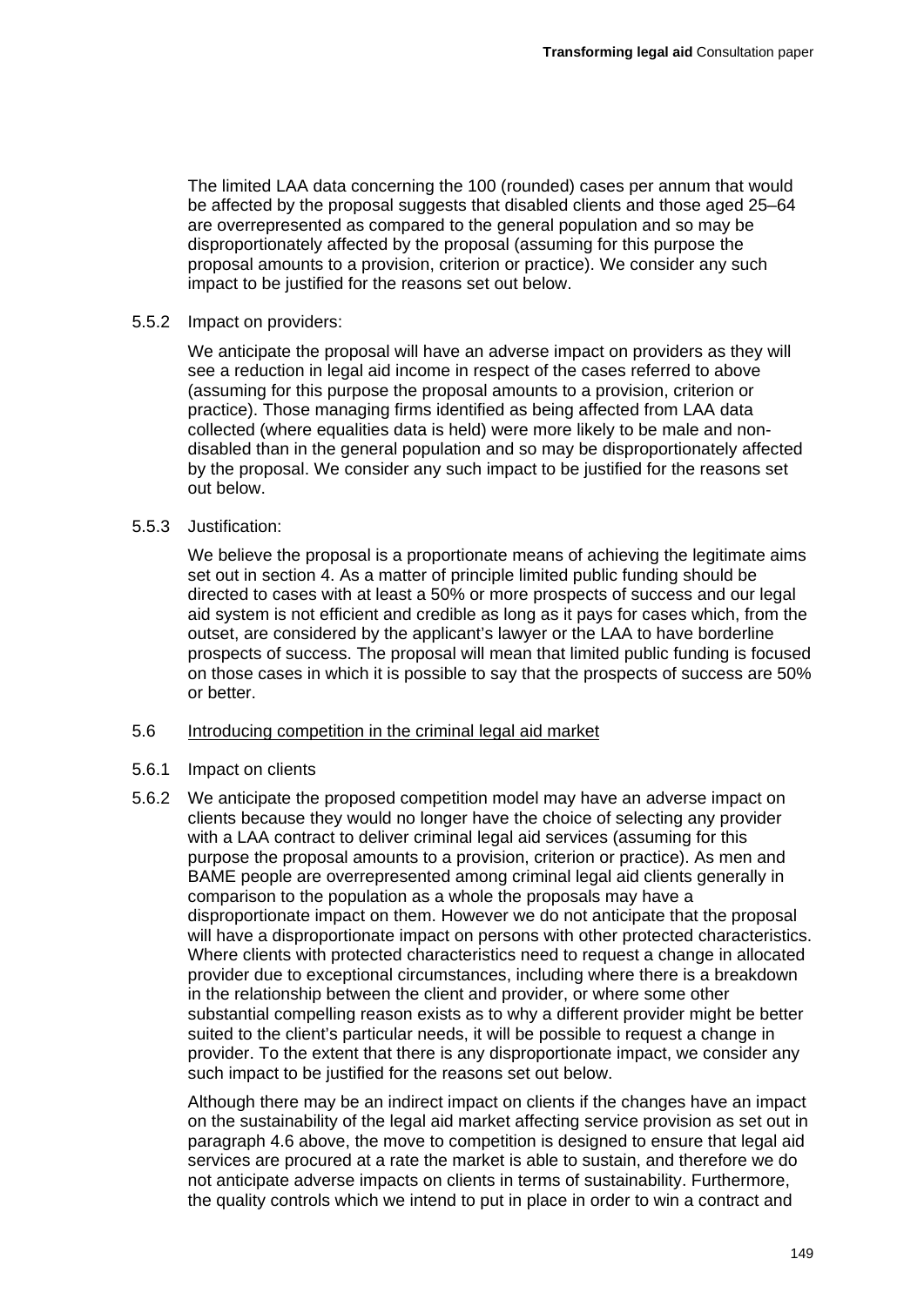The limited LAA data concerning the 100 (rounded) cases per annum that would be affected by the proposal suggests that disabled clients and those aged 25–64 are overrepresented as compared to the general population and so may be disproportionately affected by the proposal (assuming for this purpose the proposal amounts to a provision, criterion or practice). We consider any such impact to be justified for the reasons set out below.

5.5.2 Impact on providers:

We anticipate the proposal will have an adverse impact on providers as they will see a reduction in legal aid income in respect of the cases referred to above (assuming for this purpose the proposal amounts to a provision, criterion or practice). Those managing firms identified as being affected from LAA data collected (where equalities data is held) were more likely to be male and non-disabled than in the general population and so may be disproportionately affected by the proposal. We consider any such impact to be justified for the reasons set out below.

5.5.3 Justification:

We believe the proposal is a proportionate means of achieving the legitimate aims set out in section 4. As a matter of principle limited public funding should be directed to cases with at least a 50% or more prospects of success and our legal aid system is not efficient and credible as long as it pays for cases which, from the outset, are considered by the applicant's lawyer or the LAA to have borderline prospects of success. The proposal will mean that limited public funding is focused on those cases in which it is possible to say that the prospects of success are 50% or better.

5.6 Introducing competition in the criminal legal aid market

5.6.1 Impact on clients

5.6.2 We anticipate the proposed competition model may have an adverse impact on clients because they would no longer have the choice of selecting any provider with a LAA contract to deliver criminal legal aid services (assuming for this purpose the proposal amounts to a provision, criterion or practice). As men and BAME people are overrepresented among criminal legal aid clients generally in comparison to the population as a whole the proposals may have a disproportionate impact on them. However we do not anticipate that the proposal will have a disproportionate impact on persons with other protected characteristics. Where clients with protected characteristics need to request a change in allocated provider due to exceptional circumstances, including where there is a breakdown in the relationship between the client and provider, or where some other substantial compelling reason exists as to why a different provider might be better suited to the client's particular needs, it will be possible to request a change in provider. To the extent that there is any disproportionate impact, we consider any such impact to be justified for the reasons set out below.

Although there may be an indirect impact on clients if the changes have an impact on the sustainability of the legal aid market affecting service provision as set out in paragraph 4.6 above, the move to competition is designed to ensure that legal aid services are procured at a rate the market is able to sustain, and therefore we do not anticipate adverse impacts on clients in terms of sustainability. Furthermore, the quality controls which we intend to put in place in order to win a contract and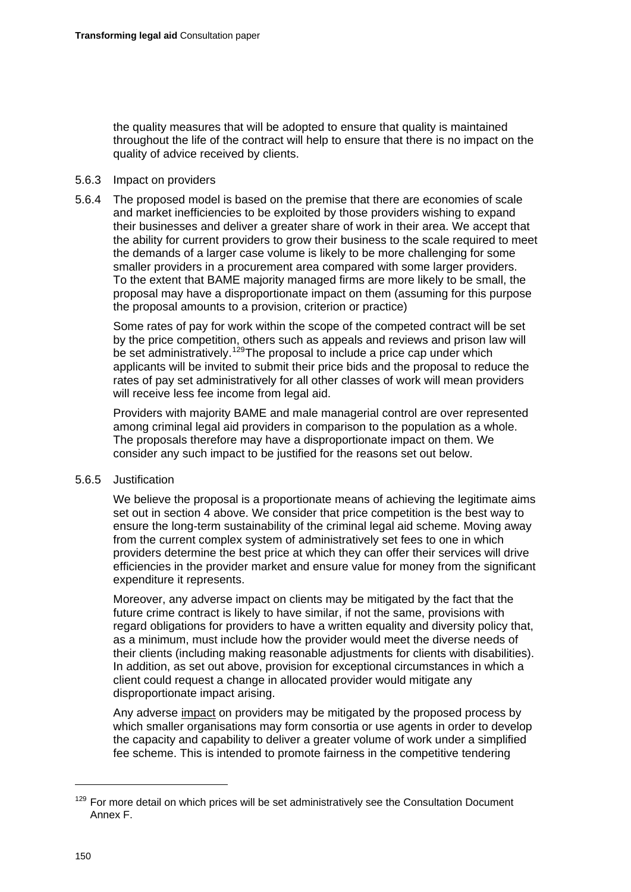the quality measures that will be adopted to ensure that quality is maintained throughout the life of the contract will help to ensure that there is no impact on the quality of advice received by clients.

5.6.3 Impact on providers

5.6.4 The proposed model is based on the premise that there are economies of scale and market inefficiencies to be exploited by those providers wishing to expand their businesses and deliver a greater share of work in their area. We accept that the ability for current providers to grow their business to the scale required to meet the demands of a larger case volume is likely to be more challenging for some smaller providers in a procurement area compared with some larger providers. To the extent that BAME majority managed firms are more likely to be small, the proposal may have a disproportionate impact on them (assuming for this purpose the proposal amounts to a provision, criterion or practice)

Some rates of pay for work within the scope of the competed contract will be set by the price competition, others such as appeals and reviews and prison law will be set administratively.[129] The proposal to include a price cap under which applicants will be invited to submit their price bids and the proposal to reduce the rates of pay set administratively for all other classes of work will mean providers will receive less fee income from legal aid.

Providers with majority BAME and male managerial control are over represented among criminal legal aid providers in comparison to the population as a whole. The proposals therefore may have a disproportionate impact on them. We consider any such impact to be justified for the reasons set out below.

5.6.5 Justification

We believe the proposal is a proportionate means of achieving the legitimate aims set out in section 4 above. We consider that price competition is the best way to ensure the long-term sustainability of the criminal legal aid scheme. Moving away from the current complex system of administratively set fees to one in which providers determine the best price at which they can offer their services will drive efficiencies in the provider market and ensure value for money from the significant expenditure it represents.

Moreover, any adverse impact on clients may be mitigated by the fact that the future crime contract is likely to have similar, if not the same, provisions with regard obligations for providers to have a written equality and diversity policy that, as a minimum, must include how the provider would meet the diverse needs of their clients (including making reasonable adjustments for clients with disabilities). In addition, as set out above, provision for exceptional circumstances in which a client could request a change in allocated provider would mitigate any disproportionate impact arising.

Any adverse impact on providers may be mitigated by the proposed process by which smaller organisations may form consortia or use agents in order to develop the capacity and capability to deliver a greater volume of work under a simplified fee scheme. This is intended to promote fairness in the competitive tendering

[129] For more detail on which prices will be set administratively see the Consultation Document Annex F.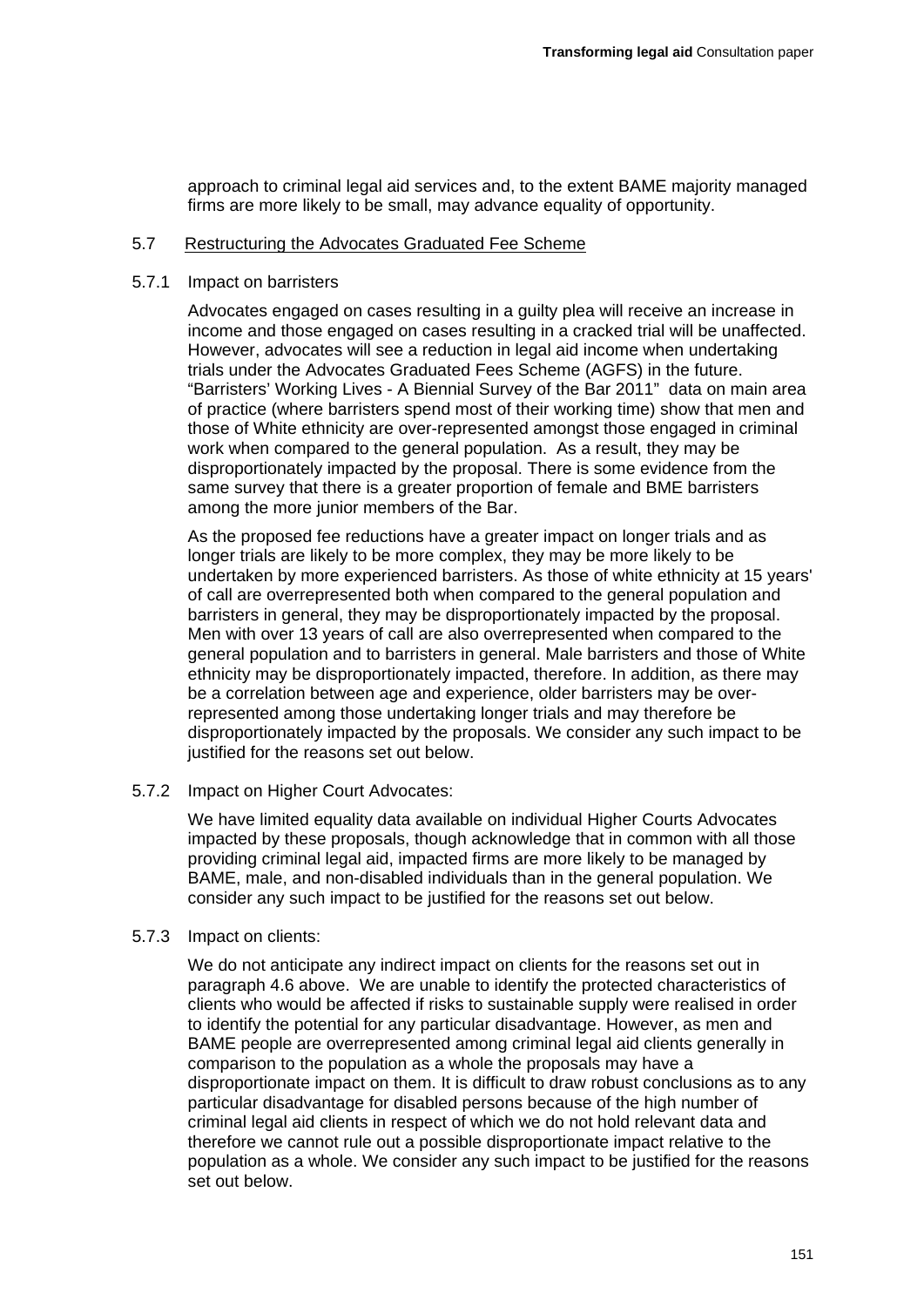approach to criminal legal aid services and, to the extent BAME majority managed firms are more likely to be small, may advance equality of opportunity.

## 5.7 Restructuring the Advocates Graduated Fee Scheme

### 5.7.1 Impact on barristers

Advocates engaged on cases resulting in a guilty plea will receive an increase in income and those engaged on cases resulting in a cracked trial will be unaffected. However, advocates will see a reduction in legal aid income when undertaking trials under the Advocates Graduated Fees Scheme (AGFS) in the future. "Barristers' Working Lives - A Biennial Survey of the Bar 2011" data on main area of practice (where barristers spend most of their working time) show that men and those of White ethnicity are over-represented amongst those engaged in criminal work when compared to the general population. As a result, they may be disproportionately impacted by the proposal. There is some evidence from the same survey that there is a greater proportion of female and BME barristers among the more junior members of the Bar.

As the proposed fee reductions have a greater impact on longer trials and as longer trials are likely to be more complex, they may be more likely to be undertaken by more experienced barristers. As those of white ethnicity at 15 years' of call are overrepresented both when compared to the general population and barristers in general, they may be disproportionately impacted by the proposal. Men with over 13 years of call are also overrepresented when compared to the general population and to barristers in general. Male barristers and those of White ethnicity may be disproportionately impacted, therefore. In addition, as there may be a correlation between age and experience, older barristers may be over-represented among those undertaking longer trials and may therefore be disproportionately impacted by the proposals. We consider any such impact to be justified for the reasons set out below.

### 5.7.2 Impact on Higher Court Advocates:

We have limited equality data available on individual Higher Courts Advocates impacted by these proposals, though acknowledge that in common with all those providing criminal legal aid, impacted firms are more likely to be managed by BAME, male, and non-disabled individuals than in the general population. We consider any such impact to be justified for the reasons set out below.

### 5.7.3 Impact on clients:

We do not anticipate any indirect impact on clients for the reasons set out in paragraph 4.6 above. We are unable to identify the protected characteristics of clients who would be affected if risks to sustainable supply were realised in order to identify the potential for any particular disadvantage. However, as men and BAME people are overrepresented among criminal legal aid clients generally in comparison to the population as a whole the proposals may have a disproportionate impact on them. It is difficult to draw robust conclusions as to any particular disadvantage for disabled persons because of the high number of criminal legal aid clients in respect of which we do not hold relevant data and therefore we cannot rule out a possible disproportionate impact relative to the population as a whole. We consider any such impact to be justified for the reasons set out below.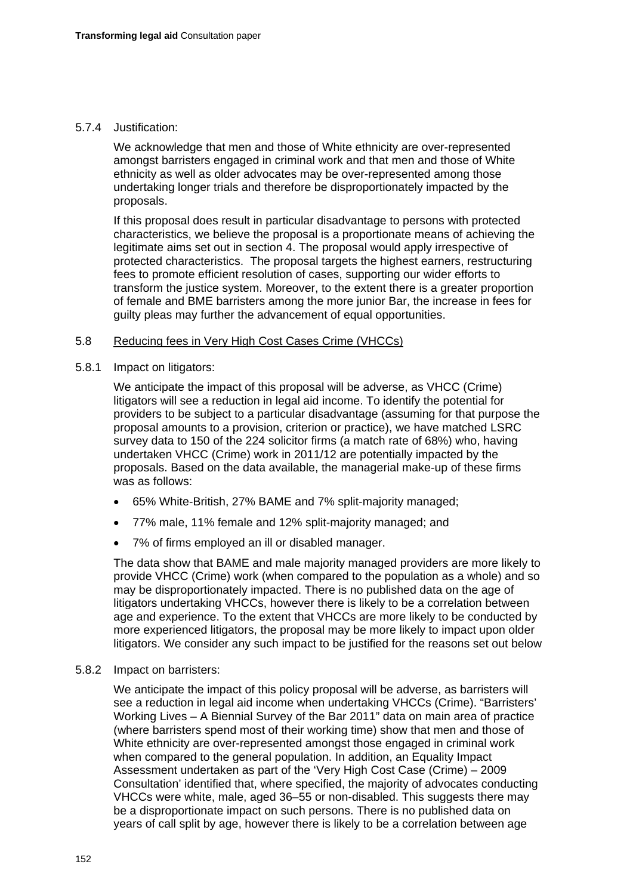5.7.4 Justification:

We acknowledge that men and those of White ethnicity are over-represented amongst barristers engaged in criminal work and that men and those of White ethnicity as well as older advocates may be over-represented among those undertaking longer trials and therefore be disproportionately impacted by the proposals.

If this proposal does result in particular disadvantage to persons with protected characteristics, we believe the proposal is a proportionate means of achieving the legitimate aims set out in section 4. The proposal would apply irrespective of protected characteristics. The proposal targets the highest earners, restructuring fees to promote efficient resolution of cases, supporting our wider efforts to transform the justice system. Moreover, to the extent there is a greater proportion of female and BME barristers among the more junior Bar, the increase in fees for guilty pleas may further the advancement of equal opportunities.

5.8 Reducing fees in Very High Cost Cases Crime (VHCCs)

5.8.1 Impact on litigators:

We anticipate the impact of this proposal will be adverse, as VHCC (Crime) litigators will see a reduction in legal aid income. To identify the potential for providers to be subject to a particular disadvantage (assuming for that purpose the proposal amounts to a provision, criterion or practice), we have matched LSRC survey data to 150 of the 224 solicitor firms (a match rate of 68%) who, having undertaken VHCC (Crime) work in 2011/12 are potentially impacted by the proposals. Based on the data available, the managerial make-up of these firms was as follows:

- 65% White-British, 27% BAME and 7% split-majority managed;
- 77% male, 11% female and 12% split-majority managed; and
- 7% of firms employed an ill or disabled manager.

The data show that BAME and male majority managed providers are more likely to provide VHCC (Crime) work (when compared to the population as a whole) and so may be disproportionately impacted. There is no published data on the age of litigators undertaking VHCCs, however there is likely to be a correlation between age and experience. To the extent that VHCCs are more likely to be conducted by more experienced litigators, the proposal may be more likely to impact upon older litigators. We consider any such impact to be justified for the reasons set out below

5.8.2 Impact on barristers:

We anticipate the impact of this policy proposal will be adverse, as barristers will see a reduction in legal aid income when undertaking VHCCs (Crime). "Barristers' Working Lives – A Biennial Survey of the Bar 2011" data on main area of practice (where barristers spend most of their working time) show that men and those of White ethnicity are over-represented amongst those engaged in criminal work when compared to the general population. In addition, an Equality Impact Assessment undertaken as part of the 'Very High Cost Case (Crime) – 2009 Consultation' identified that, where specified, the majority of advocates conducting VHCCs were white, male, aged 36–55 or non-disabled. This suggests there may be a disproportionate impact on such persons. There is no published data on years of call split by age, however there is likely to be a correlation between age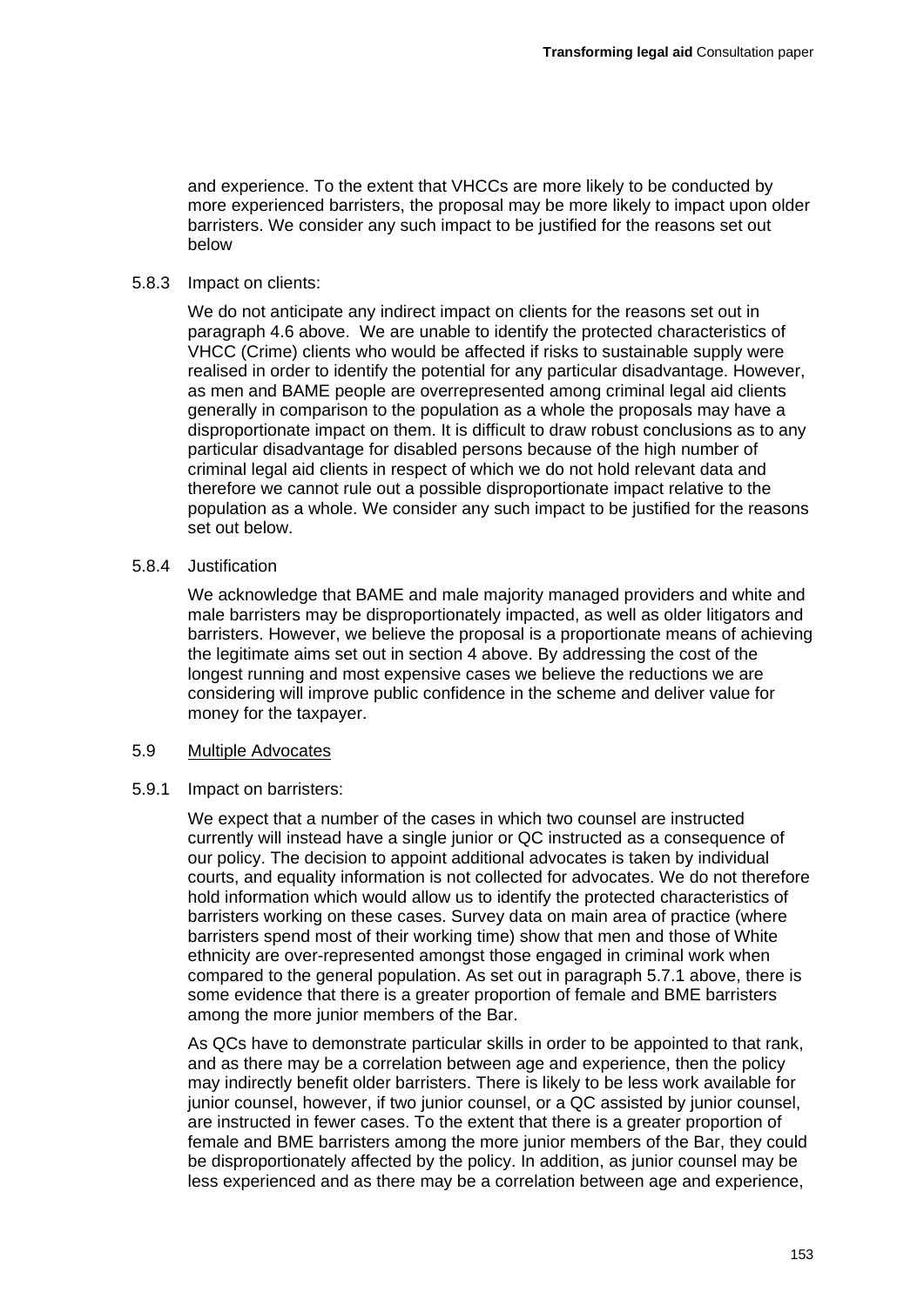and experience. To the extent that VHCCs are more likely to be conducted by more experienced barristers, the proposal may be more likely to impact upon older barristers. We consider any such impact to be justified for the reasons set out below

5.8.3 Impact on clients:

We do not anticipate any indirect impact on clients for the reasons set out in paragraph 4.6 above. We are unable to identify the protected characteristics of VHCC (Crime) clients who would be affected if risks to sustainable supply were realised in order to identify the potential for any particular disadvantage. However, as men and BAME people are overrepresented among criminal legal aid clients generally in comparison to the population as a whole the proposals may have a disproportionate impact on them. It is difficult to draw robust conclusions as to any particular disadvantage for disabled persons because of the high number of criminal legal aid clients in respect of which we do not hold relevant data and therefore we cannot rule out a possible disproportionate impact relative to the population as a whole. We consider any such impact to be justified for the reasons set out below.

5.8.4 Justification

We acknowledge that BAME and male majority managed providers and white and male barristers may be disproportionately impacted, as well as older litigators and barristers. However, we believe the proposal is a proportionate means of achieving the legitimate aims set out in section 4 above. By addressing the cost of the longest running and most expensive cases we believe the reductions we are considering will improve public confidence in the scheme and deliver value for money for the taxpayer.

5.9 Multiple Advocates

5.9.1 Impact on barristers:

We expect that a number of the cases in which two counsel are instructed currently will instead have a single junior or QC instructed as a consequence of our policy. The decision to appoint additional advocates is taken by individual courts, and equality information is not collected for advocates. We do not therefore hold information which would allow us to identify the protected characteristics of barristers working on these cases. Survey data on main area of practice (where barristers spend most of their working time) show that men and those of White ethnicity are over-represented amongst those engaged in criminal work when compared to the general population. As set out in paragraph 5.7.1 above, there is some evidence that there is a greater proportion of female and BME barristers among the more junior members of the Bar.

As QCs have to demonstrate particular skills in order to be appointed to that rank, and as there may be a correlation between age and experience, then the policy may indirectly benefit older barristers. There is likely to be less work available for junior counsel, however, if two junior counsel, or a QC assisted by junior counsel, are instructed in fewer cases. To the extent that there is a greater proportion of female and BME barristers among the more junior members of the Bar, they could be disproportionately affected by the policy. In addition, as junior counsel may be less experienced and as there may be a correlation between age and experience,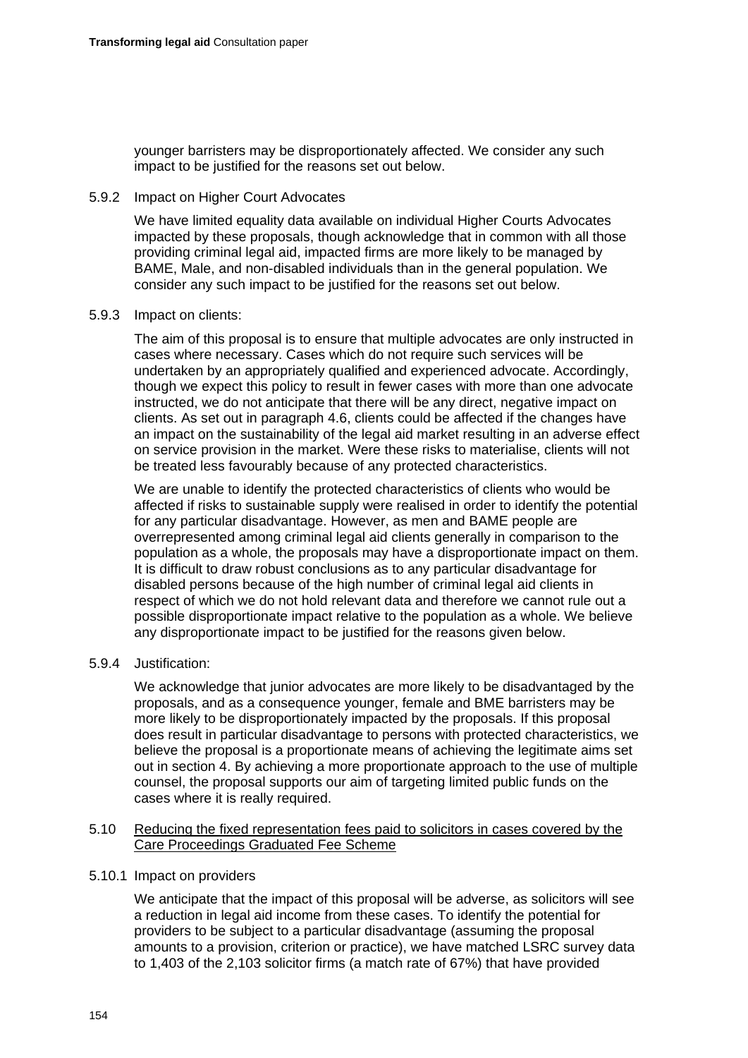younger barristers may be disproportionately affected. We consider any such impact to be justified for the reasons set out below.

5.9.2 Impact on Higher Court Advocates

We have limited equality data available on individual Higher Courts Advocates impacted by these proposals, though acknowledge that in common with all those providing criminal legal aid, impacted firms are more likely to be managed by BAME, Male, and non-disabled individuals than in the general population. We consider any such impact to be justified for the reasons set out below.

5.9.3 Impact on clients:

The aim of this proposal is to ensure that multiple advocates are only instructed in cases where necessary. Cases which do not require such services will be undertaken by an appropriately qualified and experienced advocate. Accordingly, though we expect this policy to result in fewer cases with more than one advocate instructed, we do not anticipate that there will be any direct, negative impact on clients. As set out in paragraph 4.6, clients could be affected if the changes have an impact on the sustainability of the legal aid market resulting in an adverse effect on service provision in the market. Were these risks to materialise, clients will not be treated less favourably because of any protected characteristics.

We are unable to identify the protected characteristics of clients who would be affected if risks to sustainable supply were realised in order to identify the potential for any particular disadvantage. However, as men and BAME people are overrepresented among criminal legal aid clients generally in comparison to the population as a whole, the proposals may have a disproportionate impact on them. It is difficult to draw robust conclusions as to any particular disadvantage for disabled persons because of the high number of criminal legal aid clients in respect of which we do not hold relevant data and therefore we cannot rule out a possible disproportionate impact relative to the population as a whole. We believe any disproportionate impact to be justified for the reasons given below.

5.9.4 Justification:

We acknowledge that junior advocates are more likely to be disadvantaged by the proposals, and as a consequence younger, female and BME barristers may be more likely to be disproportionately impacted by the proposals. If this proposal does result in particular disadvantage to persons with protected characteristics, we believe the proposal is a proportionate means of achieving the legitimate aims set out in section 4. By achieving a more proportionate approach to the use of multiple counsel, the proposal supports our aim of targeting limited public funds on the cases where it is really required.

5.10 Reducing the fixed representation fees paid to solicitors in cases covered by the Care Proceedings Graduated Fee Scheme

5.10.1 Impact on providers

We anticipate that the impact of this proposal will be adverse, as solicitors will see a reduction in legal aid income from these cases. To identify the potential for providers to be subject to a particular disadvantage (assuming the proposal amounts to a provision, criterion or practice), we have matched LSRC survey data to 1,403 of the 2,103 solicitor firms (a match rate of 67%) that have provided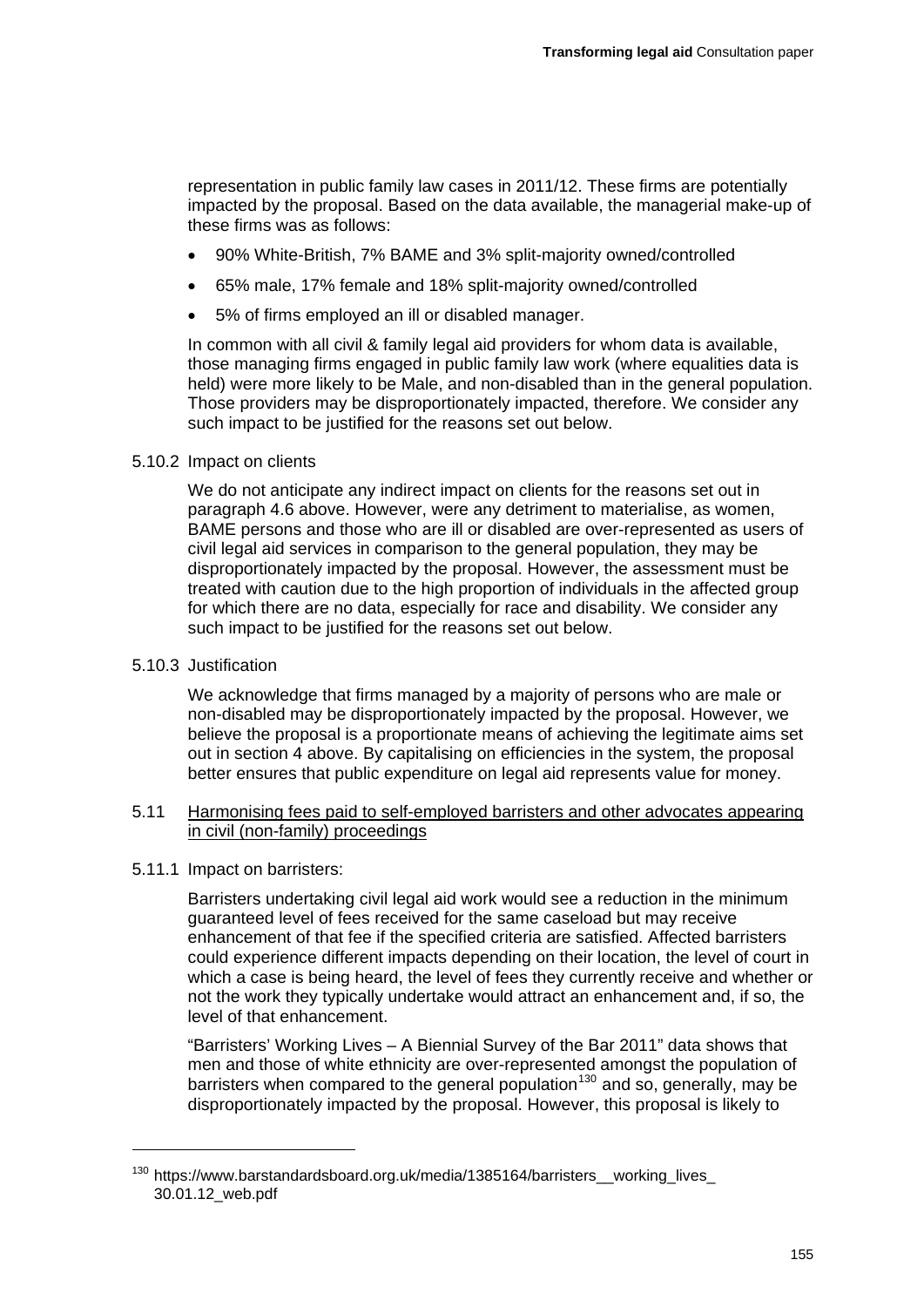representation in public family law cases in 2011/12. These firms are potentially impacted by the proposal. Based on the data available, the managerial make-up of these firms was as follows:

- 90% White-British, 7% BAME and 3% split-majority owned/controlled
- 65% male, 17% female and 18% split-majority owned/controlled
- 5% of firms employed an ill or disabled manager.

In common with all civil & family legal aid providers for whom data is available, those managing firms engaged in public family law work (where equalities data is held) were more likely to be Male, and non-disabled than in the general population. Those providers may be disproportionately impacted, therefore. We consider any such impact to be justified for the reasons set out below.

5.10.2 Impact on clients

We do not anticipate any indirect impact on clients for the reasons set out in paragraph 4.6 above. However, were any detriment to materialise, as women, BAME persons and those who are ill or disabled are over-represented as users of civil legal aid services in comparison to the general population, they may be disproportionately impacted by the proposal. However, the assessment must be treated with caution due to the high proportion of individuals in the affected group for which there are no data, especially for race and disability. We consider any such impact to be justified for the reasons set out below.

5.10.3 Justification

We acknowledge that firms managed by a majority of persons who are male or non-disabled may be disproportionately impacted by the proposal. However, we believe the proposal is a proportionate means of achieving the legitimate aims set out in section 4 above. By capitalising on efficiencies in the system, the proposal better ensures that public expenditure on legal aid represents value for money.

5.11 Harmonising fees paid to self-employed barristers and other advocates appearing in civil (non-family) proceedings

5.11.1 Impact on barristers:

Barristers undertaking civil legal aid work would see a reduction in the minimum guaranteed level of fees received for the same caseload but may receive enhancement of that fee if the specified criteria are satisfied. Affected barristers could experience different impacts depending on their location, the level of court in which a case is being heard, the level of fees they currently receive and whether or not the work they typically undertake would attract an enhancement and, if so, the level of that enhancement.

"Barristers' Working Lives – A Biennial Survey of the Bar 2011" data shows that men and those of white ethnicity are over-represented amongst the population of barristers when compared to the general population[130] and so, generally, may be disproportionately impacted by the proposal. However, this proposal is likely to

[130] https://www.barstandardsboard.org.uk/media/1385164/barristers__working_lives_30.01.12_web.pdf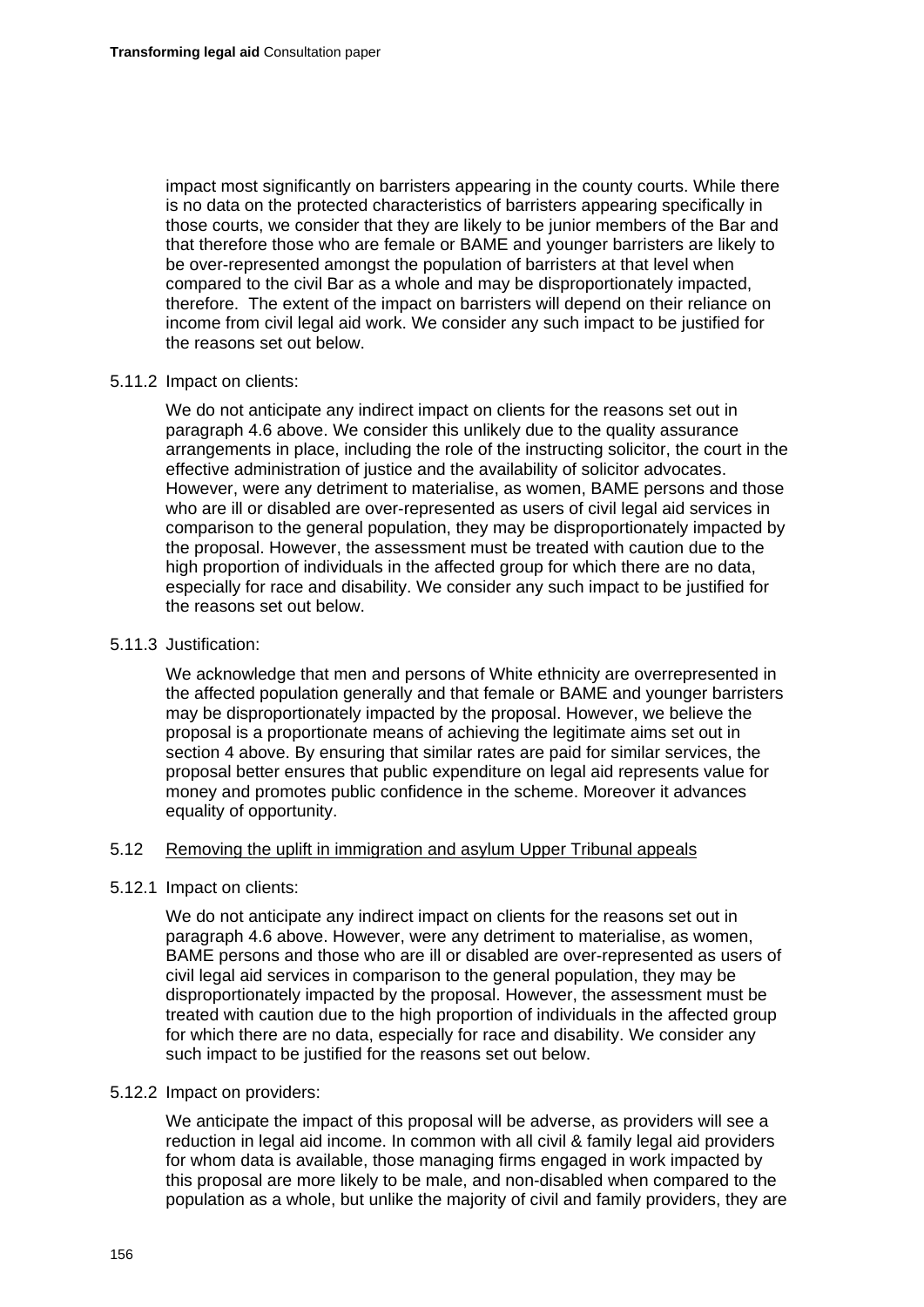impact most significantly on barristers appearing in the county courts. While there is no data on the protected characteristics of barristers appearing specifically in those courts, we consider that they are likely to be junior members of the Bar and that therefore those who are female or BAME and younger barristers are likely to be over-represented amongst the population of barristers at that level when compared to the civil Bar as a whole and may be disproportionately impacted, therefore. The extent of the impact on barristers will depend on their reliance on income from civil legal aid work. We consider any such impact to be justified for the reasons set out below.

5.11.2 Impact on clients:

We do not anticipate any indirect impact on clients for the reasons set out in paragraph 4.6 above. We consider this unlikely due to the quality assurance arrangements in place, including the role of the instructing solicitor, the court in the effective administration of justice and the availability of solicitor advocates. However, were any detriment to materialise, as women, BAME persons and those who are ill or disabled are over-represented as users of civil legal aid services in comparison to the general population, they may be disproportionately impacted by the proposal. However, the assessment must be treated with caution due to the high proportion of individuals in the affected group for which there are no data, especially for race and disability. We consider any such impact to be justified for the reasons set out below.

5.11.3 Justification:

We acknowledge that men and persons of White ethnicity are overrepresented in the affected population generally and that female or BAME and younger barristers may be disproportionately impacted by the proposal. However, we believe the proposal is a proportionate means of achieving the legitimate aims set out in section 4 above. By ensuring that similar rates are paid for similar services, the proposal better ensures that public expenditure on legal aid represents value for money and promotes public confidence in the scheme. Moreover it advances equality of opportunity.

5.12 Removing the uplift in immigration and asylum Upper Tribunal appeals

5.12.1 Impact on clients:

We do not anticipate any indirect impact on clients for the reasons set out in paragraph 4.6 above. However, were any detriment to materialise, as women, BAME persons and those who are ill or disabled are over-represented as users of civil legal aid services in comparison to the general population, they may be disproportionately impacted by the proposal. However, the assessment must be treated with caution due to the high proportion of individuals in the affected group for which there are no data, especially for race and disability. We consider any such impact to be justified for the reasons set out below.

5.12.2 Impact on providers:

We anticipate the impact of this proposal will be adverse, as providers will see a reduction in legal aid income. In common with all civil & family legal aid providers for whom data is available, those managing firms engaged in work impacted by this proposal are more likely to be male, and non-disabled when compared to the population as a whole, but unlike the majority of civil and family providers, they are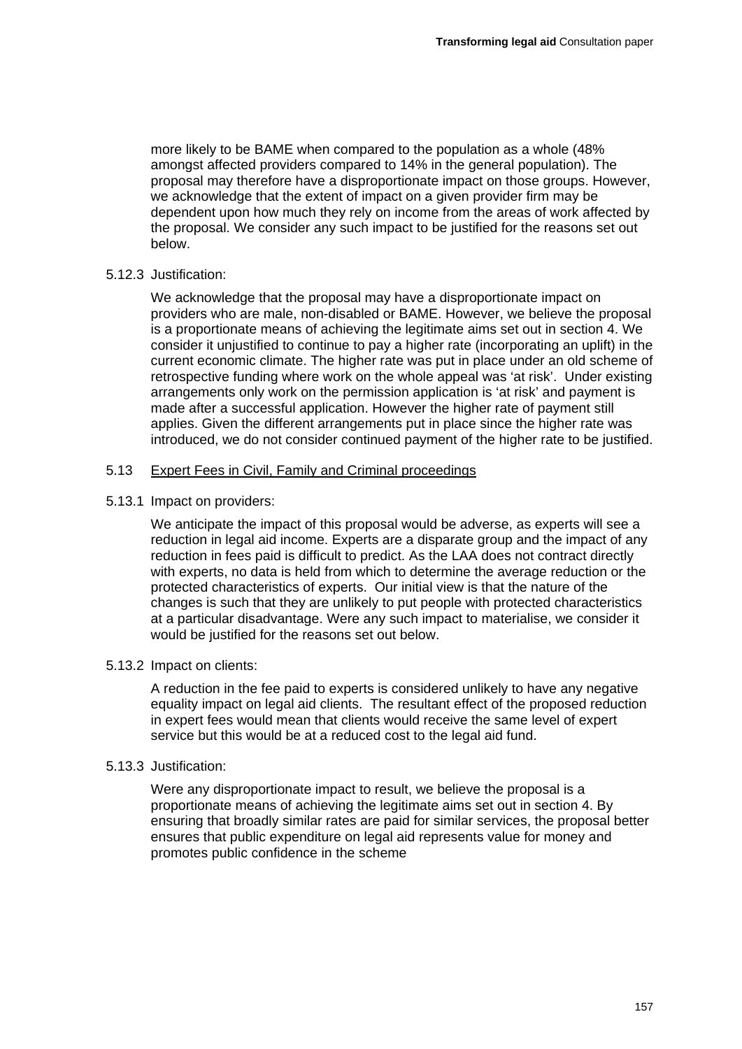more likely to be BAME when compared to the population as a whole (48% amongst affected providers compared to 14% in the general population). The proposal may therefore have a disproportionate impact on those groups. However, we acknowledge that the extent of impact on a given provider firm may be dependent upon how much they rely on income from the areas of work affected by the proposal. We consider any such impact to be justified for the reasons set out below.

5.12.3 Justification:

We acknowledge that the proposal may have a disproportionate impact on providers who are male, non-disabled or BAME. However, we believe the proposal is a proportionate means of achieving the legitimate aims set out in section 4. We consider it unjustified to continue to pay a higher rate (incorporating an uplift) in the current economic climate. The higher rate was put in place under an old scheme of retrospective funding where work on the whole appeal was 'at risk'. Under existing arrangements only work on the permission application is 'at risk' and payment is made after a successful application. However the higher rate of payment still applies. Given the different arrangements put in place since the higher rate was introduced, we do not consider continued payment of the higher rate to be justified.

5.13 Expert Fees in Civil, Family and Criminal proceedings

5.13.1 Impact on providers:

We anticipate the impact of this proposal would be adverse, as experts will see a reduction in legal aid income. Experts are a disparate group and the impact of any reduction in fees paid is difficult to predict. As the LAA does not contract directly with experts, no data is held from which to determine the average reduction or the protected characteristics of experts. Our initial view is that the nature of the changes is such that they are unlikely to put people with protected characteristics at a particular disadvantage. Were any such impact to materialise, we consider it would be justified for the reasons set out below.

5.13.2 Impact on clients:

A reduction in the fee paid to experts is considered unlikely to have any negative equality impact on legal aid clients. The resultant effect of the proposed reduction in expert fees would mean that clients would receive the same level of expert service but this would be at a reduced cost to the legal aid fund.

5.13.3 Justification:

Were any disproportionate impact to result, we believe the proposal is a proportionate means of achieving the legitimate aims set out in section 4. By ensuring that broadly similar rates are paid for similar services, the proposal better ensures that public expenditure on legal aid represents value for money and promotes public confidence in the scheme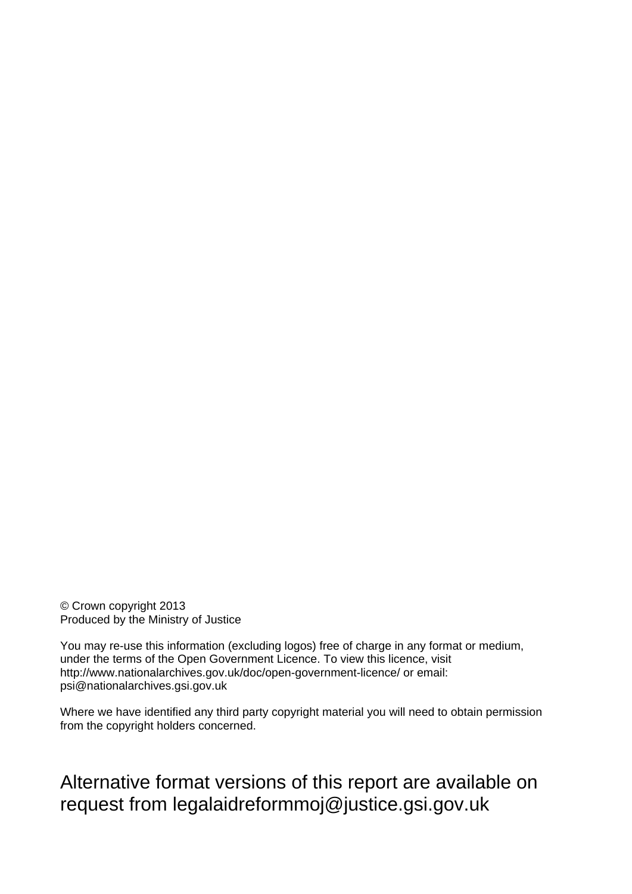© Crown copyright 2013
Produced by the Ministry of Justice

You may re-use this information (excluding logos) free of charge in any format or medium, under the terms of the Open Government Licence. To view this licence, visit http://www.nationalarchives.gov.uk/doc/open-government-licence/ or email: psi@nationalarchives.gsi.gov.uk

Where we have identified any third party copyright material you will need to obtain permission from the copyright holders concerned.

## Alternative format versions of this report are available on request from legalaidreformmoj@justice.gsi.gov.uk